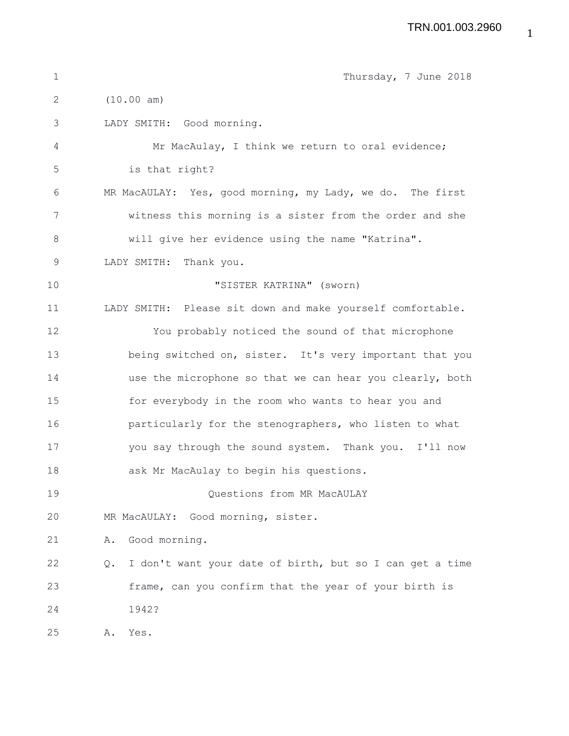Thursday, 7 June 2018

(10.00 am)

LADY SMITH: Good morning.

Mr MacAulay, I think we return to oral evidence; is that right?

MR MacAULAY: Yes, good morning, my Lady, we do. The first witness this morning is a sister from the order and she will give her evidence using the name "Katrina".

LADY SMITH: Thank you.

"SISTER KATRINA" (sworn)

LADY SMITH: Please sit down and make yourself comfortable.

You probably noticed the sound of that microphone being switched on, sister. It's very important that you use the microphone so that we can hear you clearly, both for everybody in the room who wants to hear you and particularly for the stenographers, who listen to what you say through the sound system. Thank you. I'll now ask Mr MacAulay to begin his questions.

Questions from MR MacAULAY

MR MacAULAY: Good morning, sister.

A. Good morning.

Q. I don't want your date of birth, but so I can get a time frame, can you confirm that the year of your birth is 1942?

A. Yes.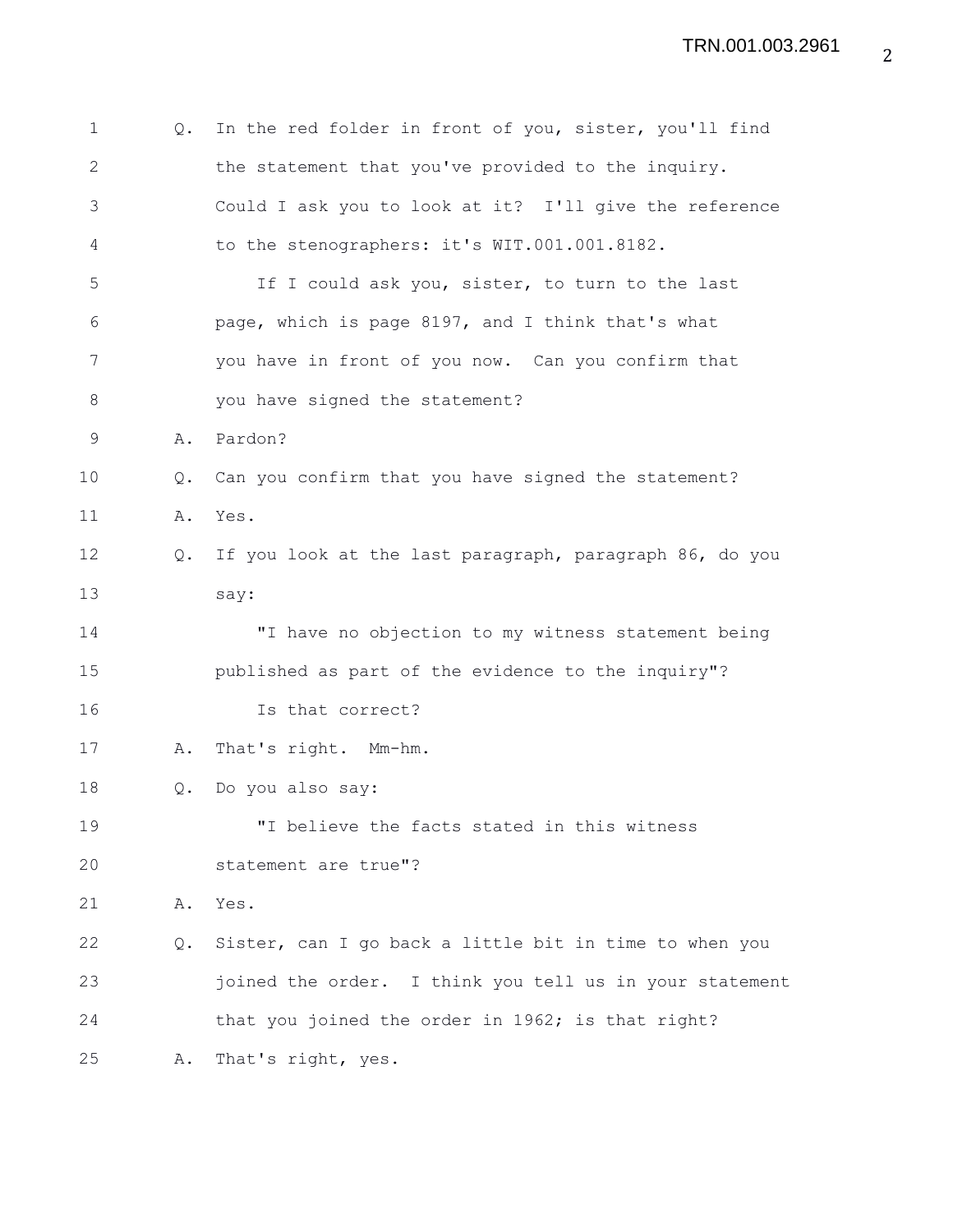1 Q. In the red folder in front of you, sister, you'll find
2 the statement that you've provided to the inquiry.
3 Could I ask you to look at it? I'll give the reference
4 to the stenographers: it's WIT.001.001.8182.
5 If I could ask you, sister, to turn to the last
6 page, which is page 8197, and I think that's what
7 you have in front of you now. Can you confirm that
8 you have signed the statement?
9 A. Pardon?
10 Q. Can you confirm that you have signed the statement?
11 A. Yes.
12 Q. If you look at the last paragraph, paragraph 86, do you
13 say:
14 "I have no objection to my witness statement being
15 published as part of the evidence to the inquiry"?
16 Is that correct?
17 A. That's right. Mm-hm.
18 Q. Do you also say:
19 "I believe the facts stated in this witness
20 statement are true"?
21 A. Yes.
22 Q. Sister, can I go back a little bit in time to when you
23 joined the order. I think you tell us in your statement
24 that you joined the order in 1962; is that right?
25 A. That's right, yes.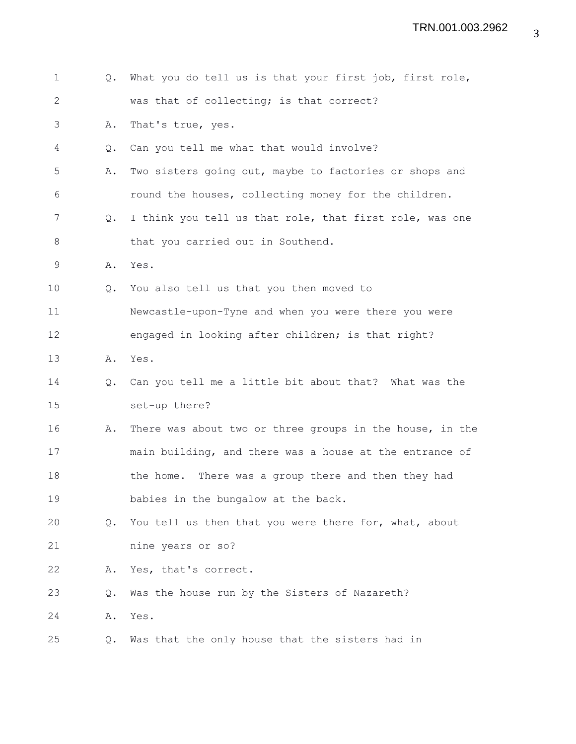1 Q. What you do tell us is that your first job, first role, was that of collecting; is that correct?

3 A. That's true, yes.

4 Q. Can you tell me what that would involve?

5 A. Two sisters going out, maybe to factories or shops and round the houses, collecting money for the children.

7 Q. I think you tell us that role, that first role, was one that you carried out in Southend.

9 A. Yes.

10 Q. You also tell us that you then moved to Newcastle-upon-Tyne and when you were there you were engaged in looking after children; is that right?

13 A. Yes.

14 Q. Can you tell me a little bit about that? What was the set-up there?

16 A. There was about two or three groups in the house, in the main building, and there was a house at the entrance of the home. There was a group there and then they had babies in the bungalow at the back.

20 Q. You tell us then that you were there for, what, about nine years or so?

22 A. Yes, that's correct.

23 Q. Was the house run by the Sisters of Nazareth?

24 A. Yes.

25 Q. Was that the only house that the sisters had in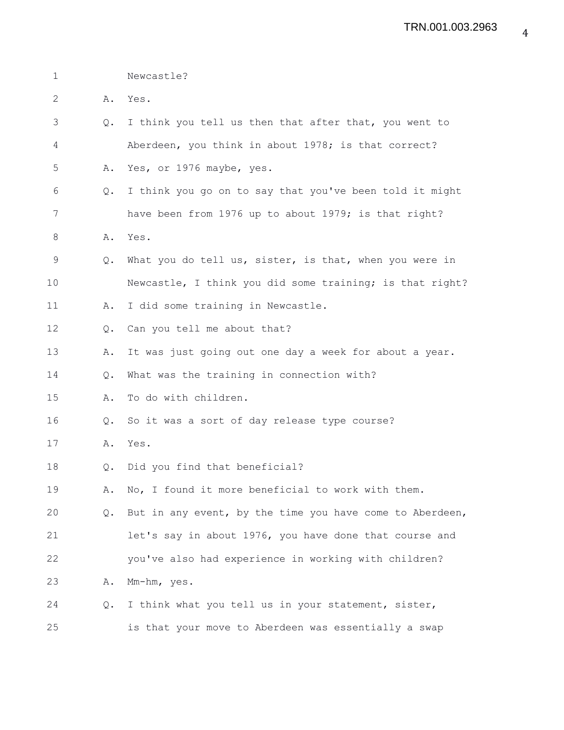1 Newcastle?

2 A. Yes.

3 Q. I think you tell us then that after that, you went to

4 Aberdeen, you think in about 1978; is that correct?

5 A. Yes, or 1976 maybe, yes.

6 Q. I think you go on to say that you've been told it might

7 have been from 1976 up to about 1979; is that right?

8 A. Yes.

9 Q. What you do tell us, sister, is that, when you were in

10 Newcastle, I think you did some training; is that right?

11 A. I did some training in Newcastle.

12 Q. Can you tell me about that?

13 A. It was just going out one day a week for about a year.

14 Q. What was the training in connection with?

15 A. To do with children.

16 Q. So it was a sort of day release type course?

17 A. Yes.

18 Q. Did you find that beneficial?

19 A. No, I found it more beneficial to work with them.

20 Q. But in any event, by the time you have come to Aberdeen,

21 let's say in about 1976, you have done that course and

22 you've also had experience in working with children?

23 A. Mm-hm, yes.

24 Q. I think what you tell us in your statement, sister,

25 is that your move to Aberdeen was essentially a swap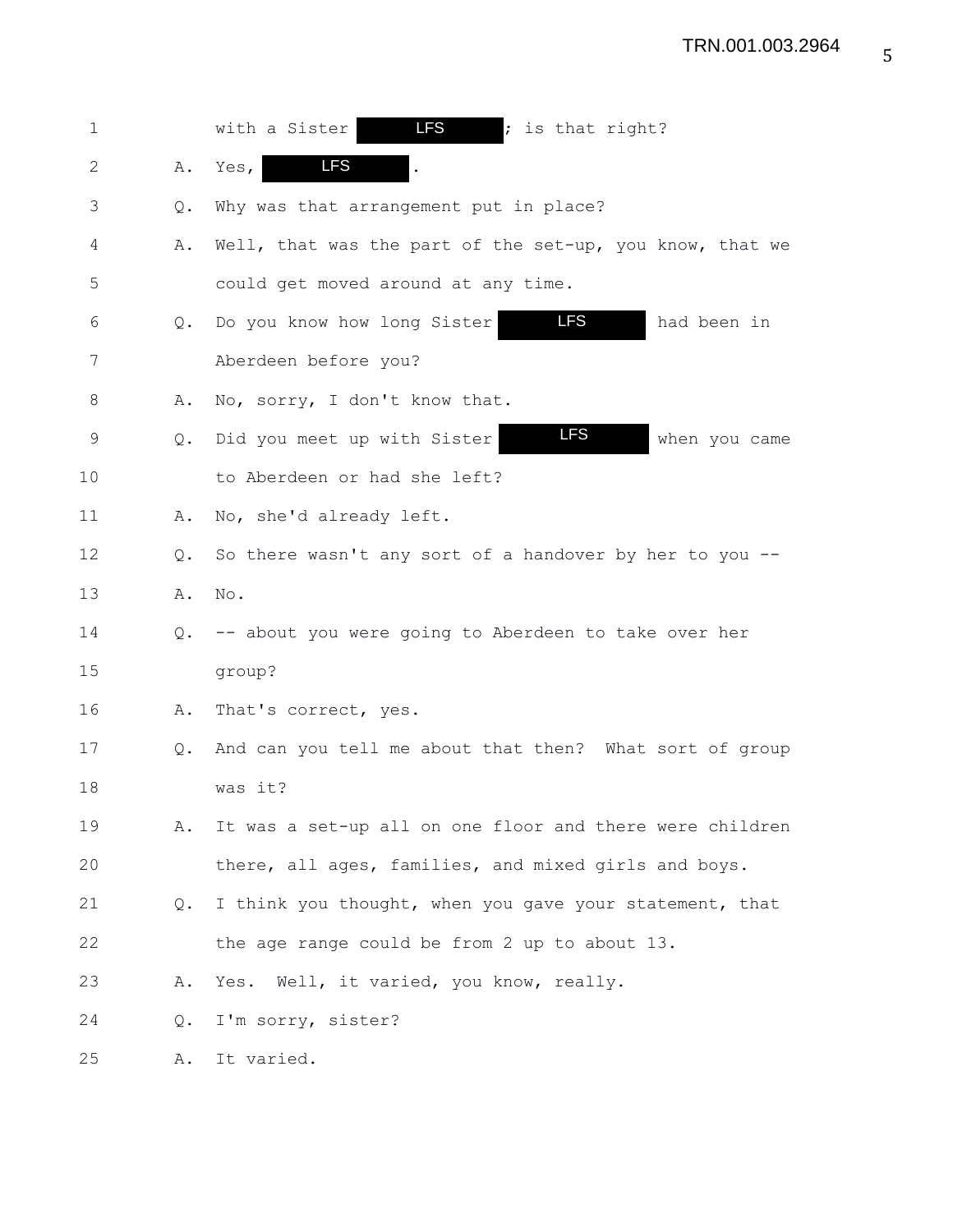1 with a Sister LFS ; is that right?

2 A. Yes, LFS .

3 Q. Why was that arrangement put in place?

4 A. Well, that was the part of the set-up, you know, that we

5 could get moved around at any time.

6 Q. Do you know how long Sister LFS had been in

7 Aberdeen before you?

8 A. No, sorry, I don't know that.

9 Q. Did you meet up with Sister LFS when you came

10 to Aberdeen or had she left?

11 A. No, she'd already left.

12 Q. So there wasn't any sort of a handover by her to you --

13 A. No.

14 Q. -- about you were going to Aberdeen to take over her

15 group?

16 A. That's correct, yes.

17 Q. And can you tell me about that then? What sort of group

18 was it?

19 A. It was a set-up all on one floor and there were children

20 there, all ages, families, and mixed girls and boys.

21 Q. I think you thought, when you gave your statement, that

22 the age range could be from 2 up to about 13.

23 A. Yes. Well, it varied, you know, really.

24 Q. I'm sorry, sister?

25 A. It varied.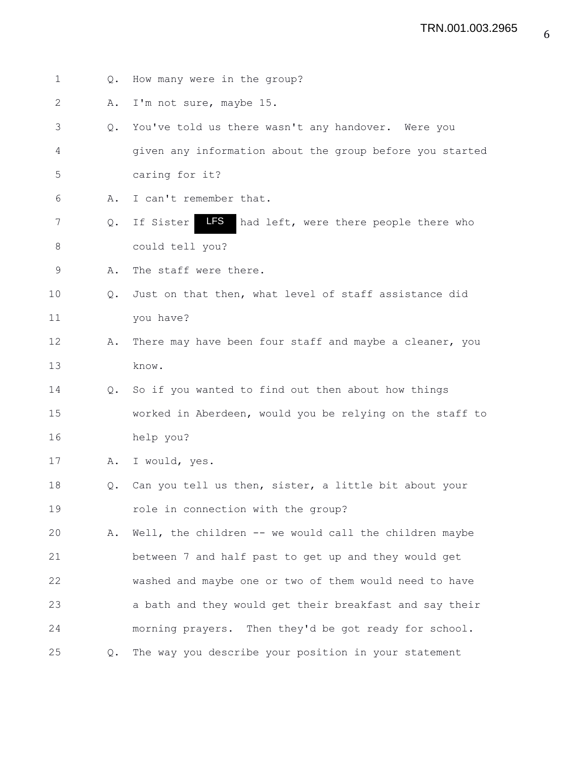1 Q. How many were in the group?

2 A. I'm not sure, maybe 15.

3 Q. You've told us there wasn't any handover. Were you

4 given any information about the group before you started

5 caring for it?

6 A. I can't remember that.

7 Q. If Sister LFS had left, were there people there who

8 could tell you?

9 A. The staff were there.

10 Q. Just on that then, what level of staff assistance did

11 you have?

12 A. There may have been four staff and maybe a cleaner, you

13 know.

14 Q. So if you wanted to find out then about how things

15 worked in Aberdeen, would you be relying on the staff to

16 help you?

17 A. I would, yes.

18 Q. Can you tell us then, sister, a little bit about your

19 role in connection with the group?

20 A. Well, the children -- we would call the children maybe

21 between 7 and half past to get up and they would get

22 washed and maybe one or two of them would need to have

23 a bath and they would get their breakfast and say their

24 morning prayers. Then they'd be got ready for school.

25 Q. The way you describe your position in your statement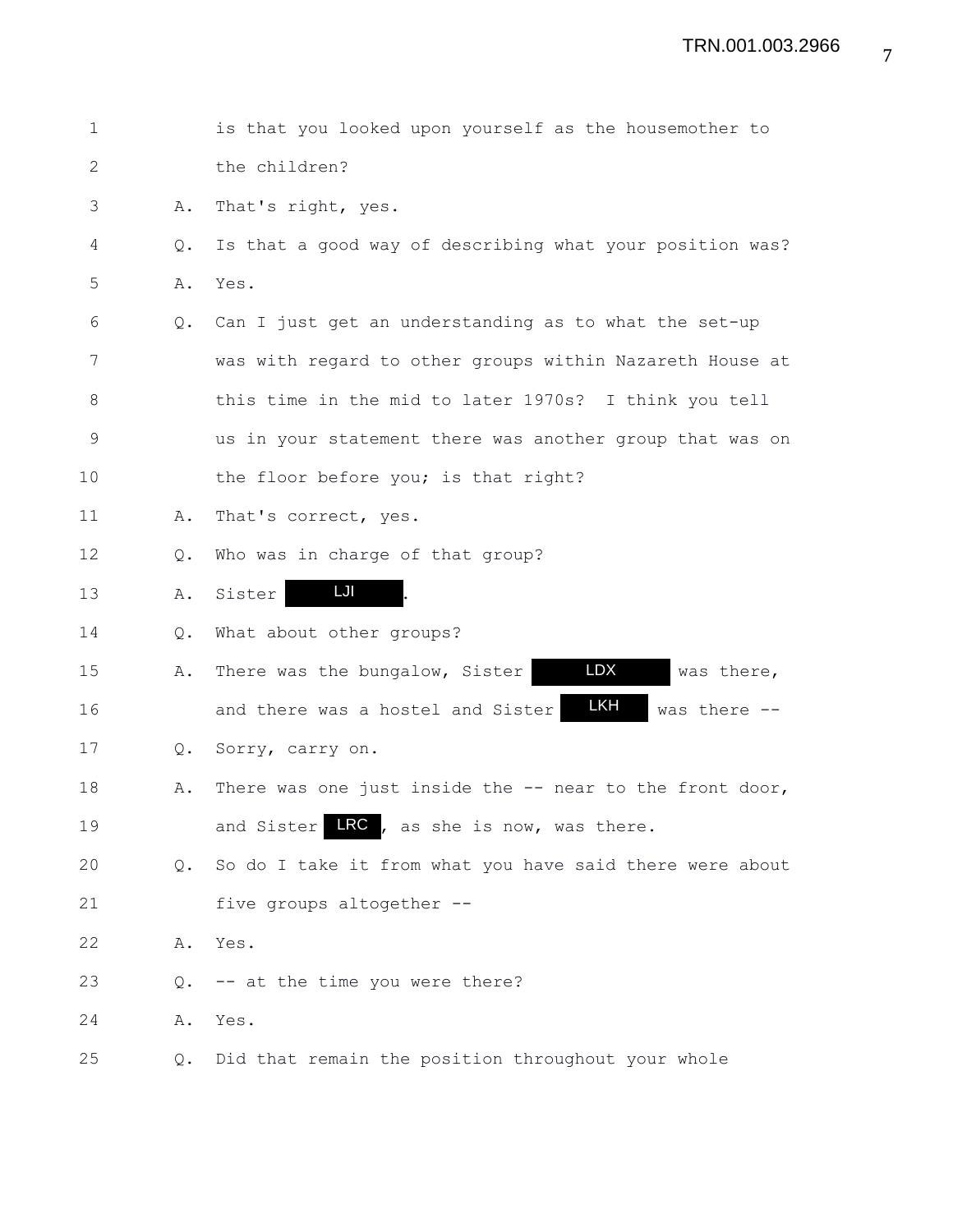1 is that you looked upon yourself as the housemother to
2 the children?
3 A. That's right, yes.
4 Q. Is that a good way of describing what your position was?
5 A. Yes.
6 Q. Can I just get an understanding as to what the set-up
7 was with regard to other groups within Nazareth House at
8 this time in the mid to later 1970s? I think you tell
9 us in your statement there was another group that was on
10 the floor before you; is that right?
11 A. That's correct, yes.
12 Q. Who was in charge of that group?
13 A. Sister LJI.
14 Q. What about other groups?
15 A. There was the bungalow, Sister LDX was there,
16 and there was a hostel and Sister LKH was there --
17 Q. Sorry, carry on.
18 A. There was one just inside the -- near to the front door,
19 and Sister LRC, as she is now, was there.
20 Q. So do I take it from what you have said there were about
21 five groups altogether --
22 A. Yes.
23 Q. -- at the time you were there?
24 A. Yes.
25 Q. Did that remain the position throughout your whole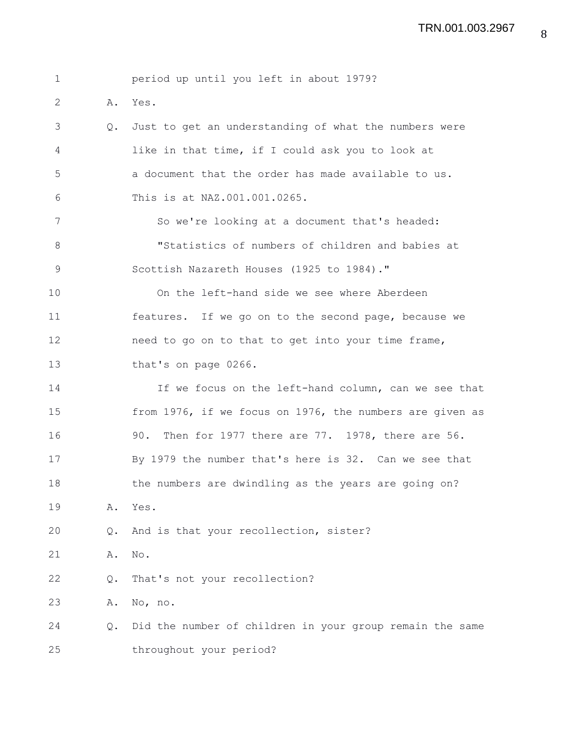1 period up until you left in about 1979?

2 A. Yes.

3 Q. Just to get an understanding of what the numbers were

4 like in that time, if I could ask you to look at

5 a document that the order has made available to us.

6 This is at NAZ.001.001.0265.

7 So we're looking at a document that's headed:

8 "Statistics of numbers of children and babies at

9 Scottish Nazareth Houses (1925 to 1984)."

10 On the left-hand side we see where Aberdeen

11 features. If we go on to the second page, because we

12 need to go on to that to get into your time frame,

13 that's on page 0266.

14 If we focus on the left-hand column, can we see that

15 from 1976, if we focus on 1976, the numbers are given as

16 90. Then for 1977 there are 77. 1978, there are 56.

17 By 1979 the number that's here is 32. Can we see that

18 the numbers are dwindling as the years are going on?

19 A. Yes.

20 Q. And is that your recollection, sister?

21 A. No.

22 Q. That's not your recollection?

23 A. No, no.

24 Q. Did the number of children in your group remain the same

25 throughout your period?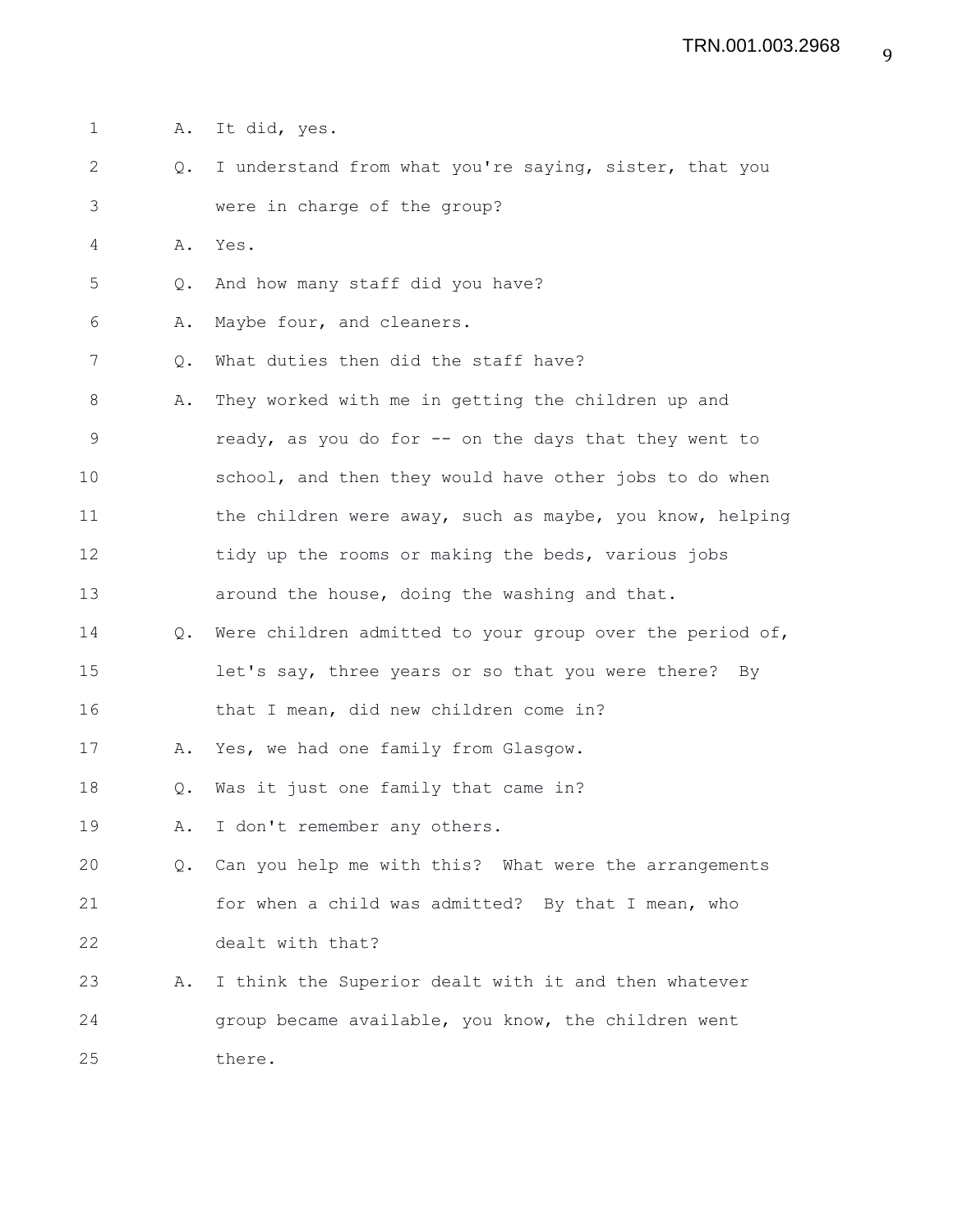A. It did, yes.

Q. I understand from what you're saying, sister, that you were in charge of the group?

A. Yes.

Q. And how many staff did you have?

A. Maybe four, and cleaners.

Q. What duties then did the staff have?

A. They worked with me in getting the children up and ready, as you do for -- on the days that they went to school, and then they would have other jobs to do when the children were away, such as maybe, you know, helping tidy up the rooms or making the beds, various jobs around the house, doing the washing and that.

Q. Were children admitted to your group over the period of, let's say, three years or so that you were there? By that I mean, did new children come in?

A. Yes, we had one family from Glasgow.

Q. Was it just one family that came in?

A. I don't remember any others.

Q. Can you help me with this? What were the arrangements for when a child was admitted? By that I mean, who dealt with that?

A. I think the Superior dealt with it and then whatever group became available, you know, the children went there.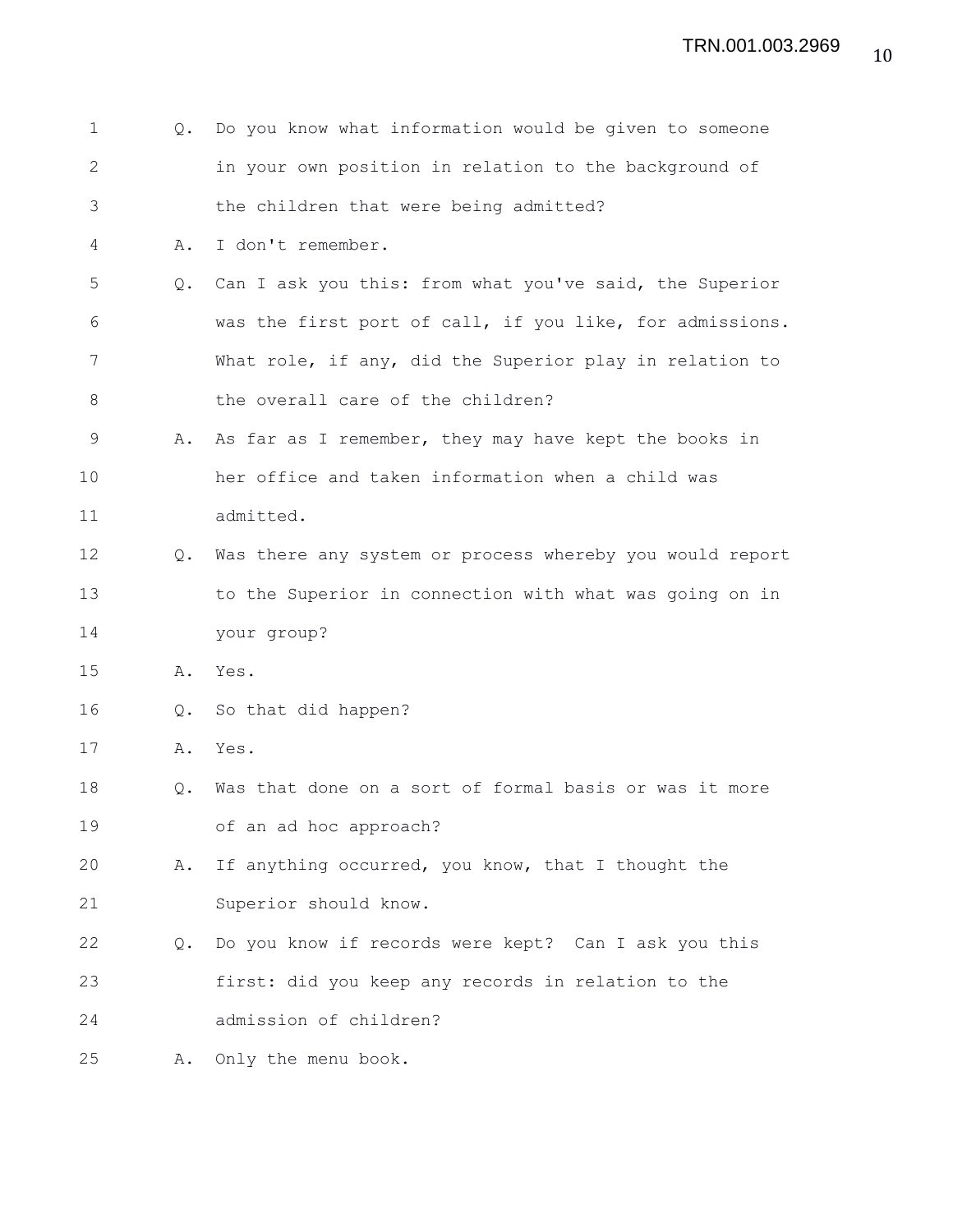Q. Do you know what information would be given to someone in your own position in relation to the background of the children that were being admitted?

A. I don't remember.

Q. Can I ask you this: from what you've said, the Superior was the first port of call, if you like, for admissions. What role, if any, did the Superior play in relation to the overall care of the children?

A. As far as I remember, they may have kept the books in her office and taken information when a child was admitted.

Q. Was there any system or process whereby you would report to the Superior in connection with what was going on in your group?

A. Yes.

Q. So that did happen?

A. Yes.

Q. Was that done on a sort of formal basis or was it more of an ad hoc approach?

A. If anything occurred, you know, that I thought the Superior should know.

Q. Do you know if records were kept? Can I ask you this first: did you keep any records in relation to the admission of children?

A. Only the menu book.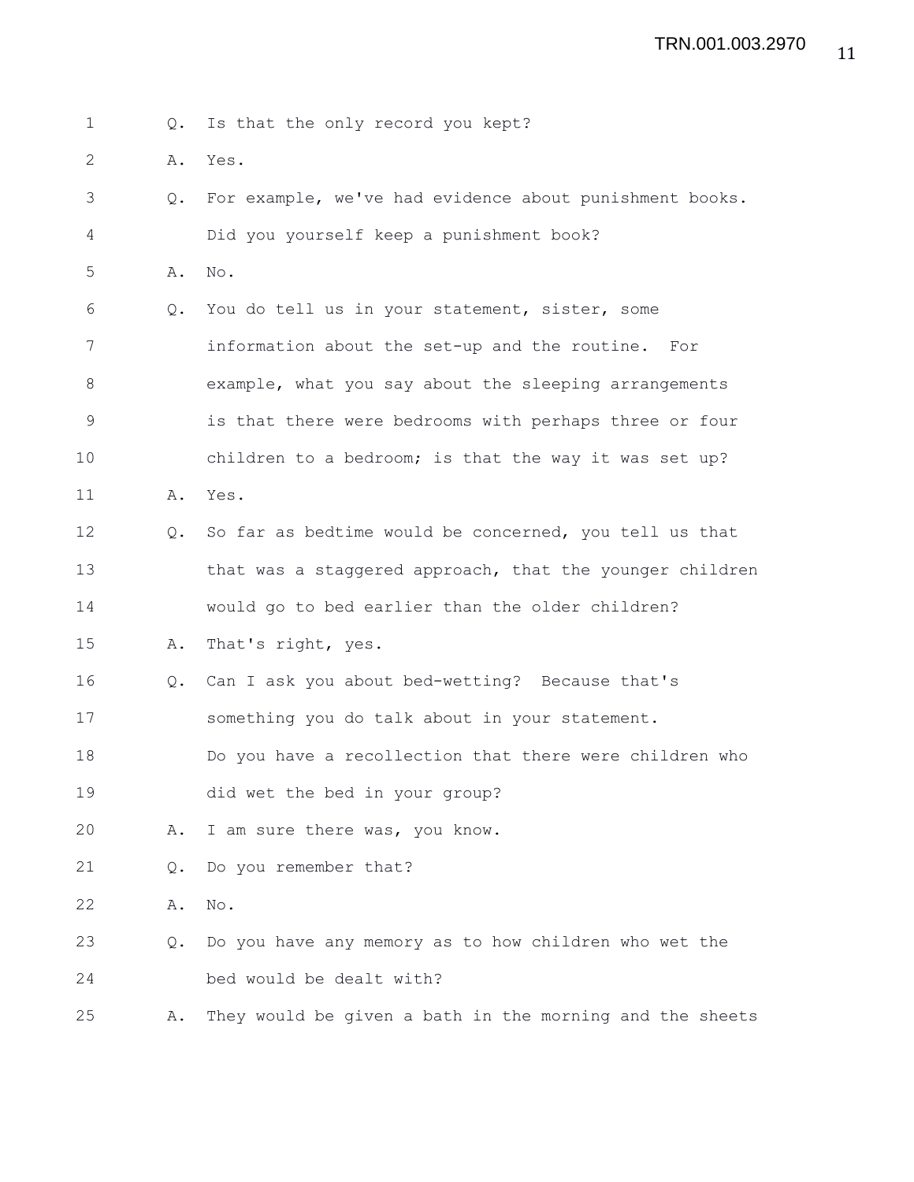1 Q. Is that the only record you kept?

2 A. Yes.

3 Q. For example, we've had evidence about punishment books.

4 Did you yourself keep a punishment book?

5 A. No.

6 Q. You do tell us in your statement, sister, some

7 information about the set-up and the routine. For

8 example, what you say about the sleeping arrangements

9 is that there were bedrooms with perhaps three or four

10 children to a bedroom; is that the way it was set up?

11 A. Yes.

12 Q. So far as bedtime would be concerned, you tell us that

13 that was a staggered approach, that the younger children

14 would go to bed earlier than the older children?

15 A. That's right, yes.

16 Q. Can I ask you about bed-wetting? Because that's

17 something you do talk about in your statement.

18 Do you have a recollection that there were children who

19 did wet the bed in your group?

20 A. I am sure there was, you know.

21 Q. Do you remember that?

22 A. No.

23 Q. Do you have any memory as to how children who wet the

24 bed would be dealt with?

25 A. They would be given a bath in the morning and the sheets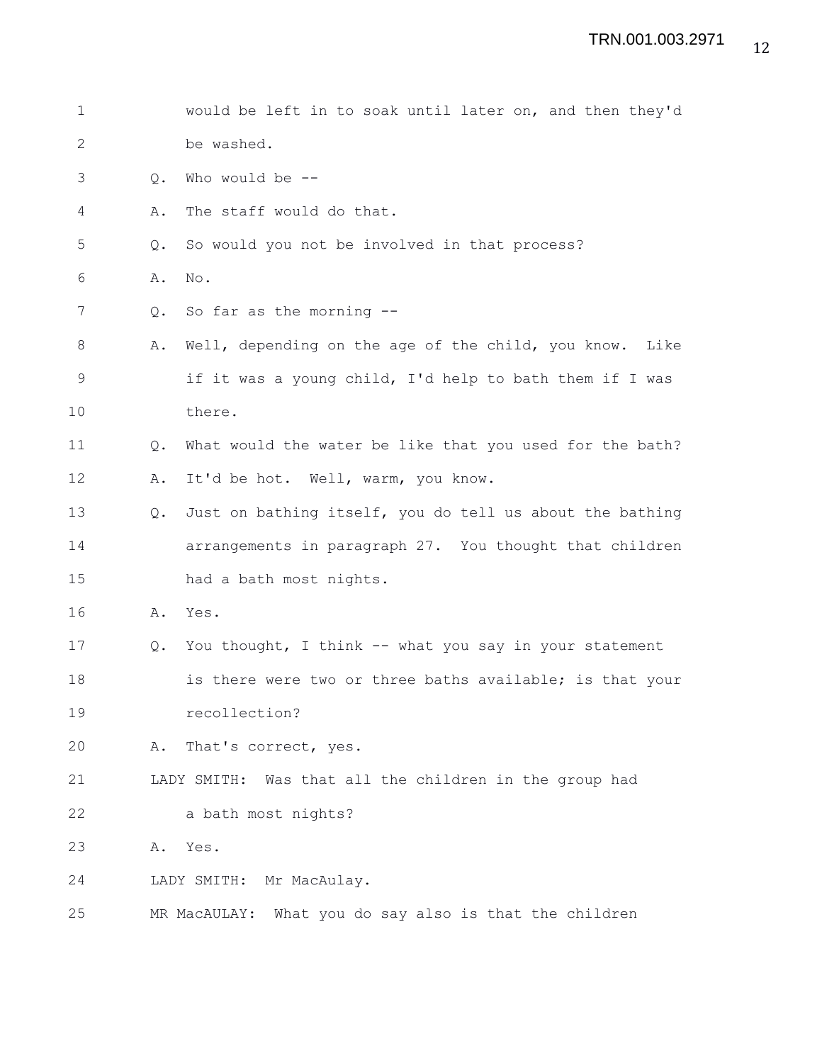would be left in to soak until later on, and then they'd be washed.

Q. Who would be --

A. The staff would do that.

Q. So would you not be involved in that process?

A. No.

Q. So far as the morning --

A. Well, depending on the age of the child, you know. Like if it was a young child, I'd help to bath them if I was there.

Q. What would the water be like that you used for the bath?

A. It'd be hot. Well, warm, you know.

Q. Just on bathing itself, you do tell us about the bathing arrangements in paragraph 27. You thought that children had a bath most nights.

A. Yes.

Q. You thought, I think -- what you say in your statement is there were two or three baths available; is that your recollection?

A. That's correct, yes.

LADY SMITH: Was that all the children in the group had a bath most nights?

A. Yes.

LADY SMITH: Mr MacAulay.

MR MacAULAY: What you do say also is that the children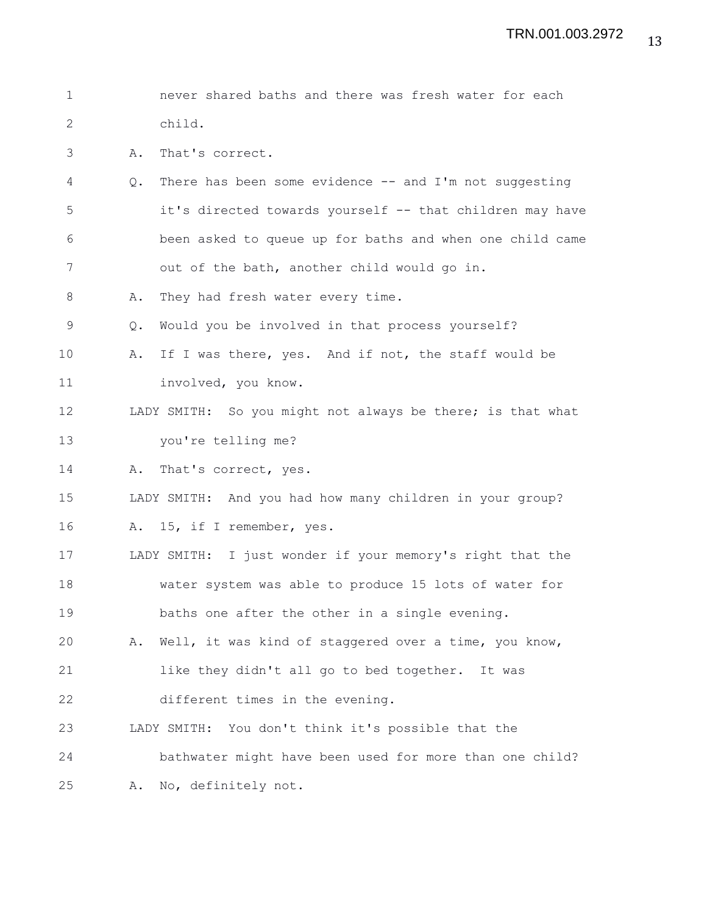never shared baths and there was fresh water for each child.

A. That's correct.

Q. There has been some evidence -- and I'm not suggesting it's directed towards yourself -- that children may have been asked to queue up for baths and when one child came out of the bath, another child would go in.

A. They had fresh water every time.

Q. Would you be involved in that process yourself?

A. If I was there, yes. And if not, the staff would be involved, you know.

LADY SMITH: So you might not always be there; is that what you're telling me?

A. That's correct, yes.

LADY SMITH: And you had how many children in your group?

A. 15, if I remember, yes.

LADY SMITH: I just wonder if your memory's right that the water system was able to produce 15 lots of water for baths one after the other in a single evening.

A. Well, it was kind of staggered over a time, you know, like they didn't all go to bed together. It was different times in the evening.

LADY SMITH: You don't think it's possible that the bathwater might have been used for more than one child?

A. No, definitely not.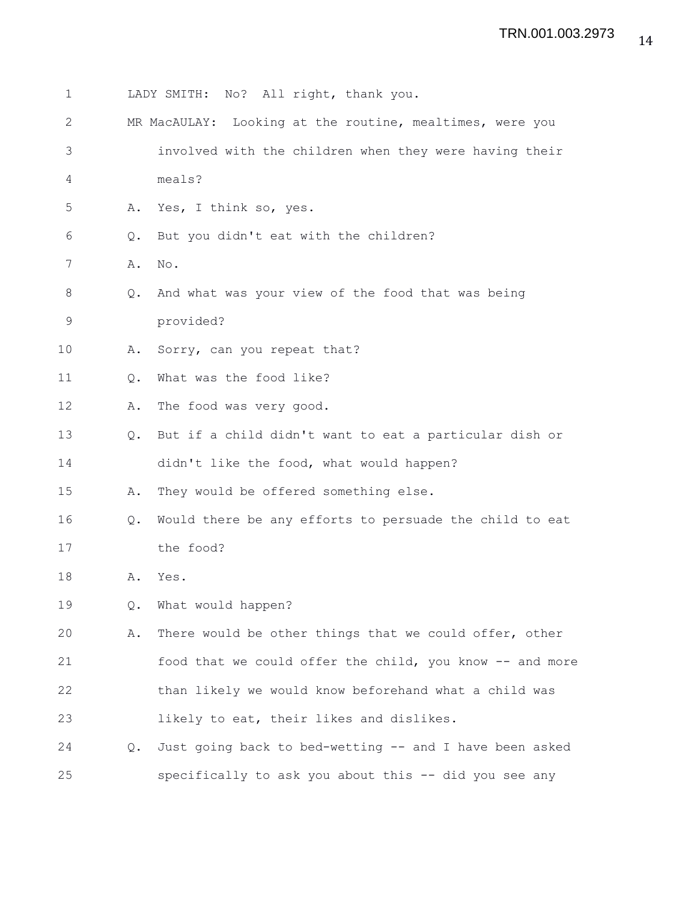LADY SMITH: No? All right, thank you.

MR MacAULAY: Looking at the routine, mealtimes, were you involved with the children when they were having their meals?

A. Yes, I think so, yes.

Q. But you didn't eat with the children?

A. No.

Q. And what was your view of the food that was being provided?

A. Sorry, can you repeat that?

Q. What was the food like?

A. The food was very good.

Q. But if a child didn't want to eat a particular dish or didn't like the food, what would happen?

A. They would be offered something else.

Q. Would there be any efforts to persuade the child to eat the food?

A. Yes.

Q. What would happen?

A. There would be other things that we could offer, other food that we could offer the child, you know -- and more than likely we would know beforehand what a child was likely to eat, their likes and dislikes.

Q. Just going back to bed-wetting -- and I have been asked specifically to ask you about this -- did you see any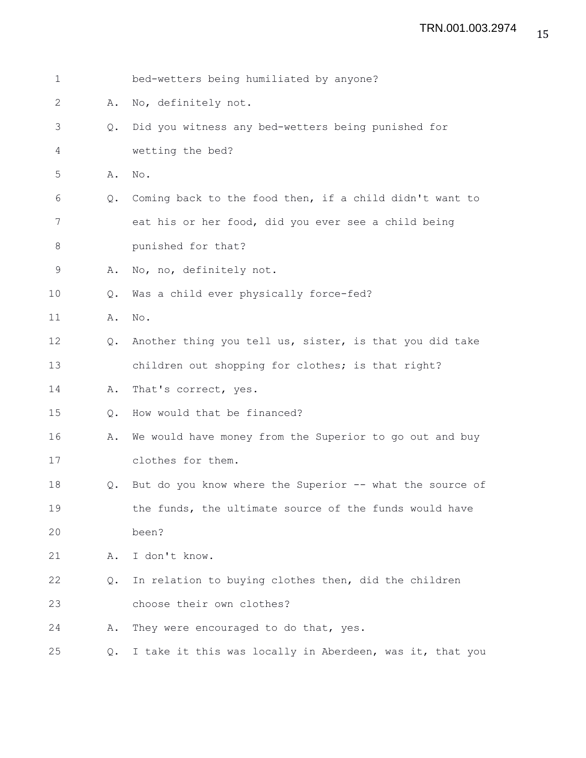1 bed-wetters being humiliated by anyone?

2 A. No, definitely not.

3 Q. Did you witness any bed-wetters being punished for

4 wetting the bed?

5 A. No.

6 Q. Coming back to the food then, if a child didn't want to

7 eat his or her food, did you ever see a child being

8 punished for that?

9 A. No, no, definitely not.

10 Q. Was a child ever physically force-fed?

11 A. No.

12 Q. Another thing you tell us, sister, is that you did take

13 children out shopping for clothes; is that right?

14 A. That's correct, yes.

15 Q. How would that be financed?

16 A. We would have money from the Superior to go out and buy

17 clothes for them.

18 Q. But do you know where the Superior -- what the source of

19 the funds, the ultimate source of the funds would have

20 been?

21 A. I don't know.

22 Q. In relation to buying clothes then, did the children

23 choose their own clothes?

24 A. They were encouraged to do that, yes.

25 Q. I take it this was locally in Aberdeen, was it, that you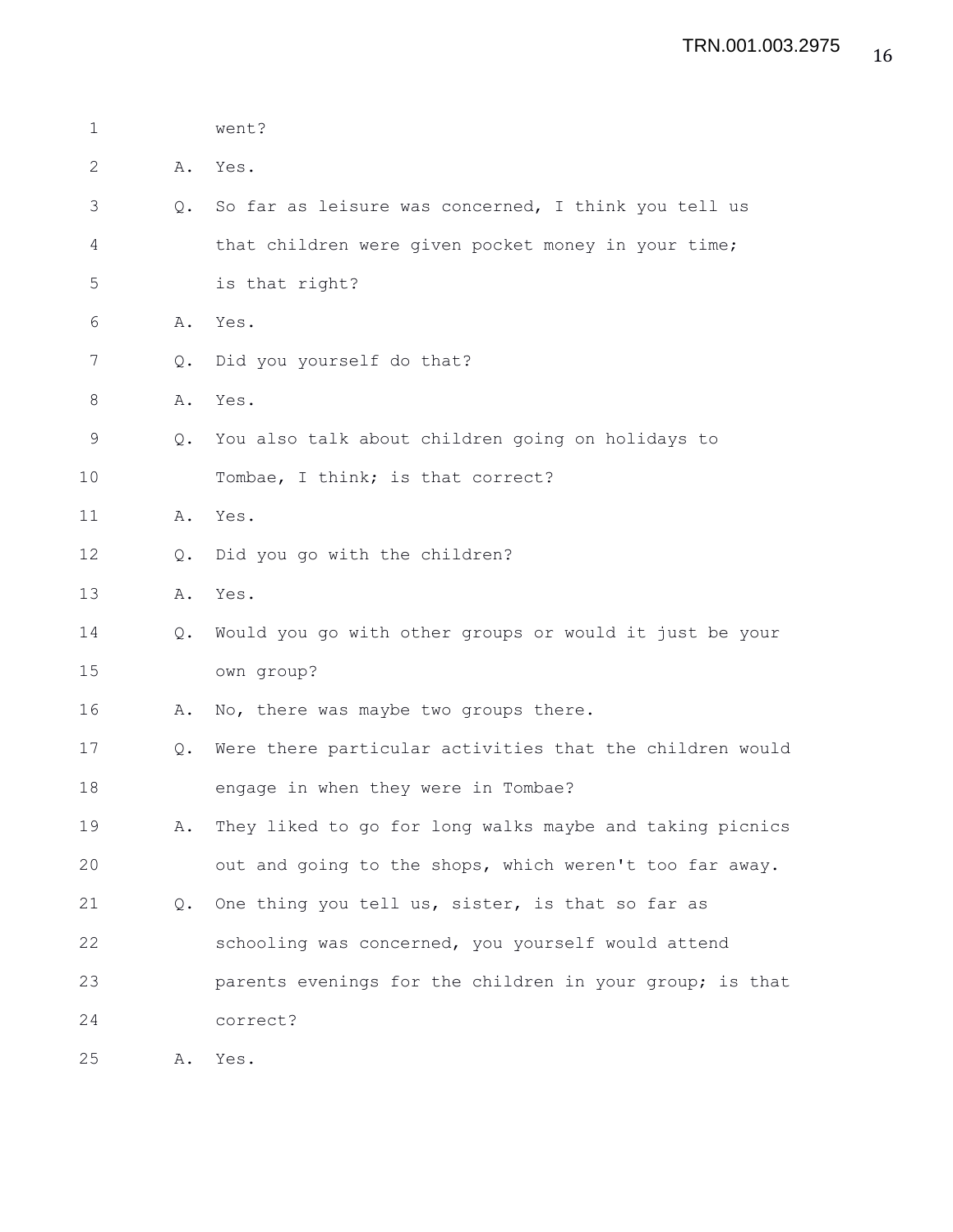went?

A. Yes.

Q. So far as leisure was concerned, I think you tell us that children were given pocket money in your time; is that right?

A. Yes.

Q. Did you yourself do that?

A. Yes.

Q. You also talk about children going on holidays to Tombae, I think; is that correct?

A. Yes.

Q. Did you go with the children?

A. Yes.

Q. Would you go with other groups or would it just be your own group?

A. No, there was maybe two groups there.

Q. Were there particular activities that the children would engage in when they were in Tombae?

A. They liked to go for long walks maybe and taking picnics out and going to the shops, which weren't too far away.

Q. One thing you tell us, sister, is that so far as schooling was concerned, you yourself would attend parents evenings for the children in your group; is that correct?

A. Yes.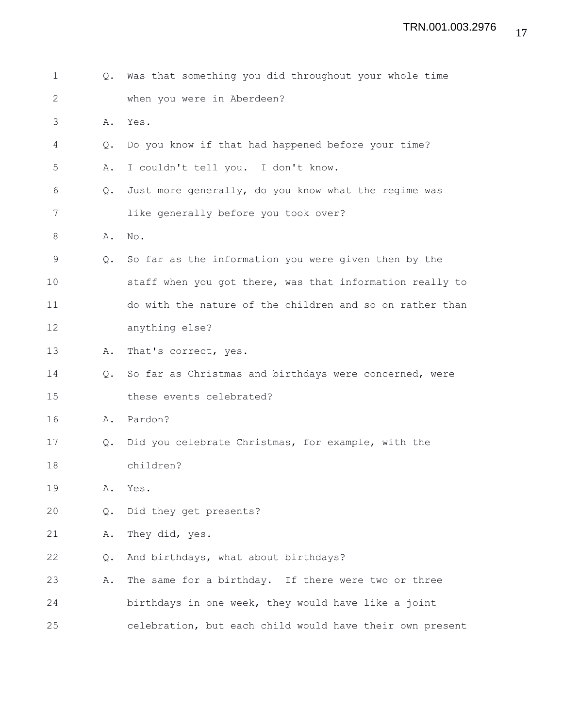Q. Was that something you did throughout your whole time when you were in Aberdeen?

A. Yes.

Q. Do you know if that had happened before your time?

A. I couldn't tell you. I don't know.

Q. Just more generally, do you know what the regime was like generally before you took over?

A. No.

Q. So far as the information you were given then by the staff when you got there, was that information really to do with the nature of the children and so on rather than anything else?

A. That's correct, yes.

Q. So far as Christmas and birthdays were concerned, were these events celebrated?

A. Pardon?

Q. Did you celebrate Christmas, for example, with the children?

A. Yes.

Q. Did they get presents?

A. They did, yes.

Q. And birthdays, what about birthdays?

A. The same for a birthday. If there were two or three birthdays in one week, they would have like a joint celebration, but each child would have their own present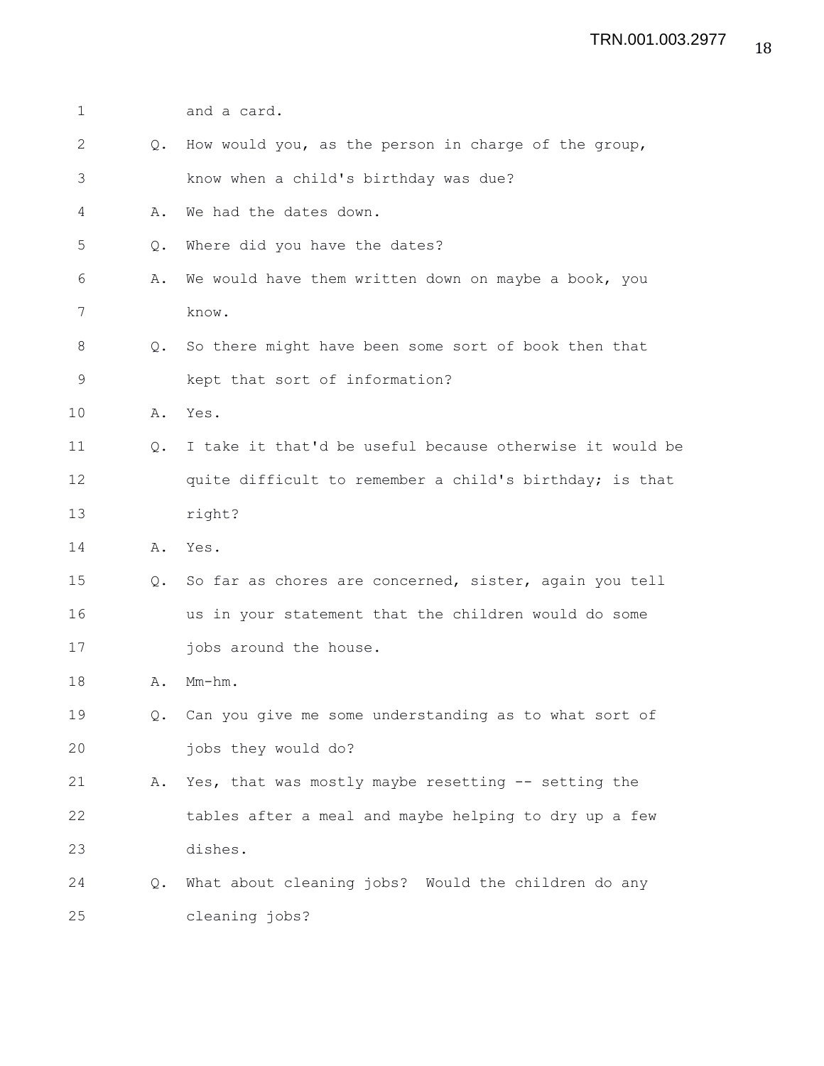and a card.

Q. How would you, as the person in charge of the group, know when a child's birthday was due?

A. We had the dates down.

Q. Where did you have the dates?

A. We would have them written down on maybe a book, you know.

Q. So there might have been some sort of book then that kept that sort of information?

A. Yes.

Q. I take it that'd be useful because otherwise it would be quite difficult to remember a child's birthday; is that right?

A. Yes.

Q. So far as chores are concerned, sister, again you tell us in your statement that the children would do some jobs around the house.

A. Mm-hm.

Q. Can you give me some understanding as to what sort of jobs they would do?

A. Yes, that was mostly maybe resetting -- setting the tables after a meal and maybe helping to dry up a few dishes.

Q. What about cleaning jobs? Would the children do any cleaning jobs?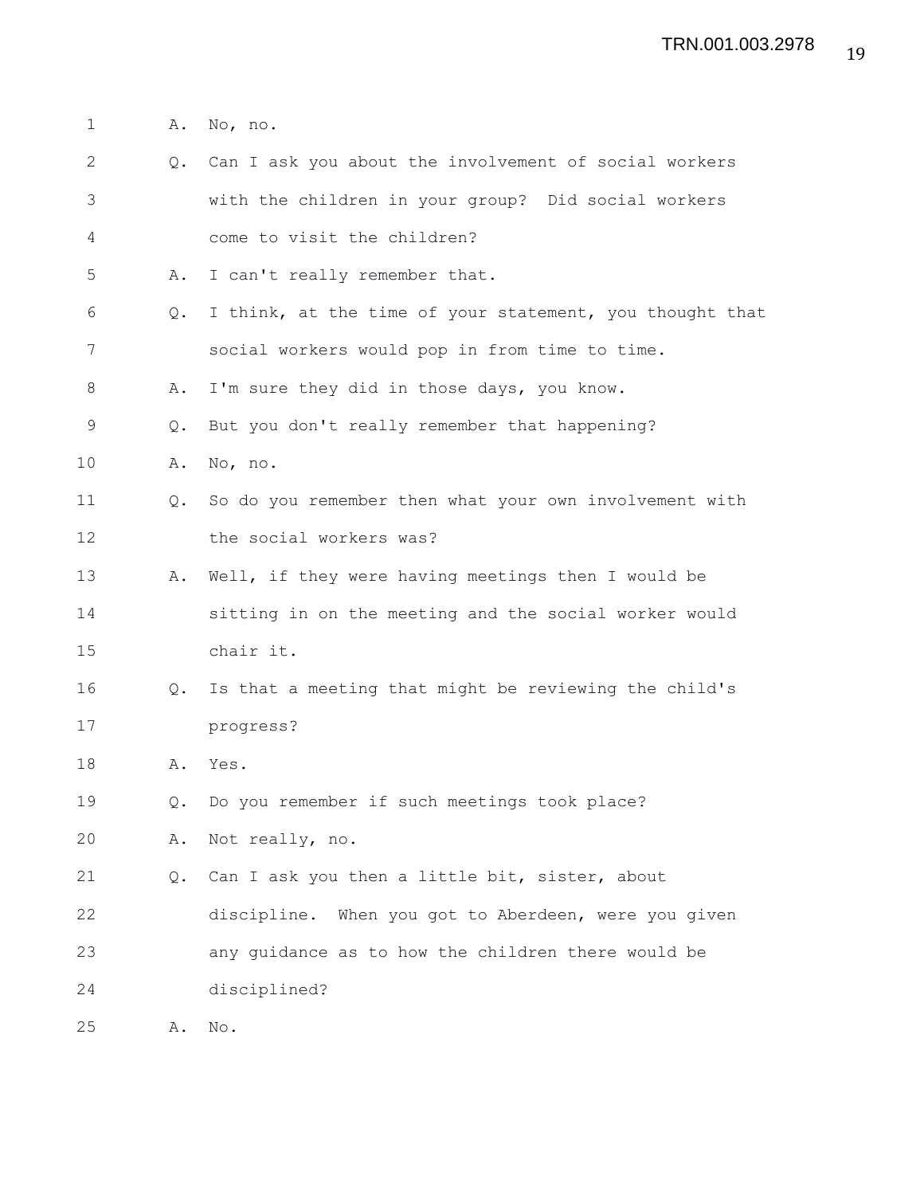1 A. No, no.

2 Q. Can I ask you about the involvement of social workers

3 with the children in your group? Did social workers

4 come to visit the children?

5 A. I can't really remember that.

6 Q. I think, at the time of your statement, you thought that

7 social workers would pop in from time to time.

8 A. I'm sure they did in those days, you know.

9 Q. But you don't really remember that happening?

10 A. No, no.

11 Q. So do you remember then what your own involvement with

12 the social workers was?

13 A. Well, if they were having meetings then I would be

14 sitting in on the meeting and the social worker would

15 chair it.

16 Q. Is that a meeting that might be reviewing the child's

17 progress?

18 A. Yes.

19 Q. Do you remember if such meetings took place?

20 A. Not really, no.

21 Q. Can I ask you then a little bit, sister, about

22 discipline. When you got to Aberdeen, were you given

23 any guidance as to how the children there would be

24 disciplined?

25 A. No.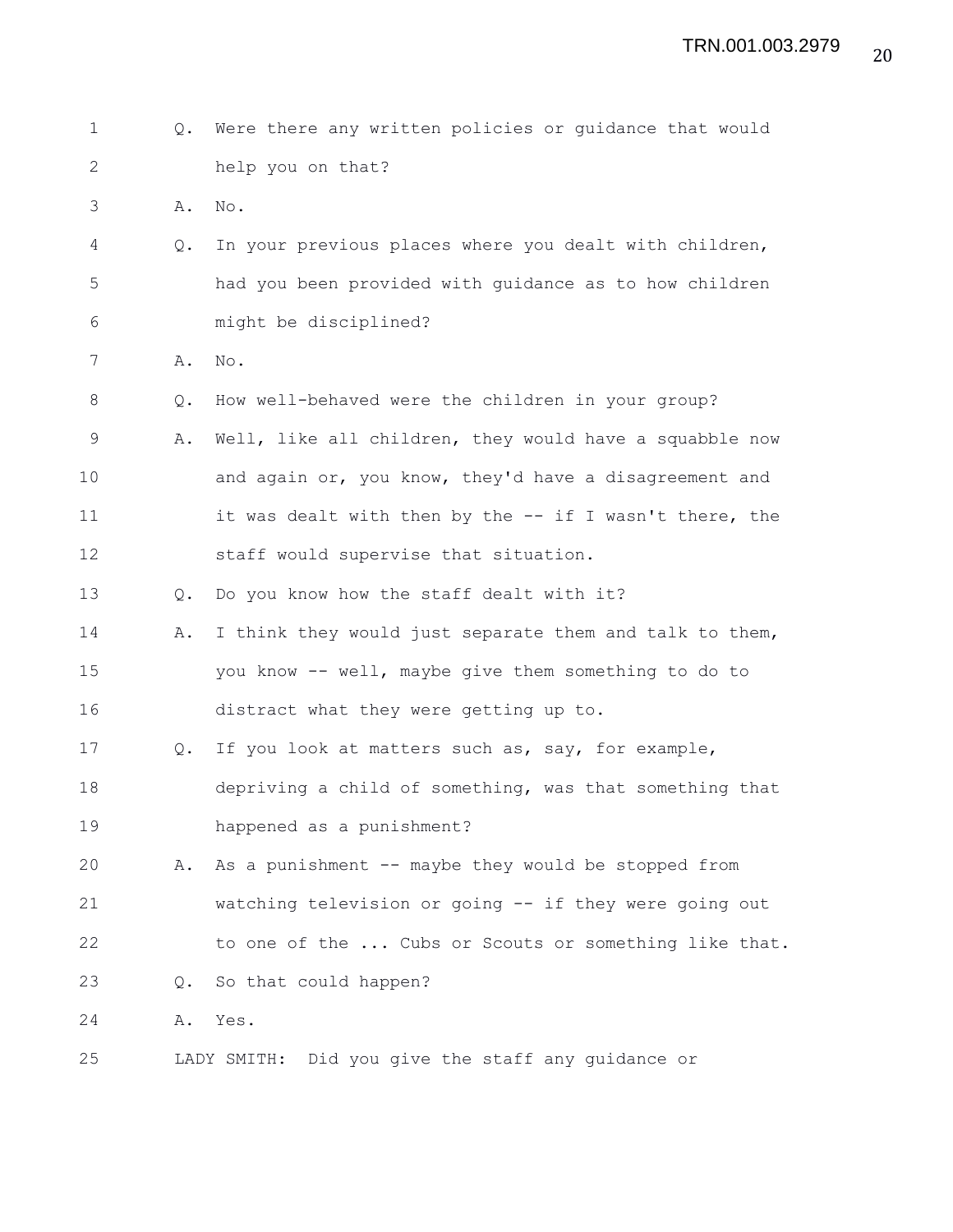Q. Were there any written policies or guidance that would help you on that?

A. No.

Q. In your previous places where you dealt with children, had you been provided with guidance as to how children might be disciplined?

A. No.

Q. How well-behaved were the children in your group?

A. Well, like all children, they would have a squabble now and again or, you know, they'd have a disagreement and it was dealt with then by the -- if I wasn't there, the staff would supervise that situation.

Q. Do you know how the staff dealt with it?

A. I think they would just separate them and talk to them, you know -- well, maybe give them something to do to distract what they were getting up to.

Q. If you look at matters such as, say, for example, depriving a child of something, was that something that happened as a punishment?

A. As a punishment -- maybe they would be stopped from watching television or going -- if they were going out to one of the ... Cubs or Scouts or something like that.

Q. So that could happen?

A. Yes.

LADY SMITH: Did you give the staff any guidance or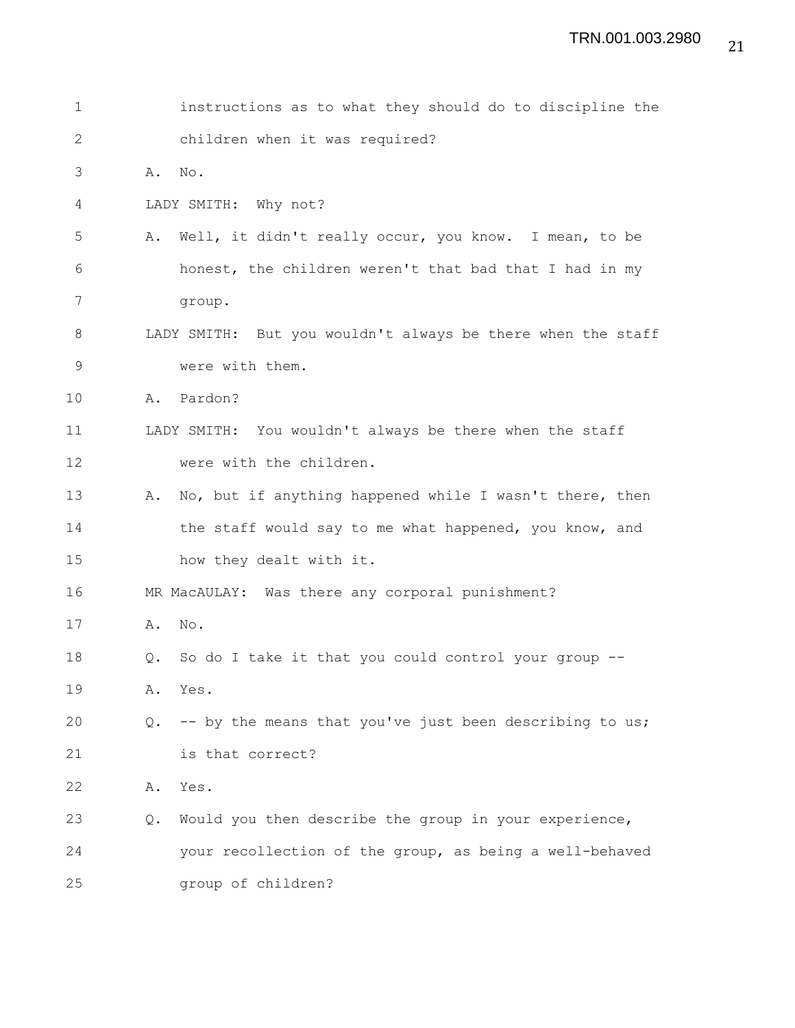instructions as to what they should do to discipline the children when it was required?

A. No.

LADY SMITH: Why not?

A. Well, it didn't really occur, you know. I mean, to be honest, the children weren't that bad that I had in my group.

LADY SMITH: But you wouldn't always be there when the staff were with them.

A. Pardon?

LADY SMITH: You wouldn't always be there when the staff were with the children.

A. No, but if anything happened while I wasn't there, then the staff would say to me what happened, you know, and how they dealt with it.

MR MacAULAY: Was there any corporal punishment?

A. No.

Q. So do I take it that you could control your group --

A. Yes.

Q. -- by the means that you've just been describing to us; is that correct?

A. Yes.

Q. Would you then describe the group in your experience, your recollection of the group, as being a well-behaved group of children?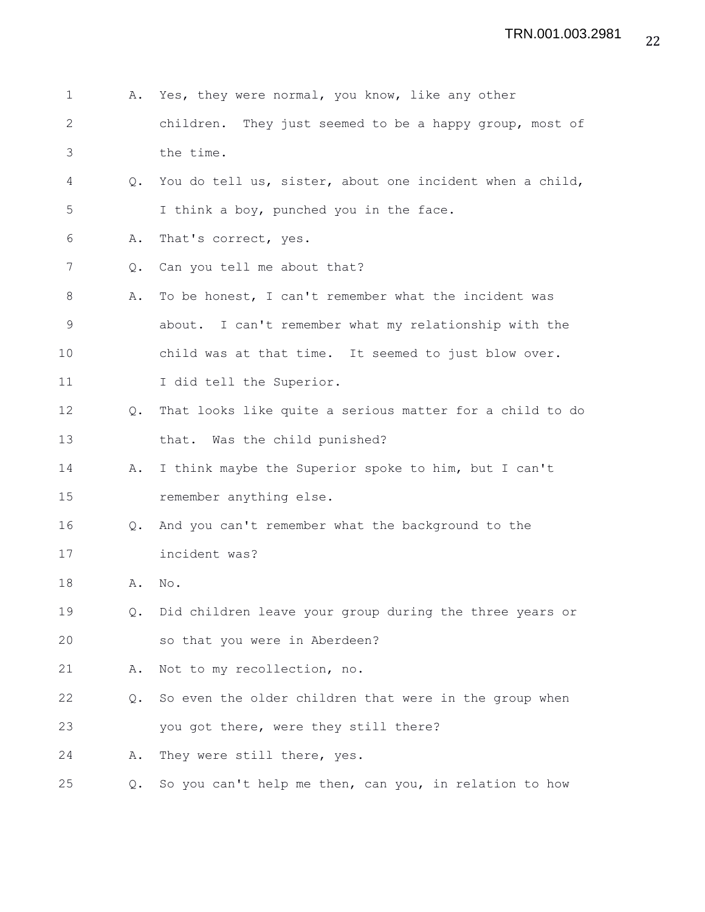1 A. Yes, they were normal, you know, like any other
2 children. They just seemed to be a happy group, most of
3 the time.
4 Q. You do tell us, sister, about one incident when a child,
5 I think a boy, punched you in the face.
6 A. That's correct, yes.
7 Q. Can you tell me about that?
8 A. To be honest, I can't remember what the incident was
9 about. I can't remember what my relationship with the
10 child was at that time. It seemed to just blow over.
11 I did tell the Superior.
12 Q. That looks like quite a serious matter for a child to do
13 that. Was the child punished?
14 A. I think maybe the Superior spoke to him, but I can't
15 remember anything else.
16 Q. And you can't remember what the background to the
17 incident was?
18 A. No.
19 Q. Did children leave your group during the three years or
20 so that you were in Aberdeen?
21 A. Not to my recollection, no.
22 Q. So even the older children that were in the group when
23 you got there, were they still there?
24 A. They were still there, yes.
25 Q. So you can't help me then, can you, in relation to how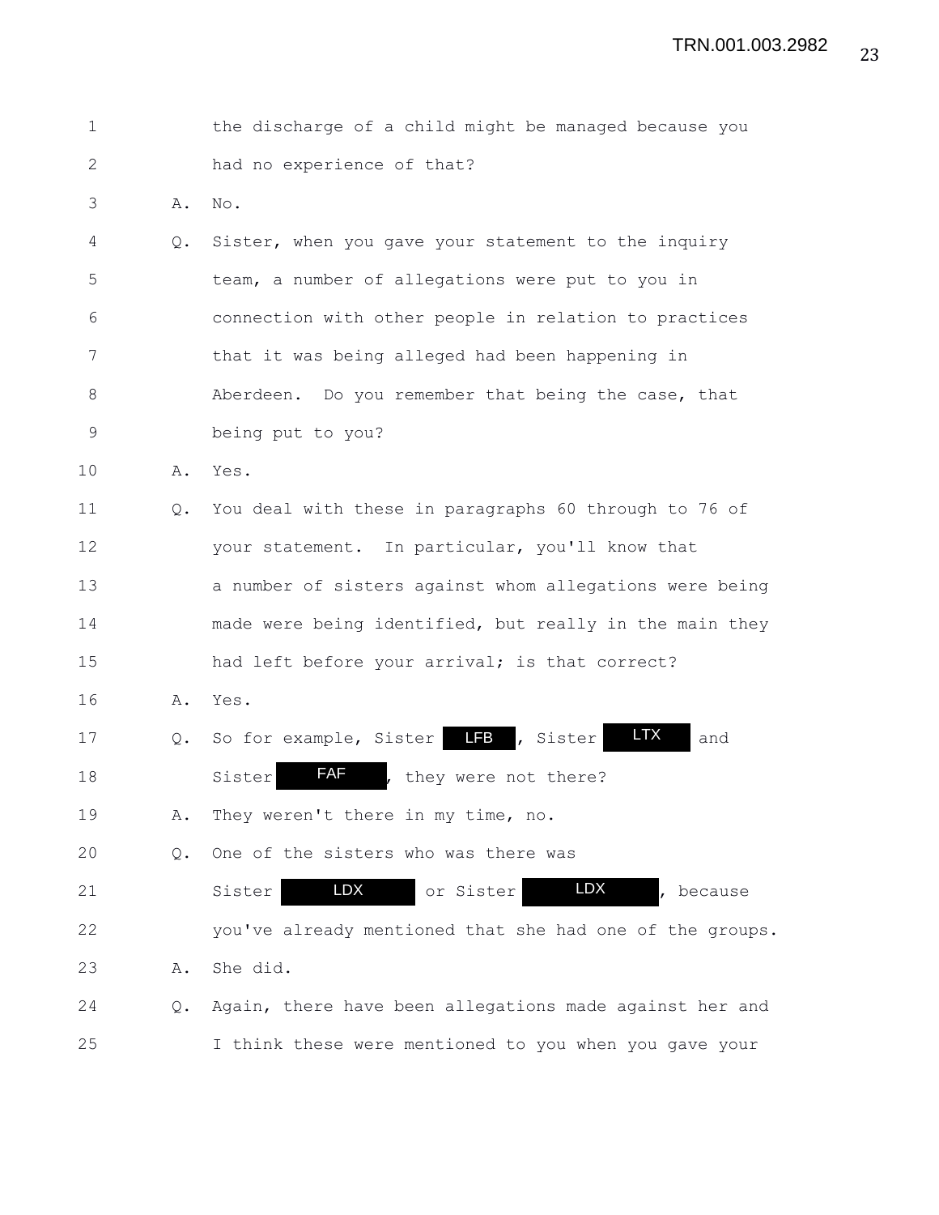1 the discharge of a child might be managed because you
2 had no experience of that?
3 A. No.
4 Q. Sister, when you gave your statement to the inquiry
5 team, a number of allegations were put to you in
6 connection with other people in relation to practices
7 that it was being alleged had been happening in
8 Aberdeen. Do you remember that being the case, that
9 being put to you?
10 A. Yes.
11 Q. You deal with these in paragraphs 60 through to 76 of
12 your statement. In particular, you'll know that
13 a number of sisters against whom allegations were being
14 made were being identified, but really in the main they
15 had left before your arrival; is that correct?
16 A. Yes.
17 Q. So for example, Sister LFB, Sister LTX and
18 Sister FAF, they were not there?
19 A. They weren't there in my time, no.
20 Q. One of the sisters who was there was
21 Sister LDX or Sister LDX, because
22 you've already mentioned that she had one of the groups.
23 A. She did.
24 Q. Again, there have been allegations made against her and
25 I think these were mentioned to you when you gave your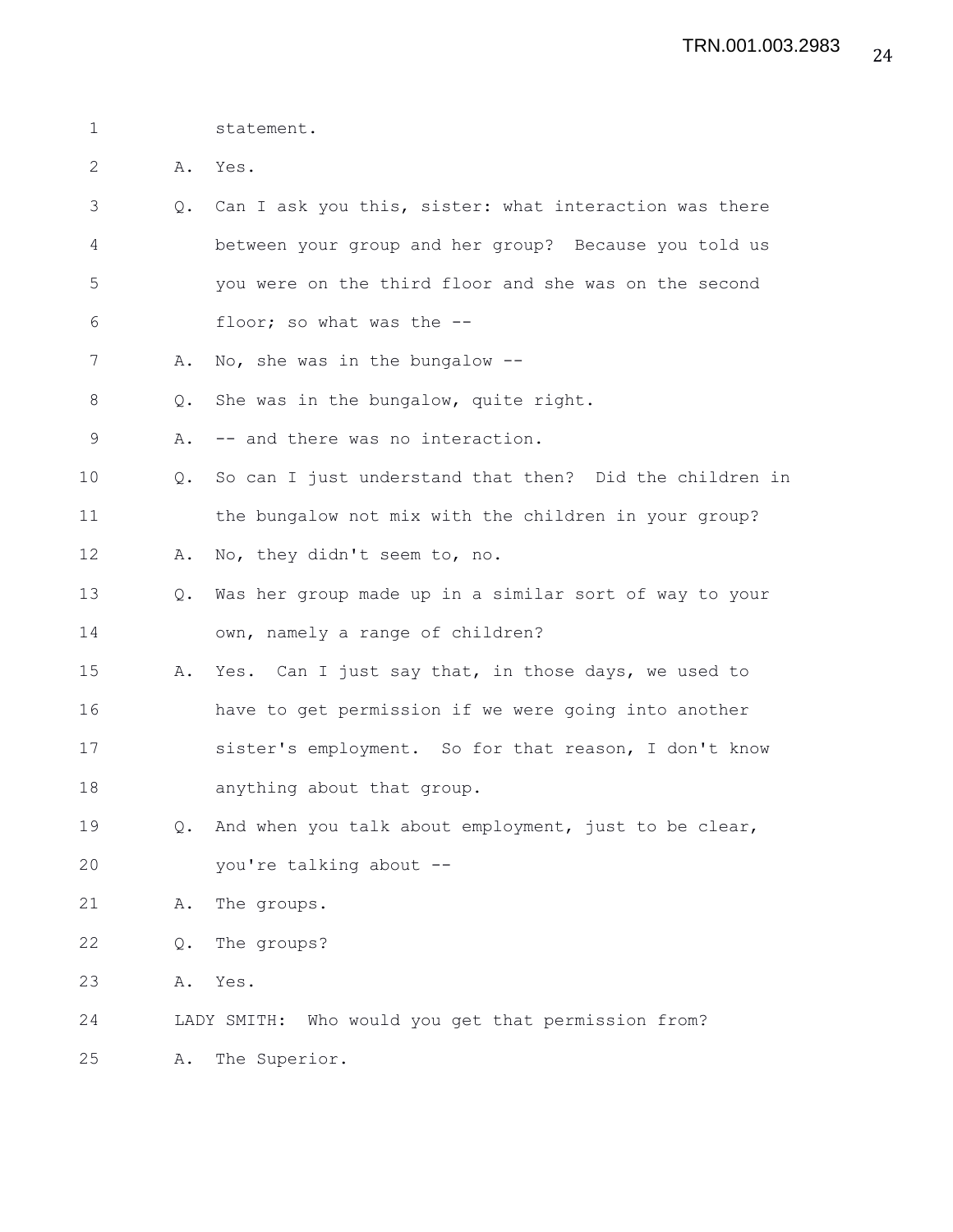statement.

A. Yes.

Q. Can I ask you this, sister: what interaction was there between your group and her group? Because you told us you were on the third floor and she was on the second floor; so what was the --

A. No, she was in the bungalow --

Q. She was in the bungalow, quite right.

A. -- and there was no interaction.

Q. So can I just understand that then? Did the children in the bungalow not mix with the children in your group?

A. No, they didn't seem to, no.

Q. Was her group made up in a similar sort of way to your own, namely a range of children?

A. Yes. Can I just say that, in those days, we used to have to get permission if we were going into another sister's employment. So for that reason, I don't know anything about that group.

Q. And when you talk about employment, just to be clear, you're talking about --

A. The groups.

Q. The groups?

A. Yes.

LADY SMITH: Who would you get that permission from?

A. The Superior.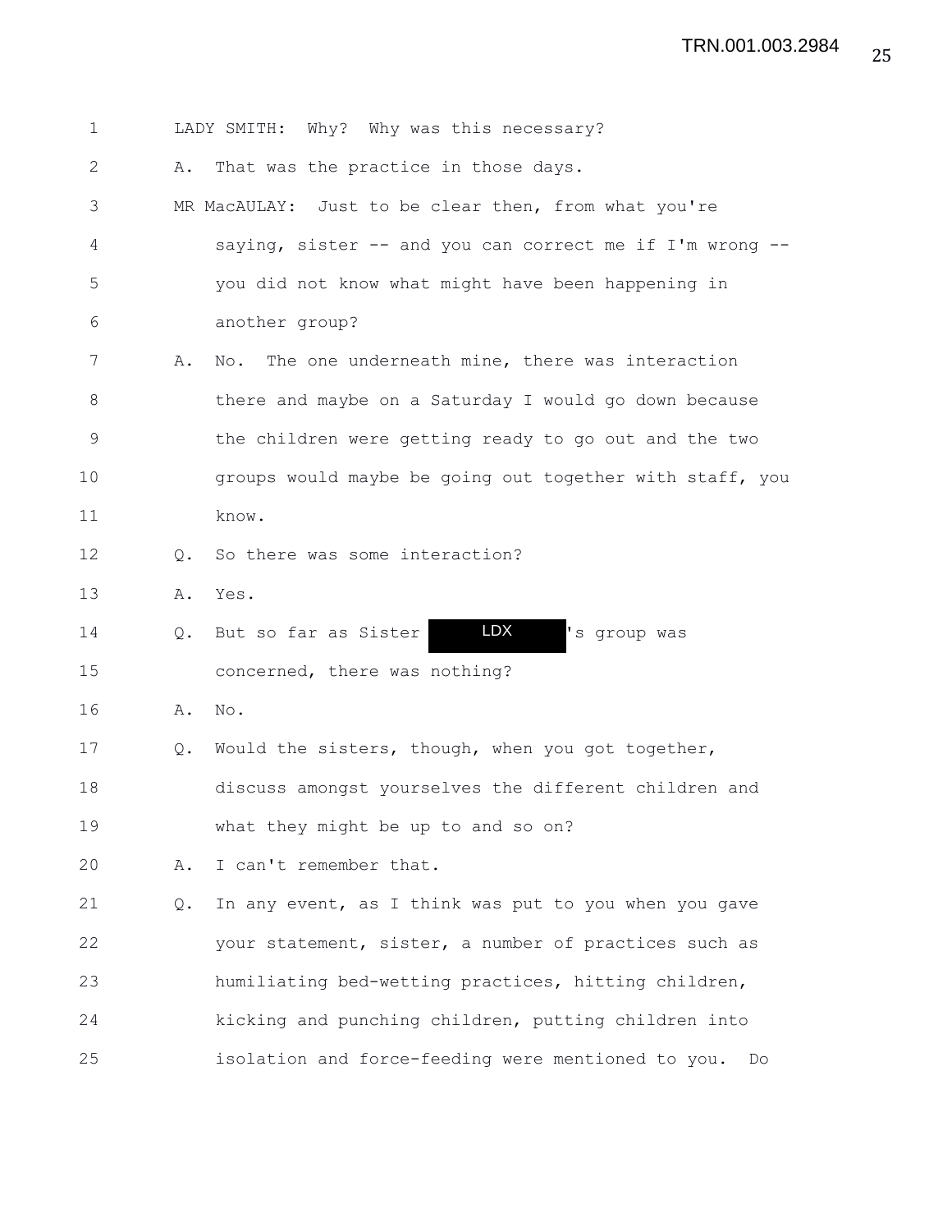1 LADY SMITH: Why? Why was this necessary?

2 A. That was the practice in those days.

3 MR MacAULAY: Just to be clear then, from what you're

4 saying, sister -- and you can correct me if I'm wrong --

5 you did not know what might have been happening in

6 another group?

7 A. No. The one underneath mine, there was interaction

8 there and maybe on a Saturday I would go down because

9 the children were getting ready to go out and the two

10 groups would maybe be going out together with staff, you

11 know.

12 Q. So there was some interaction?

13 A. Yes.

14 Q. But so far as Sister LDX 's group was

15 concerned, there was nothing?

16 A. No.

17 Q. Would the sisters, though, when you got together,

18 discuss amongst yourselves the different children and

19 what they might be up to and so on?

20 A. I can't remember that.

21 Q. In any event, as I think was put to you when you gave

22 your statement, sister, a number of practices such as

23 humiliating bed-wetting practices, hitting children,

24 kicking and punching children, putting children into

25 isolation and force-feeding were mentioned to you. Do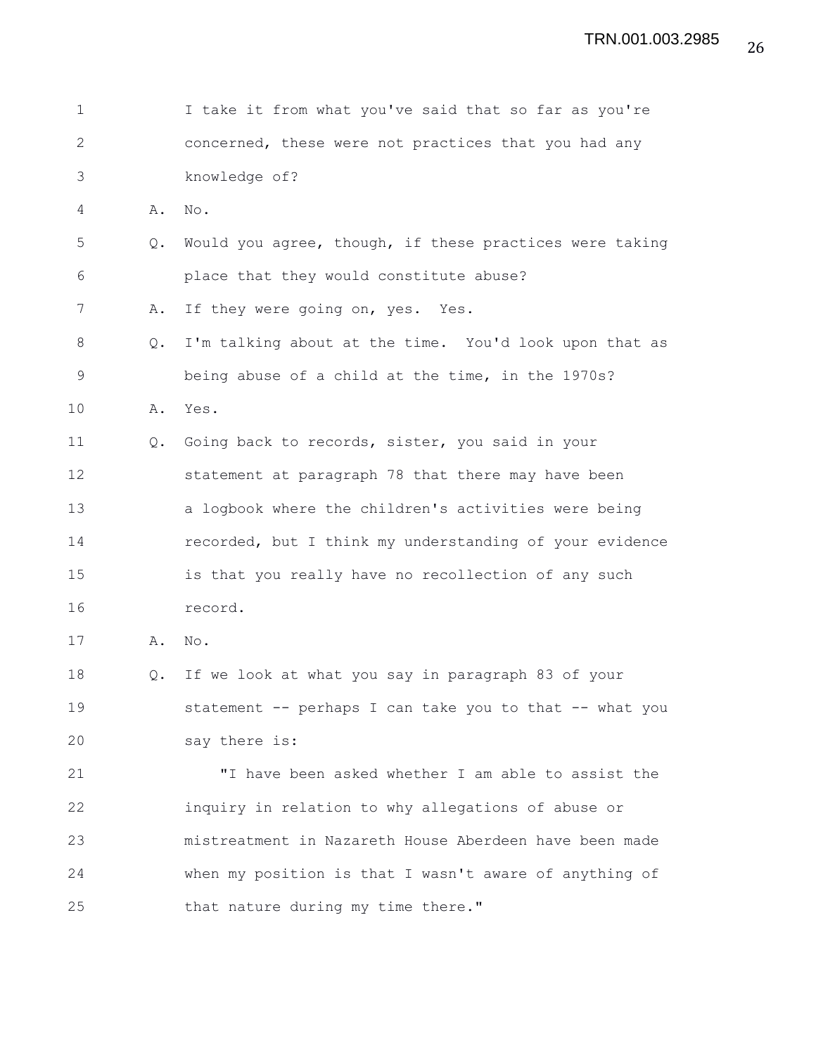I take it from what you've said that so far as you're concerned, these were not practices that you had any knowledge of?

A. No.

Q. Would you agree, though, if these practices were taking place that they would constitute abuse?

A. If they were going on, yes. Yes.

Q. I'm talking about at the time. You'd look upon that as being abuse of a child at the time, in the 1970s?

A. Yes.

Q. Going back to records, sister, you said in your statement at paragraph 78 that there may have been a logbook where the children's activities were being recorded, but I think my understanding of your evidence is that you really have no recollection of any such record.

A. No.

Q. If we look at what you say in paragraph 83 of your statement -- perhaps I can take you to that -- what you say there is:

"I have been asked whether I am able to assist the inquiry in relation to why allegations of abuse or mistreatment in Nazareth House Aberdeen have been made when my position is that I wasn't aware of anything of that nature during my time there."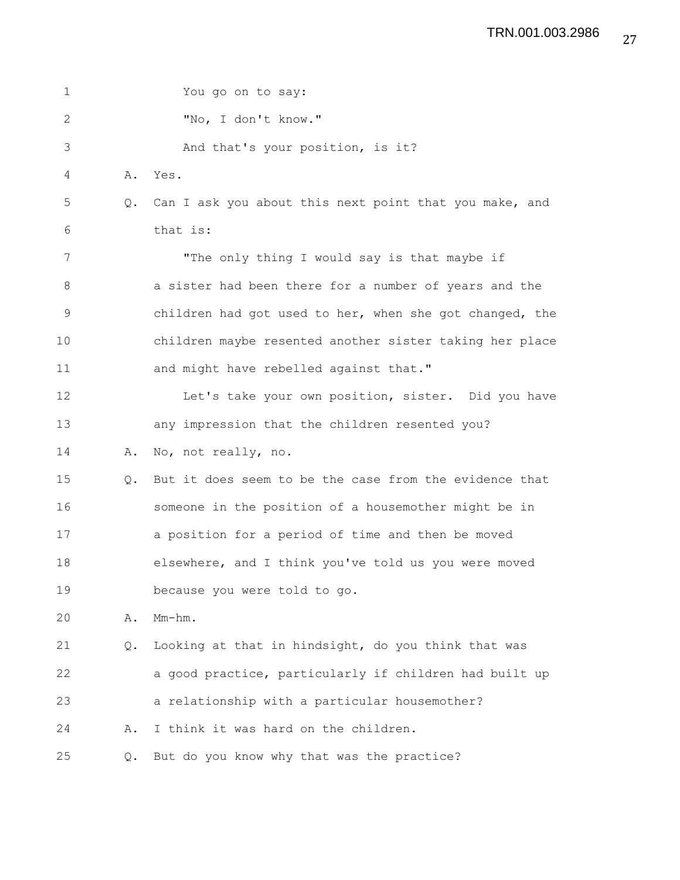You go on to say:

"No, I don't know."

And that's your position, is it?

A. Yes.

Q. Can I ask you about this next point that you make, and that is:

"The only thing I would say is that maybe if a sister had been there for a number of years and the children had got used to her, when she got changed, the children maybe resented another sister taking her place and might have rebelled against that."

Let's take your own position, sister. Did you have any impression that the children resented you?

A. No, not really, no.

Q. But it does seem to be the case from the evidence that someone in the position of a housemother might be in a position for a period of time and then be moved elsewhere, and I think you've told us you were moved because you were told to go.

A. Mm-hm.

Q. Looking at that in hindsight, do you think that was a good practice, particularly if children had built up a relationship with a particular housemother?

A. I think it was hard on the children.

Q. But do you know why that was the practice?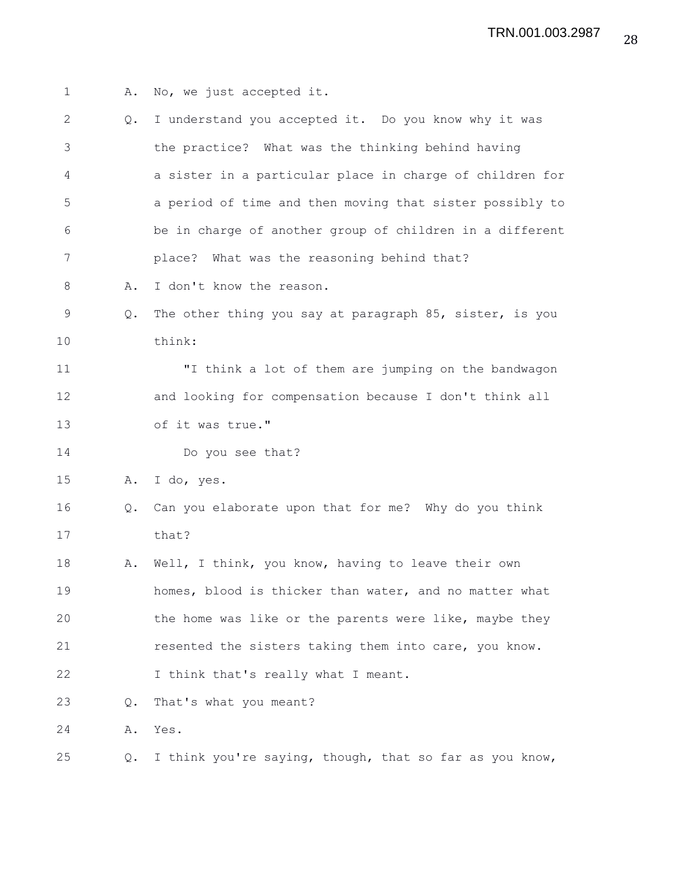A. No, we just accepted it.

Q. I understand you accepted it. Do you know why it was the practice? What was the thinking behind having a sister in a particular place in charge of children for a period of time and then moving that sister possibly to be in charge of another group of children in a different place? What was the reasoning behind that?

A. I don't know the reason.

Q. The other thing you say at paragraph 85, sister, is you think:

"I think a lot of them are jumping on the bandwagon and looking for compensation because I don't think all of it was true."

Do you see that?

A. I do, yes.

Q. Can you elaborate upon that for me? Why do you think that?

A. Well, I think, you know, having to leave their own homes, blood is thicker than water, and no matter what the home was like or the parents were like, maybe they resented the sisters taking them into care, you know. I think that's really what I meant.

Q. That's what you meant?

A. Yes.

Q. I think you're saying, though, that so far as you know,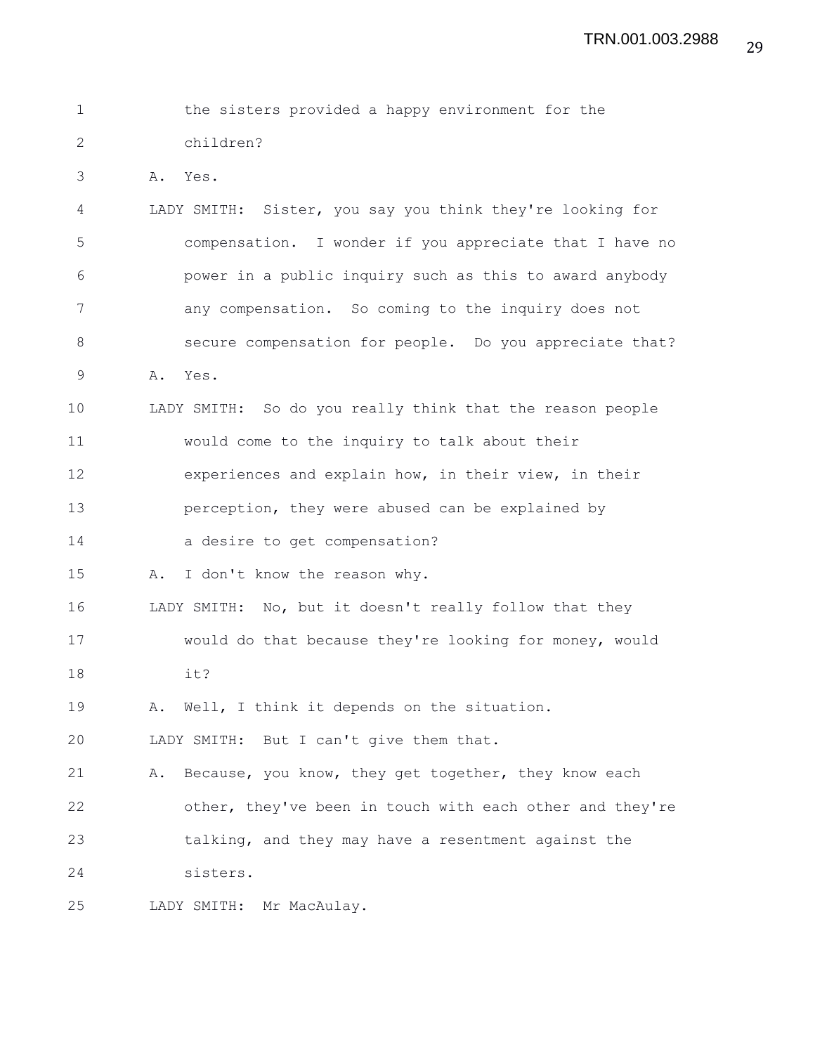the sisters provided a happy environment for the children?

A. Yes.

LADY SMITH: Sister, you say you think they're looking for compensation. I wonder if you appreciate that I have no power in a public inquiry such as this to award anybody any compensation. So coming to the inquiry does not secure compensation for people. Do you appreciate that?

A. Yes.

LADY SMITH: So do you really think that the reason people would come to the inquiry to talk about their experiences and explain how, in their view, in their perception, they were abused can be explained by a desire to get compensation?

A. I don't know the reason why.

LADY SMITH: No, but it doesn't really follow that they would do that because they're looking for money, would it?

A. Well, I think it depends on the situation.

LADY SMITH: But I can't give them that.

A. Because, you know, they get together, they know each other, they've been in touch with each other and they're talking, and they may have a resentment against the sisters.

LADY SMITH: Mr MacAulay.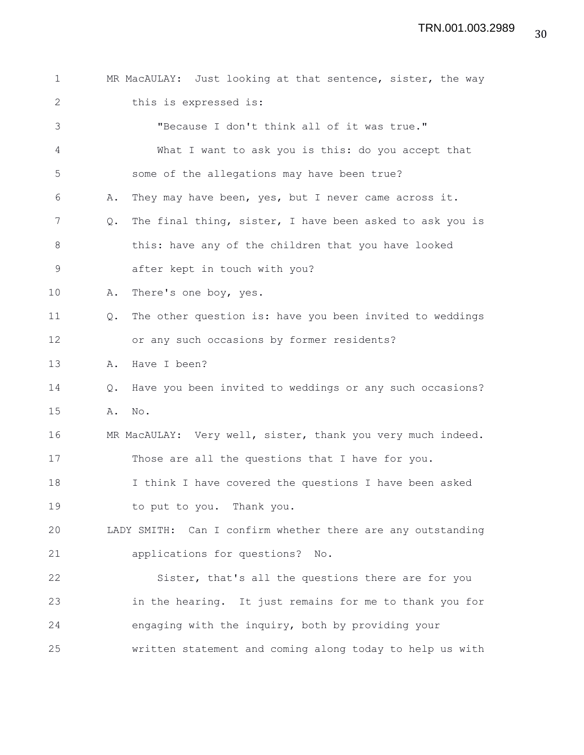MR MacAULAY: Just looking at that sentence, sister, the way this is expressed is:

"Because I don't think all of it was true."

What I want to ask you is this: do you accept that some of the allegations may have been true?

A. They may have been, yes, but I never came across it.

Q. The final thing, sister, I have been asked to ask you is this: have any of the children that you have looked after kept in touch with you?

A. There's one boy, yes.

Q. The other question is: have you been invited to weddings or any such occasions by former residents?

A. Have I been?

Q. Have you been invited to weddings or any such occasions?

A. No.

MR MacAULAY: Very well, sister, thank you very much indeed. Those are all the questions that I have for you. I think I have covered the questions I have been asked to put to you. Thank you.

LADY SMITH: Can I confirm whether there are any outstanding applications for questions? No.

Sister, that's all the questions there are for you in the hearing. It just remains for me to thank you for engaging with the inquiry, both by providing your written statement and coming along today to help us with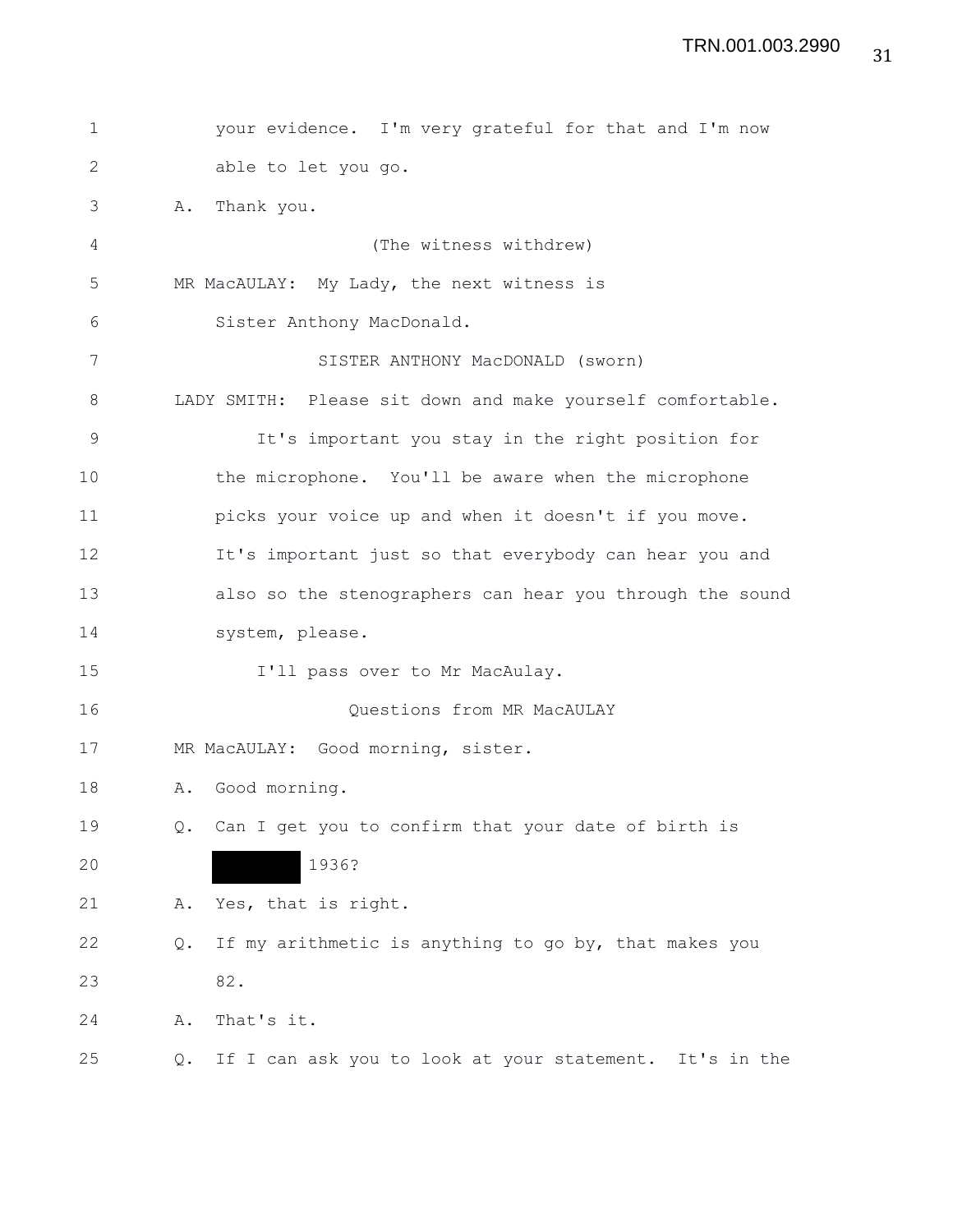1 your evidence. I'm very grateful for that and I'm now
2 able to let you go.
3 A. Thank you.
4 (The witness withdrew)
5 MR MacAULAY: My Lady, the next witness is
6 Sister Anthony MacDonald.
7 SISTER ANTHONY MacDONALD (sworn)
8 LADY SMITH: Please sit down and make yourself comfortable.
9 It's important you stay in the right position for
10 the microphone. You'll be aware when the microphone
11 picks your voice up and when it doesn't if you move.
12 It's important just so that everybody can hear you and
13 also so the stenographers can hear you through the sound
14 system, please.
15 I'll pass over to Mr MacAulay.
16 Questions from MR MacAULAY
17 MR MacAULAY: Good morning, sister.
18 A. Good morning.
19 Q. Can I get you to confirm that your date of birth is
20 [REDACTED] 1936?
21 A. Yes, that is right.
22 Q. If my arithmetic is anything to go by, that makes you
23 82.
24 A. That's it.
25 Q. If I can ask you to look at your statement. It's in the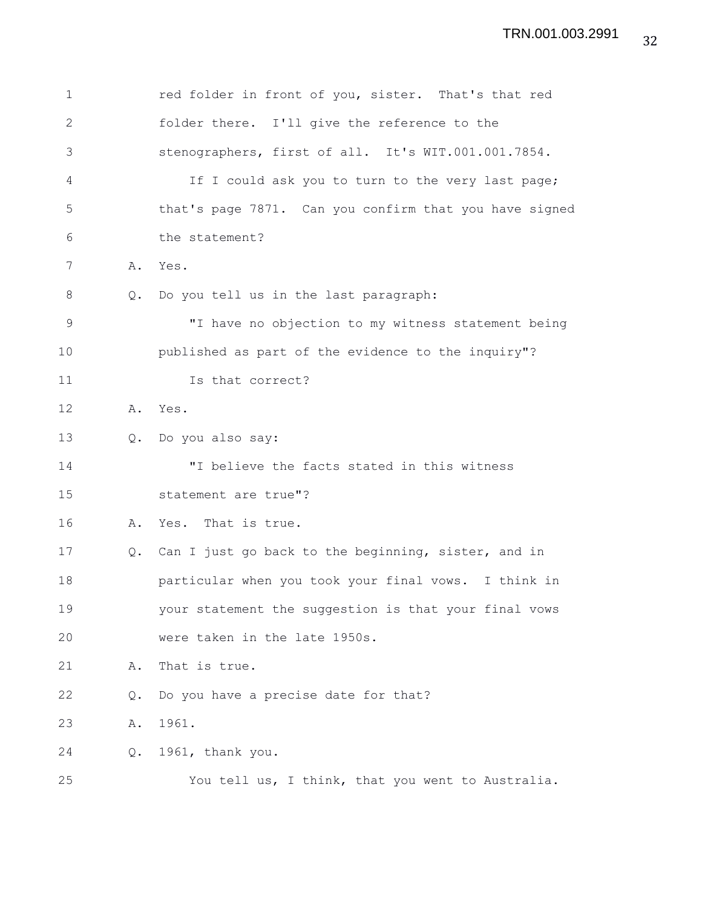1 red folder in front of you, sister. That's that red
2 folder there. I'll give the reference to the
3 stenographers, first of all. It's WIT.001.001.7854.
4 If I could ask you to turn to the very last page;
5 that's page 7871. Can you confirm that you have signed
6 the statement?
7 A. Yes.
8 Q. Do you tell us in the last paragraph:
9 "I have no objection to my witness statement being
10 published as part of the evidence to the inquiry"?
11 Is that correct?
12 A. Yes.
13 Q. Do you also say:
14 "I believe the facts stated in this witness
15 statement are true"?
16 A. Yes. That is true.
17 Q. Can I just go back to the beginning, sister, and in
18 particular when you took your final vows. I think in
19 your statement the suggestion is that your final vows
20 were taken in the late 1950s.
21 A. That is true.
22 Q. Do you have a precise date for that?
23 A. 1961.
24 Q. 1961, thank you.
25 You tell us, I think, that you went to Australia.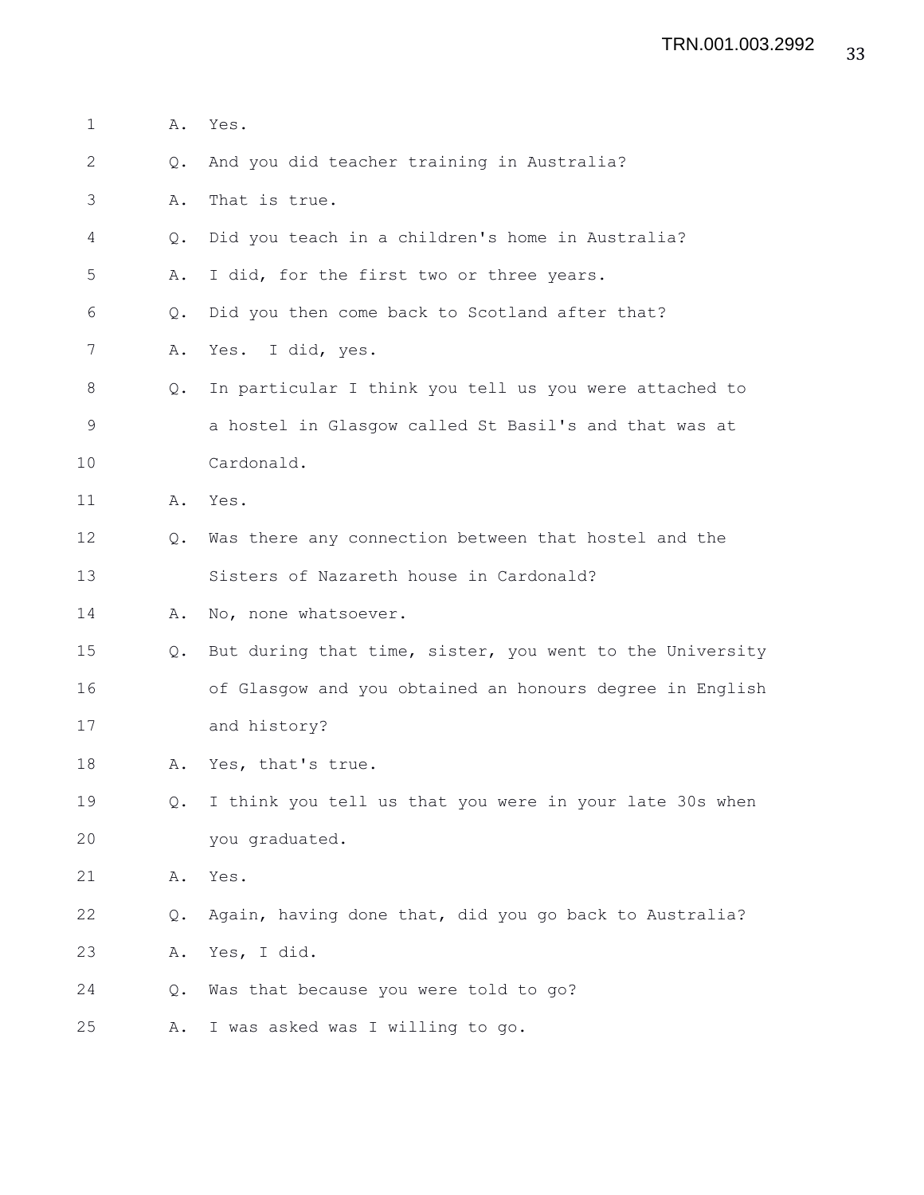1 A. Yes.

2 Q. And you did teacher training in Australia?

3 A. That is true.

4 Q. Did you teach in a children's home in Australia?

5 A. I did, for the first two or three years.

6 Q. Did you then come back to Scotland after that?

7 A. Yes. I did, yes.

8 Q. In particular I think you tell us you were attached to

9 a hostel in Glasgow called St Basil's and that was at

10 Cardonald.

11 A. Yes.

12 Q. Was there any connection between that hostel and the

13 Sisters of Nazareth house in Cardonald?

14 A. No, none whatsoever.

15 Q. But during that time, sister, you went to the University

16 of Glasgow and you obtained an honours degree in English

17 and history?

18 A. Yes, that's true.

19 Q. I think you tell us that you were in your late 30s when

20 you graduated.

21 A. Yes.

22 Q. Again, having done that, did you go back to Australia?

23 A. Yes, I did.

24 Q. Was that because you were told to go?

25 A. I was asked was I willing to go.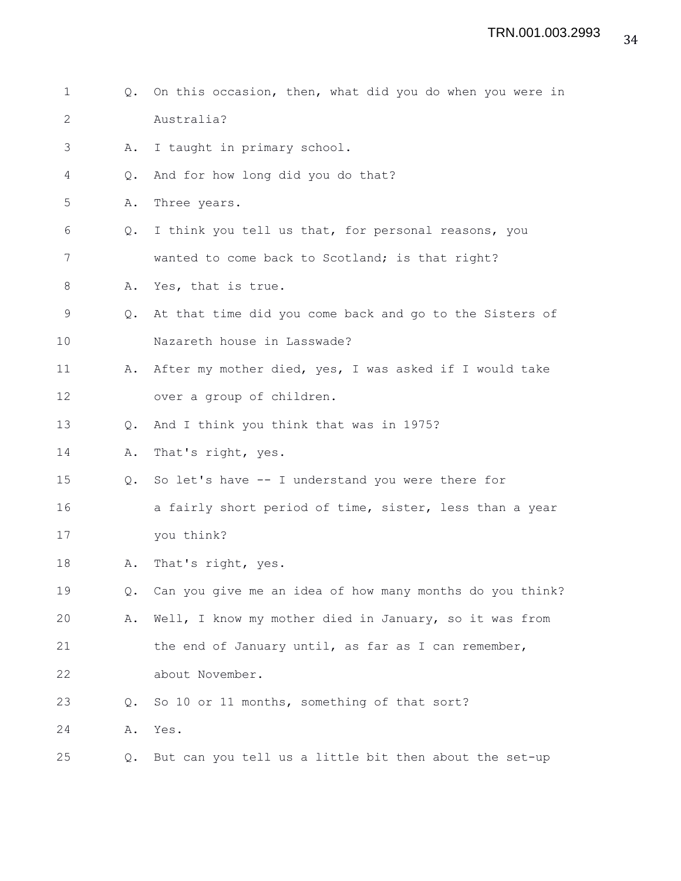Q. On this occasion, then, what did you do when you were in Australia?

A. I taught in primary school.

Q. And for how long did you do that?

A. Three years.

Q. I think you tell us that, for personal reasons, you wanted to come back to Scotland; is that right?

A. Yes, that is true.

Q. At that time did you come back and go to the Sisters of Nazareth house in Lasswade?

A. After my mother died, yes, I was asked if I would take over a group of children.

Q. And I think you think that was in 1975?

A. That's right, yes.

Q. So let's have -- I understand you were there for a fairly short period of time, sister, less than a year you think?

A. That's right, yes.

Q. Can you give me an idea of how many months do you think?

A. Well, I know my mother died in January, so it was from the end of January until, as far as I can remember, about November.

Q. So 10 or 11 months, something of that sort?

A. Yes.

Q. But can you tell us a little bit then about the set-up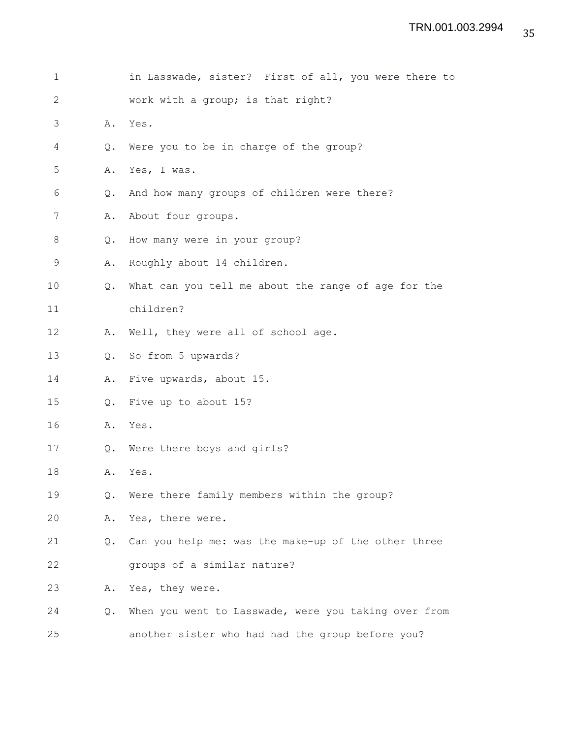1 in Lasswade, sister? First of all, you were there to
2 work with a group; is that right?
3 A. Yes.
4 Q. Were you to be in charge of the group?
5 A. Yes, I was.
6 Q. And how many groups of children were there?
7 A. About four groups.
8 Q. How many were in your group?
9 A. Roughly about 14 children.
10 Q. What can you tell me about the range of age for the
11 children?
12 A. Well, they were all of school age.
13 Q. So from 5 upwards?
14 A. Five upwards, about 15.
15 Q. Five up to about 15?
16 A. Yes.
17 Q. Were there boys and girls?
18 A. Yes.
19 Q. Were there family members within the group?
20 A. Yes, there were.
21 Q. Can you help me: was the make-up of the other three
22 groups of a similar nature?
23 A. Yes, they were.
24 Q. When you went to Lasswade, were you taking over from
25 another sister who had had the group before you?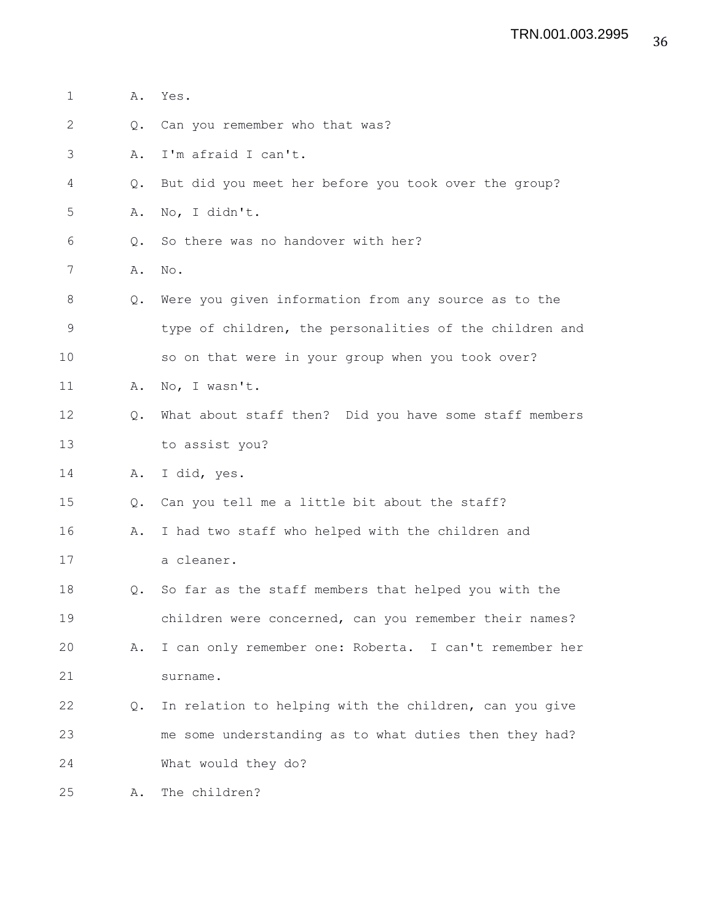A. Yes.

Q. Can you remember who that was?

A. I'm afraid I can't.

Q. But did you meet her before you took over the group?

A. No, I didn't.

Q. So there was no handover with her?

A. No.

Q. Were you given information from any source as to the type of children, the personalities of the children and so on that were in your group when you took over?

A. No, I wasn't.

Q. What about staff then? Did you have some staff members to assist you?

A. I did, yes.

Q. Can you tell me a little bit about the staff?

A. I had two staff who helped with the children and a cleaner.

Q. So far as the staff members that helped you with the children were concerned, can you remember their names?

A. I can only remember one: Roberta. I can't remember her surname.

Q. In relation to helping with the children, can you give me some understanding as to what duties then they had? What would they do?

A. The children?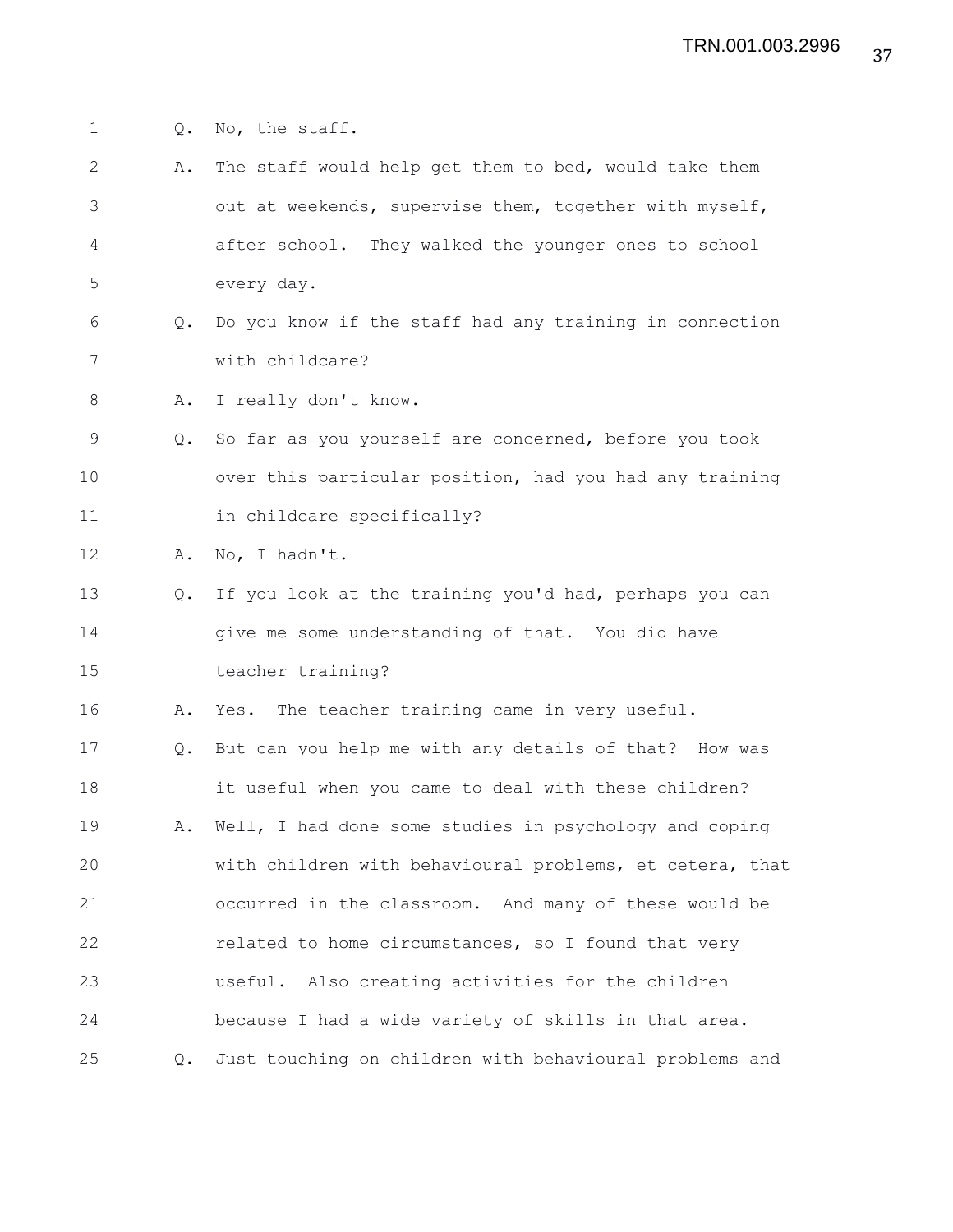Q. No, the staff.

A. The staff would help get them to bed, would take them out at weekends, supervise them, together with myself, after school. They walked the younger ones to school every day.

Q. Do you know if the staff had any training in connection with childcare?

A. I really don't know.

Q. So far as you yourself are concerned, before you took over this particular position, had you had any training in childcare specifically?

A. No, I hadn't.

Q. If you look at the training you'd had, perhaps you can give me some understanding of that. You did have teacher training?

A. Yes. The teacher training came in very useful.

Q. But can you help me with any details of that? How was it useful when you came to deal with these children?

A. Well, I had done some studies in psychology and coping with children with behavioural problems, et cetera, that occurred in the classroom. And many of these would be related to home circumstances, so I found that very useful. Also creating activities for the children because I had a wide variety of skills in that area.

Q. Just touching on children with behavioural problems and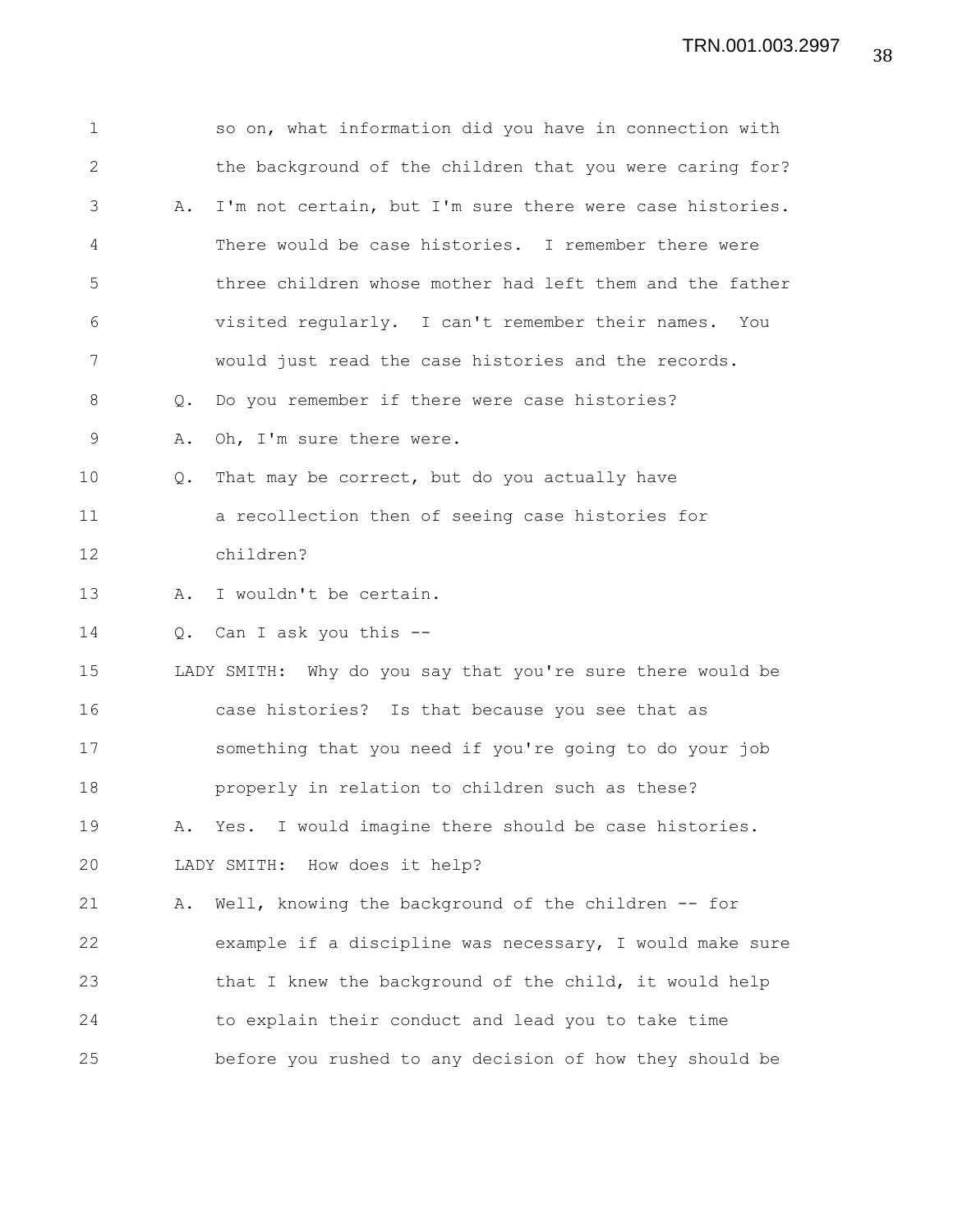so on, what information did you have in connection with the background of the children that you were caring for?

A. I'm not certain, but I'm sure there were case histories. There would be case histories. I remember there were three children whose mother had left them and the father visited regularly. I can't remember their names. You would just read the case histories and the records.

Q. Do you remember if there were case histories?

A. Oh, I'm sure there were.

Q. That may be correct, but do you actually have a recollection then of seeing case histories for children?

A. I wouldn't be certain.

Q. Can I ask you this --

LADY SMITH: Why do you say that you're sure there would be case histories? Is that because you see that as something that you need if you're going to do your job properly in relation to children such as these?

A. Yes. I would imagine there should be case histories.

LADY SMITH: How does it help?

A. Well, knowing the background of the children -- for example if a discipline was necessary, I would make sure that I knew the background of the child, it would help to explain their conduct and lead you to take time before you rushed to any decision of how they should be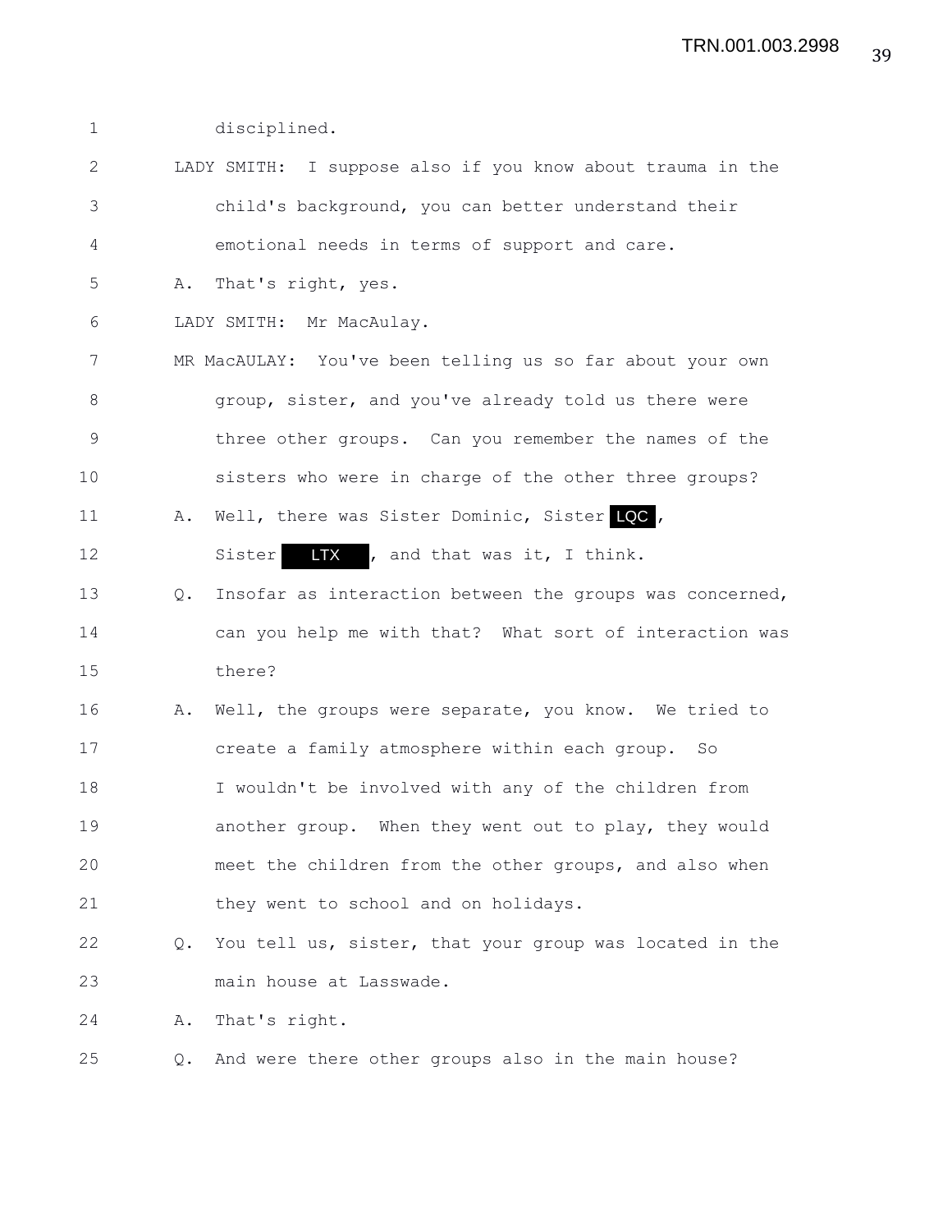1 disciplined.

2 LADY SMITH: I suppose also if you know about trauma in the

3 child's background, you can better understand their

4 emotional needs in terms of support and care.

5 A. That's right, yes.

6 LADY SMITH: Mr MacAulay.

7 MR MacAULAY: You've been telling us so far about your own

8 group, sister, and you've already told us there were

9 three other groups. Can you remember the names of the

10 sisters who were in charge of the other three groups?

11 A. Well, there was Sister Dominic, Sister LQC,

12 Sister LTX, and that was it, I think.

13 Q. Insofar as interaction between the groups was concerned,

14 can you help me with that? What sort of interaction was

15 there?

16 A. Well, the groups were separate, you know. We tried to

17 create a family atmosphere within each group. So

18 I wouldn't be involved with any of the children from

19 another group. When they went out to play, they would

20 meet the children from the other groups, and also when

21 they went to school and on holidays.

22 Q. You tell us, sister, that your group was located in the

23 main house at Lasswade.

24 A. That's right.

25 Q. And were there other groups also in the main house?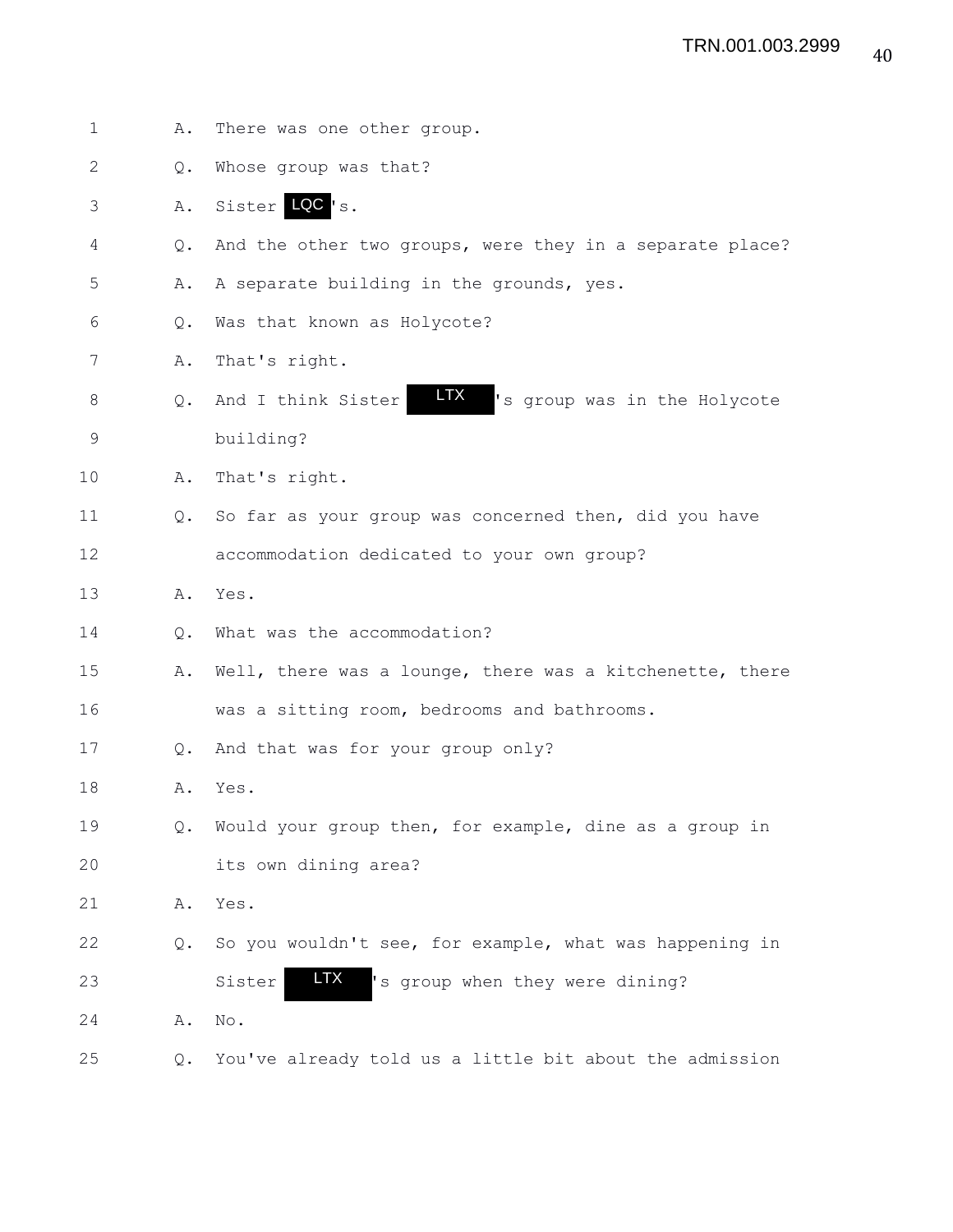1 A. There was one other group.

2 Q. Whose group was that?

3 A. Sister LQC's.

4 Q. And the other two groups, were they in a separate place?

5 A. A separate building in the grounds, yes.

6 Q. Was that known as Holycote?

7 A. That's right.

8 Q. And I think Sister LTX's group was in the Holycote

9 building?

10 A. That's right.

11 Q. So far as your group was concerned then, did you have

12 accommodation dedicated to your own group?

13 A. Yes.

14 Q. What was the accommodation?

15 A. Well, there was a lounge, there was a kitchenette, there

16 was a sitting room, bedrooms and bathrooms.

17 Q. And that was for your group only?

18 A. Yes.

19 Q. Would your group then, for example, dine as a group in

20 its own dining area?

21 A. Yes.

22 Q. So you wouldn't see, for example, what was happening in

23 Sister LTX's group when they were dining?

24 A. No.

25 Q. You've already told us a little bit about the admission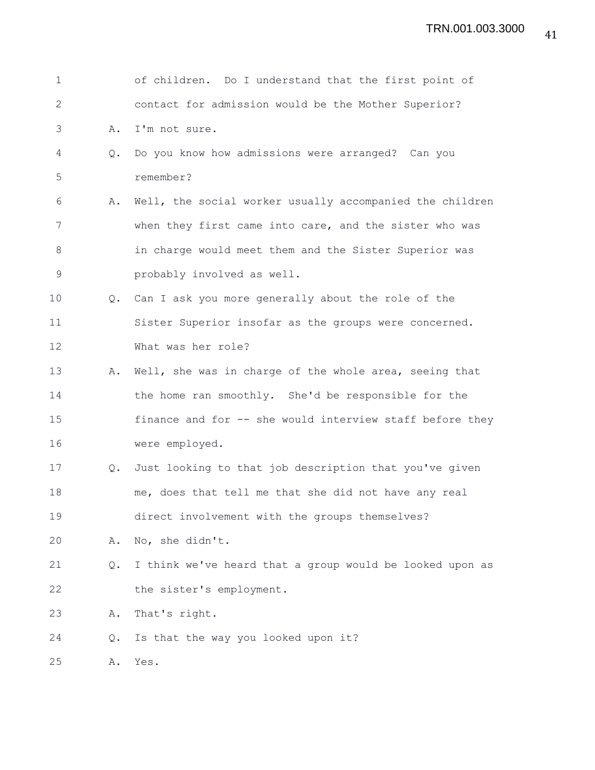1 of children. Do I understand that the first point of
2 contact for admission would be the Mother Superior?
3 A. I'm not sure.
4 Q. Do you know how admissions were arranged? Can you
5 remember?
6 A. Well, the social worker usually accompanied the children
7 when they first came into care, and the sister who was
8 in charge would meet them and the Sister Superior was
9 probably involved as well.
10 Q. Can I ask you more generally about the role of the
11 Sister Superior insofar as the groups were concerned.
12 What was her role?
13 A. Well, she was in charge of the whole area, seeing that
14 the home ran smoothly. She'd be responsible for the
15 finance and for -- she would interview staff before they
16 were employed.
17 Q. Just looking to that job description that you've given
18 me, does that tell me that she did not have any real
19 direct involvement with the groups themselves?
20 A. No, she didn't.
21 Q. I think we've heard that a group would be looked upon as
22 the sister's employment.
23 A. That's right.
24 Q. Is that the way you looked upon it?
25 A. Yes.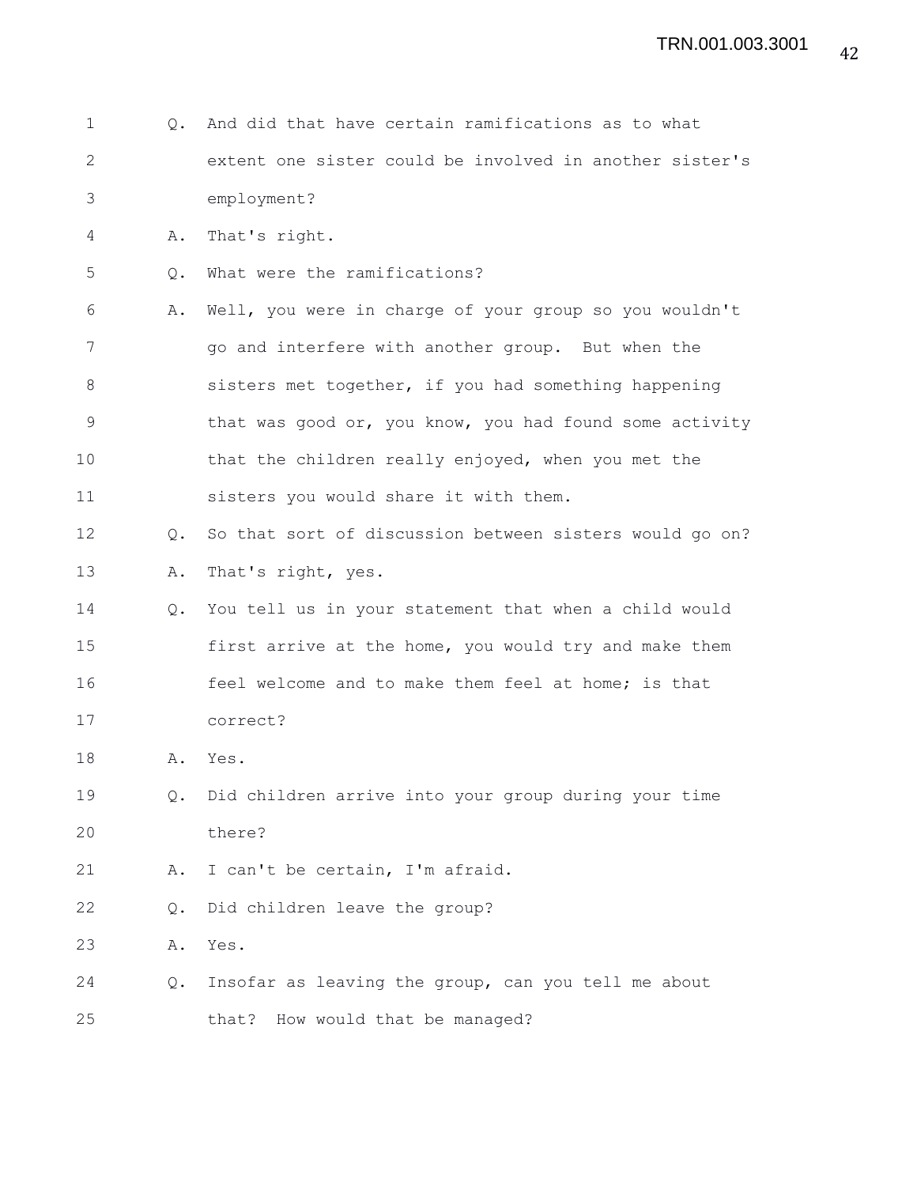Q. And did that have certain ramifications as to what extent one sister could be involved in another sister's employment?

A. That's right.

Q. What were the ramifications?

A. Well, you were in charge of your group so you wouldn't go and interfere with another group. But when the sisters met together, if you had something happening that was good or, you know, you had found some activity that the children really enjoyed, when you met the sisters you would share it with them.

Q. So that sort of discussion between sisters would go on?

A. That's right, yes.

Q. You tell us in your statement that when a child would first arrive at the home, you would try and make them feel welcome and to make them feel at home; is that correct?

A. Yes.

Q. Did children arrive into your group during your time there?

A. I can't be certain, I'm afraid.

Q. Did children leave the group?

A. Yes.

Q. Insofar as leaving the group, can you tell me about that? How would that be managed?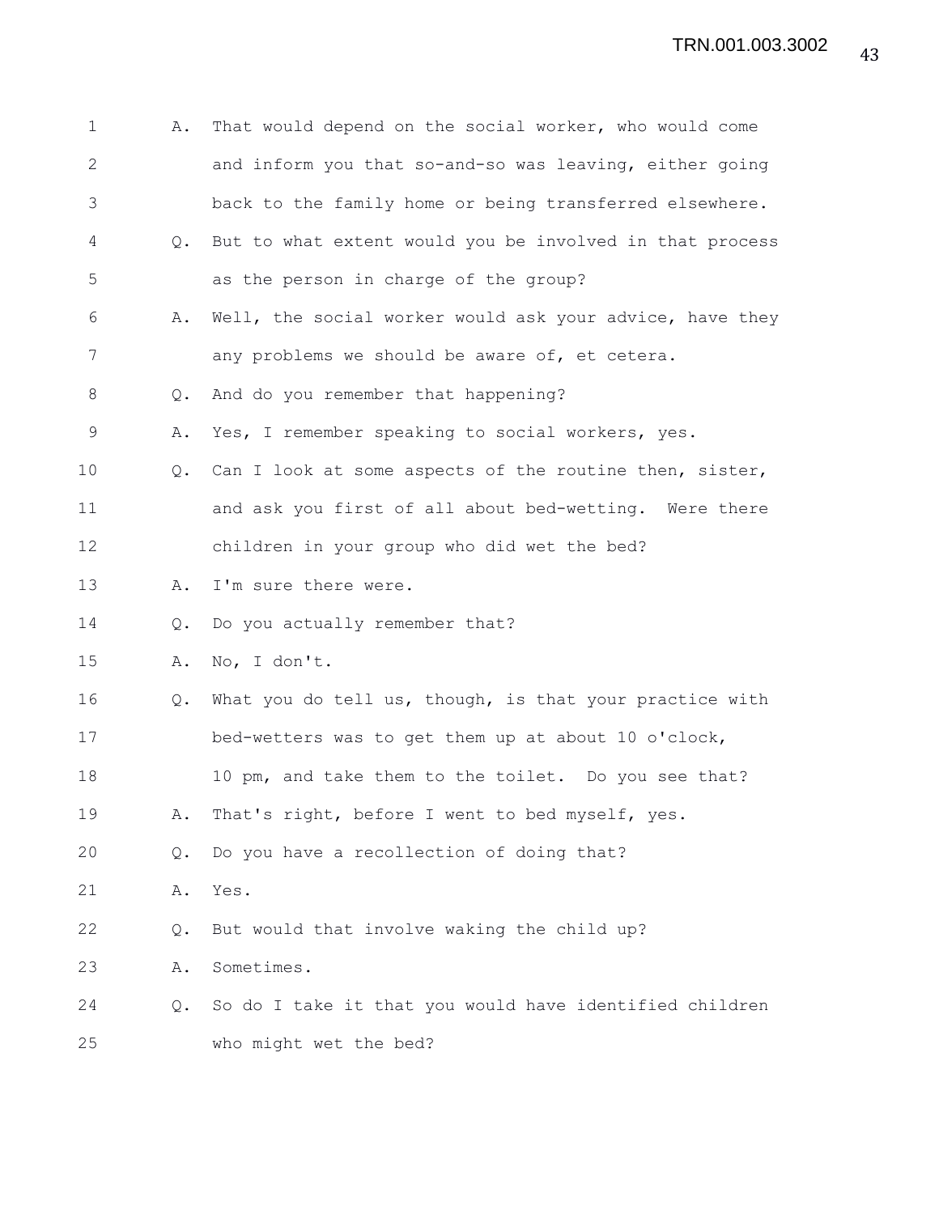1 A. That would depend on the social worker, who would come
2 and inform you that so-and-so was leaving, either going
3 back to the family home or being transferred elsewhere.
4 Q. But to what extent would you be involved in that process
5 as the person in charge of the group?
6 A. Well, the social worker would ask your advice, have they
7 any problems we should be aware of, et cetera.
8 Q. And do you remember that happening?
9 A. Yes, I remember speaking to social workers, yes.
10 Q. Can I look at some aspects of the routine then, sister,
11 and ask you first of all about bed-wetting. Were there
12 children in your group who did wet the bed?
13 A. I'm sure there were.
14 Q. Do you actually remember that?
15 A. No, I don't.
16 Q. What you do tell us, though, is that your practice with
17 bed-wetters was to get them up at about 10 o'clock,
18 10 pm, and take them to the toilet. Do you see that?
19 A. That's right, before I went to bed myself, yes.
20 Q. Do you have a recollection of doing that?
21 A. Yes.
22 Q. But would that involve waking the child up?
23 A. Sometimes.
24 Q. So do I take it that you would have identified children
25 who might wet the bed?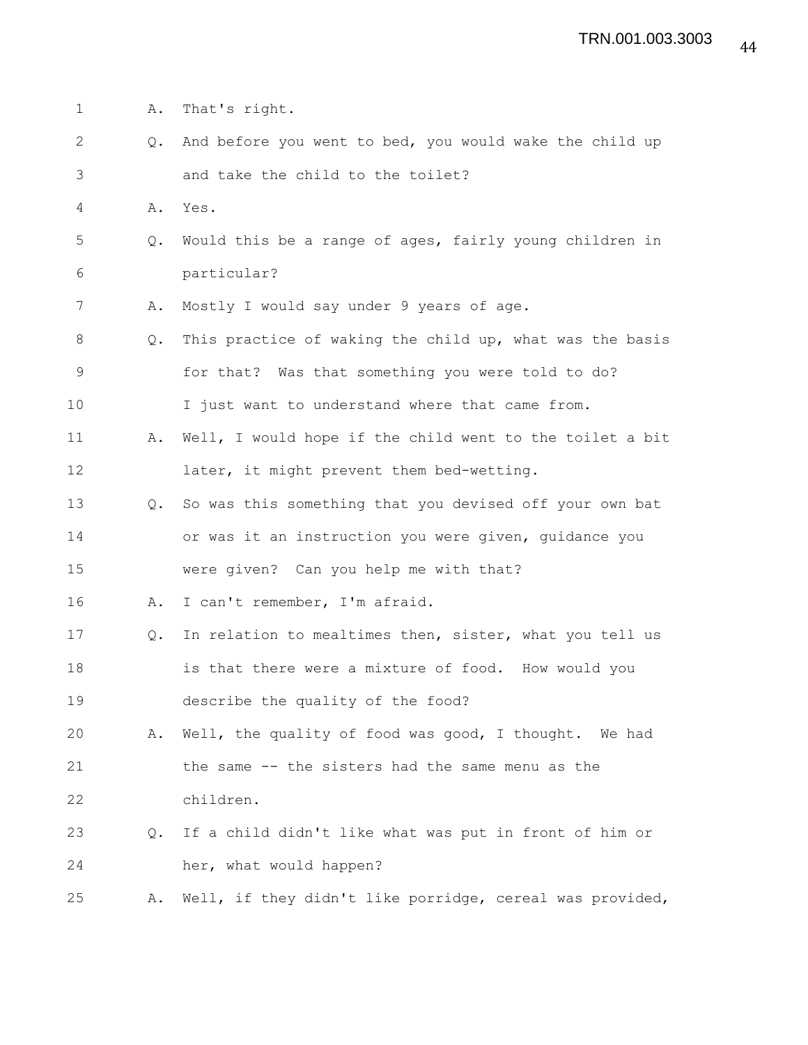1 A. That's right.

2 Q. And before you went to bed, you would wake the child up

3 and take the child to the toilet?

4 A. Yes.

5 Q. Would this be a range of ages, fairly young children in

6 particular?

7 A. Mostly I would say under 9 years of age.

8 Q. This practice of waking the child up, what was the basis

9 for that? Was that something you were told to do?

10 I just want to understand where that came from.

11 A. Well, I would hope if the child went to the toilet a bit

12 later, it might prevent them bed-wetting.

13 Q. So was this something that you devised off your own bat

14 or was it an instruction you were given, guidance you

15 were given? Can you help me with that?

16 A. I can't remember, I'm afraid.

17 Q. In relation to mealtimes then, sister, what you tell us

18 is that there were a mixture of food. How would you

19 describe the quality of the food?

20 A. Well, the quality of food was good, I thought. We had

21 the same -- the sisters had the same menu as the

22 children.

23 Q. If a child didn't like what was put in front of him or

24 her, what would happen?

25 A. Well, if they didn't like porridge, cereal was provided,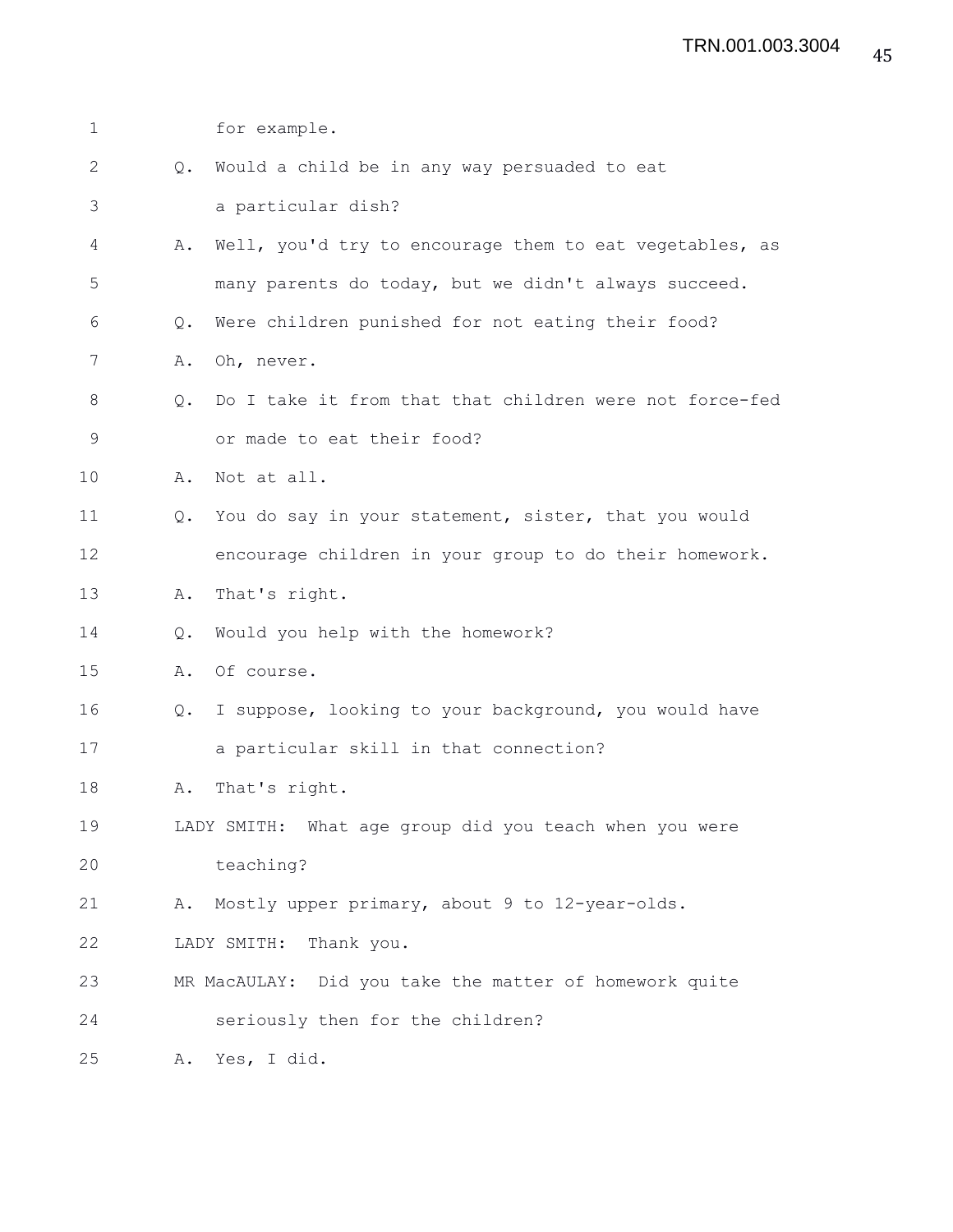for example.

Q. Would a child be in any way persuaded to eat a particular dish?

A. Well, you'd try to encourage them to eat vegetables, as many parents do today, but we didn't always succeed.

Q. Were children punished for not eating their food?

A. Oh, never.

Q. Do I take it from that that children were not force-fed or made to eat their food?

A. Not at all.

Q. You do say in your statement, sister, that you would encourage children in your group to do their homework.

A. That's right.

Q. Would you help with the homework?

A. Of course.

Q. I suppose, looking to your background, you would have a particular skill in that connection?

A. That's right.

LADY SMITH: What age group did you teach when you were teaching?

A. Mostly upper primary, about 9 to 12-year-olds.

LADY SMITH: Thank you.

MR MacAULAY: Did you take the matter of homework quite seriously then for the children?

A. Yes, I did.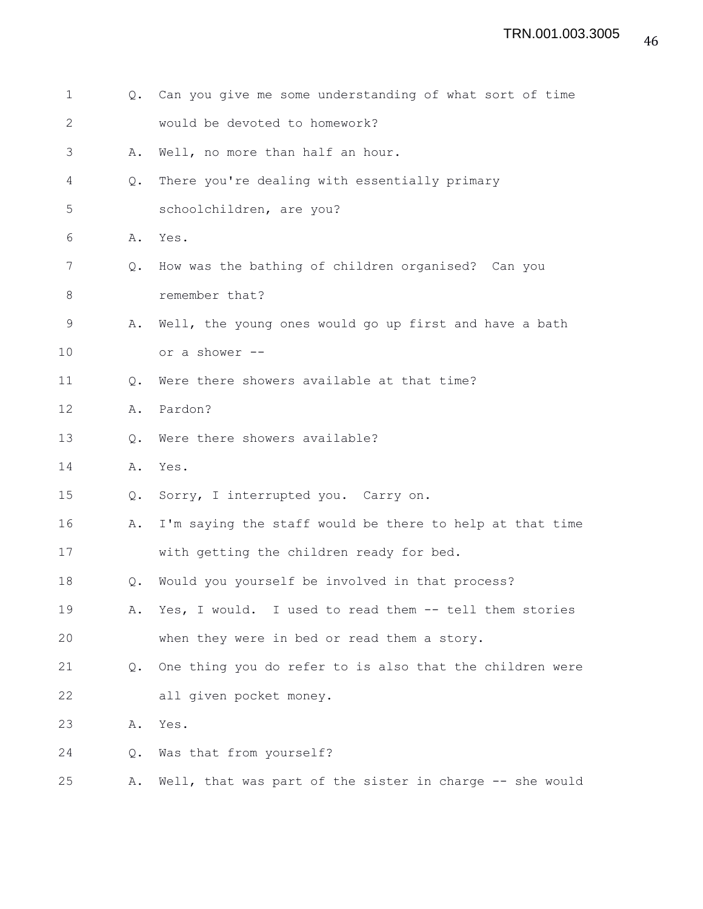1 Q. Can you give me some understanding of what sort of time
2 would be devoted to homework?
3 A. Well, no more than half an hour.
4 Q. There you're dealing with essentially primary
5 schoolchildren, are you?
6 A. Yes.
7 Q. How was the bathing of children organised? Can you
8 remember that?
9 A. Well, the young ones would go up first and have a bath
10 or a shower --
11 Q. Were there showers available at that time?
12 A. Pardon?
13 Q. Were there showers available?
14 A. Yes.
15 Q. Sorry, I interrupted you. Carry on.
16 A. I'm saying the staff would be there to help at that time
17 with getting the children ready for bed.
18 Q. Would you yourself be involved in that process?
19 A. Yes, I would. I used to read them -- tell them stories
20 when they were in bed or read them a story.
21 Q. One thing you do refer to is also that the children were
22 all given pocket money.
23 A. Yes.
24 Q. Was that from yourself?
25 A. Well, that was part of the sister in charge -- she would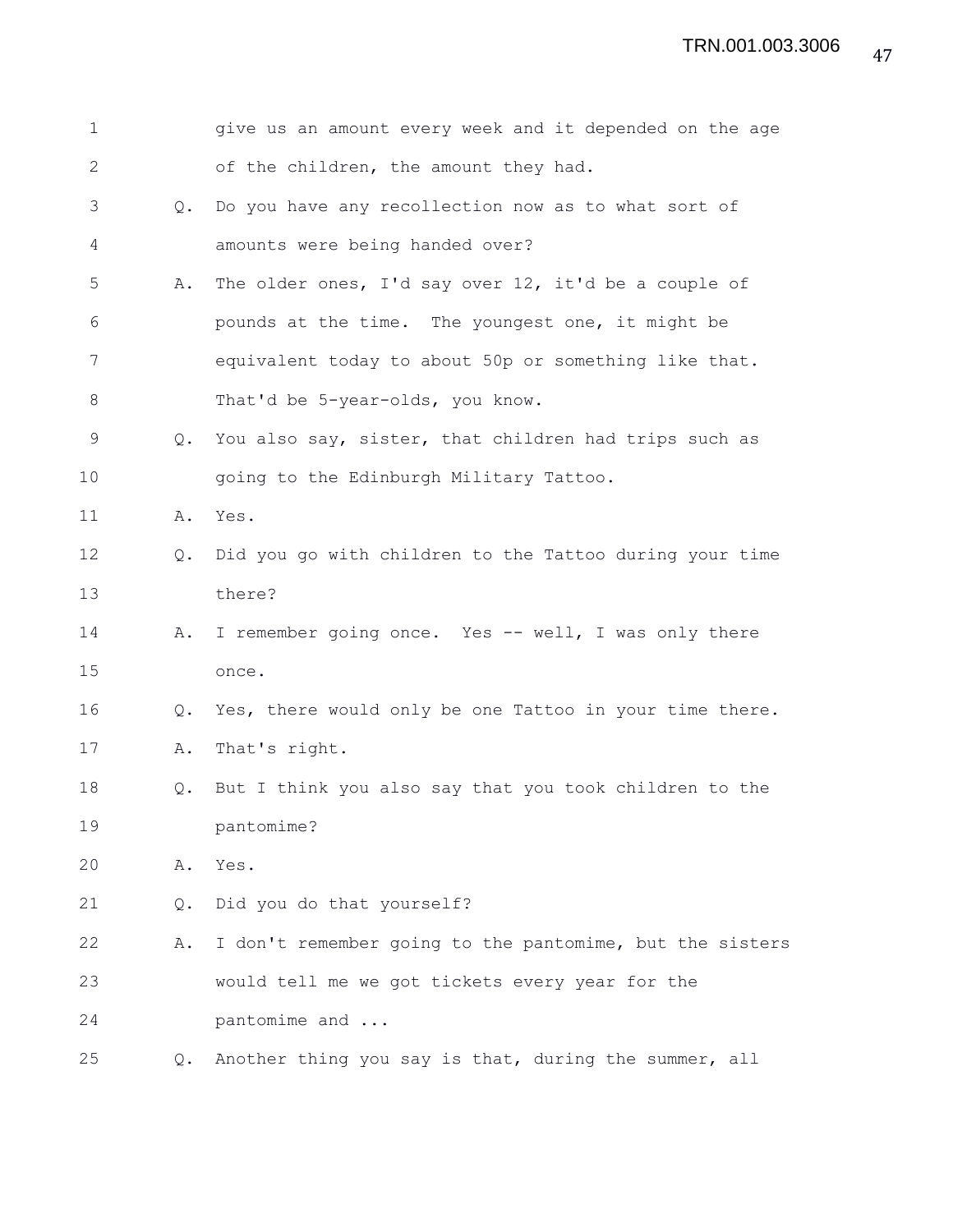1 give us an amount every week and it depended on the age
2 of the children, the amount they had.
3 Q. Do you have any recollection now as to what sort of
4 amounts were being handed over?
5 A. The older ones, I'd say over 12, it'd be a couple of
6 pounds at the time. The youngest one, it might be
7 equivalent today to about 50p or something like that.
8 That'd be 5-year-olds, you know.
9 Q. You also say, sister, that children had trips such as
10 going to the Edinburgh Military Tattoo.
11 A. Yes.
12 Q. Did you go with children to the Tattoo during your time
13 there?
14 A. I remember going once. Yes -- well, I was only there
15 once.
16 Q. Yes, there would only be one Tattoo in your time there.
17 A. That's right.
18 Q. But I think you also say that you took children to the
19 pantomime?
20 A. Yes.
21 Q. Did you do that yourself?
22 A. I don't remember going to the pantomime, but the sisters
23 would tell me we got tickets every year for the
24 pantomime and ...
25 Q. Another thing you say is that, during the summer, all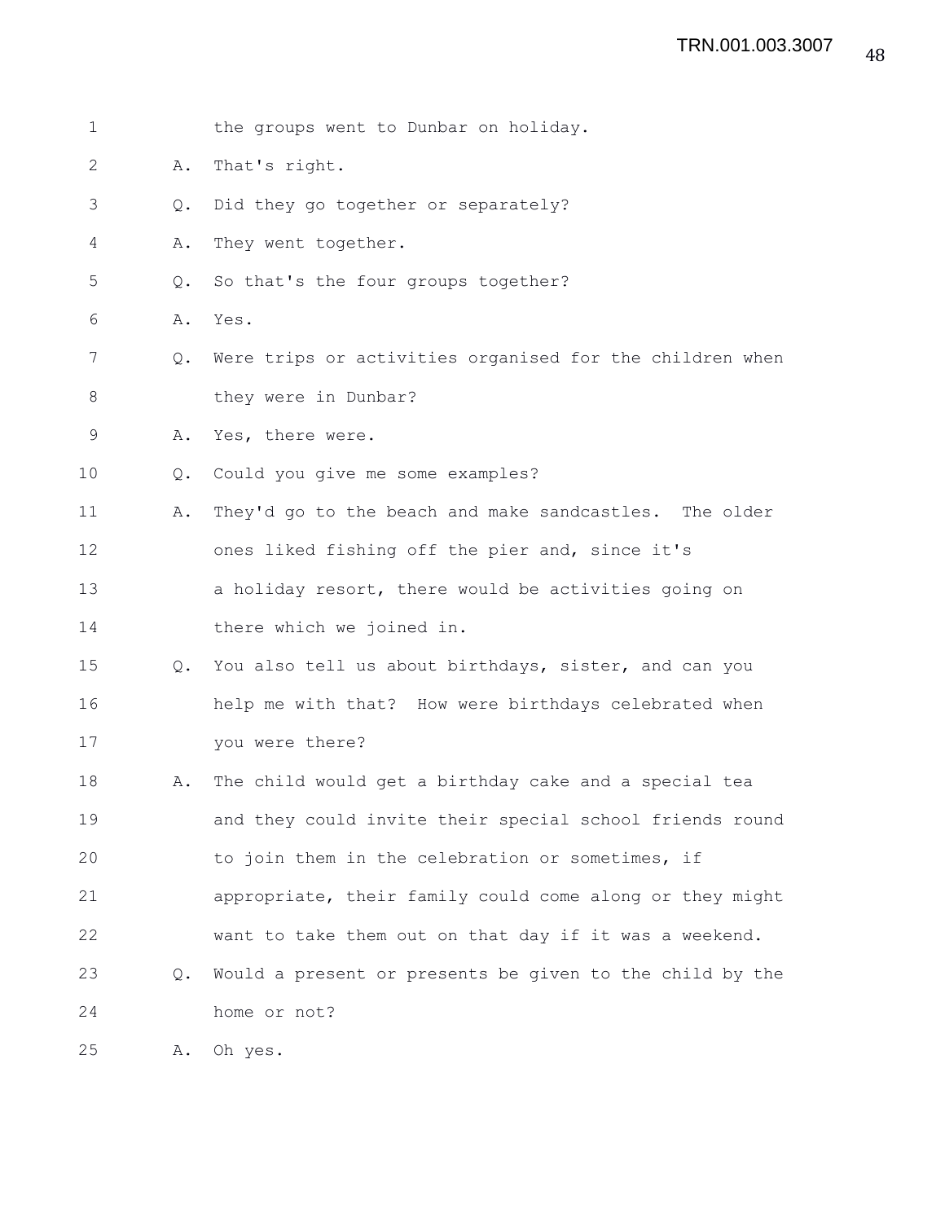1 the groups went to Dunbar on holiday.

2 A. That's right.

3 Q. Did they go together or separately?

4 A. They went together.

5 Q. So that's the four groups together?

6 A. Yes.

7 Q. Were trips or activities organised for the children when

8 they were in Dunbar?

9 A. Yes, there were.

10 Q. Could you give me some examples?

11 A. They'd go to the beach and make sandcastles. The older

12 ones liked fishing off the pier and, since it's

13 a holiday resort, there would be activities going on

14 there which we joined in.

15 Q. You also tell us about birthdays, sister, and can you

16 help me with that? How were birthdays celebrated when

17 you were there?

18 A. The child would get a birthday cake and a special tea

19 and they could invite their special school friends round

20 to join them in the celebration or sometimes, if

21 appropriate, their family could come along or they might

22 want to take them out on that day if it was a weekend.

23 Q. Would a present or presents be given to the child by the

24 home or not?

25 A. Oh yes.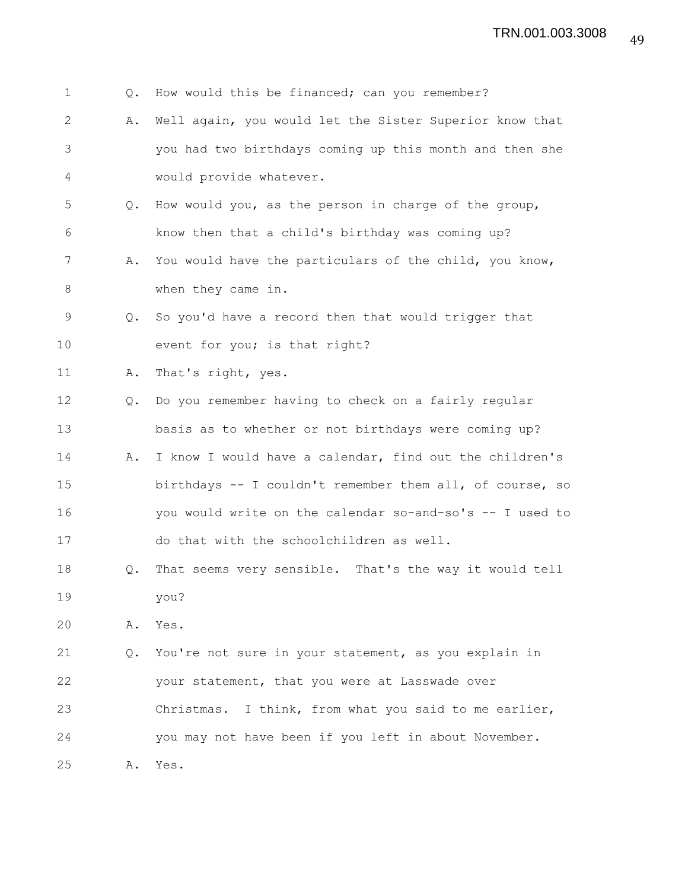1 Q. How would this be financed; can you remember?

2 A. Well again, you would let the Sister Superior know that

3 you had two birthdays coming up this month and then she

4 would provide whatever.

5 Q. How would you, as the person in charge of the group,

6 know then that a child's birthday was coming up?

7 A. You would have the particulars of the child, you know,

8 when they came in.

9 Q. So you'd have a record then that would trigger that

10 event for you; is that right?

11 A. That's right, yes.

12 Q. Do you remember having to check on a fairly regular

13 basis as to whether or not birthdays were coming up?

14 A. I know I would have a calendar, find out the children's

15 birthdays -- I couldn't remember them all, of course, so

16 you would write on the calendar so-and-so's -- I used to

17 do that with the schoolchildren as well.

18 Q. That seems very sensible. That's the way it would tell

19 you?

20 A. Yes.

21 Q. You're not sure in your statement, as you explain in

22 your statement, that you were at Lasswade over

23 Christmas. I think, from what you said to me earlier,

24 you may not have been if you left in about November.

25 A. Yes.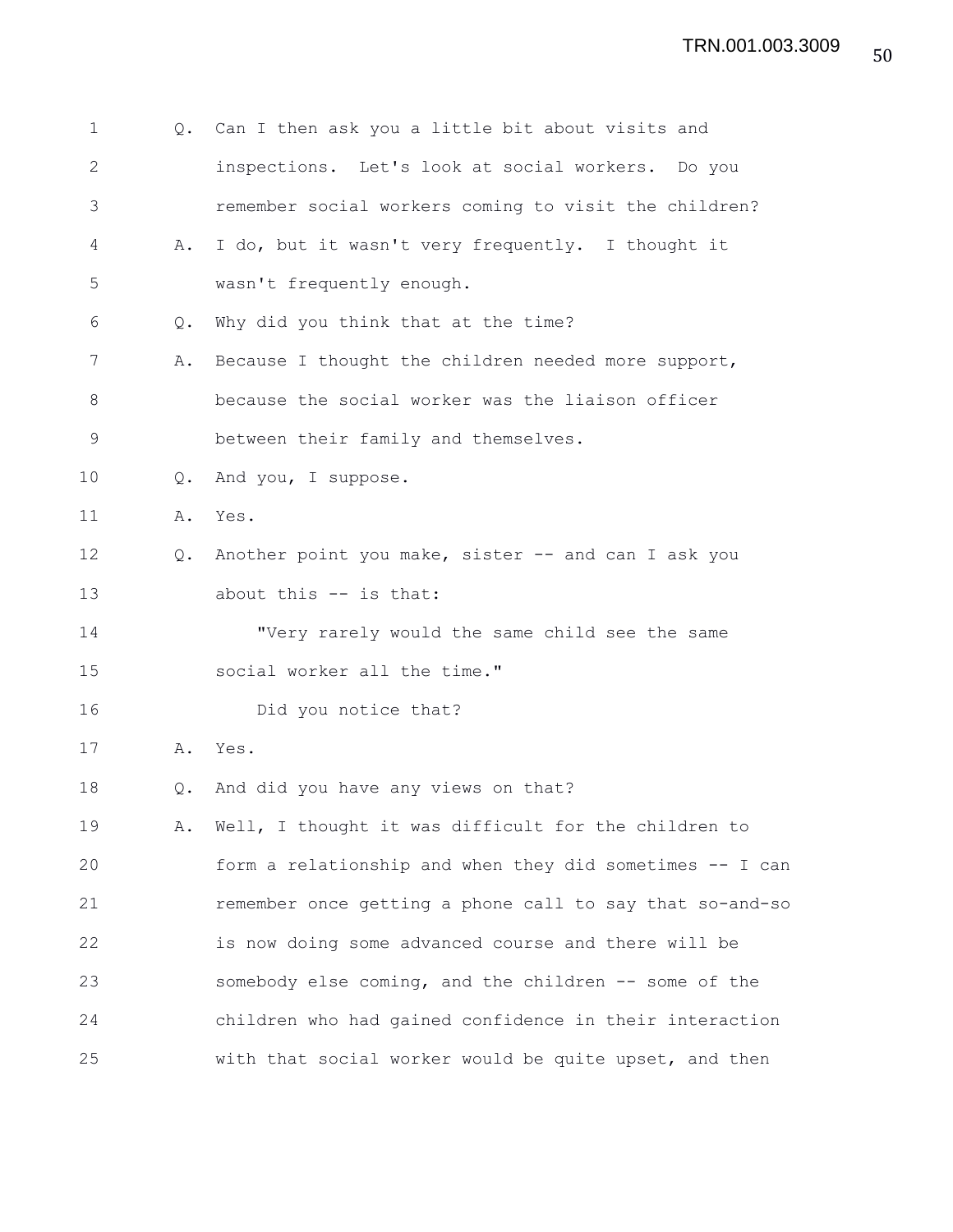Q. Can I then ask you a little bit about visits and inspections. Let's look at social workers. Do you remember social workers coming to visit the children?

A. I do, but it wasn't very frequently. I thought it wasn't frequently enough.

Q. Why did you think that at the time?

A. Because I thought the children needed more support, because the social worker was the liaison officer between their family and themselves.

Q. And you, I suppose.

A. Yes.

Q. Another point you make, sister -- and can I ask you about this -- is that:

"Very rarely would the same child see the same social worker all the time."

Did you notice that?

A. Yes.

Q. And did you have any views on that?

A. Well, I thought it was difficult for the children to form a relationship and when they did sometimes -- I can remember once getting a phone call to say that so-and-so is now doing some advanced course and there will be somebody else coming, and the children -- some of the children who had gained confidence in their interaction with that social worker would be quite upset, and then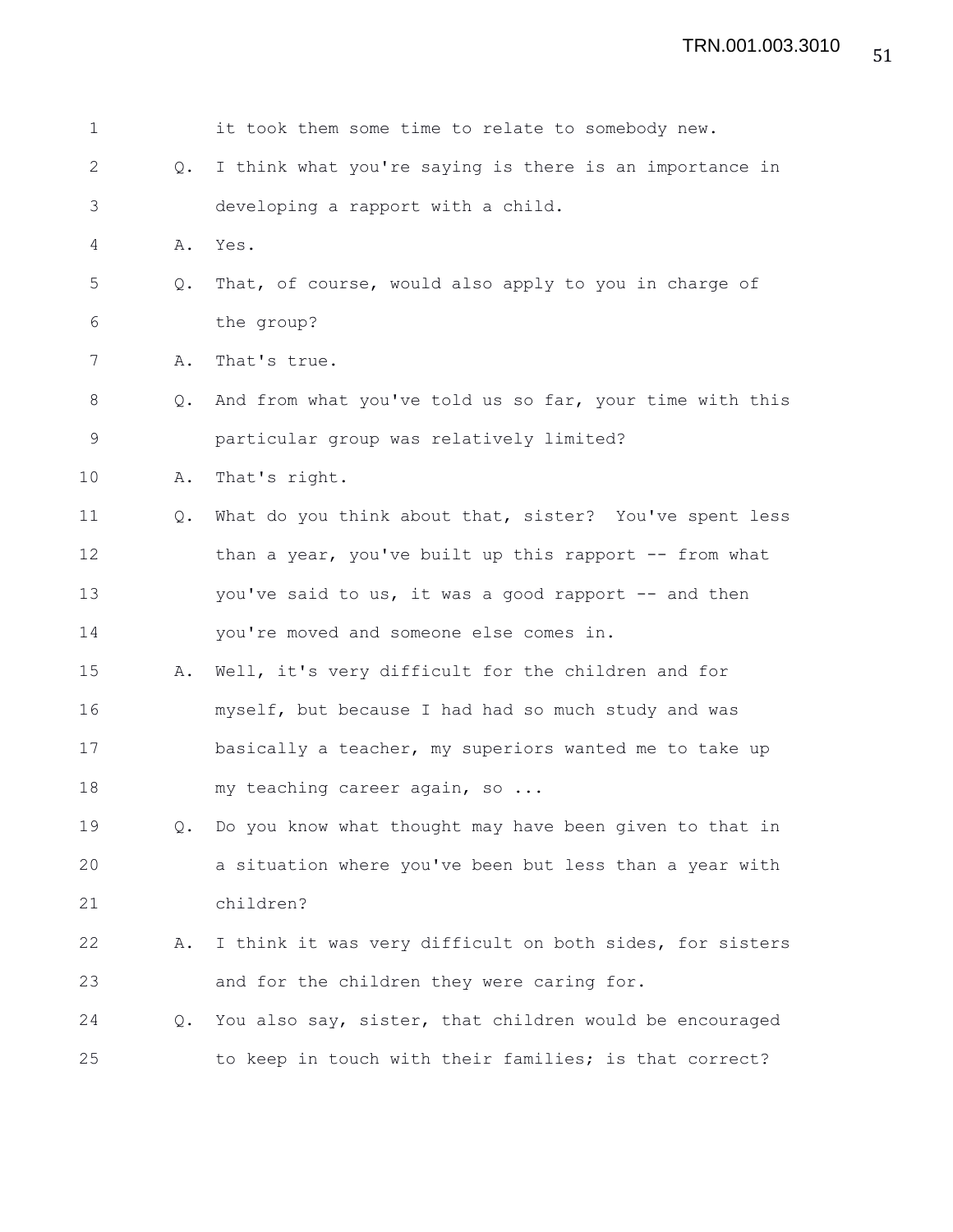1 it took them some time to relate to somebody new.

2 Q. I think what you're saying is there is an importance in

3 developing a rapport with a child.

4 A. Yes.

5 Q. That, of course, would also apply to you in charge of

6 the group?

7 A. That's true.

8 Q. And from what you've told us so far, your time with this

9 particular group was relatively limited?

10 A. That's right.

11 Q. What do you think about that, sister? You've spent less

12 than a year, you've built up this rapport -- from what

13 you've said to us, it was a good rapport -- and then

14 you're moved and someone else comes in.

15 A. Well, it's very difficult for the children and for

16 myself, but because I had had so much study and was

17 basically a teacher, my superiors wanted me to take up

18 my teaching career again, so ...

19 Q. Do you know what thought may have been given to that in

20 a situation where you've been but less than a year with

21 children?

22 A. I think it was very difficult on both sides, for sisters

23 and for the children they were caring for.

24 Q. You also say, sister, that children would be encouraged

25 to keep in touch with their families; is that correct?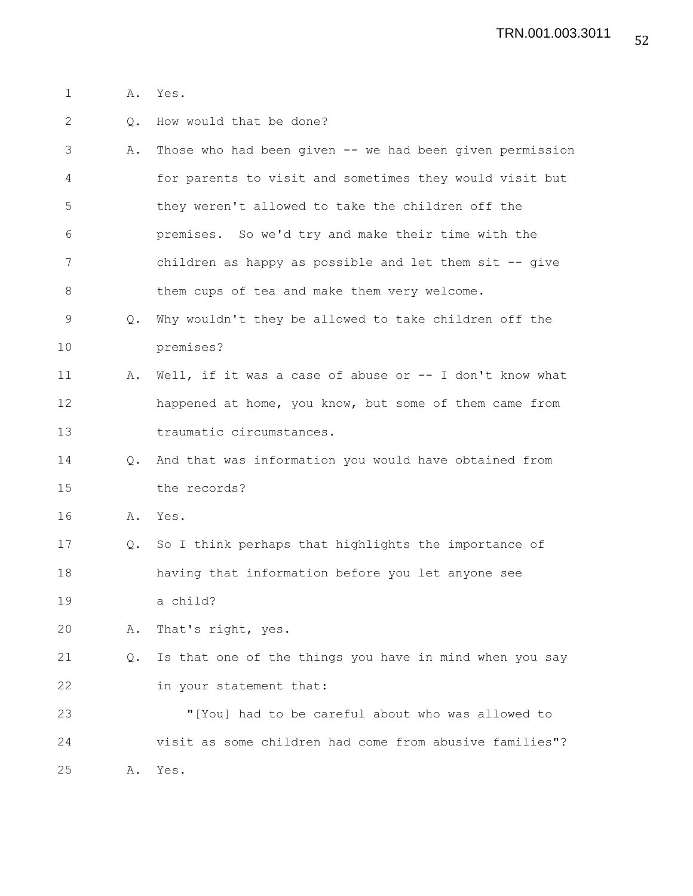A. Yes.

Q. How would that be done?

A. Those who had been given -- we had been given permission for parents to visit and sometimes they would visit but they weren't allowed to take the children off the premises. So we'd try and make their time with the children as happy as possible and let them sit -- give them cups of tea and make them very welcome.

Q. Why wouldn't they be allowed to take children off the premises?

A. Well, if it was a case of abuse or -- I don't know what happened at home, you know, but some of them came from traumatic circumstances.

Q. And that was information you would have obtained from the records?

A. Yes.

Q. So I think perhaps that highlights the importance of having that information before you let anyone see a child?

A. That's right, yes.

Q. Is that one of the things you have in mind when you say in your statement that:

"[You] had to be careful about who was allowed to visit as some children had come from abusive families"?

A. Yes.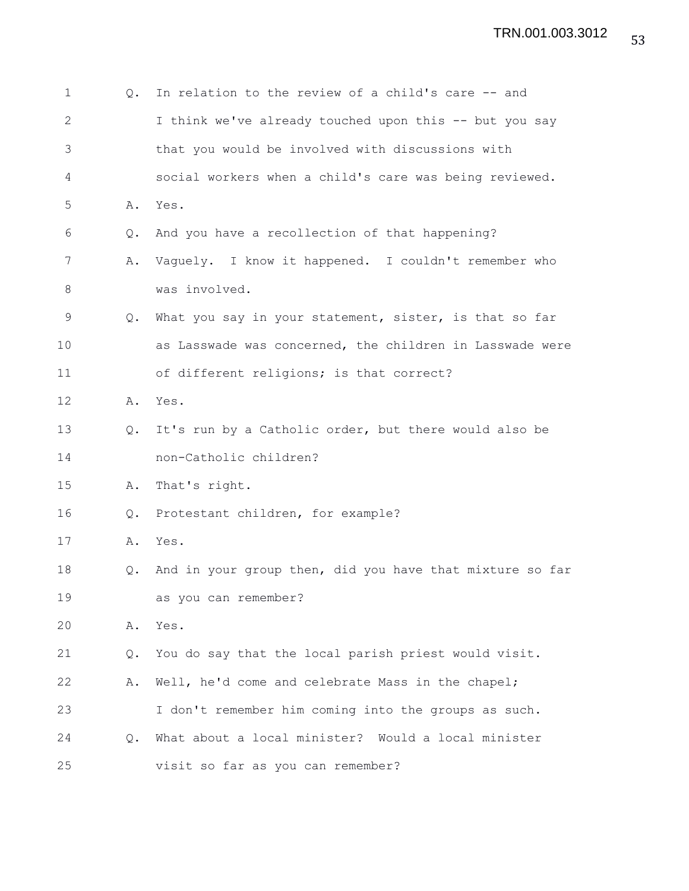1 Q. In relation to the review of a child's care -- and
2 I think we've already touched upon this -- but you say
3 that you would be involved with discussions with
4 social workers when a child's care was being reviewed.
5 A. Yes.
6 Q. And you have a recollection of that happening?
7 A. Vaguely. I know it happened. I couldn't remember who
8 was involved.
9 Q. What you say in your statement, sister, is that so far
10 as Lasswade was concerned, the children in Lasswade were
11 of different religions; is that correct?
12 A. Yes.
13 Q. It's run by a Catholic order, but there would also be
14 non-Catholic children?
15 A. That's right.
16 Q. Protestant children, for example?
17 A. Yes.
18 Q. And in your group then, did you have that mixture so far
19 as you can remember?
20 A. Yes.
21 Q. You do say that the local parish priest would visit.
22 A. Well, he'd come and celebrate Mass in the chapel;
23 I don't remember him coming into the groups as such.
24 Q. What about a local minister? Would a local minister
25 visit so far as you can remember?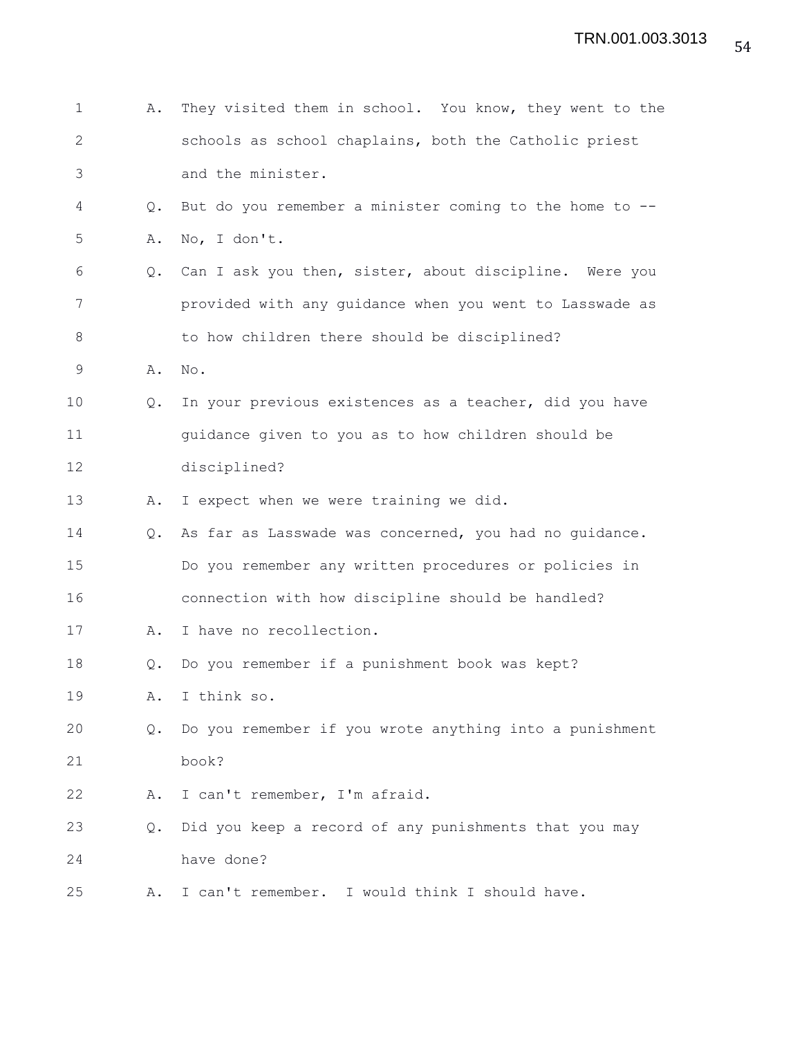A. They visited them in school. You know, they went to the schools as school chaplains, both the Catholic priest and the minister.

Q. But do you remember a minister coming to the home to --

A. No, I don't.

Q. Can I ask you then, sister, about discipline. Were you provided with any guidance when you went to Lasswade as to how children there should be disciplined?

A. No.

Q. In your previous existences as a teacher, did you have guidance given to you as to how children should be disciplined?

A. I expect when we were training we did.

Q. As far as Lasswade was concerned, you had no guidance. Do you remember any written procedures or policies in connection with how discipline should be handled?

A. I have no recollection.

Q. Do you remember if a punishment book was kept?

A. I think so.

Q. Do you remember if you wrote anything into a punishment book?

A. I can't remember, I'm afraid.

Q. Did you keep a record of any punishments that you may have done?

A. I can't remember. I would think I should have.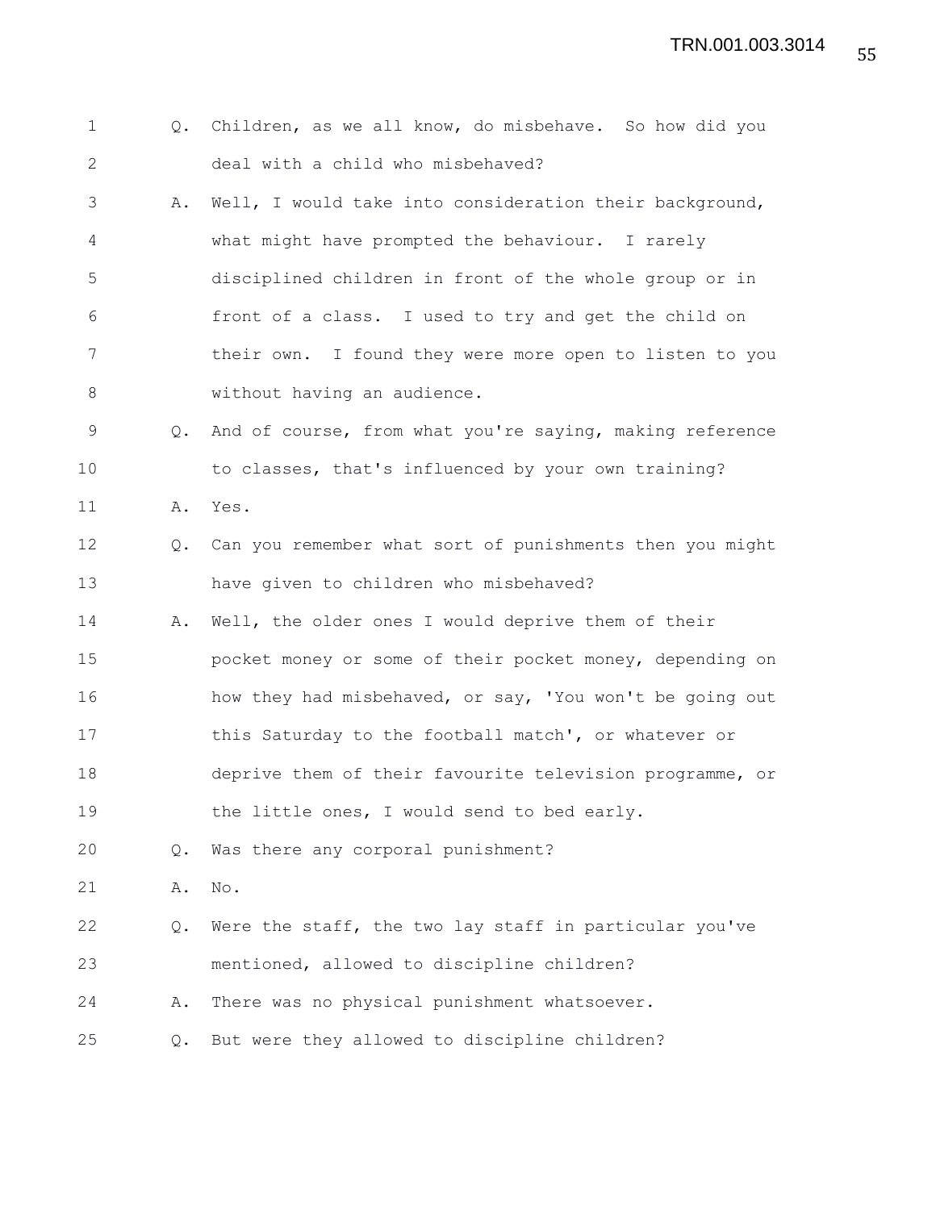Q. Children, as we all know, do misbehave. So how did you deal with a child who misbehaved?

A. Well, I would take into consideration their background, what might have prompted the behaviour. I rarely disciplined children in front of the whole group or in front of a class. I used to try and get the child on their own. I found they were more open to listen to you without having an audience.

Q. And of course, from what you're saying, making reference to classes, that's influenced by your own training?

A. Yes.

Q. Can you remember what sort of punishments then you might have given to children who misbehaved?

A. Well, the older ones I would deprive them of their pocket money or some of their pocket money, depending on how they had misbehaved, or say, 'You won't be going out this Saturday to the football match', or whatever or deprive them of their favourite television programme, or the little ones, I would send to bed early.

Q. Was there any corporal punishment?

A. No.

Q. Were the staff, the two lay staff in particular you've mentioned, allowed to discipline children?

A. There was no physical punishment whatsoever.

Q. But were they allowed to discipline children?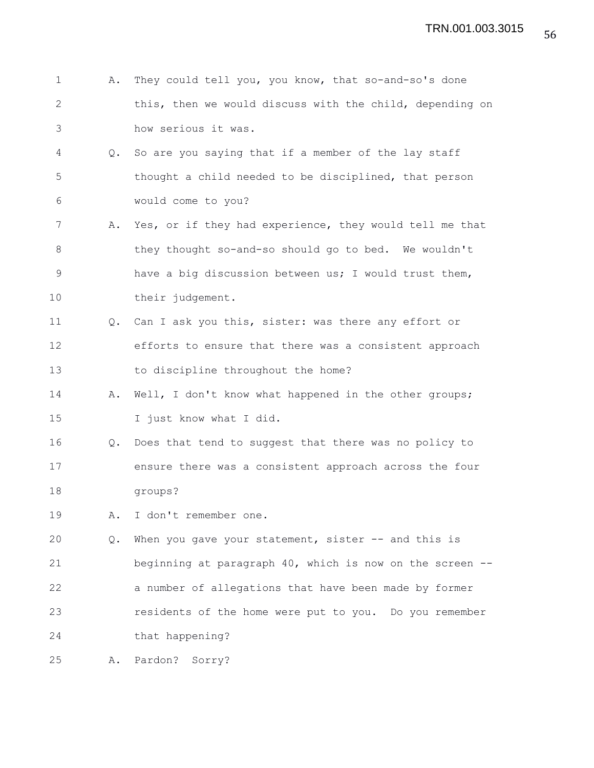1 A. They could tell you, you know, that so-and-so's done
2 this, then we would discuss with the child, depending on
3 how serious it was.
4 Q. So are you saying that if a member of the lay staff
5 thought a child needed to be disciplined, that person
6 would come to you?
7 A. Yes, or if they had experience, they would tell me that
8 they thought so-and-so should go to bed. We wouldn't
9 have a big discussion between us; I would trust them,
10 their judgement.
11 Q. Can I ask you this, sister: was there any effort or
12 efforts to ensure that there was a consistent approach
13 to discipline throughout the home?
14 A. Well, I don't know what happened in the other groups;
15 I just know what I did.
16 Q. Does that tend to suggest that there was no policy to
17 ensure there was a consistent approach across the four
18 groups?
19 A. I don't remember one.
20 Q. When you gave your statement, sister -- and this is
21 beginning at paragraph 40, which is now on the screen --
22 a number of allegations that have been made by former
23 residents of the home were put to you. Do you remember
24 that happening?
25 A. Pardon? Sorry?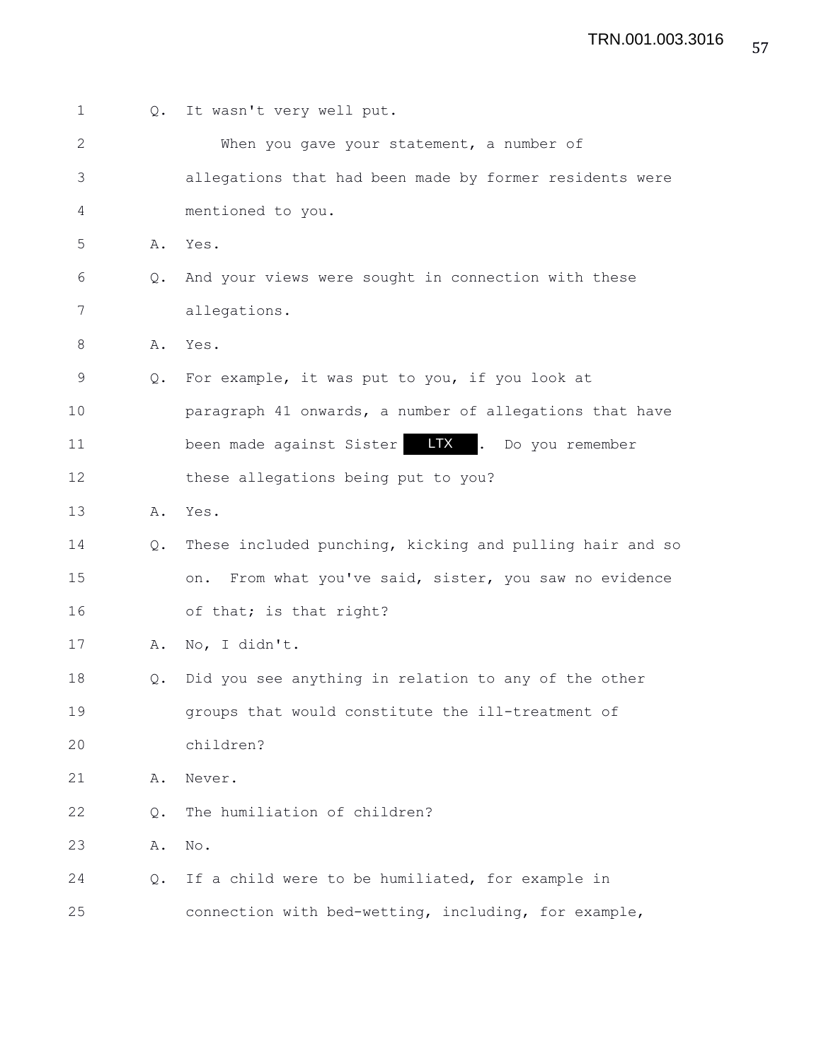Q. It wasn't very well put.

When you gave your statement, a number of allegations that had been made by former residents were mentioned to you.

A. Yes.

Q. And your views were sought in connection with these allegations.

A. Yes.

Q. For example, it was put to you, if you look at paragraph 41 onwards, a number of allegations that have been made against Sister LTX. Do you remember these allegations being put to you?

A. Yes.

Q. These included punching, kicking and pulling hair and so on. From what you've said, sister, you saw no evidence of that; is that right?

A. No, I didn't.

Q. Did you see anything in relation to any of the other groups that would constitute the ill-treatment of children?

A. Never.

Q. The humiliation of children?

A. No.

Q. If a child were to be humiliated, for example in connection with bed-wetting, including, for example,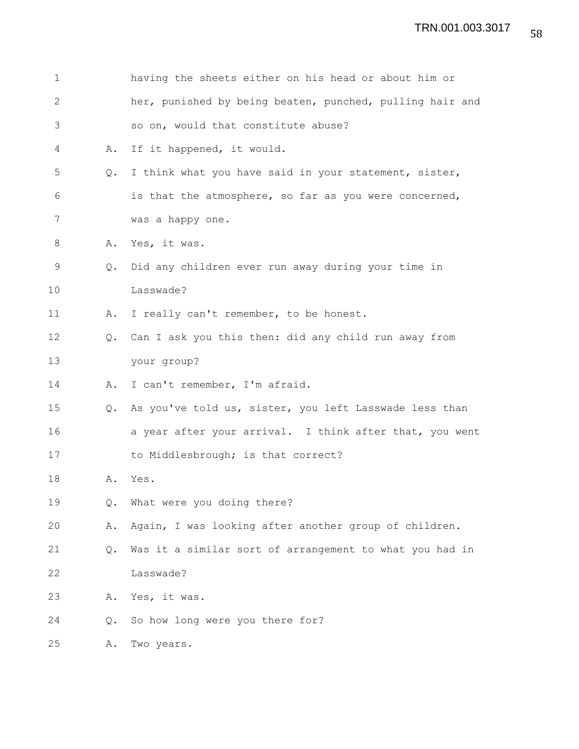having the sheets either on his head or about him or her, punished by being beaten, punched, pulling hair and so on, would that constitute abuse?

A. If it happened, it would.

Q. I think what you have said in your statement, sister, is that the atmosphere, so far as you were concerned, was a happy one.

A. Yes, it was.

Q. Did any children ever run away during your time in Lasswade?

A. I really can't remember, to be honest.

Q. Can I ask you this then: did any child run away from your group?

A. I can't remember, I'm afraid.

Q. As you've told us, sister, you left Lasswade less than a year after your arrival. I think after that, you went to Middlesbrough; is that correct?

A. Yes.

Q. What were you doing there?

A. Again, I was looking after another group of children.

Q. Was it a similar sort of arrangement to what you had in Lasswade?

A. Yes, it was.

Q. So how long were you there for?

A. Two years.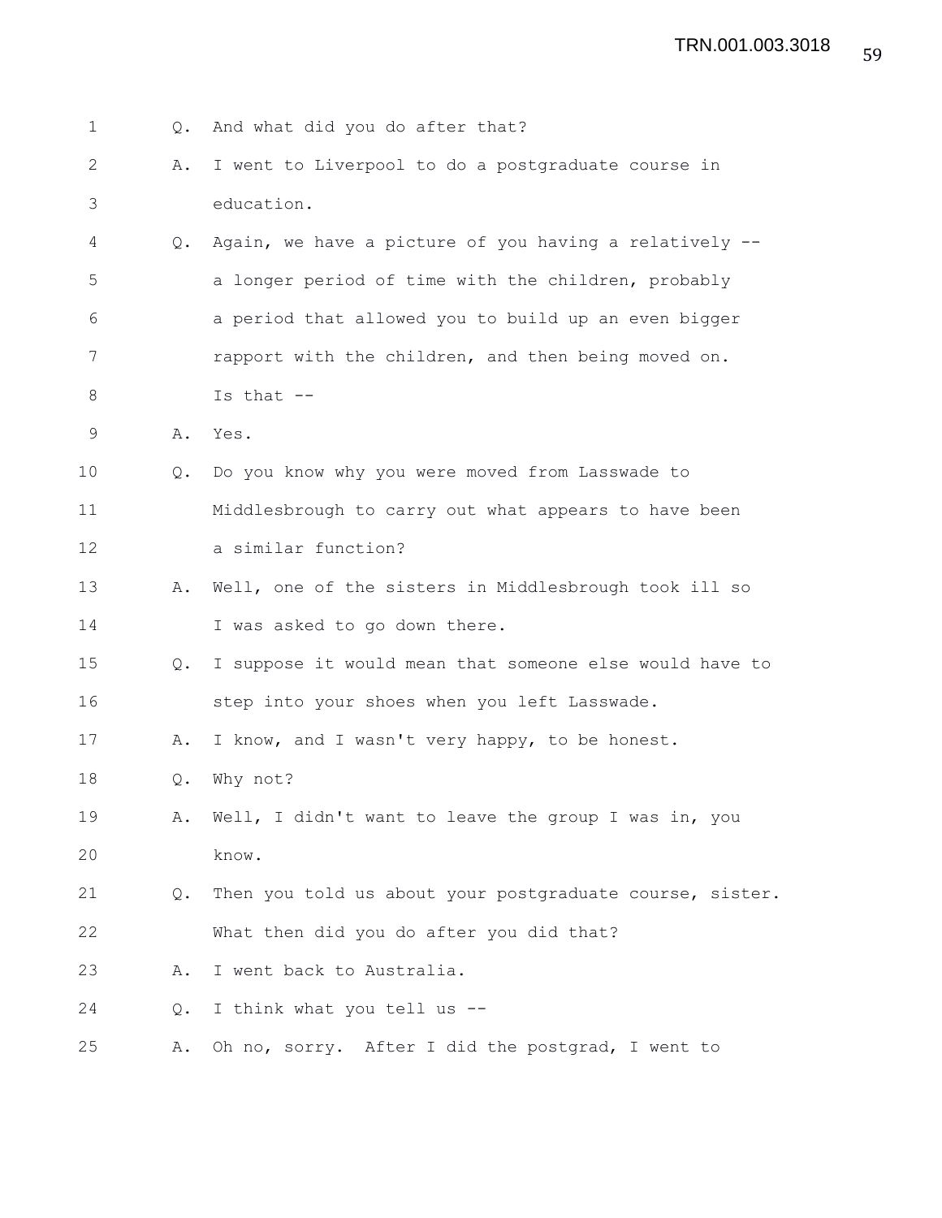1 Q. And what did you do after that?

2 A. I went to Liverpool to do a postgraduate course in

3 education.

4 Q. Again, we have a picture of you having a relatively --

5 a longer period of time with the children, probably

6 a period that allowed you to build up an even bigger

7 rapport with the children, and then being moved on.

8 Is that --

9 A. Yes.

10 Q. Do you know why you were moved from Lasswade to

11 Middlesbrough to carry out what appears to have been

12 a similar function?

13 A. Well, one of the sisters in Middlesbrough took ill so

14 I was asked to go down there.

15 Q. I suppose it would mean that someone else would have to

16 step into your shoes when you left Lasswade.

17 A. I know, and I wasn't very happy, to be honest.

18 Q. Why not?

19 A. Well, I didn't want to leave the group I was in, you

20 know.

21 Q. Then you told us about your postgraduate course, sister.

22 What then did you do after you did that?

23 A. I went back to Australia.

24 Q. I think what you tell us --

25 A. Oh no, sorry. After I did the postgrad, I went to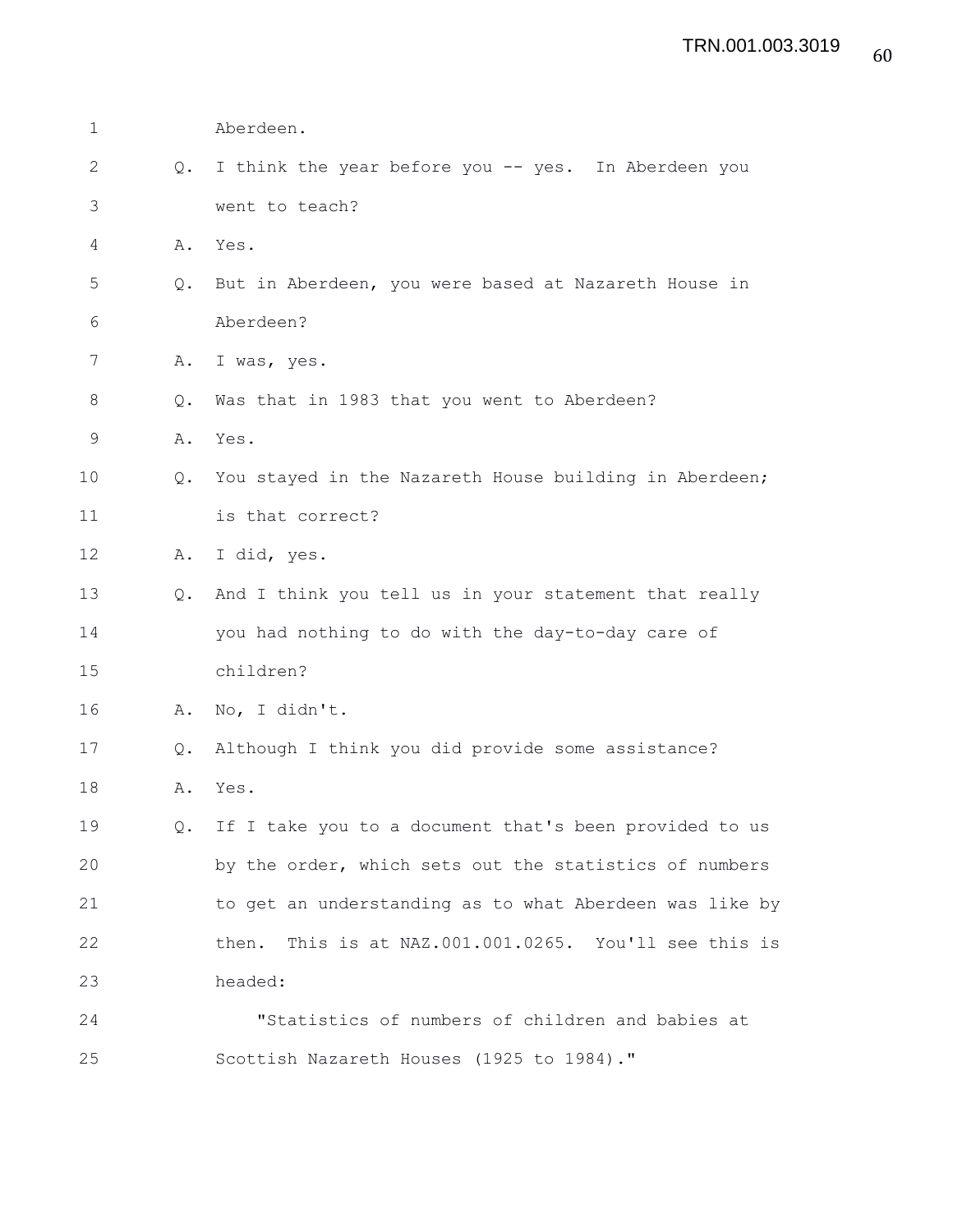Aberdeen.

Q. I think the year before you -- yes. In Aberdeen you went to teach?

A. Yes.

Q. But in Aberdeen, you were based at Nazareth House in Aberdeen?

A. I was, yes.

Q. Was that in 1983 that you went to Aberdeen?

A. Yes.

Q. You stayed in the Nazareth House building in Aberdeen; is that correct?

A. I did, yes.

Q. And I think you tell us in your statement that really you had nothing to do with the day-to-day care of children?

A. No, I didn't.

Q. Although I think you did provide some assistance?

A. Yes.

Q. If I take you to a document that's been provided to us by the order, which sets out the statistics of numbers to get an understanding as to what Aberdeen was like by then. This is at NAZ.001.001.0265. You'll see this is headed:

"Statistics of numbers of children and babies at Scottish Nazareth Houses (1925 to 1984)."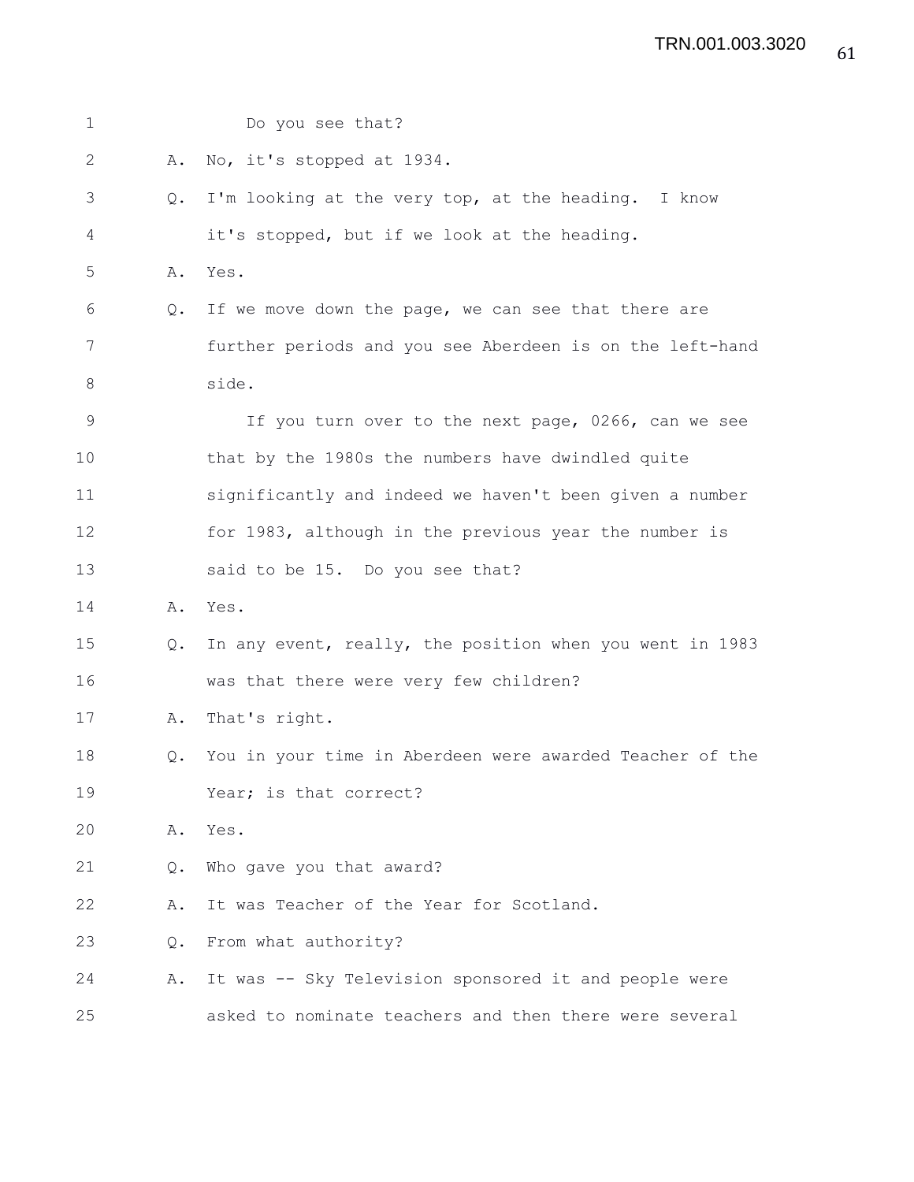1 Do you see that?

2 A. No, it's stopped at 1934.

3 Q. I'm looking at the very top, at the heading. I know

4 it's stopped, but if we look at the heading.

5 A. Yes.

6 Q. If we move down the page, we can see that there are

7 further periods and you see Aberdeen is on the left-hand

8 side.

9 If you turn over to the next page, 0266, can we see

10 that by the 1980s the numbers have dwindled quite

11 significantly and indeed we haven't been given a number

12 for 1983, although in the previous year the number is

13 said to be 15. Do you see that?

14 A. Yes.

15 Q. In any event, really, the position when you went in 1983

16 was that there were very few children?

17 A. That's right.

18 Q. You in your time in Aberdeen were awarded Teacher of the

19 Year; is that correct?

20 A. Yes.

21 Q. Who gave you that award?

22 A. It was Teacher of the Year for Scotland.

23 Q. From what authority?

24 A. It was -- Sky Television sponsored it and people were

25 asked to nominate teachers and then there were several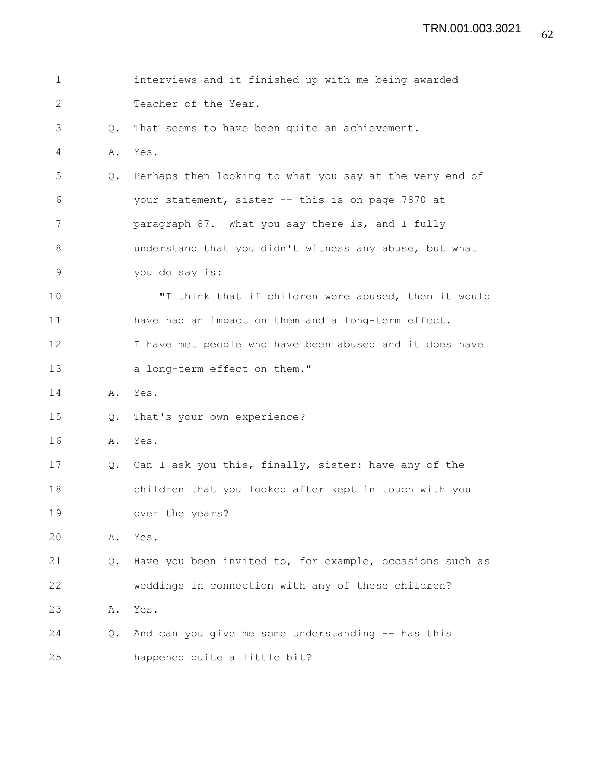interviews and it finished up with me being awarded Teacher of the Year.

Q. That seems to have been quite an achievement.

A. Yes.

Q. Perhaps then looking to what you say at the very end of your statement, sister -- this is on page 7870 at paragraph 87. What you say there is, and I fully understand that you didn't witness any abuse, but what you do say is:

"I think that if children were abused, then it would have had an impact on them and a long-term effect. I have met people who have been abused and it does have a long-term effect on them."

A. Yes.

Q. That's your own experience?

A. Yes.

Q. Can I ask you this, finally, sister: have any of the children that you looked after kept in touch with you over the years?

A. Yes.

Q. Have you been invited to, for example, occasions such as weddings in connection with any of these children?

A. Yes.

Q. And can you give me some understanding -- has this happened quite a little bit?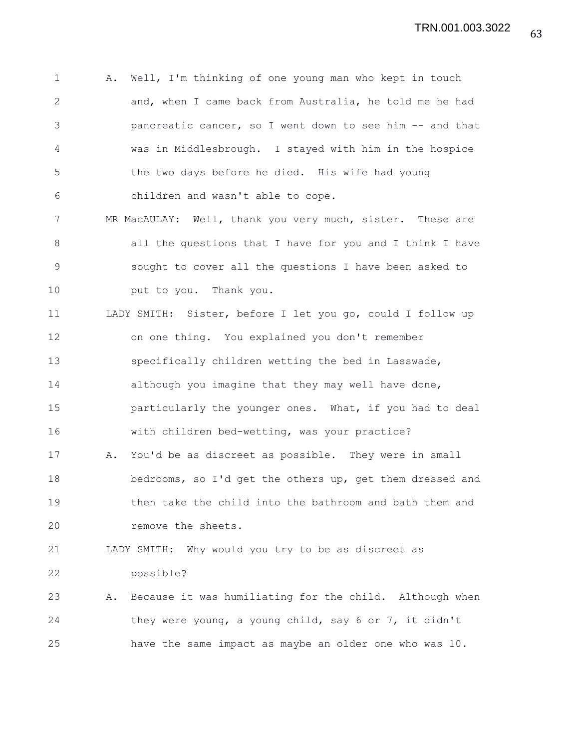A. Well, I'm thinking of one young man who kept in touch and, when I came back from Australia, he told me he had pancreatic cancer, so I went down to see him -- and that was in Middlesbrough. I stayed with him in the hospice the two days before he died. His wife had young children and wasn't able to cope.

MR MacAULAY: Well, thank you very much, sister. These are all the questions that I have for you and I think I have sought to cover all the questions I have been asked to put to you. Thank you.

LADY SMITH: Sister, before I let you go, could I follow up on one thing. You explained you don't remember specifically children wetting the bed in Lasswade, although you imagine that they may well have done, particularly the younger ones. What, if you had to deal with children bed-wetting, was your practice?

A. You'd be as discreet as possible. They were in small bedrooms, so I'd get the others up, get them dressed and then take the child into the bathroom and bath them and remove the sheets.

LADY SMITH: Why would you try to be as discreet as possible?

A. Because it was humiliating for the child. Although when they were young, a young child, say 6 or 7, it didn't have the same impact as maybe an older one who was 10.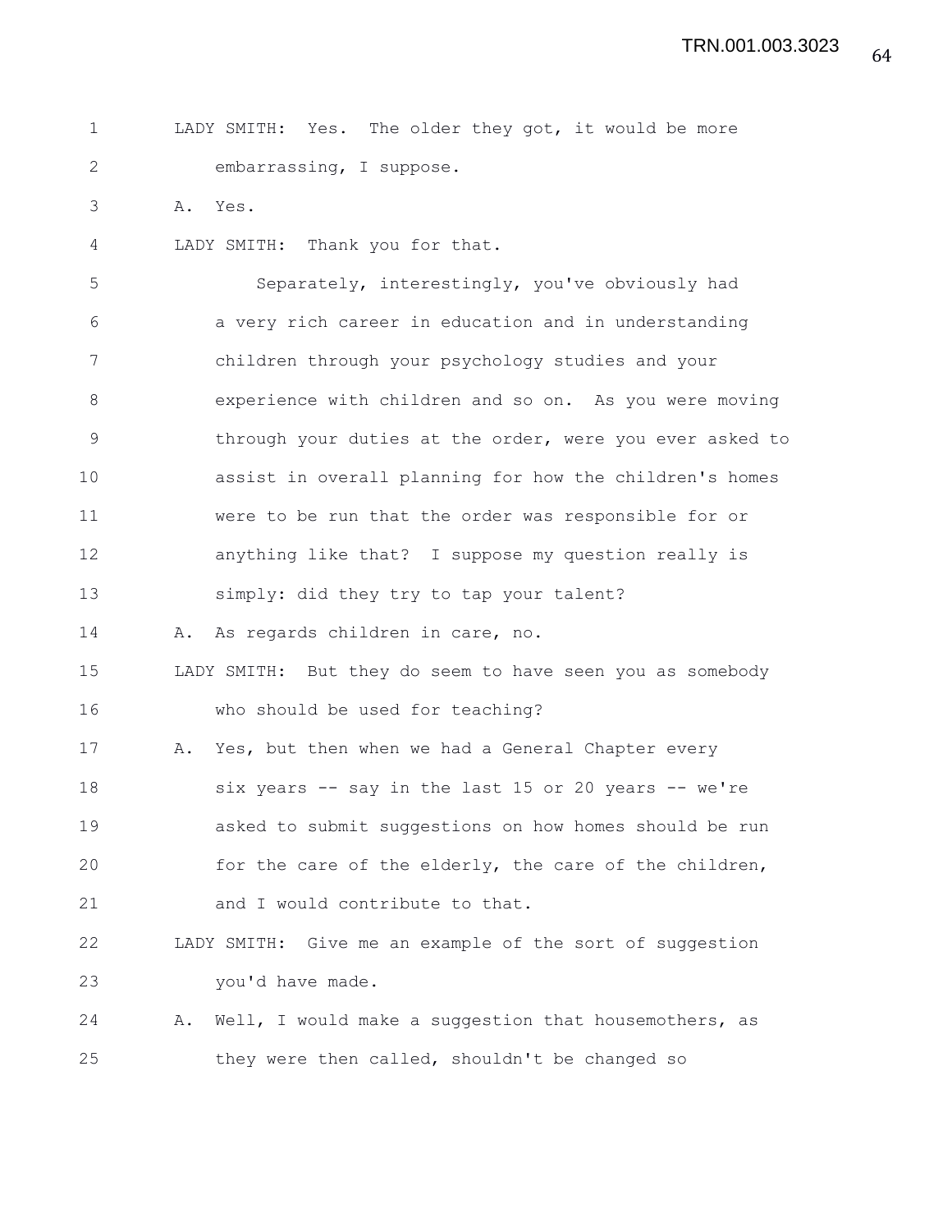LADY SMITH: Yes. The older they got, it would be more embarrassing, I suppose.

A. Yes.

LADY SMITH: Thank you for that.

Separately, interestingly, you've obviously had a very rich career in education and in understanding children through your psychology studies and your experience with children and so on. As you were moving through your duties at the order, were you ever asked to assist in overall planning for how the children's homes were to be run that the order was responsible for or anything like that? I suppose my question really is simply: did they try to tap your talent?

A. As regards children in care, no.

LADY SMITH: But they do seem to have seen you as somebody who should be used for teaching?

A. Yes, but then when we had a General Chapter every six years -- say in the last 15 or 20 years -- we're asked to submit suggestions on how homes should be run for the care of the elderly, the care of the children, and I would contribute to that.

LADY SMITH: Give me an example of the sort of suggestion you'd have made.

A. Well, I would make a suggestion that housemothers, as they were then called, shouldn't be changed so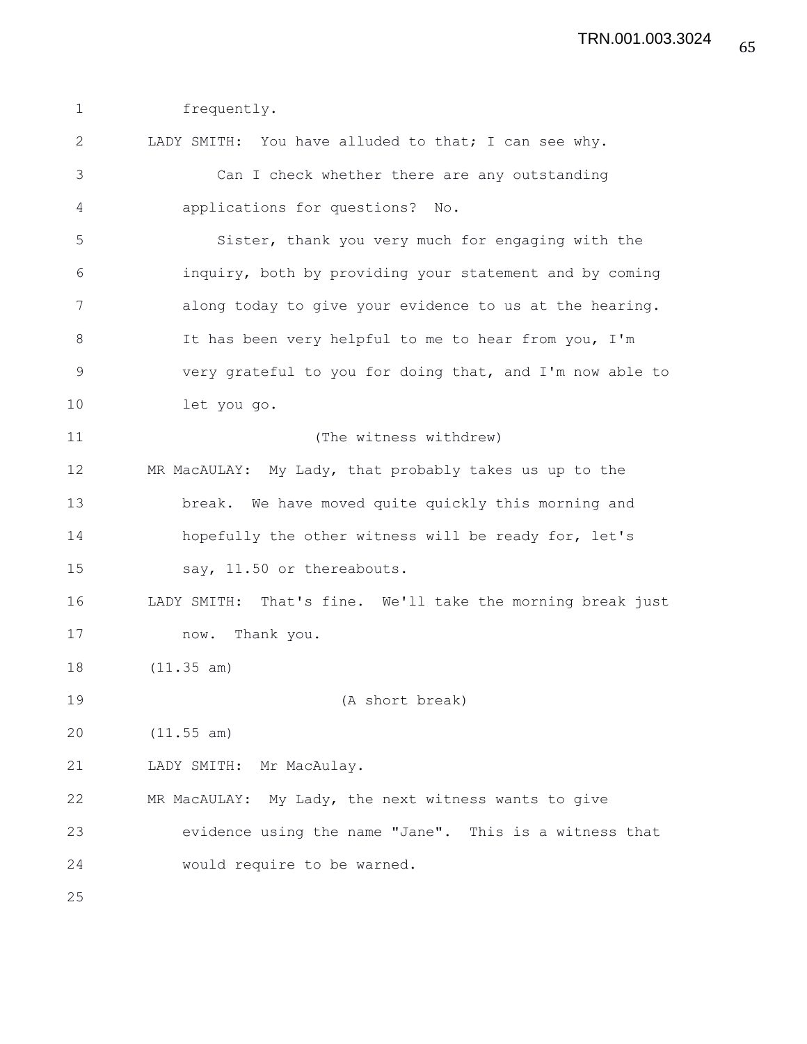frequently.

LADY SMITH: You have alluded to that; I can see why.

Can I check whether there are any outstanding applications for questions? No.

Sister, thank you very much for engaging with the inquiry, both by providing your statement and by coming along today to give your evidence to us at the hearing. It has been very helpful to me to hear from you, I'm very grateful to you for doing that, and I'm now able to let you go.

(The witness withdrew)

MR MacAULAY: My Lady, that probably takes us up to the break. We have moved quite quickly this morning and hopefully the other witness will be ready for, let's say, 11.50 or thereabouts.

LADY SMITH: That's fine. We'll take the morning break just now. Thank you.

(11.35 am)

(A short break)

(11.55 am)

LADY SMITH: Mr MacAulay.

MR MacAULAY: My Lady, the next witness wants to give evidence using the name "Jane". This is a witness that would require to be warned.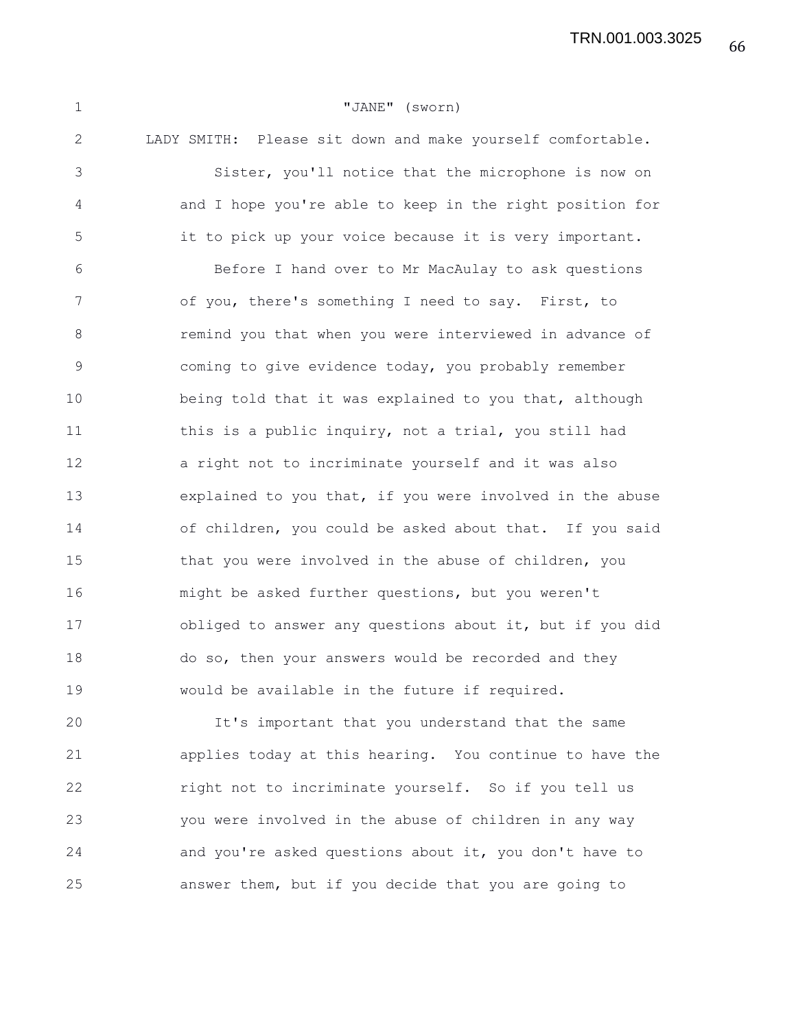"JANE" (sworn)

LADY SMITH: Please sit down and make yourself comfortable.

Sister, you'll notice that the microphone is now on and I hope you're able to keep in the right position for it to pick up your voice because it is very important.

Before I hand over to Mr MacAulay to ask questions of you, there's something I need to say. First, to remind you that when you were interviewed in advance of coming to give evidence today, you probably remember being told that it was explained to you that, although this is a public inquiry, not a trial, you still had a right not to incriminate yourself and it was also explained to you that, if you were involved in the abuse of children, you could be asked about that. If you said that you were involved in the abuse of children, you might be asked further questions, but you weren't obliged to answer any questions about it, but if you did do so, then your answers would be recorded and they would be available in the future if required.

It's important that you understand that the same applies today at this hearing. You continue to have the right not to incriminate yourself. So if you tell us you were involved in the abuse of children in any way and you're asked questions about it, you don't have to answer them, but if you decide that you are going to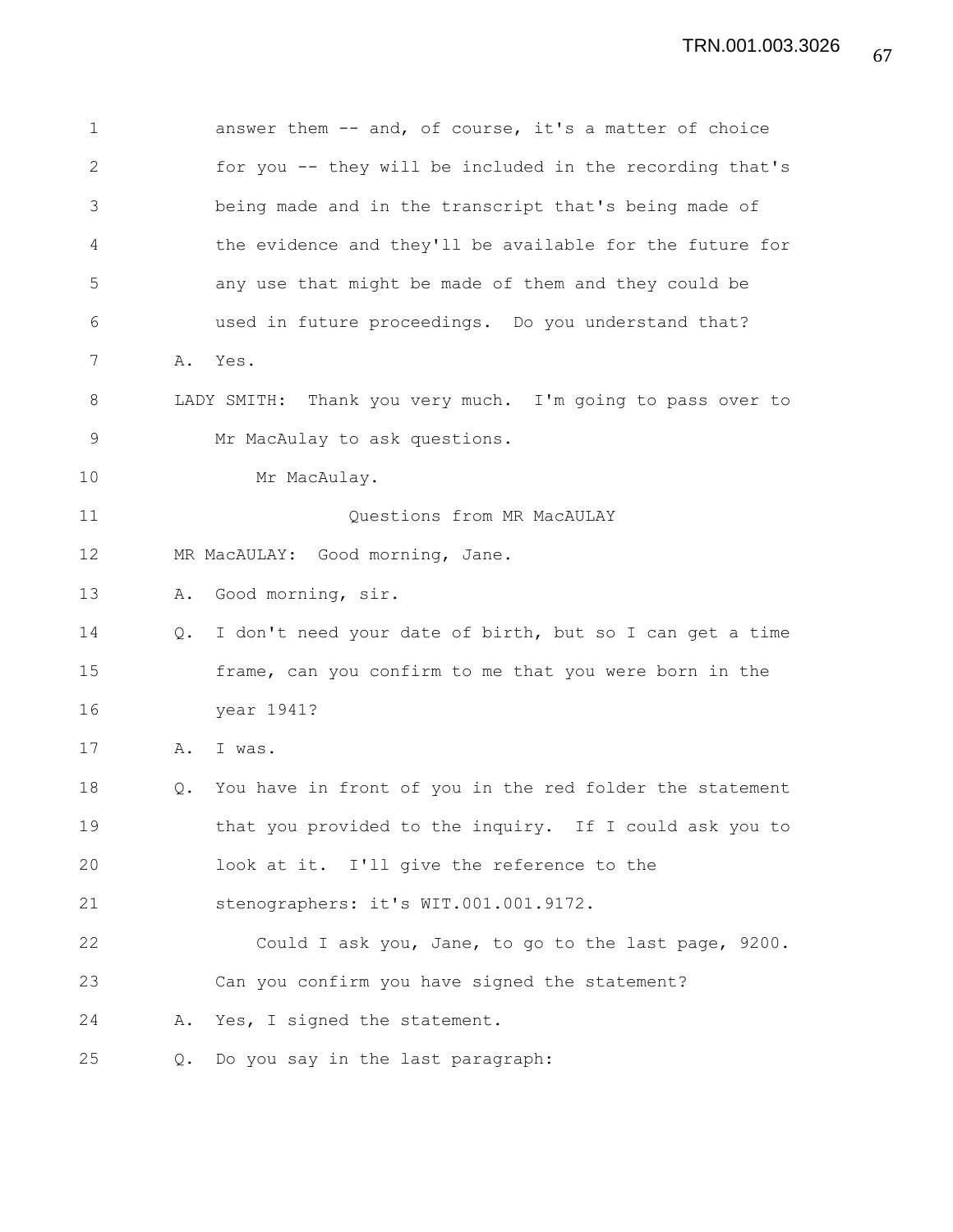answer them -- and, of course, it's a matter of choice for you -- they will be included in the recording that's being made and in the transcript that's being made of the evidence and they'll be available for the future for any use that might be made of them and they could be used in future proceedings. Do you understand that?

A. Yes.

LADY SMITH: Thank you very much. I'm going to pass over to Mr MacAulay to ask questions.

Mr MacAulay.

Questions from MR MacAULAY

MR MacAULAY: Good morning, Jane.

A. Good morning, sir.

Q. I don't need your date of birth, but so I can get a time frame, can you confirm to me that you were born in the year 1941?

A. I was.

Q. You have in front of you in the red folder the statement that you provided to the inquiry. If I could ask you to look at it. I'll give the reference to the stenographers: it's WIT.001.001.9172.

Could I ask you, Jane, to go to the last page, 9200. Can you confirm you have signed the statement?

A. Yes, I signed the statement.

Q. Do you say in the last paragraph: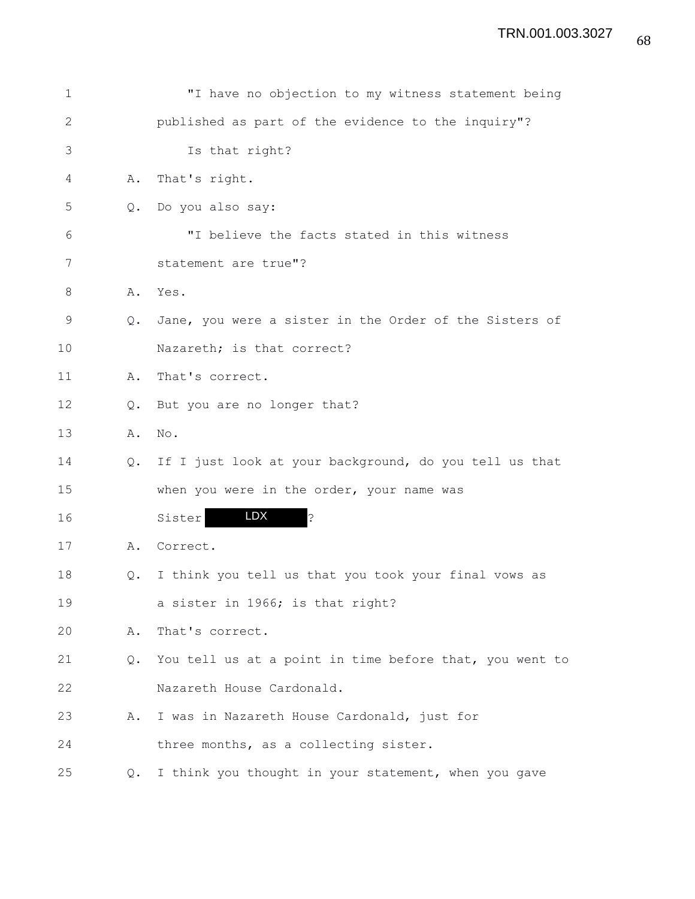1 "I have no objection to my witness statement being
2 published as part of the evidence to the inquiry"?
3 Is that right?
4 A. That's right.
5 Q. Do you also say:
6 "I believe the facts stated in this witness
7 statement are true"?
8 A. Yes.
9 Q. Jane, you were a sister in the Order of the Sisters of
10 Nazareth; is that correct?
11 A. That's correct.
12 Q. But you are no longer that?
13 A. No.
14 Q. If I just look at your background, do you tell us that
15 when you were in the order, your name was
16 Sister LDX ?
17 A. Correct.
18 Q. I think you tell us that you took your final vows as
19 a sister in 1966; is that right?
20 A. That's correct.
21 Q. You tell us at a point in time before that, you went to
22 Nazareth House Cardonald.
23 A. I was in Nazareth House Cardonald, just for
24 three months, as a collecting sister.
25 Q. I think you thought in your statement, when you gave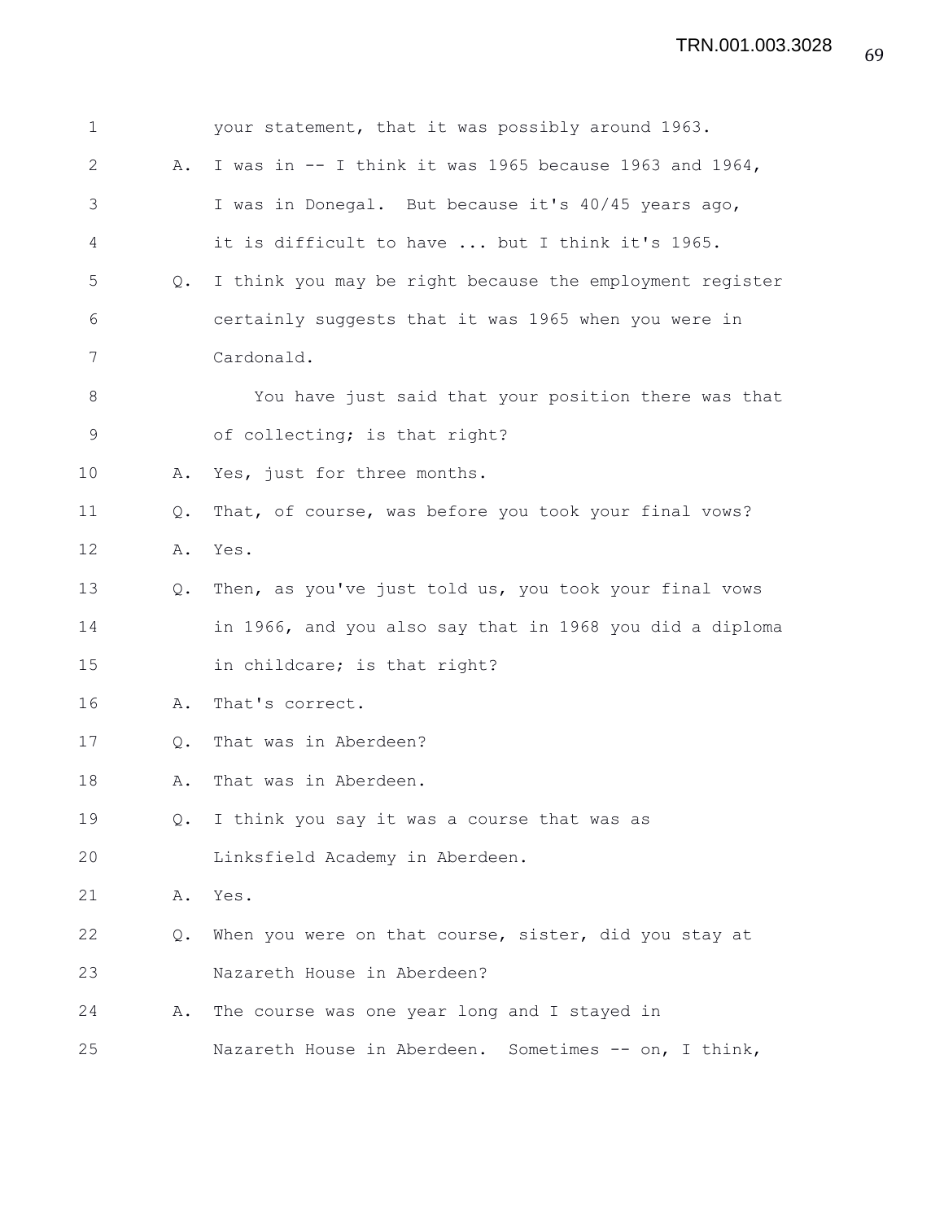1 your statement, that it was possibly around 1963.

2 A. I was in -- I think it was 1965 because 1963 and 1964,

3 I was in Donegal. But because it's 40/45 years ago,

4 it is difficult to have ... but I think it's 1965.

5 Q. I think you may be right because the employment register

6 certainly suggests that it was 1965 when you were in

7 Cardonald.

8 You have just said that your position there was that

9 of collecting; is that right?

10 A. Yes, just for three months.

11 Q. That, of course, was before you took your final vows?

12 A. Yes.

13 Q. Then, as you've just told us, you took your final vows

14 in 1966, and you also say that in 1968 you did a diploma

15 in childcare; is that right?

16 A. That's correct.

17 Q. That was in Aberdeen?

18 A. That was in Aberdeen.

19 Q. I think you say it was a course that was as

20 Linksfield Academy in Aberdeen.

21 A. Yes.

22 Q. When you were on that course, sister, did you stay at

23 Nazareth House in Aberdeen?

24 A. The course was one year long and I stayed in

25 Nazareth House in Aberdeen. Sometimes -- on, I think,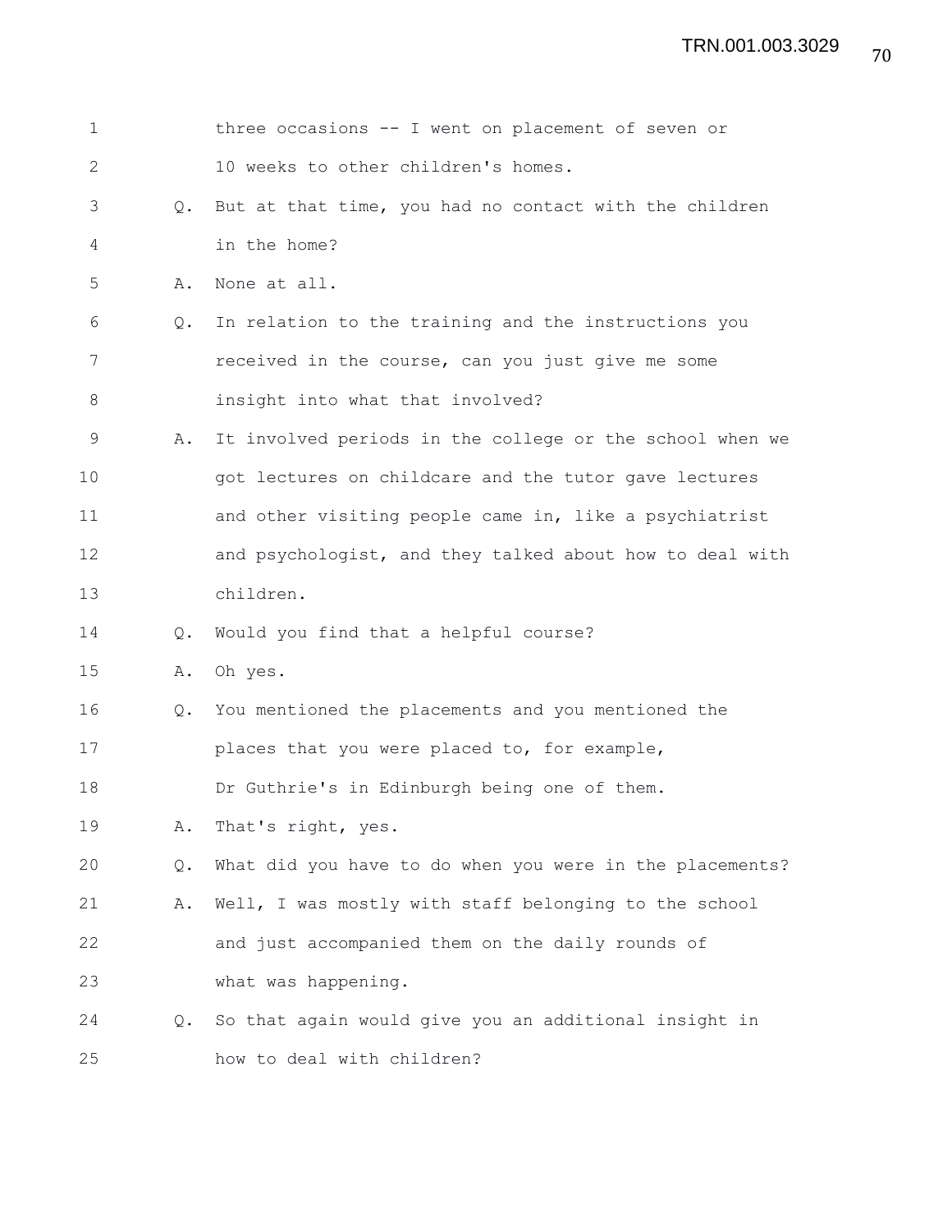1 three occasions -- I went on placement of seven or
2 10 weeks to other children's homes.
3 Q. But at that time, you had no contact with the children
4 in the home?
5 A. None at all.
6 Q. In relation to the training and the instructions you
7 received in the course, can you just give me some
8 insight into what that involved?
9 A. It involved periods in the college or the school when we
10 got lectures on childcare and the tutor gave lectures
11 and other visiting people came in, like a psychiatrist
12 and psychologist, and they talked about how to deal with
13 children.
14 Q. Would you find that a helpful course?
15 A. Oh yes.
16 Q. You mentioned the placements and you mentioned the
17 places that you were placed to, for example,
18 Dr Guthrie's in Edinburgh being one of them.
19 A. That's right, yes.
20 Q. What did you have to do when you were in the placements?
21 A. Well, I was mostly with staff belonging to the school
22 and just accompanied them on the daily rounds of
23 what was happening.
24 Q. So that again would give you an additional insight in
25 how to deal with children?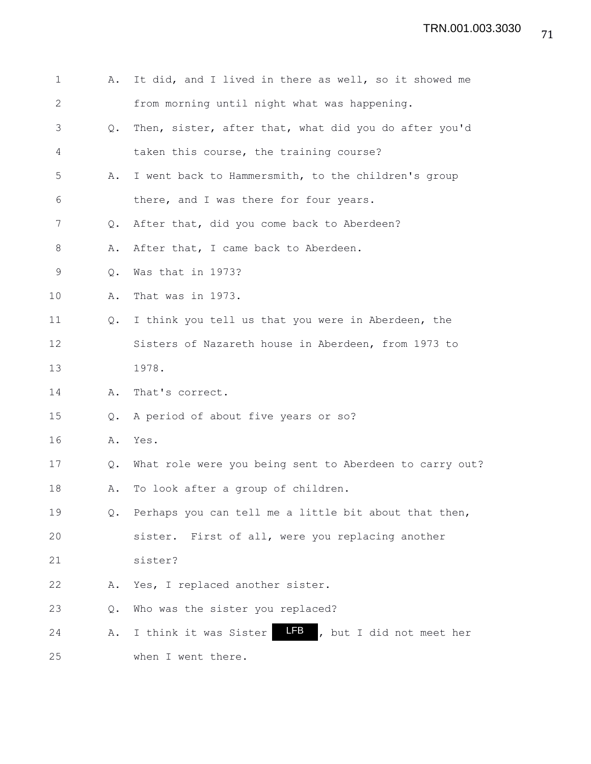1 A. It did, and I lived in there as well, so it showed me
2 from morning until night what was happening.
3 Q. Then, sister, after that, what did you do after you'd
4 taken this course, the training course?
5 A. I went back to Hammersmith, to the children's group
6 there, and I was there for four years.
7 Q. After that, did you come back to Aberdeen?
8 A. After that, I came back to Aberdeen.
9 Q. Was that in 1973?
10 A. That was in 1973.
11 Q. I think you tell us that you were in Aberdeen, the
12 Sisters of Nazareth house in Aberdeen, from 1973 to
13 1978.
14 A. That's correct.
15 Q. A period of about five years or so?
16 A. Yes.
17 Q. What role were you being sent to Aberdeen to carry out?
18 A. To look after a group of children.
19 Q. Perhaps you can tell me a little bit about that then,
20 sister. First of all, were you replacing another
21 sister?
22 A. Yes, I replaced another sister.
23 Q. Who was the sister you replaced?
24 A. I think it was Sister LFB, but I did not meet her
25 when I went there.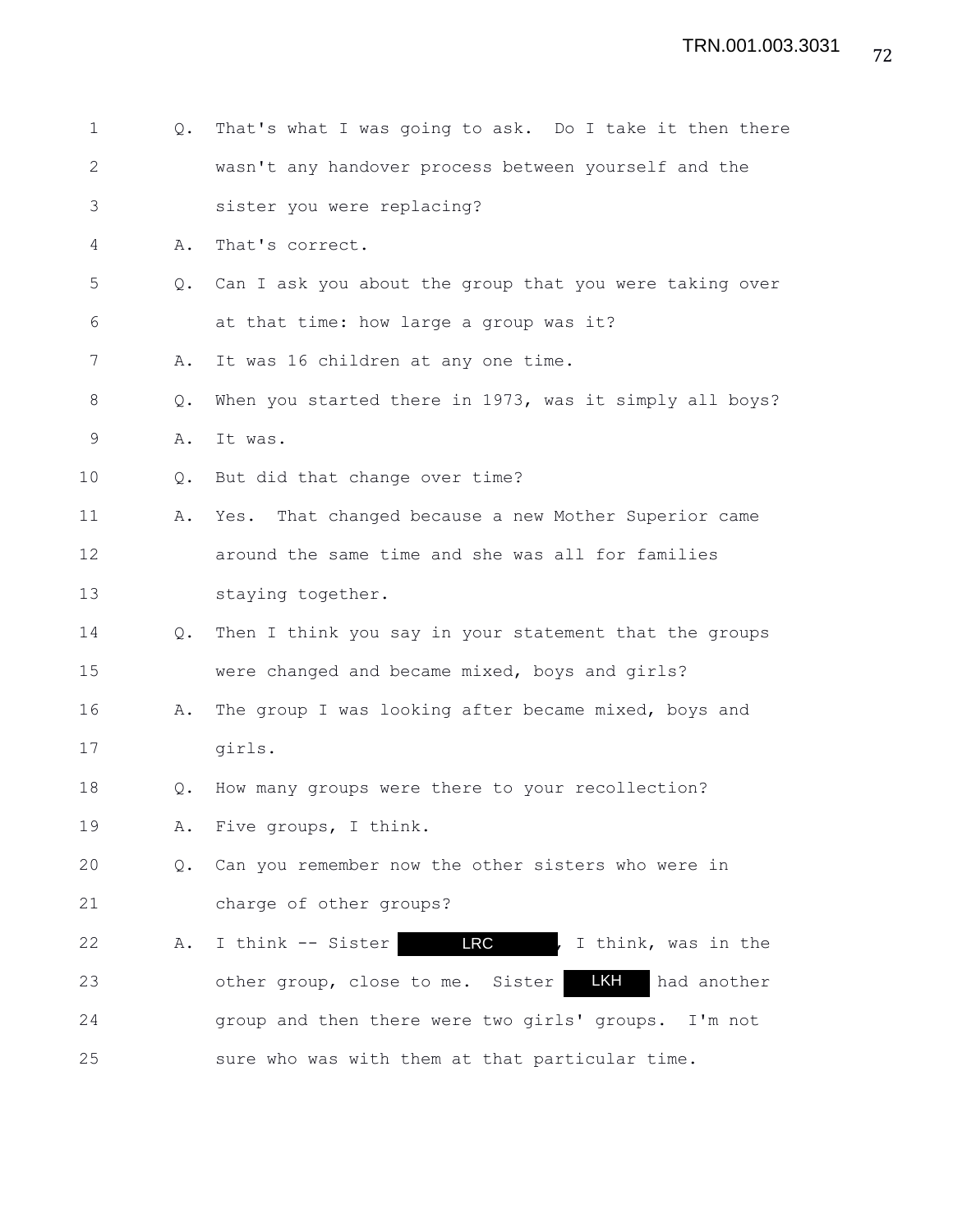1 Q. That's what I was going to ask. Do I take it then there
2 wasn't any handover process between yourself and the
3 sister you were replacing?
4 A. That's correct.
5 Q. Can I ask you about the group that you were taking over
6 at that time: how large a group was it?
7 A. It was 16 children at any one time.
8 Q. When you started there in 1973, was it simply all boys?
9 A. It was.
10 Q. But did that change over time?
11 A. Yes. That changed because a new Mother Superior came
12 around the same time and she was all for families
13 staying together.
14 Q. Then I think you say in your statement that the groups
15 were changed and became mixed, boys and girls?
16 A. The group I was looking after became mixed, boys and
17 girls.
18 Q. How many groups were there to your recollection?
19 A. Five groups, I think.
20 Q. Can you remember now the other sisters who were in
21 charge of other groups?
22 A. I think -- Sister LRC, I think, was in the
23 other group, close to me. Sister LKH had another
24 group and then there were two girls' groups. I'm not
25 sure who was with them at that particular time.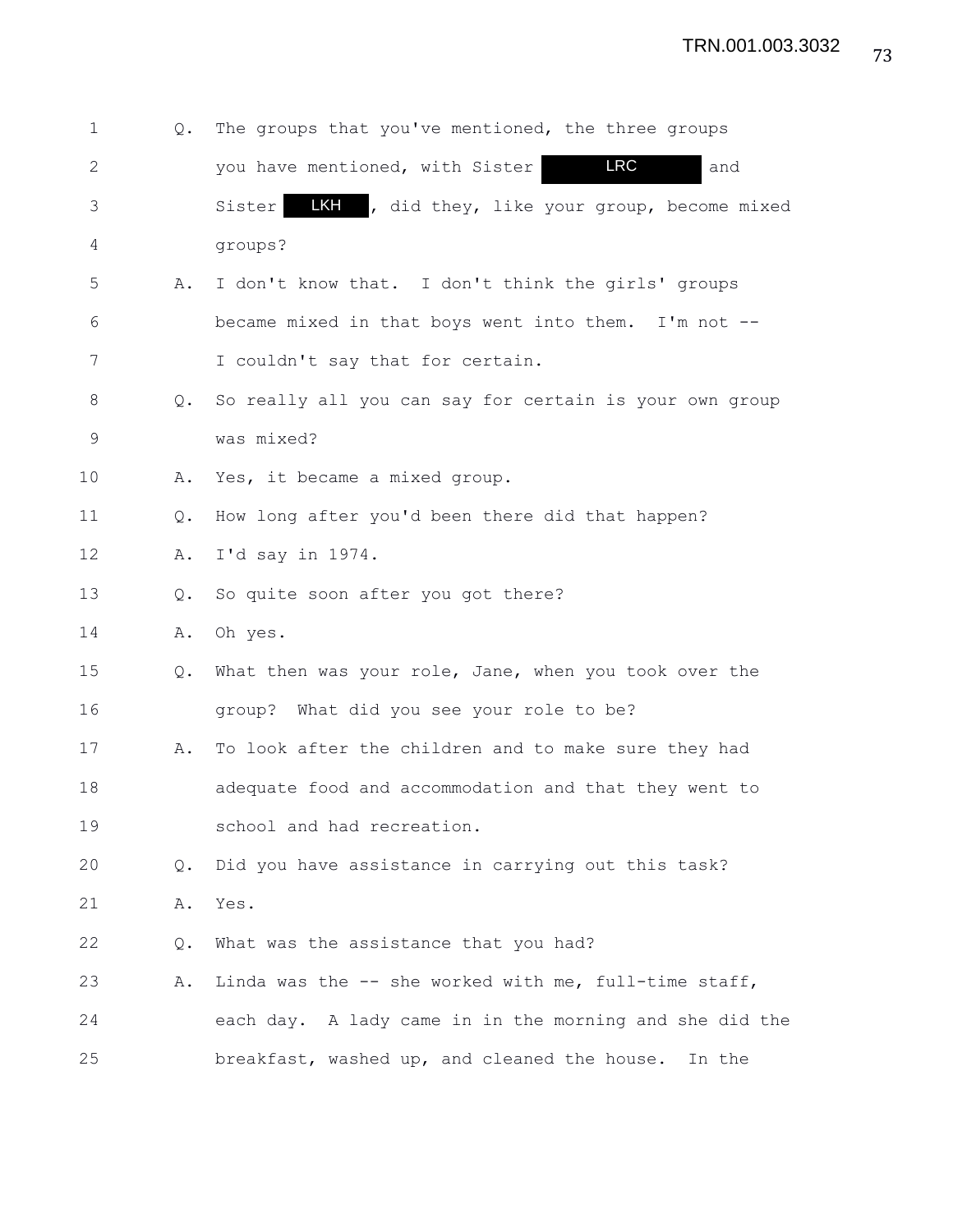1 Q. The groups that you've mentioned, the three groups
2 you have mentioned, with Sister LRC and
3 Sister LKH, did they, like your group, become mixed
4 groups?
5 A. I don't know that. I don't think the girls' groups
6 became mixed in that boys went into them. I'm not --
7 I couldn't say that for certain.
8 Q. So really all you can say for certain is your own group
9 was mixed?
10 A. Yes, it became a mixed group.
11 Q. How long after you'd been there did that happen?
12 A. I'd say in 1974.
13 Q. So quite soon after you got there?
14 A. Oh yes.
15 Q. What then was your role, Jane, when you took over the
16 group? What did you see your role to be?
17 A. To look after the children and to make sure they had
18 adequate food and accommodation and that they went to
19 school and had recreation.
20 Q. Did you have assistance in carrying out this task?
21 A. Yes.
22 Q. What was the assistance that you had?
23 A. Linda was the -- she worked with me, full-time staff,
24 each day. A lady came in in the morning and she did the
25 breakfast, washed up, and cleaned the house. In the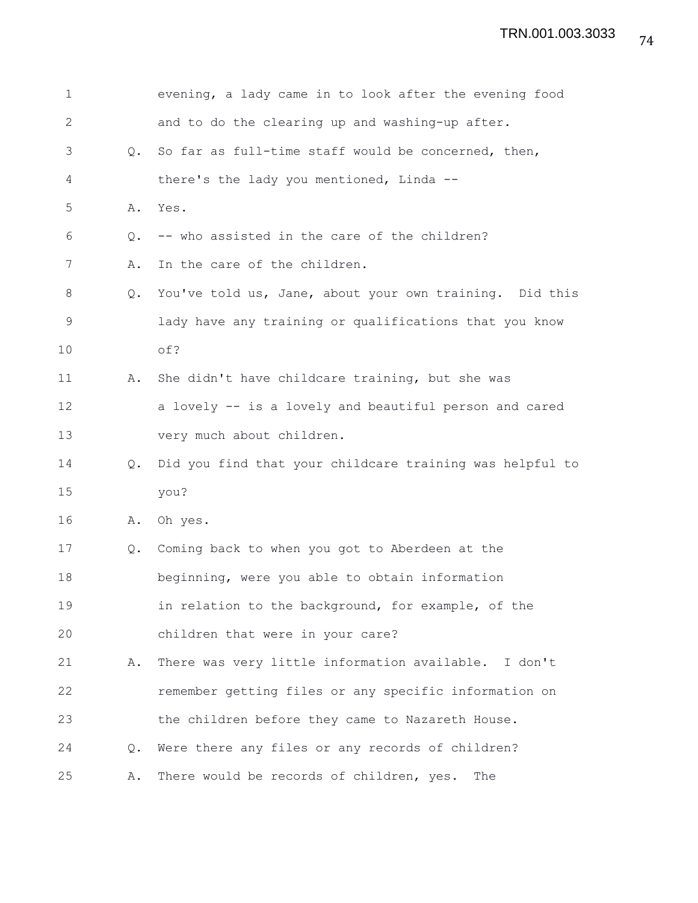evening, a lady came in to look after the evening food and to do the clearing up and washing-up after.

Q. So far as full-time staff would be concerned, then, there's the lady you mentioned, Linda --

A. Yes.

Q. -- who assisted in the care of the children?

A. In the care of the children.

Q. You've told us, Jane, about your own training. Did this lady have any training or qualifications that you know of?

A. She didn't have childcare training, but she was a lovely -- is a lovely and beautiful person and cared very much about children.

Q. Did you find that your childcare training was helpful to you?

A. Oh yes.

Q. Coming back to when you got to Aberdeen at the beginning, were you able to obtain information in relation to the background, for example, of the children that were in your care?

A. There was very little information available. I don't remember getting files or any specific information on the children before they came to Nazareth House.

Q. Were there any files or any records of children?

A. There would be records of children, yes. The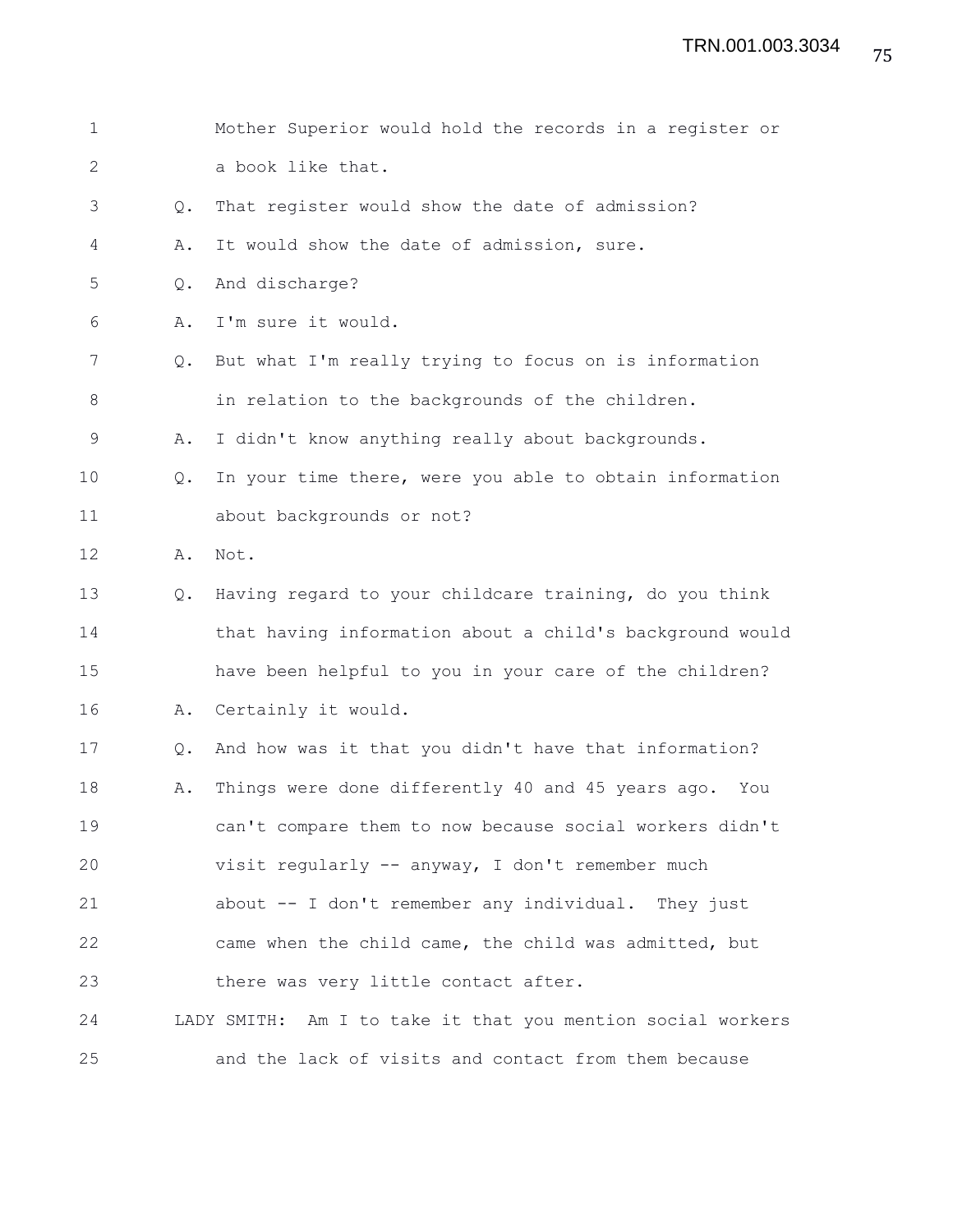Mother Superior would hold the records in a register or a book like that.

Q. That register would show the date of admission?

A. It would show the date of admission, sure.

Q. And discharge?

A. I'm sure it would.

Q. But what I'm really trying to focus on is information in relation to the backgrounds of the children.

A. I didn't know anything really about backgrounds.

Q. In your time there, were you able to obtain information about backgrounds or not?

A. Not.

Q. Having regard to your childcare training, do you think that having information about a child's background would have been helpful to you in your care of the children?

A. Certainly it would.

Q. And how was it that you didn't have that information?

A. Things were done differently 40 and 45 years ago. You can't compare them to now because social workers didn't visit regularly -- anyway, I don't remember much about -- I don't remember any individual. They just came when the child came, the child was admitted, but there was very little contact after.

LADY SMITH: Am I to take it that you mention social workers and the lack of visits and contact from them because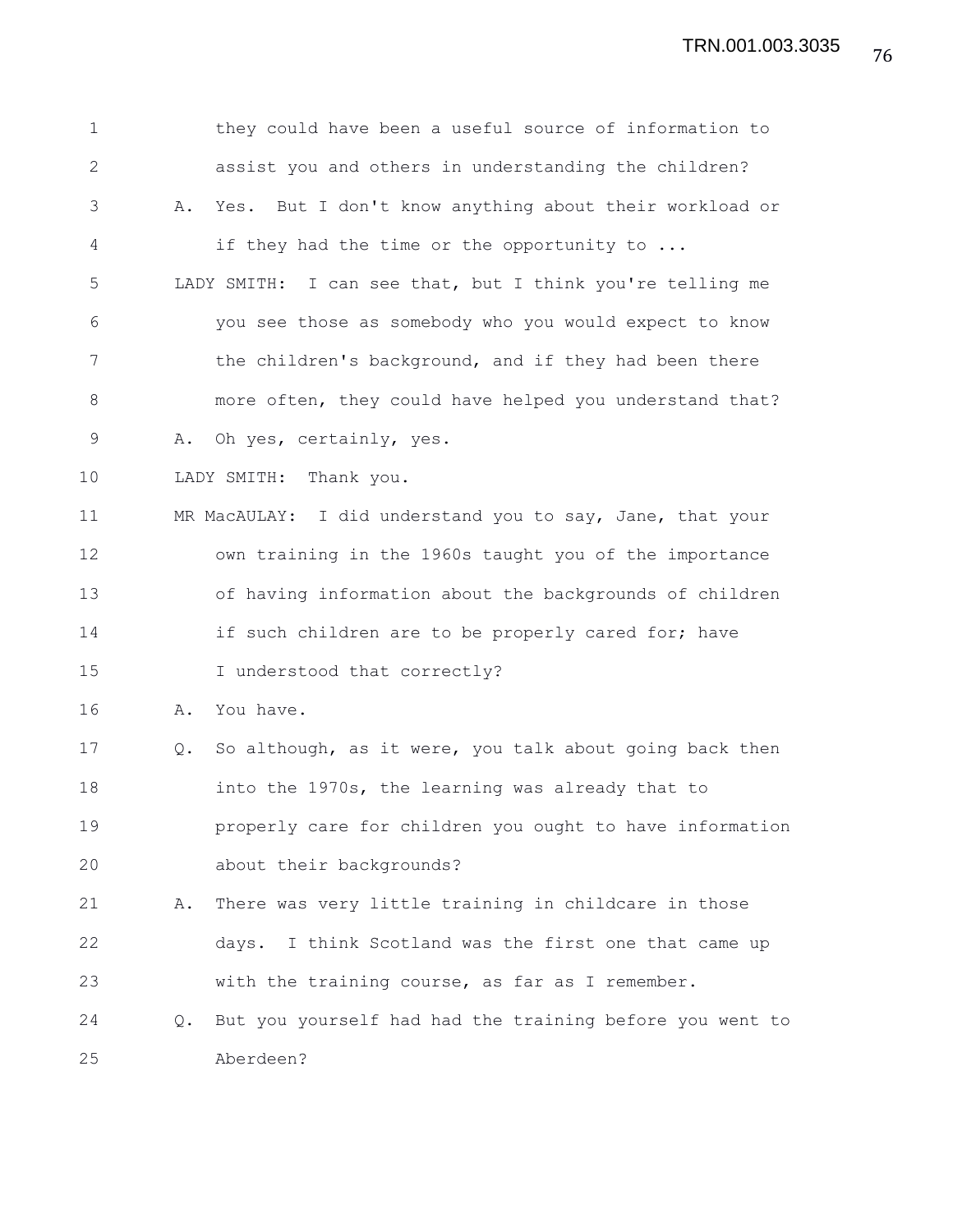1 they could have been a useful source of information to
2 assist you and others in understanding the children?
3 A. Yes. But I don't know anything about their workload or
4 if they had the time or the opportunity to ...
5 LADY SMITH: I can see that, but I think you're telling me
6 you see those as somebody who you would expect to know
7 the children's background, and if they had been there
8 more often, they could have helped you understand that?
9 A. Oh yes, certainly, yes.
10 LADY SMITH: Thank you.
11 MR MacAULAY: I did understand you to say, Jane, that your
12 own training in the 1960s taught you of the importance
13 of having information about the backgrounds of children
14 if such children are to be properly cared for; have
15 I understood that correctly?
16 A. You have.
17 Q. So although, as it were, you talk about going back then
18 into the 1970s, the learning was already that to
19 properly care for children you ought to have information
20 about their backgrounds?
21 A. There was very little training in childcare in those
22 days. I think Scotland was the first one that came up
23 with the training course, as far as I remember.
24 Q. But you yourself had had the training before you went to
25 Aberdeen?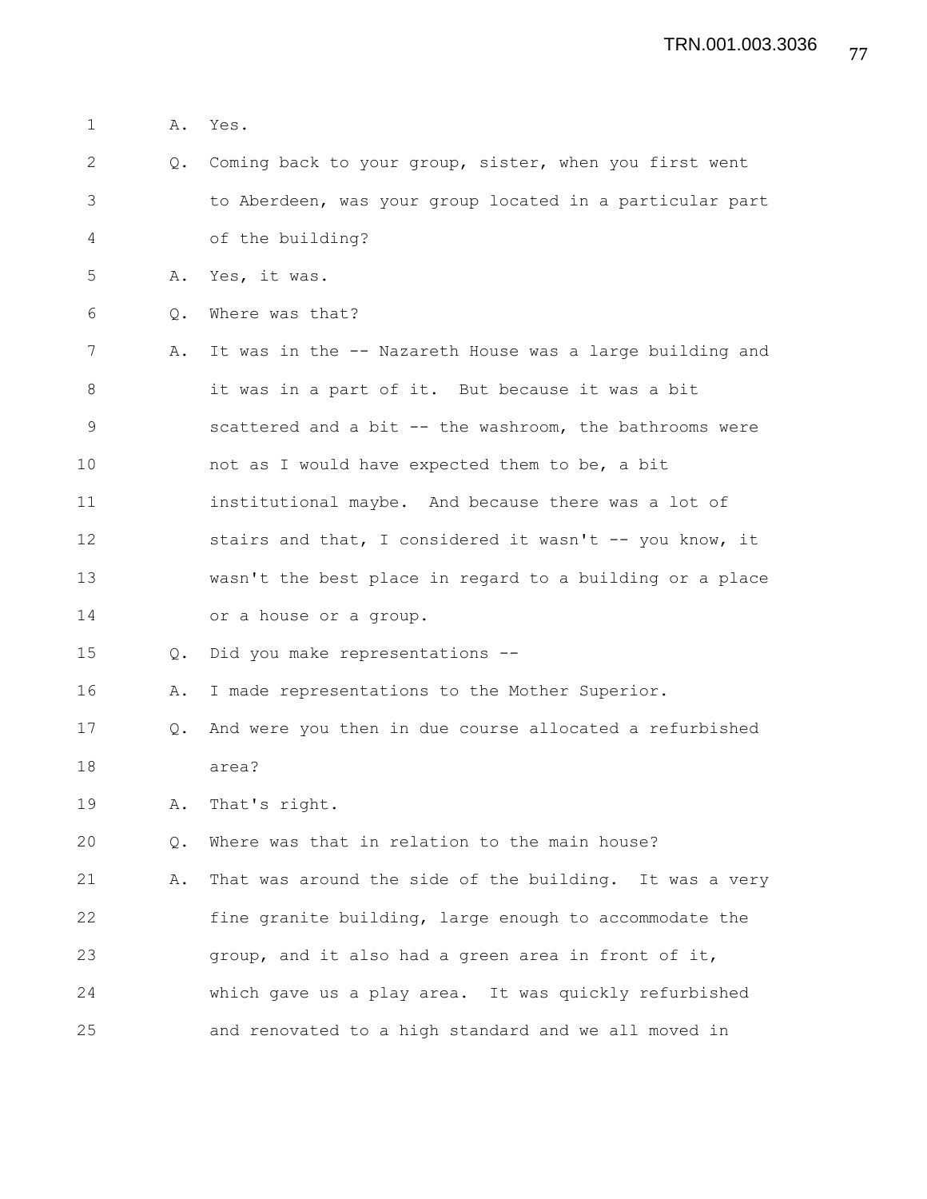A. Yes.

Q. Coming back to your group, sister, when you first went to Aberdeen, was your group located in a particular part of the building?

A. Yes, it was.

Q. Where was that?

A. It was in the -- Nazareth House was a large building and it was in a part of it. But because it was a bit scattered and a bit -- the washroom, the bathrooms were not as I would have expected them to be, a bit institutional maybe. And because there was a lot of stairs and that, I considered it wasn't -- you know, it wasn't the best place in regard to a building or a place or a house or a group.

Q. Did you make representations --

A. I made representations to the Mother Superior.

Q. And were you then in due course allocated a refurbished area?

A. That's right.

Q. Where was that in relation to the main house?

A. That was around the side of the building. It was a very fine granite building, large enough to accommodate the group, and it also had a green area in front of it, which gave us a play area. It was quickly refurbished and renovated to a high standard and we all moved in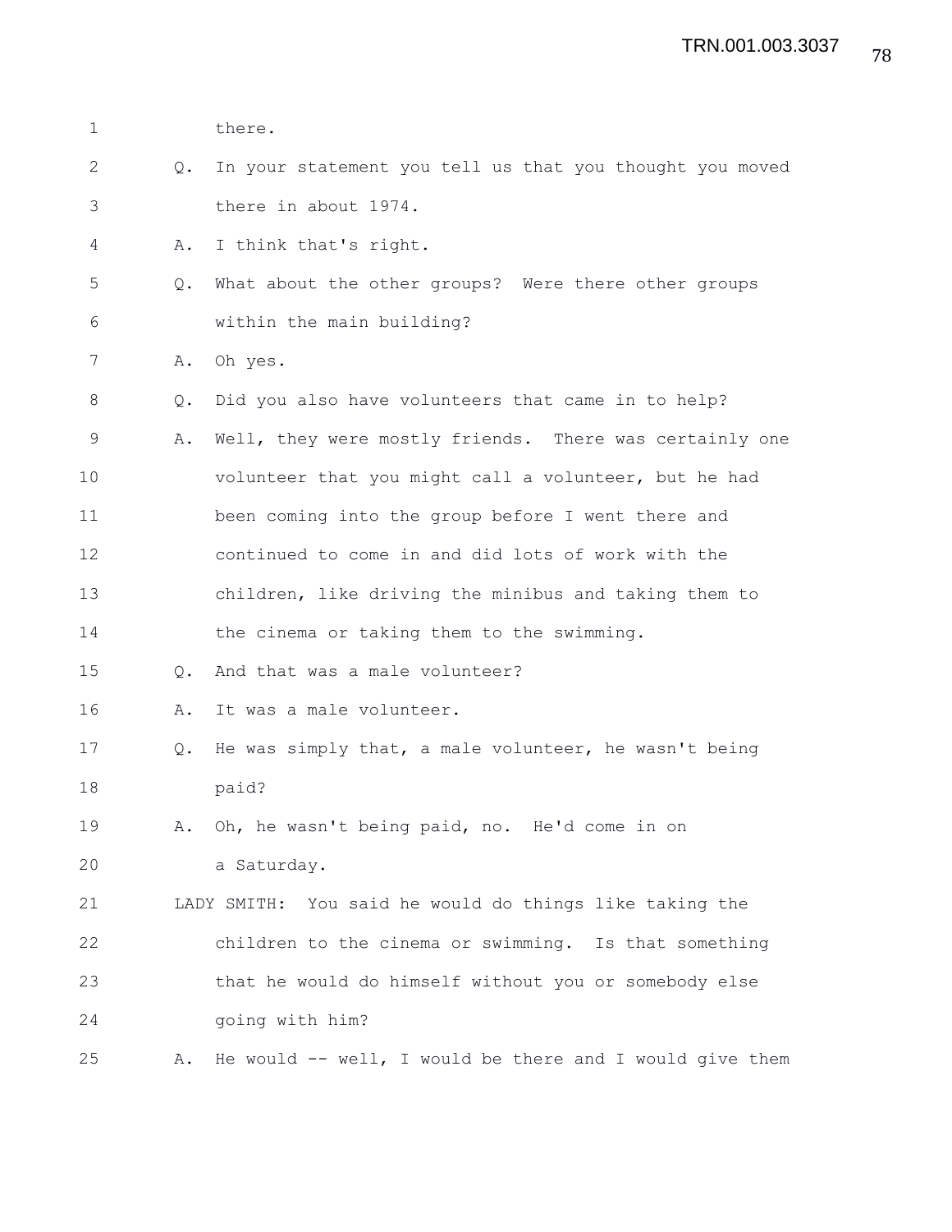1 there.

2 Q. In your statement you tell us that you thought you moved

3 there in about 1974.

4 A. I think that's right.

5 Q. What about the other groups? Were there other groups

6 within the main building?

7 A. Oh yes.

8 Q. Did you also have volunteers that came in to help?

9 A. Well, they were mostly friends. There was certainly one

10 volunteer that you might call a volunteer, but he had

11 been coming into the group before I went there and

12 continued to come in and did lots of work with the

13 children, like driving the minibus and taking them to

14 the cinema or taking them to the swimming.

15 Q. And that was a male volunteer?

16 A. It was a male volunteer.

17 Q. He was simply that, a male volunteer, he wasn't being

18 paid?

19 A. Oh, he wasn't being paid, no. He'd come in on

20 a Saturday.

21 LADY SMITH: You said he would do things like taking the

22 children to the cinema or swimming. Is that something

23 that he would do himself without you or somebody else

24 going with him?

25 A. He would -- well, I would be there and I would give them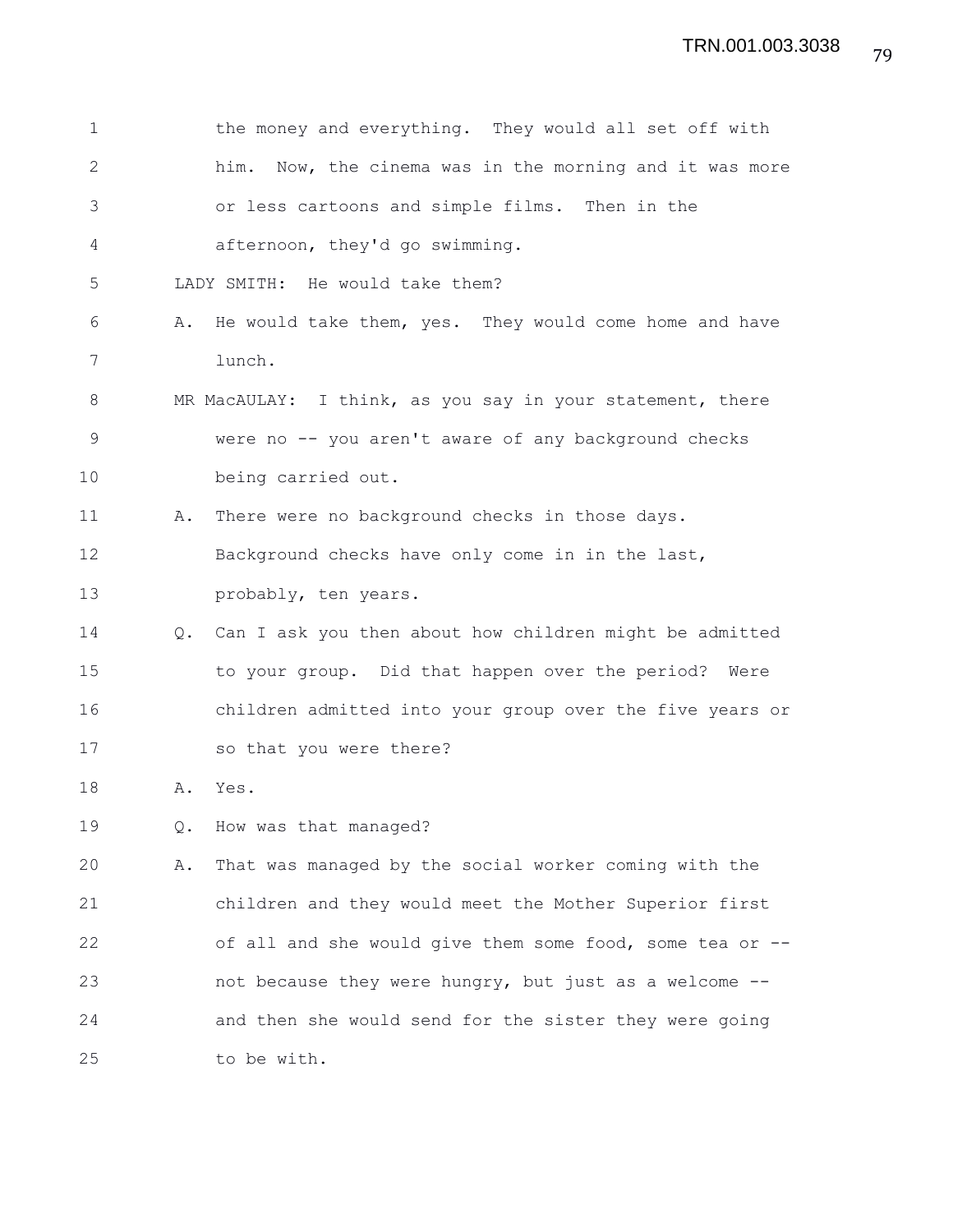the money and everything. They would all set off with him. Now, the cinema was in the morning and it was more or less cartoons and simple films. Then in the afternoon, they'd go swimming.

LADY SMITH: He would take them?

A. He would take them, yes. They would come home and have lunch.

MR MacAULAY: I think, as you say in your statement, there were no -- you aren't aware of any background checks being carried out.

A. There were no background checks in those days. Background checks have only come in in the last, probably, ten years.

Q. Can I ask you then about how children might be admitted to your group. Did that happen over the period? Were children admitted into your group over the five years or so that you were there?

A. Yes.

Q. How was that managed?

A. That was managed by the social worker coming with the children and they would meet the Mother Superior first of all and she would give them some food, some tea or -- not because they were hungry, but just as a welcome -- and then she would send for the sister they were going to be with.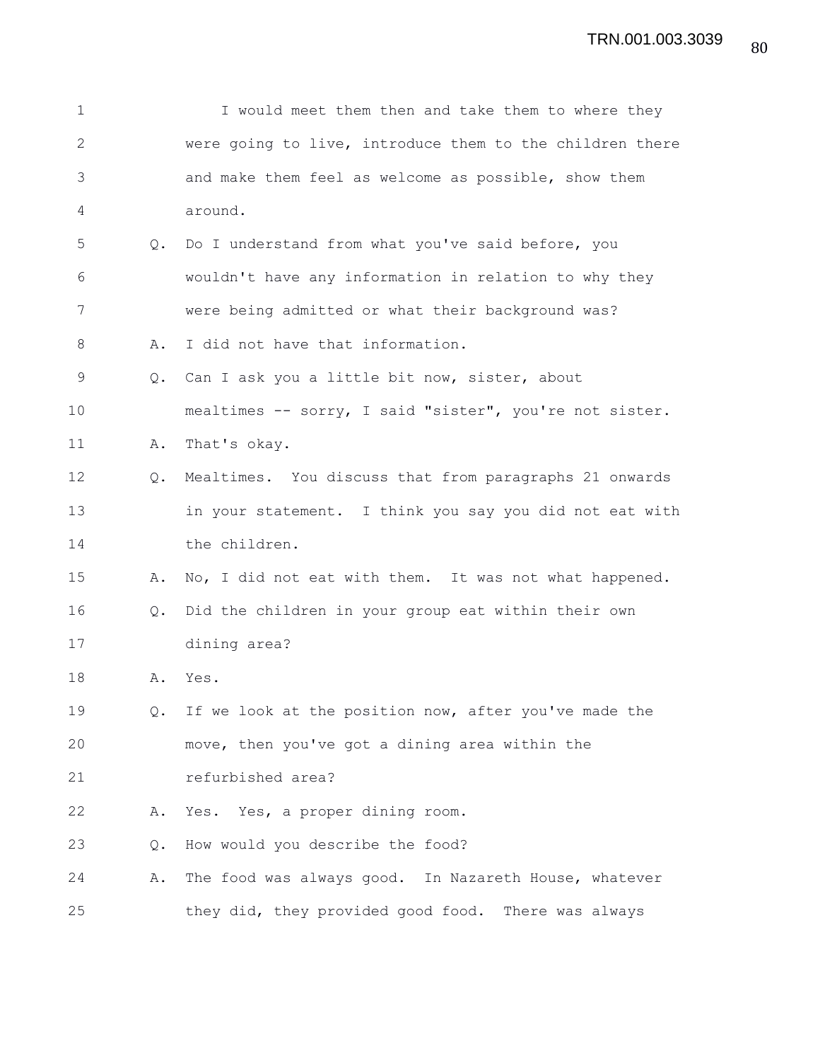I would meet them then and take them to where they were going to live, introduce them to the children there and make them feel as welcome as possible, show them around.

Q. Do I understand from what you've said before, you wouldn't have any information in relation to why they were being admitted or what their background was?

A. I did not have that information.

Q. Can I ask you a little bit now, sister, about mealtimes -- sorry, I said "sister", you're not sister.

A. That's okay.

Q. Mealtimes. You discuss that from paragraphs 21 onwards in your statement. I think you say you did not eat with the children.

A. No, I did not eat with them. It was not what happened.

Q. Did the children in your group eat within their own dining area?

A. Yes.

Q. If we look at the position now, after you've made the move, then you've got a dining area within the refurbished area?

A. Yes. Yes, a proper dining room.

Q. How would you describe the food?

A. The food was always good. In Nazareth House, whatever they did, they provided good food. There was always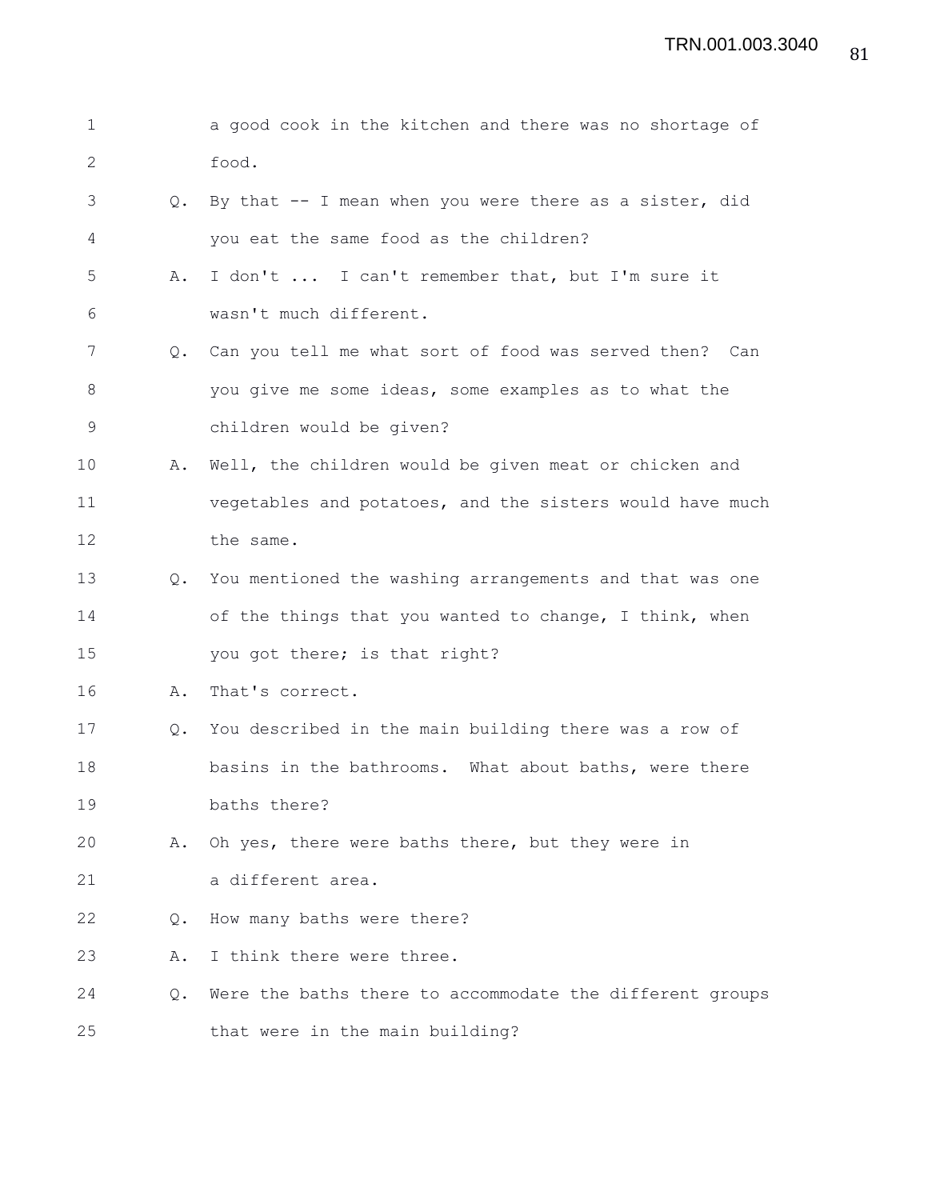a good cook in the kitchen and there was no shortage of food.

Q. By that -- I mean when you were there as a sister, did you eat the same food as the children?

A. I don't ... I can't remember that, but I'm sure it wasn't much different.

Q. Can you tell me what sort of food was served then? Can you give me some ideas, some examples as to what the children would be given?

A. Well, the children would be given meat or chicken and vegetables and potatoes, and the sisters would have much the same.

Q. You mentioned the washing arrangements and that was one of the things that you wanted to change, I think, when you got there; is that right?

A. That's correct.

Q. You described in the main building there was a row of basins in the bathrooms. What about baths, were there baths there?

A. Oh yes, there were baths there, but they were in a different area.

Q. How many baths were there?

A. I think there were three.

Q. Were the baths there to accommodate the different groups that were in the main building?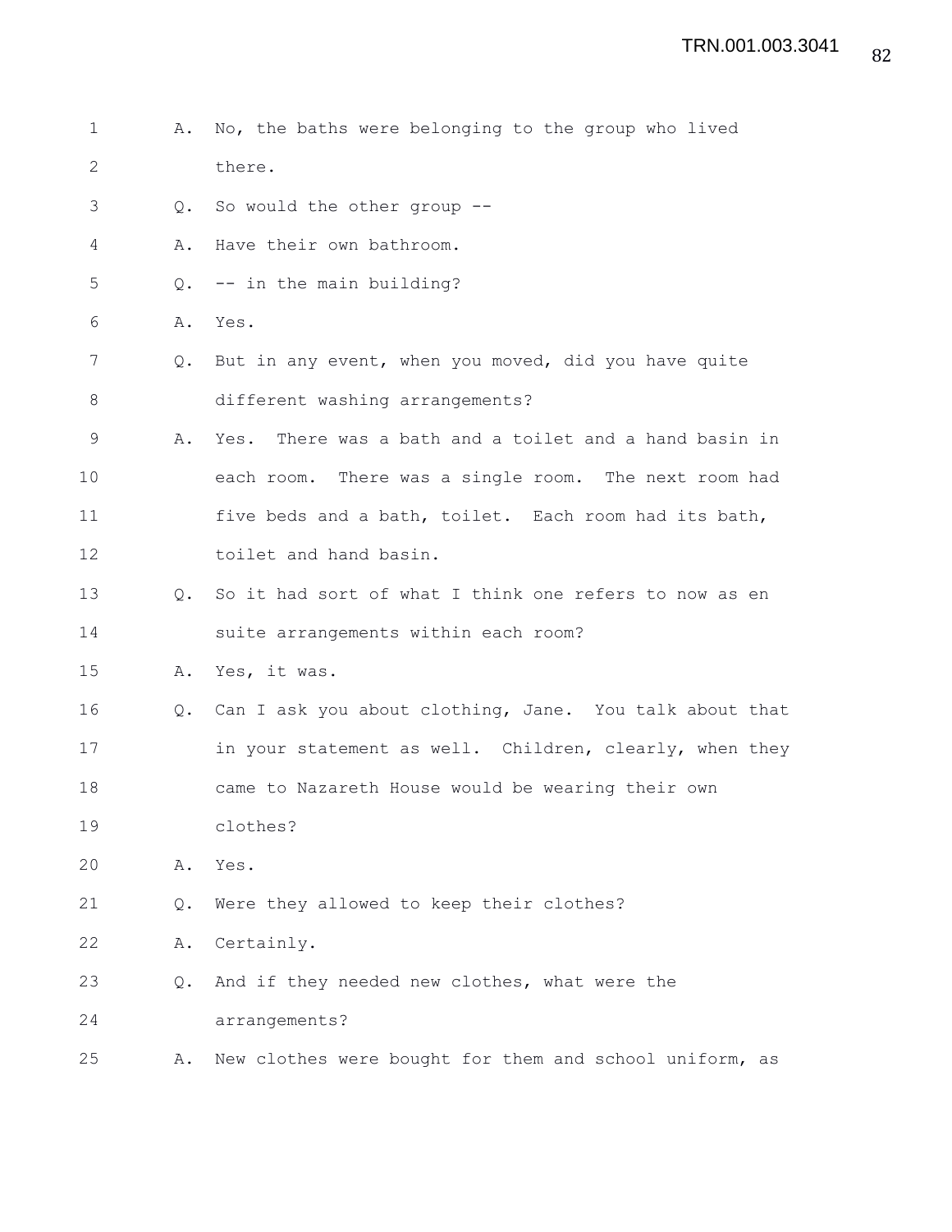1 A. No, the baths were belonging to the group who lived
2 there.
3 Q. So would the other group --
4 A. Have their own bathroom.
5 Q. -- in the main building?
6 A. Yes.
7 Q. But in any event, when you moved, did you have quite
8 different washing arrangements?
9 A. Yes. There was a bath and a toilet and a hand basin in
10 each room. There was a single room. The next room had
11 five beds and a bath, toilet. Each room had its bath,
12 toilet and hand basin.
13 Q. So it had sort of what I think one refers to now as en
14 suite arrangements within each room?
15 A. Yes, it was.
16 Q. Can I ask you about clothing, Jane. You talk about that
17 in your statement as well. Children, clearly, when they
18 came to Nazareth House would be wearing their own
19 clothes?
20 A. Yes.
21 Q. Were they allowed to keep their clothes?
22 A. Certainly.
23 Q. And if they needed new clothes, what were the
24 arrangements?
25 A. New clothes were bought for them and school uniform, as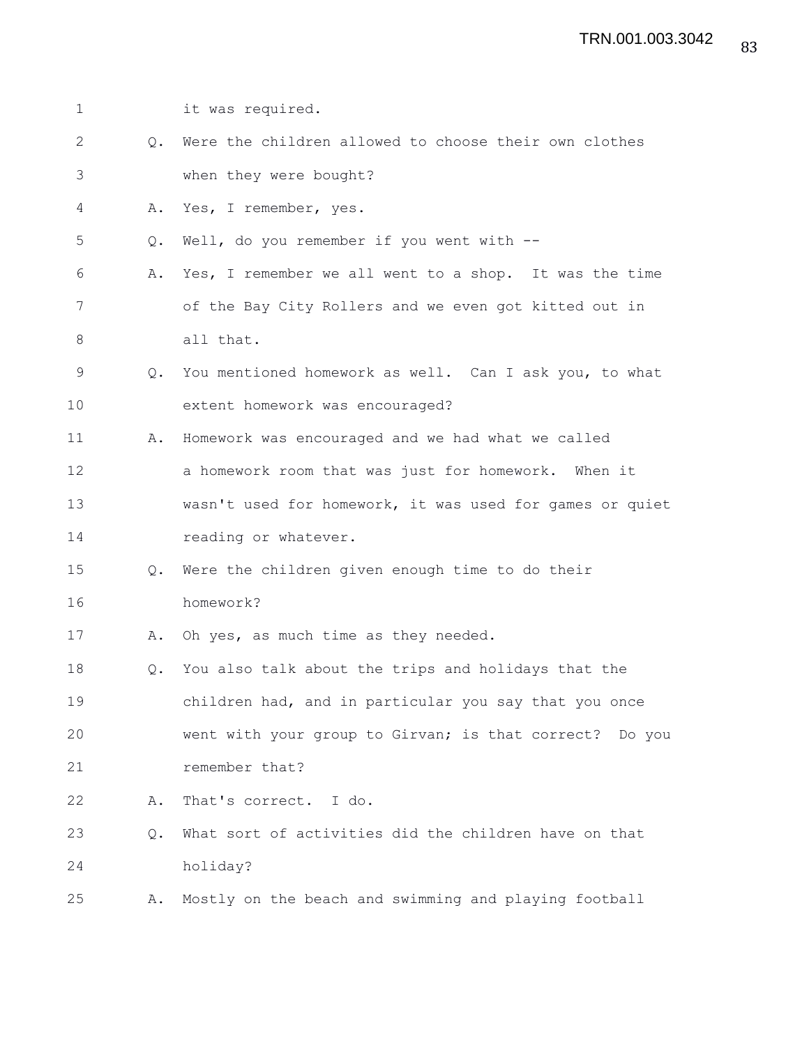it was required.

Q. Were the children allowed to choose their own clothes when they were bought?

A. Yes, I remember, yes.

Q. Well, do you remember if you went with --

A. Yes, I remember we all went to a shop. It was the time of the Bay City Rollers and we even got kitted out in all that.

Q. You mentioned homework as well. Can I ask you, to what extent homework was encouraged?

A. Homework was encouraged and we had what we called a homework room that was just for homework. When it wasn't used for homework, it was used for games or quiet reading or whatever.

Q. Were the children given enough time to do their homework?

A. Oh yes, as much time as they needed.

Q. You also talk about the trips and holidays that the children had, and in particular you say that you once went with your group to Girvan; is that correct? Do you remember that?

A. That's correct. I do.

Q. What sort of activities did the children have on that holiday?

A. Mostly on the beach and swimming and playing football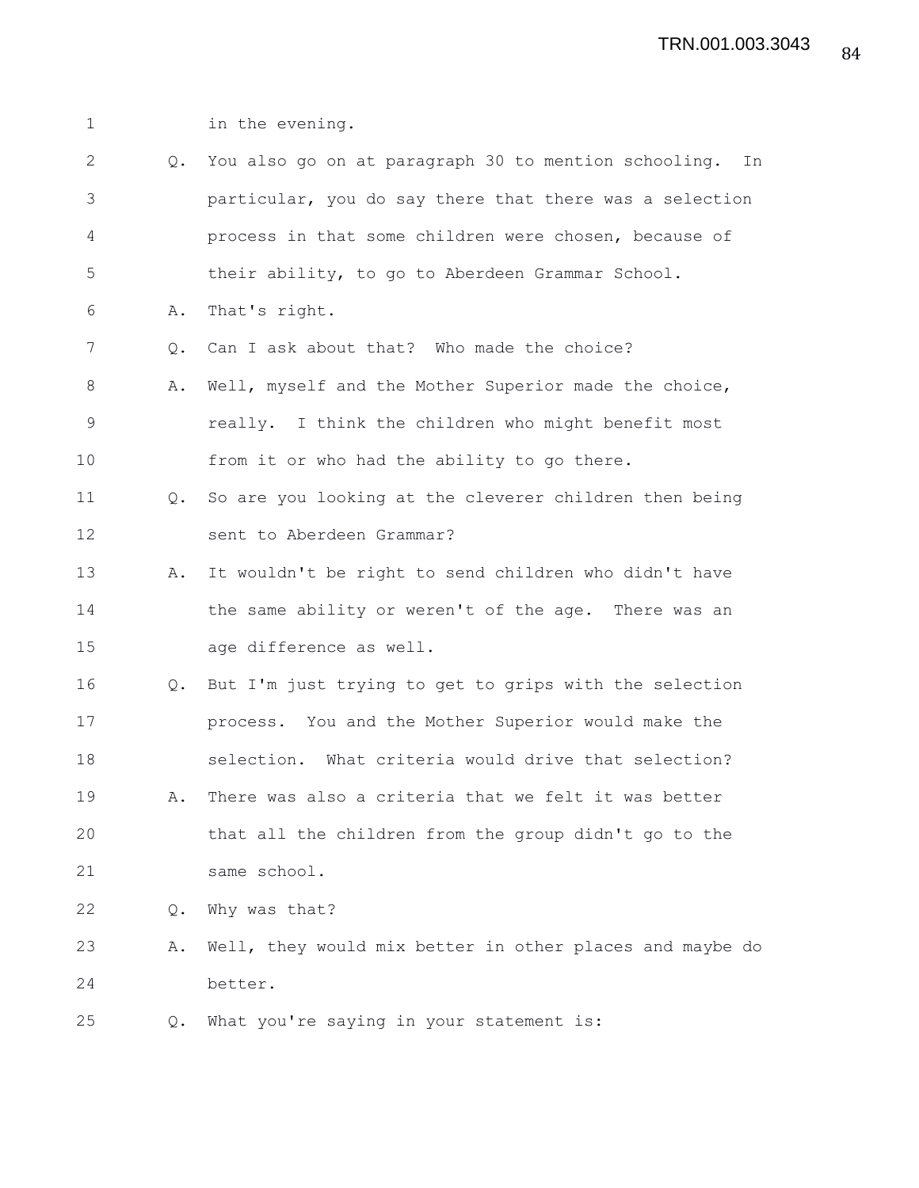1 in the evening.

2 Q. You also go on at paragraph 30 to mention schooling. In

3 particular, you do say there that there was a selection

4 process in that some children were chosen, because of

5 their ability, to go to Aberdeen Grammar School.

6 A. That's right.

7 Q. Can I ask about that? Who made the choice?

8 A. Well, myself and the Mother Superior made the choice,

9 really. I think the children who might benefit most

10 from it or who had the ability to go there.

11 Q. So are you looking at the cleverer children then being

12 sent to Aberdeen Grammar?

13 A. It wouldn't be right to send children who didn't have

14 the same ability or weren't of the age. There was an

15 age difference as well.

16 Q. But I'm just trying to get to grips with the selection

17 process. You and the Mother Superior would make the

18 selection. What criteria would drive that selection?

19 A. There was also a criteria that we felt it was better

20 that all the children from the group didn't go to the

21 same school.

22 Q. Why was that?

23 A. Well, they would mix better in other places and maybe do

24 better.

25 Q. What you're saying in your statement is: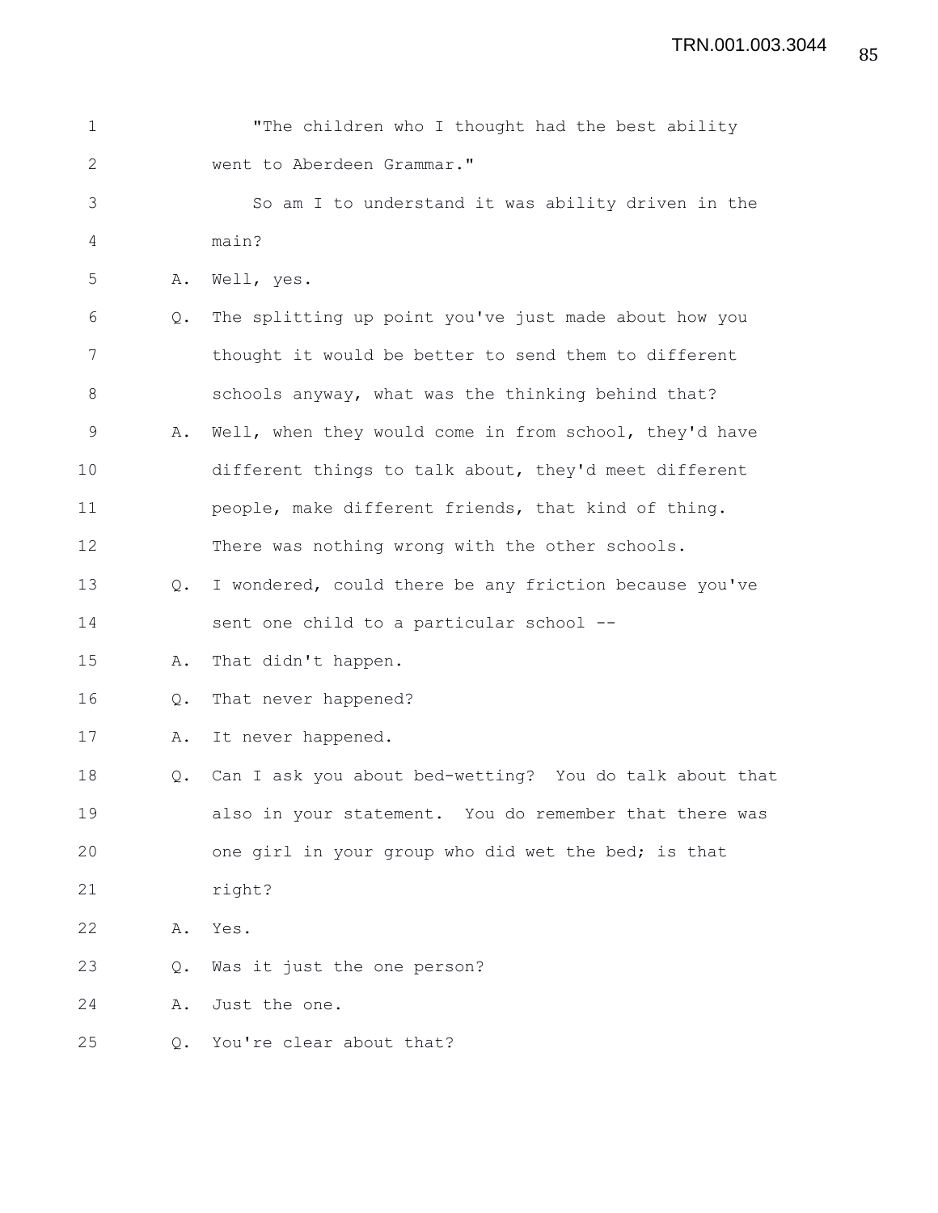"The children who I thought had the best ability went to Aberdeen Grammar."

So am I to understand it was ability driven in the main?

A. Well, yes.

Q. The splitting up point you've just made about how you thought it would be better to send them to different schools anyway, what was the thinking behind that?

A. Well, when they would come in from school, they'd have different things to talk about, they'd meet different people, make different friends, that kind of thing. There was nothing wrong with the other schools.

Q. I wondered, could there be any friction because you've sent one child to a particular school --

A. That didn't happen.

Q. That never happened?

A. It never happened.

Q. Can I ask you about bed-wetting? You do talk about that also in your statement. You do remember that there was one girl in your group who did wet the bed; is that right?

A. Yes.

Q. Was it just the one person?

A. Just the one.

Q. You're clear about that?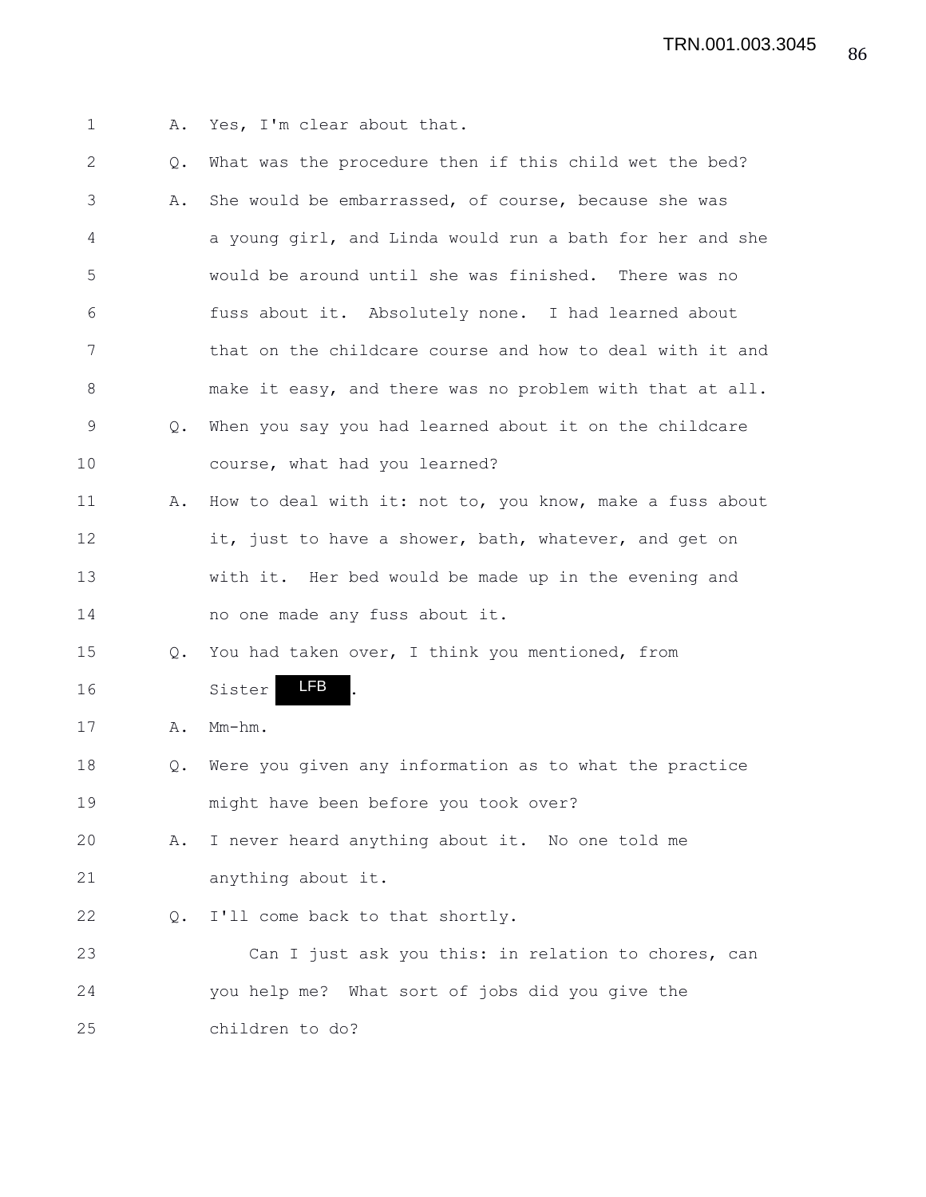A. Yes, I'm clear about that.

Q. What was the procedure then if this child wet the bed?

A. She would be embarrassed, of course, because she was a young girl, and Linda would run a bath for her and she would be around until she was finished. There was no fuss about it. Absolutely none. I had learned about that on the childcare course and how to deal with it and make it easy, and there was no problem with that at all.

Q. When you say you had learned about it on the childcare course, what had you learned?

A. How to deal with it: not to, you know, make a fuss about it, just to have a shower, bath, whatever, and get on with it. Her bed would be made up in the evening and no one made any fuss about it.

Q. You had taken over, I think you mentioned, from Sister LFB.

A. Mm-hm.

Q. Were you given any information as to what the practice might have been before you took over?

A. I never heard anything about it. No one told me anything about it.

Q. I'll come back to that shortly.

Can I just ask you this: in relation to chores, can you help me? What sort of jobs did you give the children to do?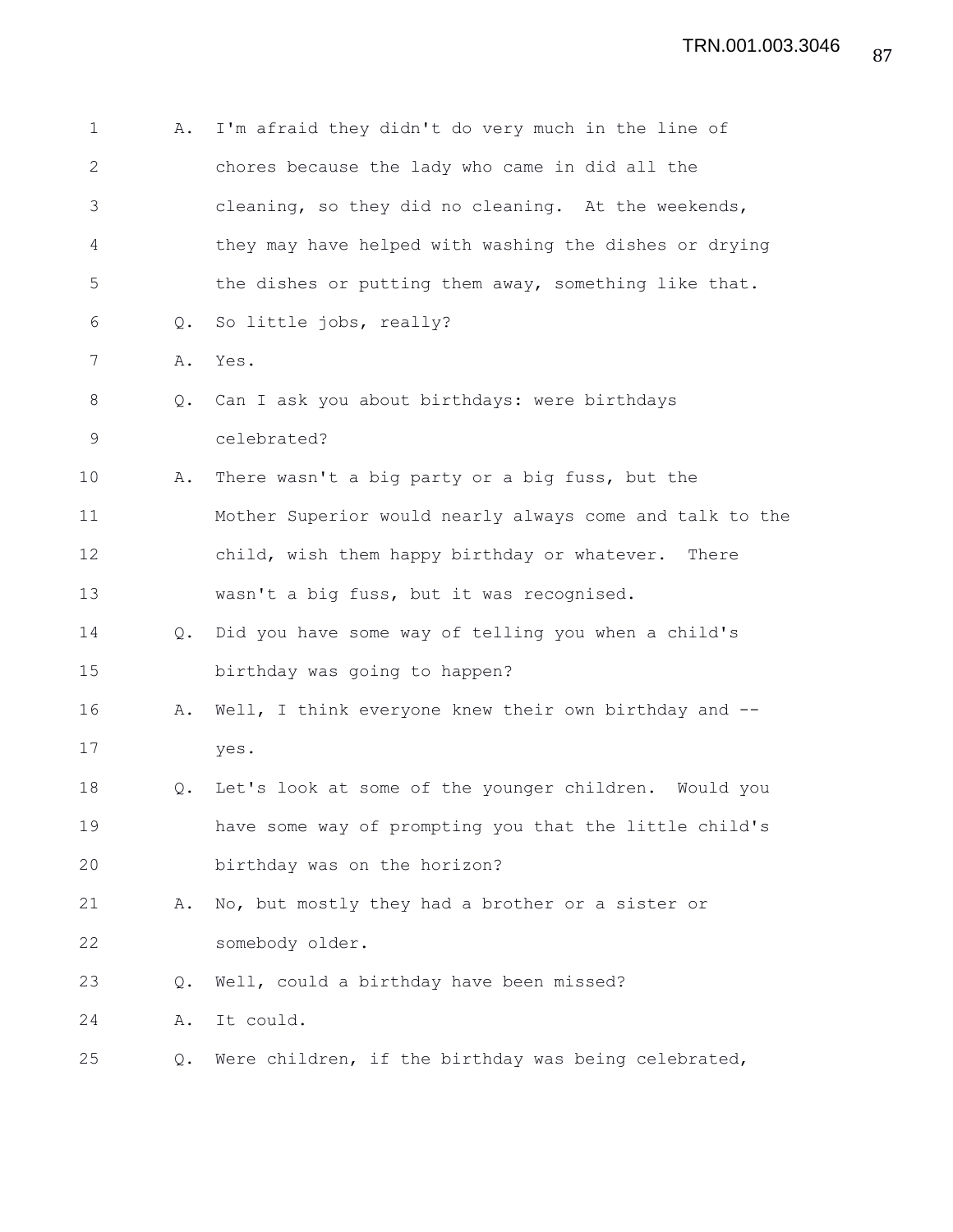A. I'm afraid they didn't do very much in the line of chores because the lady who came in did all the cleaning, so they did no cleaning. At the weekends, they may have helped with washing the dishes or drying the dishes or putting them away, something like that.

Q. So little jobs, really?

A. Yes.

Q. Can I ask you about birthdays: were birthdays celebrated?

A. There wasn't a big party or a big fuss, but the Mother Superior would nearly always come and talk to the child, wish them happy birthday or whatever. There wasn't a big fuss, but it was recognised.

Q. Did you have some way of telling you when a child's birthday was going to happen?

A. Well, I think everyone knew their own birthday and -- yes.

Q. Let's look at some of the younger children. Would you have some way of prompting you that the little child's birthday was on the horizon?

A. No, but mostly they had a brother or a sister or somebody older.

Q. Well, could a birthday have been missed?

A. It could.

Q. Were children, if the birthday was being celebrated,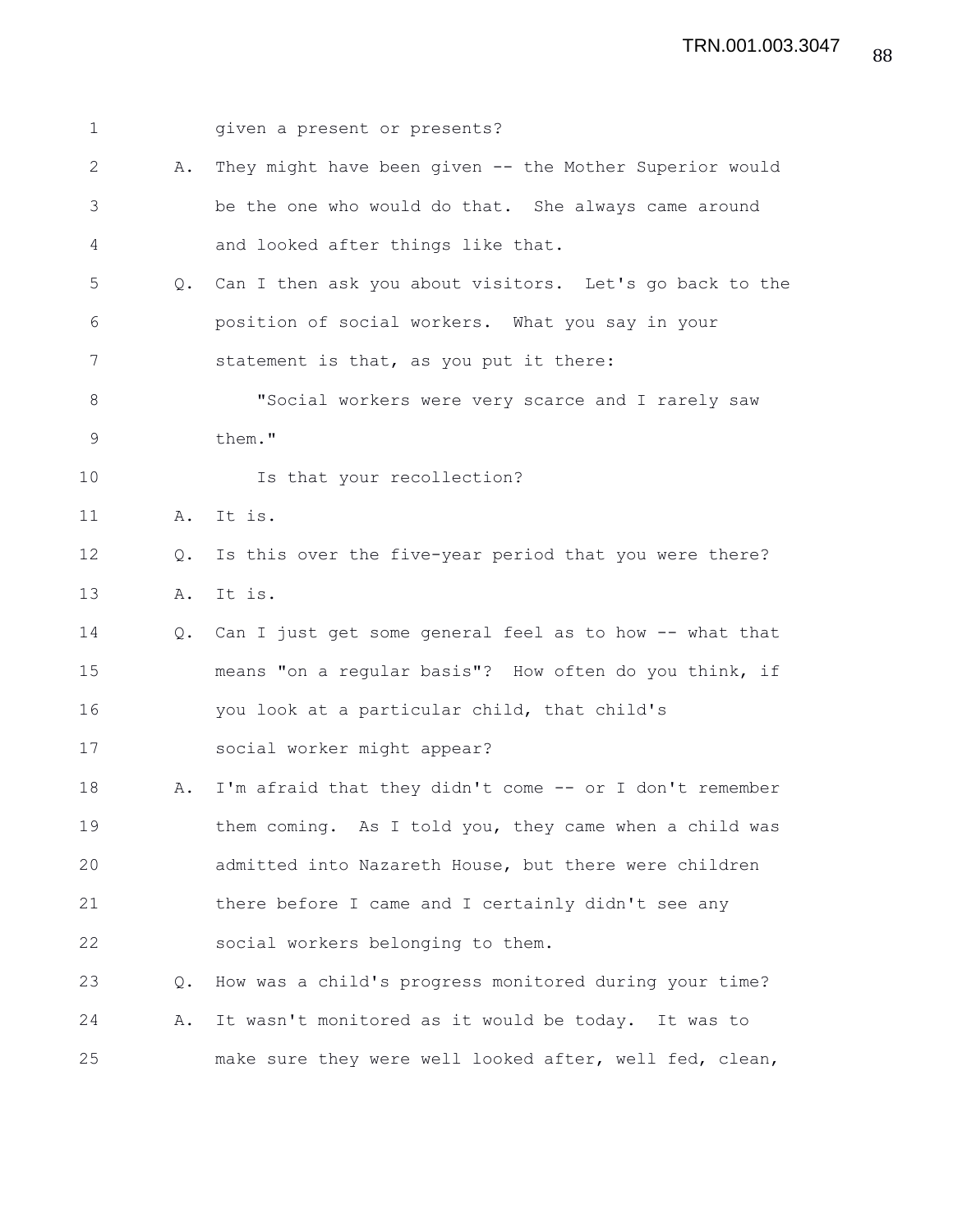given a present or presents?

A. They might have been given -- the Mother Superior would be the one who would do that. She always came around and looked after things like that.

Q. Can I then ask you about visitors. Let's go back to the position of social workers. What you say in your statement is that, as you put it there:

"Social workers were very scarce and I rarely saw them."

Is that your recollection?

A. It is.

Q. Is this over the five-year period that you were there?

A. It is.

Q. Can I just get some general feel as to how -- what that means "on a regular basis"? How often do you think, if you look at a particular child, that child's social worker might appear?

A. I'm afraid that they didn't come -- or I don't remember them coming. As I told you, they came when a child was admitted into Nazareth House, but there were children there before I came and I certainly didn't see any social workers belonging to them.

Q. How was a child's progress monitored during your time?

A. It wasn't monitored as it would be today. It was to make sure they were well looked after, well fed, clean,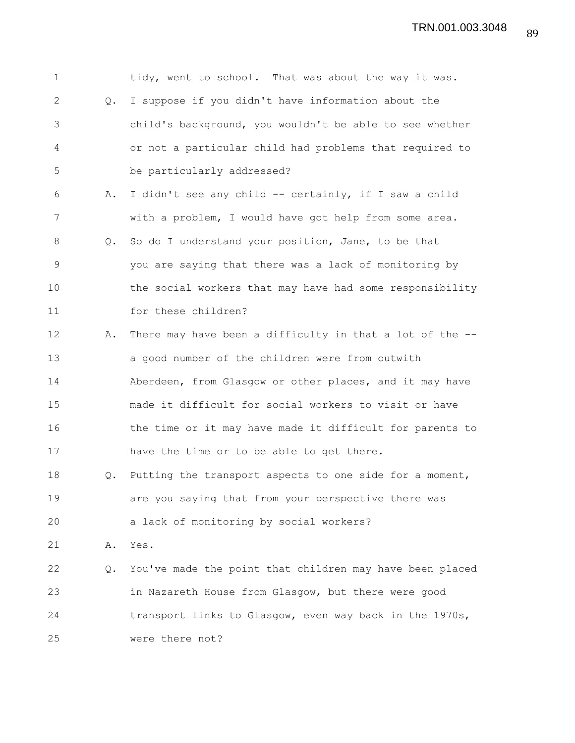tidy, went to school. That was about the way it was.

Q. I suppose if you didn't have information about the child's background, you wouldn't be able to see whether or not a particular child had problems that required to be particularly addressed?

A. I didn't see any child -- certainly, if I saw a child with a problem, I would have got help from some area.

Q. So do I understand your position, Jane, to be that you are saying that there was a lack of monitoring by the social workers that may have had some responsibility for these children?

A. There may have been a difficulty in that a lot of the -- a good number of the children were from outwith Aberdeen, from Glasgow or other places, and it may have made it difficult for social workers to visit or have the time or it may have made it difficult for parents to have the time or to be able to get there.

Q. Putting the transport aspects to one side for a moment, are you saying that from your perspective there was a lack of monitoring by social workers?

A. Yes.

Q. You've made the point that children may have been placed in Nazareth House from Glasgow, but there were good transport links to Glasgow, even way back in the 1970s, were there not?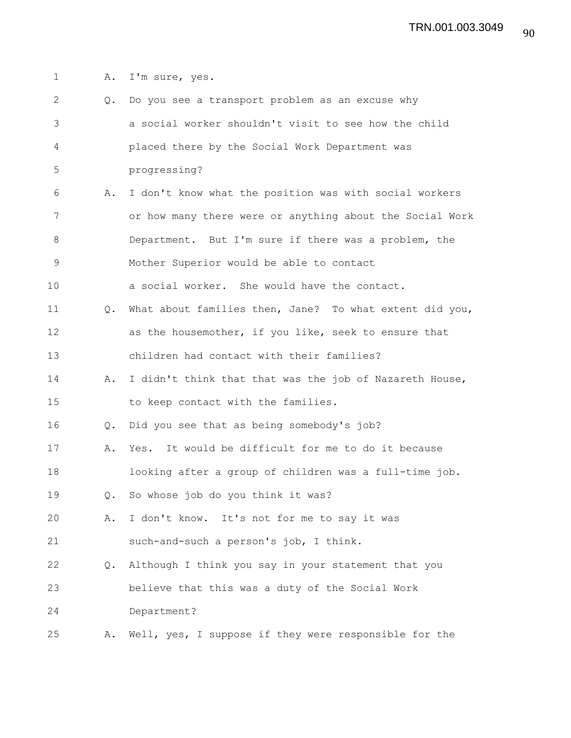1 A. I'm sure, yes.

2 Q. Do you see a transport problem as an excuse why

3 a social worker shouldn't visit to see how the child

4 placed there by the Social Work Department was

5 progressing?

6 A. I don't know what the position was with social workers

7 or how many there were or anything about the Social Work

8 Department. But I'm sure if there was a problem, the

9 Mother Superior would be able to contact

10 a social worker. She would have the contact.

11 Q. What about families then, Jane? To what extent did you,

12 as the housemother, if you like, seek to ensure that

13 children had contact with their families?

14 A. I didn't think that that was the job of Nazareth House,

15 to keep contact with the families.

16 Q. Did you see that as being somebody's job?

17 A. Yes. It would be difficult for me to do it because

18 looking after a group of children was a full-time job.

19 Q. So whose job do you think it was?

20 A. I don't know. It's not for me to say it was

21 such-and-such a person's job, I think.

22 Q. Although I think you say in your statement that you

23 believe that this was a duty of the Social Work

24 Department?

25 A. Well, yes, I suppose if they were responsible for the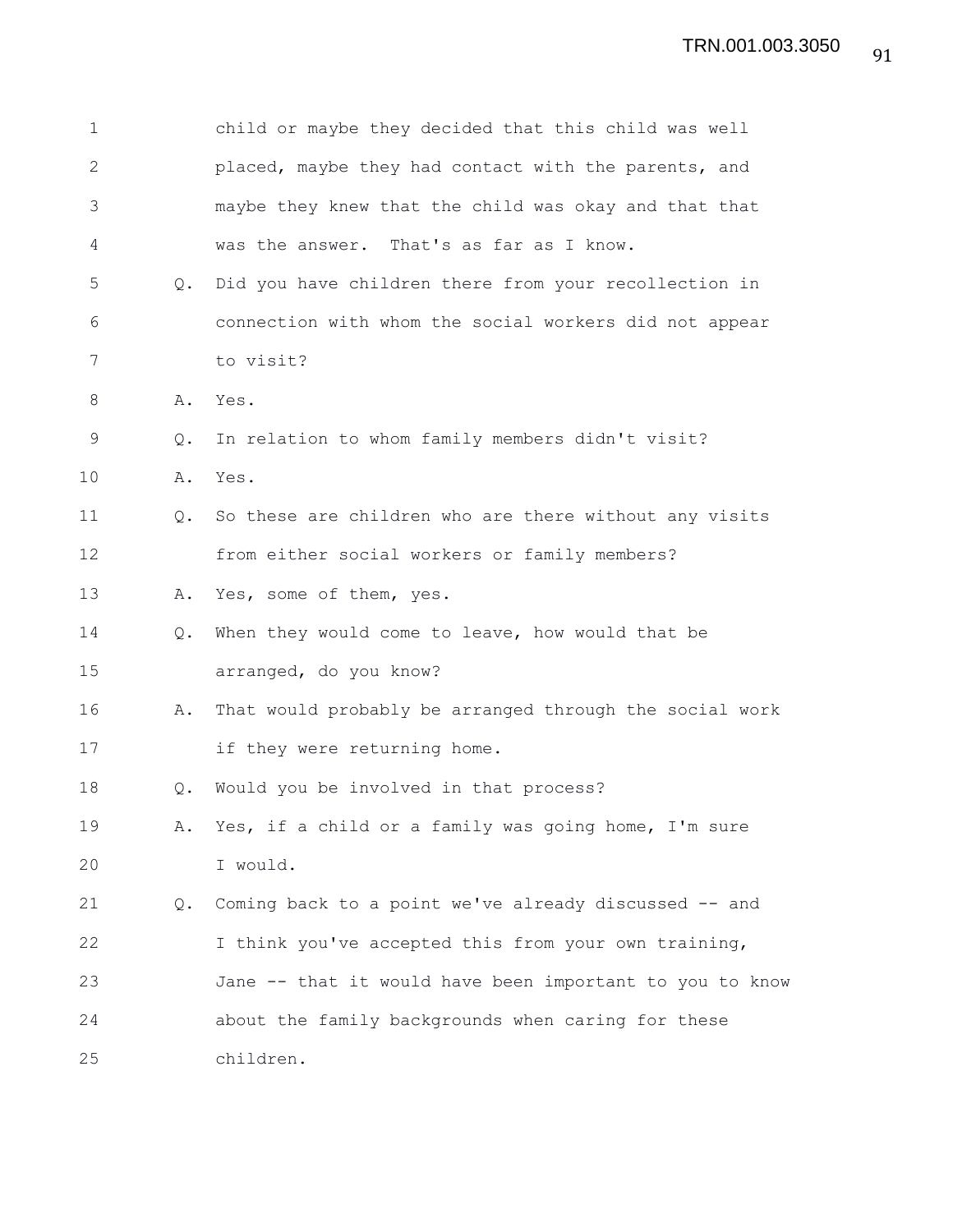1 child or maybe they decided that this child was well
2 placed, maybe they had contact with the parents, and
3 maybe they knew that the child was okay and that that
4 was the answer. That's as far as I know.

5 Q. Did you have children there from your recollection in
6 connection with whom the social workers did not appear
7 to visit?

8 A. Yes.

9 Q. In relation to whom family members didn't visit?

10 A. Yes.

11 Q. So these are children who are there without any visits
12 from either social workers or family members?

13 A. Yes, some of them, yes.

14 Q. When they would come to leave, how would that be
15 arranged, do you know?

16 A. That would probably be arranged through the social work
17 if they were returning home.

18 Q. Would you be involved in that process?

19 A. Yes, if a child or a family was going home, I'm sure
20 I would.

21 Q. Coming back to a point we've already discussed -- and
22 I think you've accepted this from your own training,
23 Jane -- that it would have been important to you to know
24 about the family backgrounds when caring for these
25 children.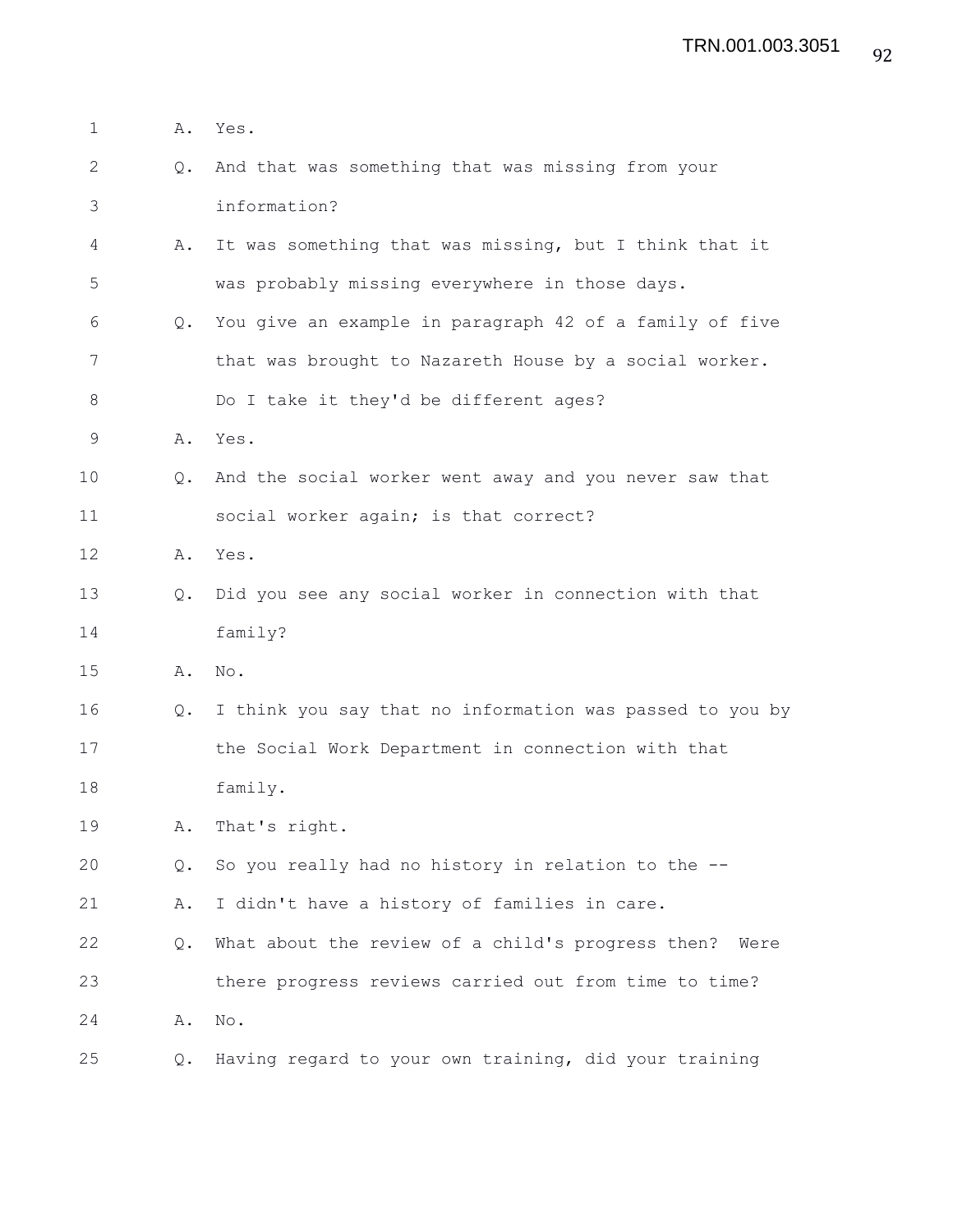1 A. Yes.

2 Q. And that was something that was missing from your

3 information?

4 A. It was something that was missing, but I think that it

5 was probably missing everywhere in those days.

6 Q. You give an example in paragraph 42 of a family of five

7 that was brought to Nazareth House by a social worker.

8 Do I take it they'd be different ages?

9 A. Yes.

10 Q. And the social worker went away and you never saw that

11 social worker again; is that correct?

12 A. Yes.

13 Q. Did you see any social worker in connection with that

14 family?

15 A. No.

16 Q. I think you say that no information was passed to you by

17 the Social Work Department in connection with that

18 family.

19 A. That's right.

20 Q. So you really had no history in relation to the --

21 A. I didn't have a history of families in care.

22 Q. What about the review of a child's progress then? Were

23 there progress reviews carried out from time to time?

24 A. No.

25 Q. Having regard to your own training, did your training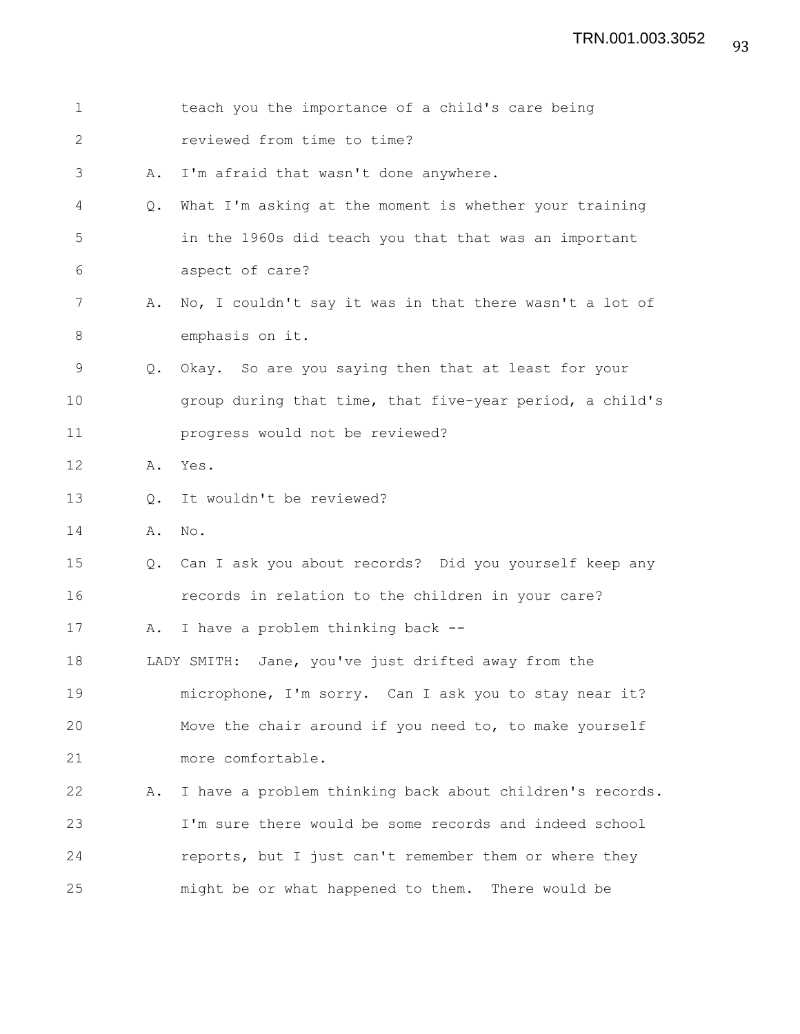teach you the importance of a child's care being reviewed from time to time?

A. I'm afraid that wasn't done anywhere.

Q. What I'm asking at the moment is whether your training in the 1960s did teach you that that was an important aspect of care?

A. No, I couldn't say it was in that there wasn't a lot of emphasis on it.

Q. Okay. So are you saying then that at least for your group during that time, that five-year period, a child's progress would not be reviewed?

A. Yes.

Q. It wouldn't be reviewed?

A. No.

Q. Can I ask you about records? Did you yourself keep any records in relation to the children in your care?

A. I have a problem thinking back --

LADY SMITH: Jane, you've just drifted away from the microphone, I'm sorry. Can I ask you to stay near it? Move the chair around if you need to, to make yourself more comfortable.

A. I have a problem thinking back about children's records. I'm sure there would be some records and indeed school reports, but I just can't remember them or where they might be or what happened to them. There would be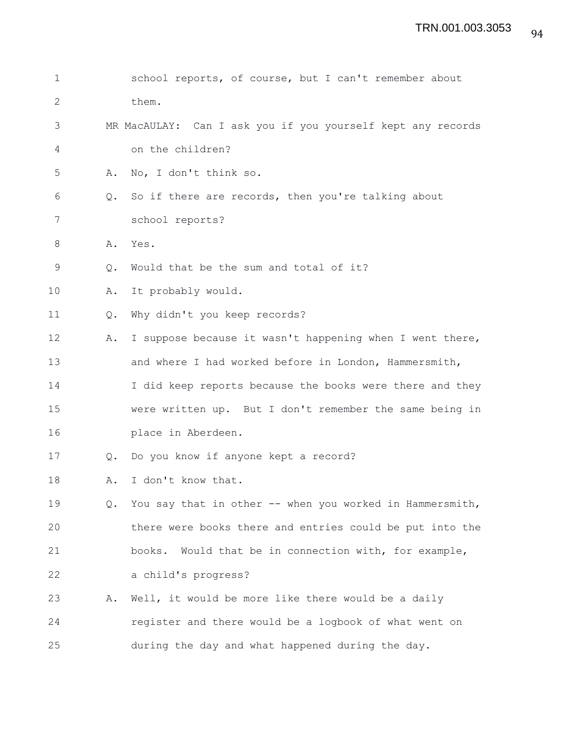school reports, of course, but I can't remember about them.

MR MacAULAY: Can I ask you if you yourself kept any records on the children?

A. No, I don't think so.

Q. So if there are records, then you're talking about school reports?

A. Yes.

Q. Would that be the sum and total of it?

A. It probably would.

Q. Why didn't you keep records?

A. I suppose because it wasn't happening when I went there, and where I had worked before in London, Hammersmith, I did keep reports because the books were there and they were written up. But I don't remember the same being in place in Aberdeen.

Q. Do you know if anyone kept a record?

A. I don't know that.

Q. You say that in other -- when you worked in Hammersmith, there were books there and entries could be put into the books. Would that be in connection with, for example, a child's progress?

A. Well, it would be more like there would be a daily register and there would be a logbook of what went on during the day and what happened during the day.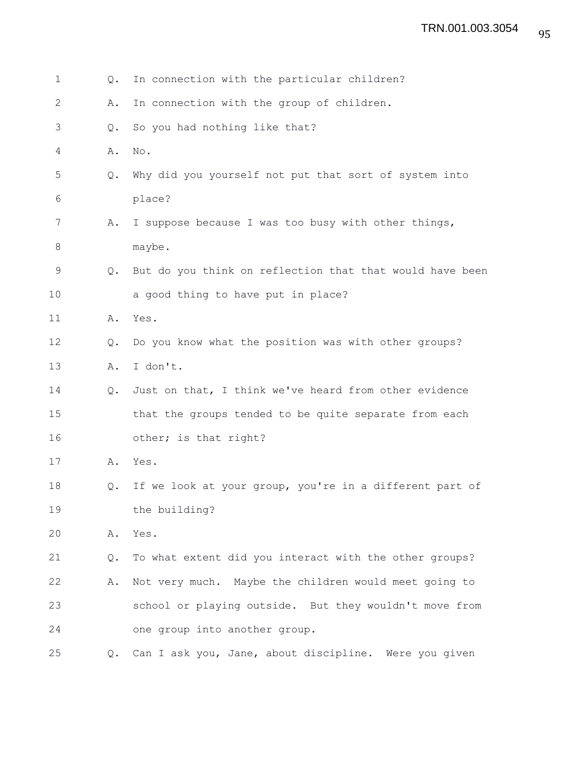1 Q. In connection with the particular children?

2 A. In connection with the group of children.

3 Q. So you had nothing like that?

4 A. No.

5 Q. Why did you yourself not put that sort of system into

6 place?

7 A. I suppose because I was too busy with other things,

8 maybe.

9 Q. But do you think on reflection that that would have been

10 a good thing to have put in place?

11 A. Yes.

12 Q. Do you know what the position was with other groups?

13 A. I don't.

14 Q. Just on that, I think we've heard from other evidence

15 that the groups tended to be quite separate from each

16 other; is that right?

17 A. Yes.

18 Q. If we look at your group, you're in a different part of

19 the building?

20 A. Yes.

21 Q. To what extent did you interact with the other groups?

22 A. Not very much. Maybe the children would meet going to

23 school or playing outside. But they wouldn't move from

24 one group into another group.

25 Q. Can I ask you, Jane, about discipline. Were you given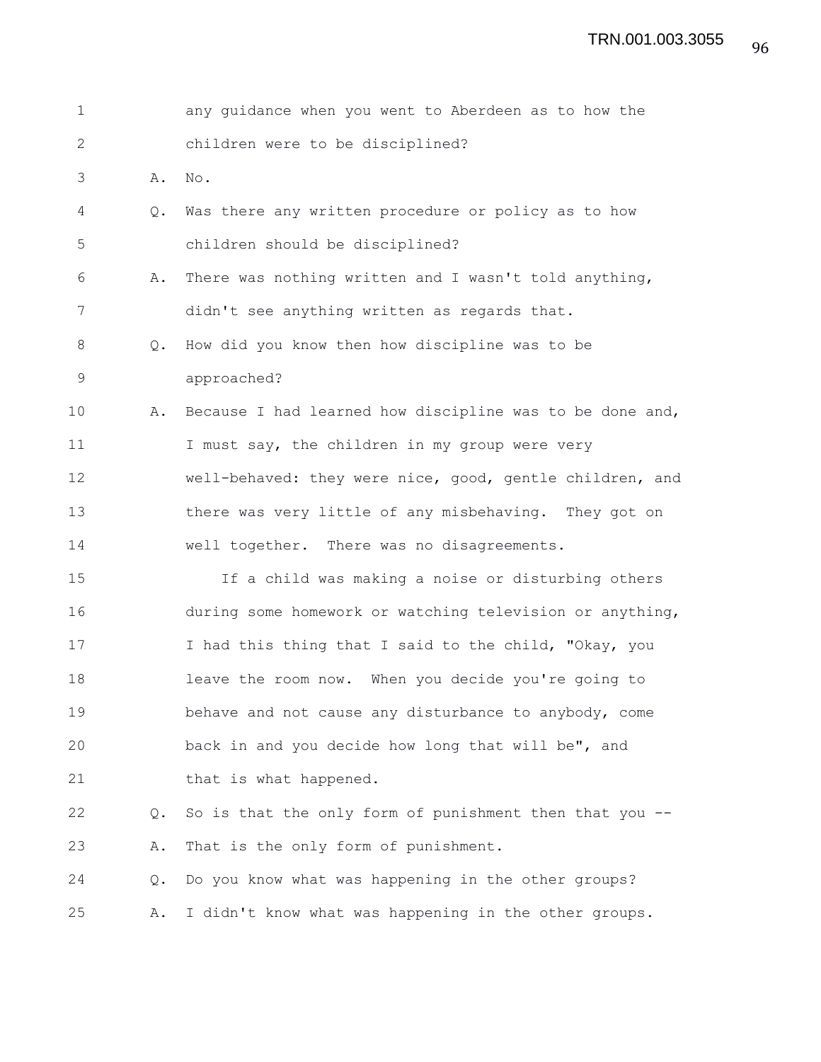any guidance when you went to Aberdeen as to how the children were to be disciplined?

A. No.

Q. Was there any written procedure or policy as to how children should be disciplined?

A. There was nothing written and I wasn't told anything, didn't see anything written as regards that.

Q. How did you know then how discipline was to be approached?

A. Because I had learned how discipline was to be done and, I must say, the children in my group were very well-behaved: they were nice, good, gentle children, and there was very little of any misbehaving. They got on well together. There was no disagreements.

If a child was making a noise or disturbing others during some homework or watching television or anything, I had this thing that I said to the child, "Okay, you leave the room now. When you decide you're going to behave and not cause any disturbance to anybody, come back in and you decide how long that will be", and that is what happened.

Q. So is that the only form of punishment then that you --

A. That is the only form of punishment.

Q. Do you know what was happening in the other groups?

A. I didn't know what was happening in the other groups.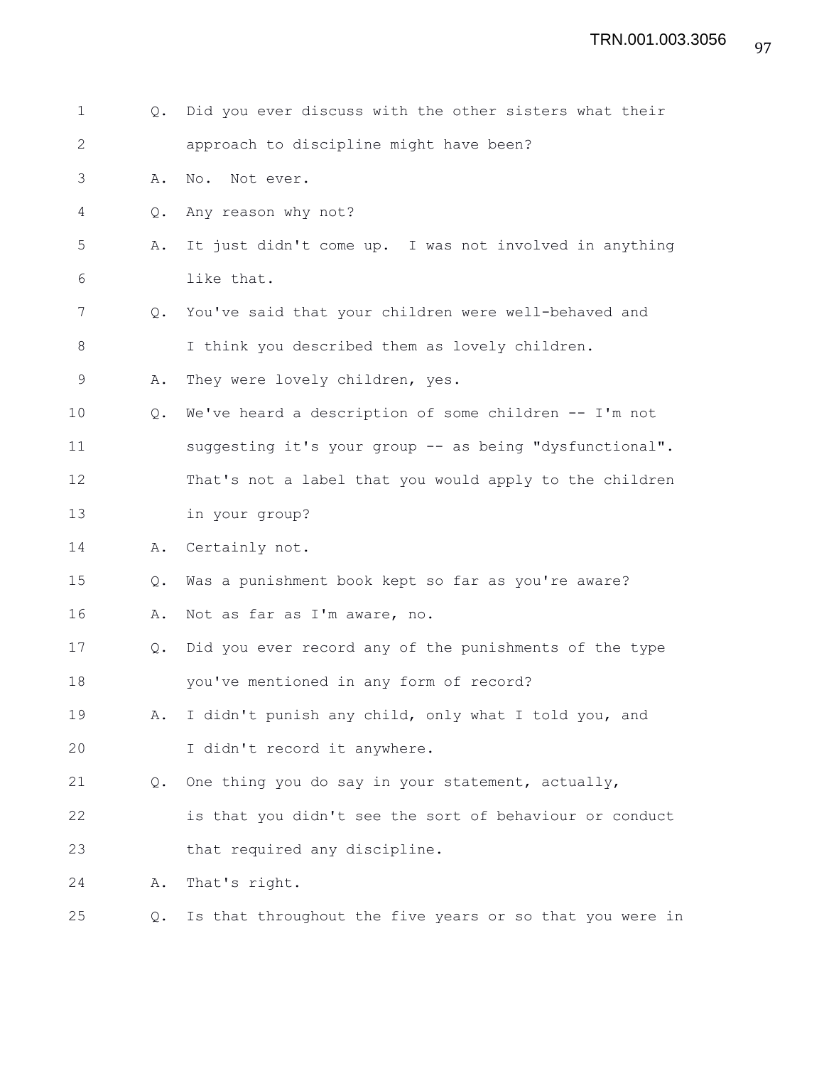Q. Did you ever discuss with the other sisters what their approach to discipline might have been?

A. No. Not ever.

Q. Any reason why not?

A. It just didn't come up. I was not involved in anything like that.

Q. You've said that your children were well-behaved and I think you described them as lovely children.

A. They were lovely children, yes.

Q. We've heard a description of some children -- I'm not suggesting it's your group -- as being "dysfunctional". That's not a label that you would apply to the children in your group?

A. Certainly not.

Q. Was a punishment book kept so far as you're aware?

A. Not as far as I'm aware, no.

Q. Did you ever record any of the punishments of the type you've mentioned in any form of record?

A. I didn't punish any child, only what I told you, and I didn't record it anywhere.

Q. One thing you do say in your statement, actually, is that you didn't see the sort of behaviour or conduct that required any discipline.

A. That's right.

Q. Is that throughout the five years or so that you were in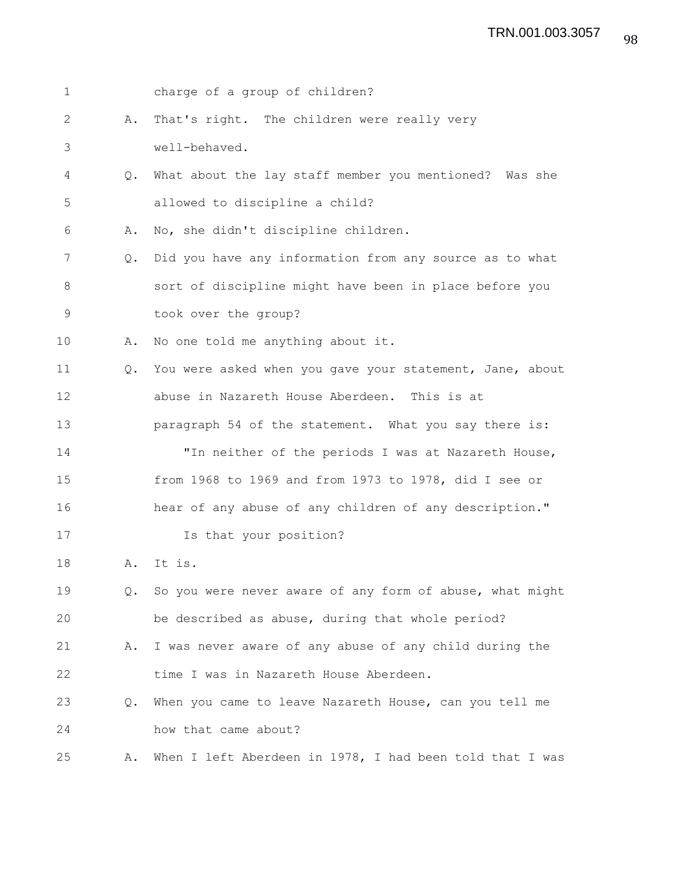charge of a group of children?

A. That's right. The children were really very well-behaved.

Q. What about the lay staff member you mentioned? Was she allowed to discipline a child?

A. No, she didn't discipline children.

Q. Did you have any information from any source as to what sort of discipline might have been in place before you took over the group?

A. No one told me anything about it.

Q. You were asked when you gave your statement, Jane, about abuse in Nazareth House Aberdeen. This is at paragraph 54 of the statement. What you say there is:

"In neither of the periods I was at Nazareth House, from 1968 to 1969 and from 1973 to 1978, did I see or hear of any abuse of any children of any description."

Is that your position?

A. It is.

Q. So you were never aware of any form of abuse, what might be described as abuse, during that whole period?

A. I was never aware of any abuse of any child during the time I was in Nazareth House Aberdeen.

Q. When you came to leave Nazareth House, can you tell me how that came about?

A. When I left Aberdeen in 1978, I had been told that I was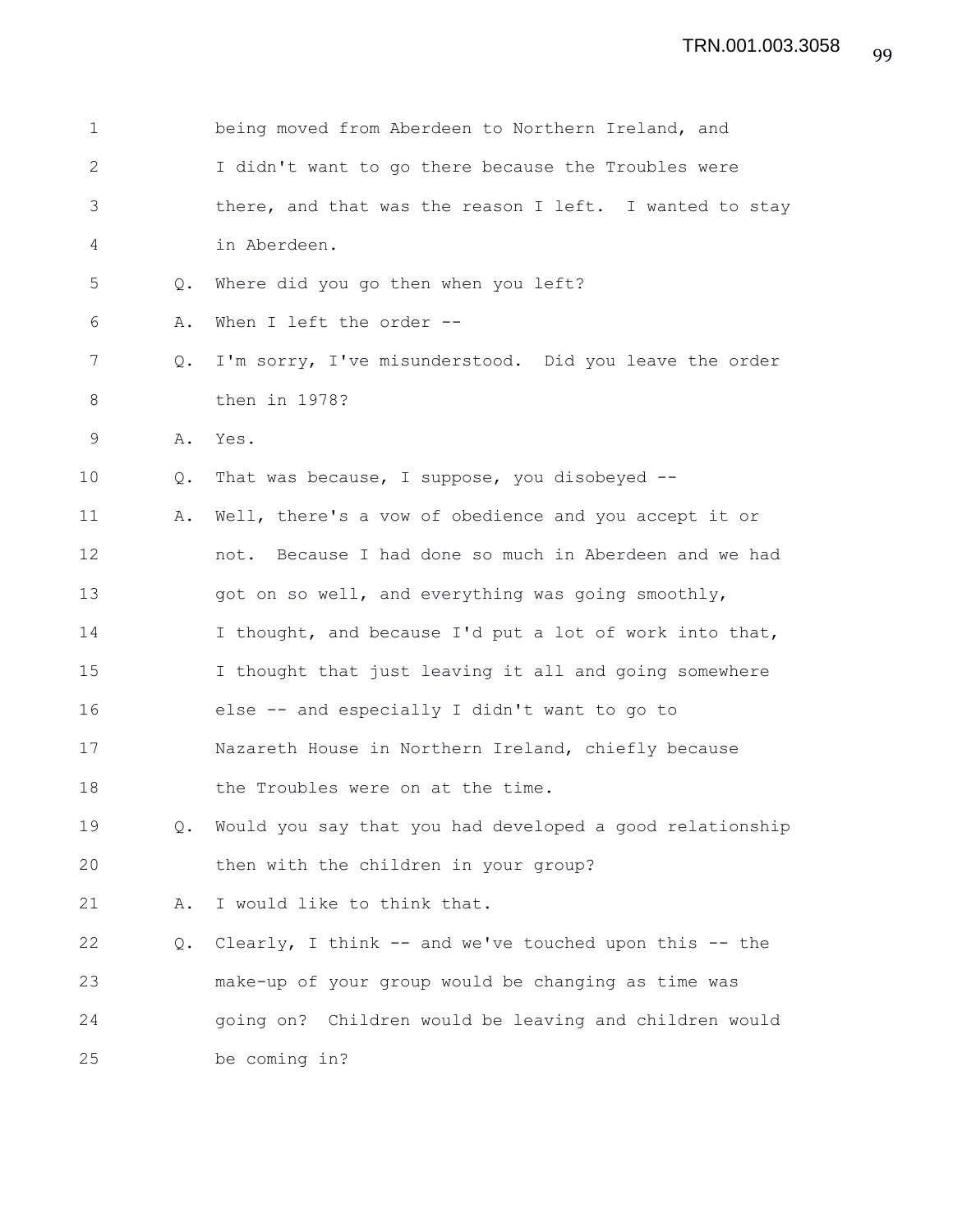being moved from Aberdeen to Northern Ireland, and I didn't want to go there because the Troubles were there, and that was the reason I left. I wanted to stay in Aberdeen.

Q. Where did you go then when you left?

A. When I left the order --

Q. I'm sorry, I've misunderstood. Did you leave the order then in 1978?

A. Yes.

Q. That was because, I suppose, you disobeyed --

A. Well, there's a vow of obedience and you accept it or not. Because I had done so much in Aberdeen and we had got on so well, and everything was going smoothly, I thought, and because I'd put a lot of work into that, I thought that just leaving it all and going somewhere else -- and especially I didn't want to go to Nazareth House in Northern Ireland, chiefly because the Troubles were on at the time.

Q. Would you say that you had developed a good relationship then with the children in your group?

A. I would like to think that.

Q. Clearly, I think -- and we've touched upon this -- the make-up of your group would be changing as time was going on? Children would be leaving and children would be coming in?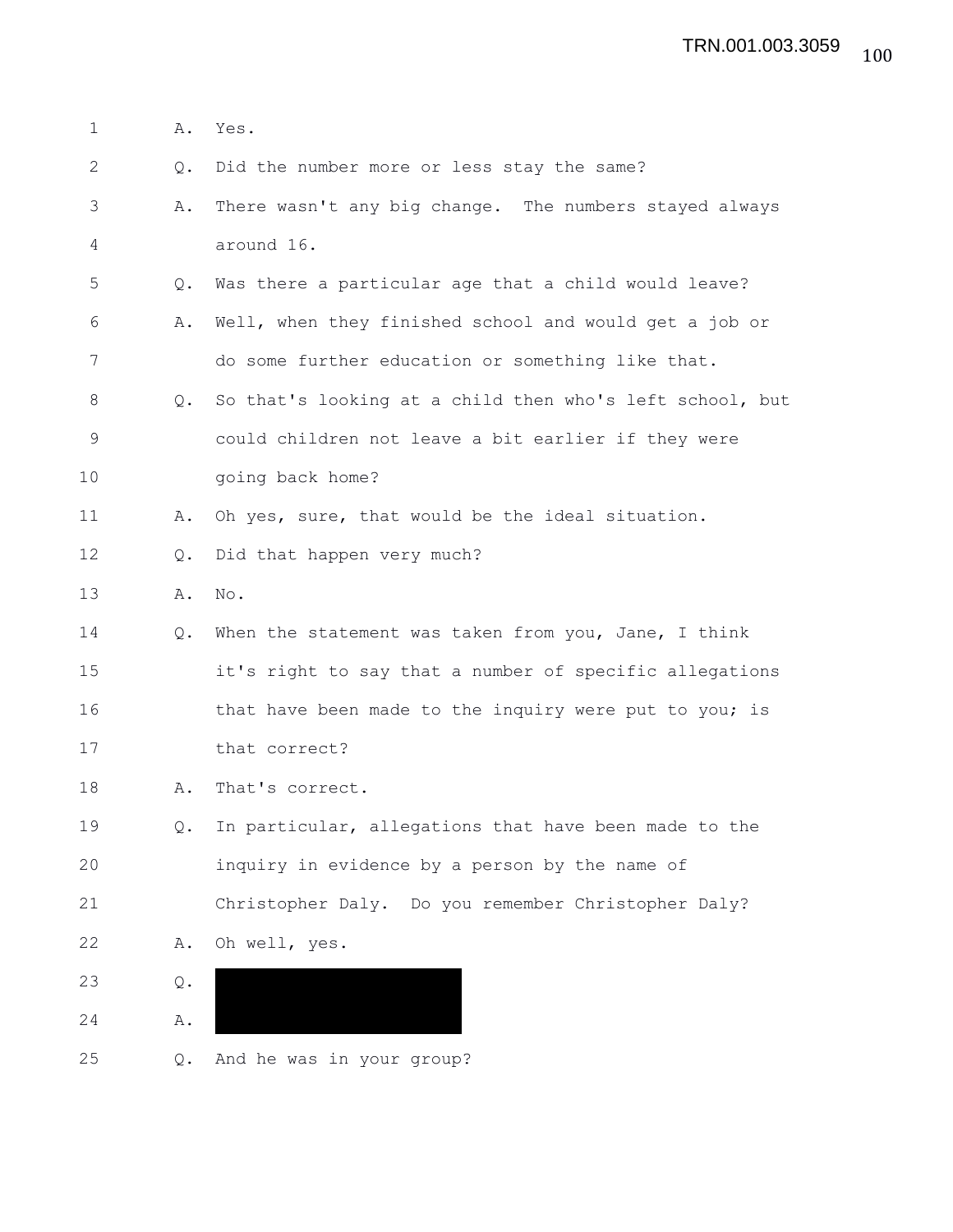1 A. Yes.

2 Q. Did the number more or less stay the same?

3 A. There wasn't any big change. The numbers stayed always

4 around 16.

5 Q. Was there a particular age that a child would leave?

6 A. Well, when they finished school and would get a job or

7 do some further education or something like that.

8 Q. So that's looking at a child then who's left school, but

9 could children not leave a bit earlier if they were

10 going back home?

11 A. Oh yes, sure, that would be the ideal situation.

12 Q. Did that happen very much?

13 A. No.

14 Q. When the statement was taken from you, Jane, I think

15 it's right to say that a number of specific allegations

16 that have been made to the inquiry were put to you; is

17 that correct?

18 A. That's correct.

19 Q. In particular, allegations that have been made to the

20 inquiry in evidence by a person by the name of

21 Christopher Daly. Do you remember Christopher Daly?

22 A. Oh well, yes.

23 Q. [REDACTED]

24 A. [REDACTED]

25 Q. And he was in your group?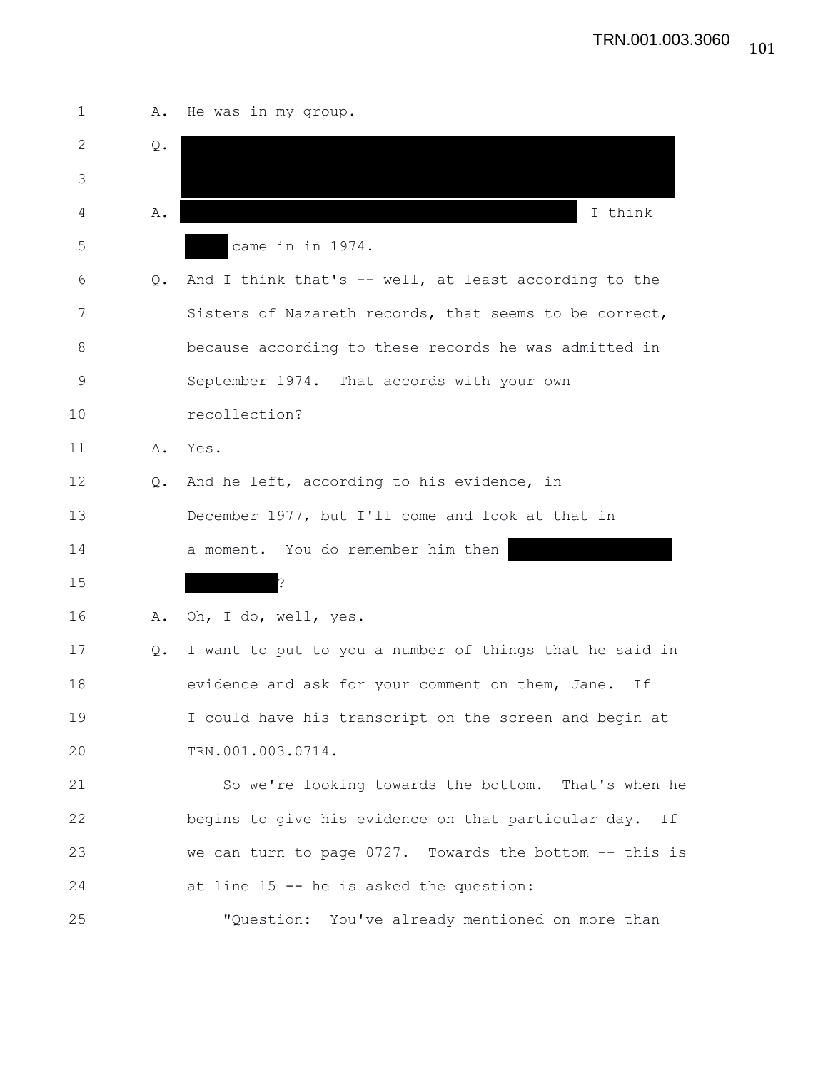A. He was in my group.

Q. [REDACTED]

A. [REDACTED] I think [REDACTED] came in in 1974.

Q. And I think that's -- well, at least according to the Sisters of Nazareth records, that seems to be correct, because according to these records he was admitted in September 1974. That accords with your own recollection?

A. Yes.

Q. And he left, according to his evidence, in December 1977, but I'll come and look at that in a moment. You do remember him then [REDACTED]?

A. Oh, I do, well, yes.

Q. I want to put to you a number of things that he said in evidence and ask for your comment on them, Jane. If I could have his transcript on the screen and begin at TRN.001.003.0714.

So we're looking towards the bottom. That's when he begins to give his evidence on that particular day. If we can turn to page 0727. Towards the bottom -- this is at line 15 -- he is asked the question:

"Question: You've already mentioned on more than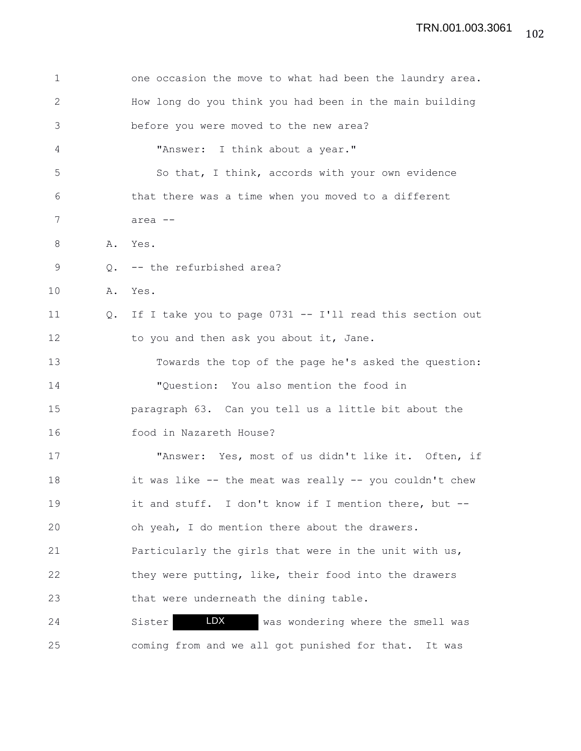one occasion the move to what had been the laundry area. How long do you think you had been in the main building before you were moved to the new area?

"Answer: I think about a year."

So that, I think, accords with your own evidence that there was a time when you moved to a different area --

A. Yes.

Q. -- the refurbished area?

A. Yes.

Q. If I take you to page 0731 -- I'll read this section out to you and then ask you about it, Jane.

Towards the top of the page he's asked the question:

"Question: You also mention the food in paragraph 63. Can you tell us a little bit about the food in Nazareth House?

"Answer: Yes, most of us didn't like it. Often, if it was like -- the meat was really -- you couldn't chew it and stuff. I don't know if I mention there, but -- oh yeah, I do mention there about the drawers. Particularly the girls that were in the unit with us, they were putting, like, their food into the drawers that were underneath the dining table. Sister LDX was wondering where the smell was coming from and we all got punished for that. It was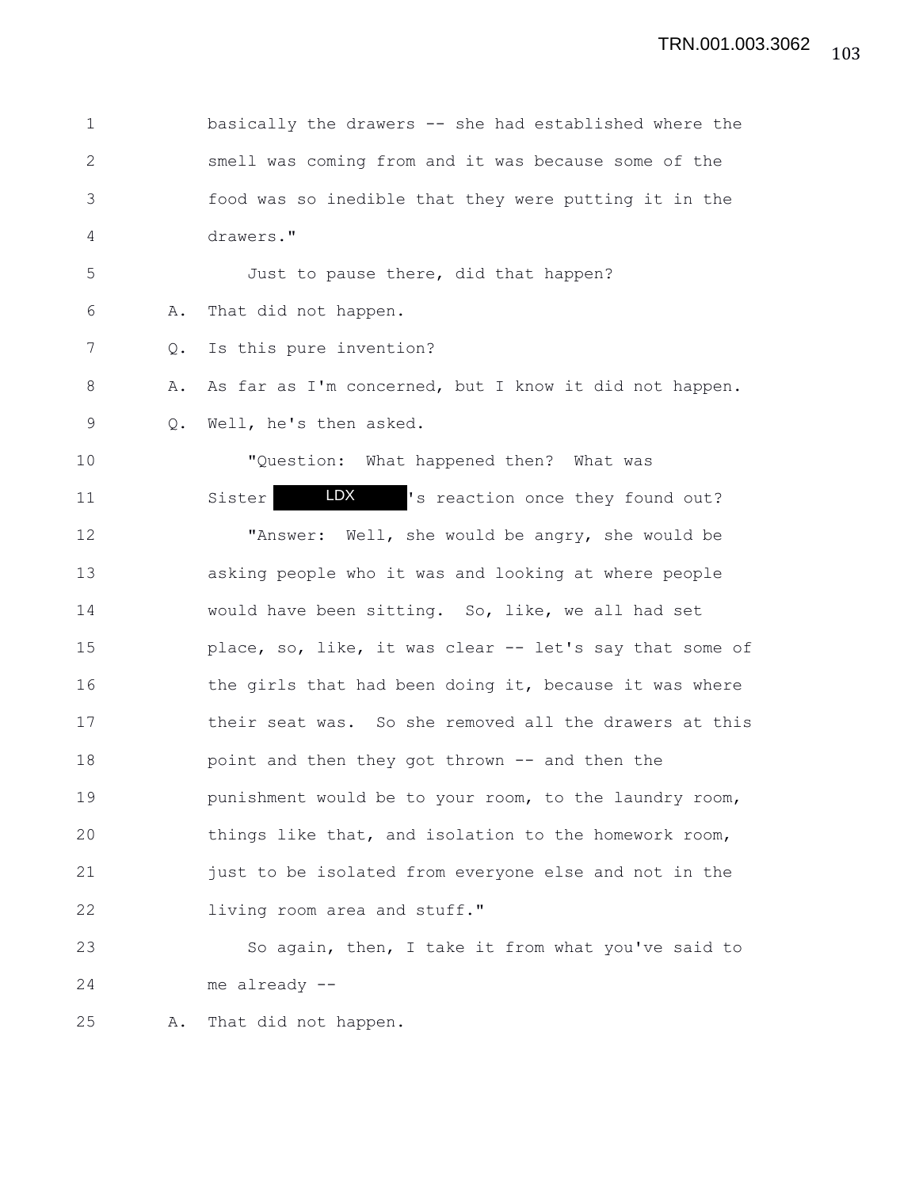1 basically the drawers -- she had established where the
2 smell was coming from and it was because some of the
3 food was so inedible that they were putting it in the
4 drawers."
5 Just to pause there, did that happen?
6 A. That did not happen.
7 Q. Is this pure invention?
8 A. As far as I'm concerned, but I know it did not happen.
9 Q. Well, he's then asked.
10 "Question: What happened then? What was
11 Sister LDX 's reaction once they found out?
12 "Answer: Well, she would be angry, she would be
13 asking people who it was and looking at where people
14 would have been sitting. So, like, we all had set
15 place, so, like, it was clear -- let's say that some of
16 the girls that had been doing it, because it was where
17 their seat was. So she removed all the drawers at this
18 point and then they got thrown -- and then the
19 punishment would be to your room, to the laundry room,
20 things like that, and isolation to the homework room,
21 just to be isolated from everyone else and not in the
22 living room area and stuff."
23 So again, then, I take it from what you've said to
24 me already --
25 A. That did not happen.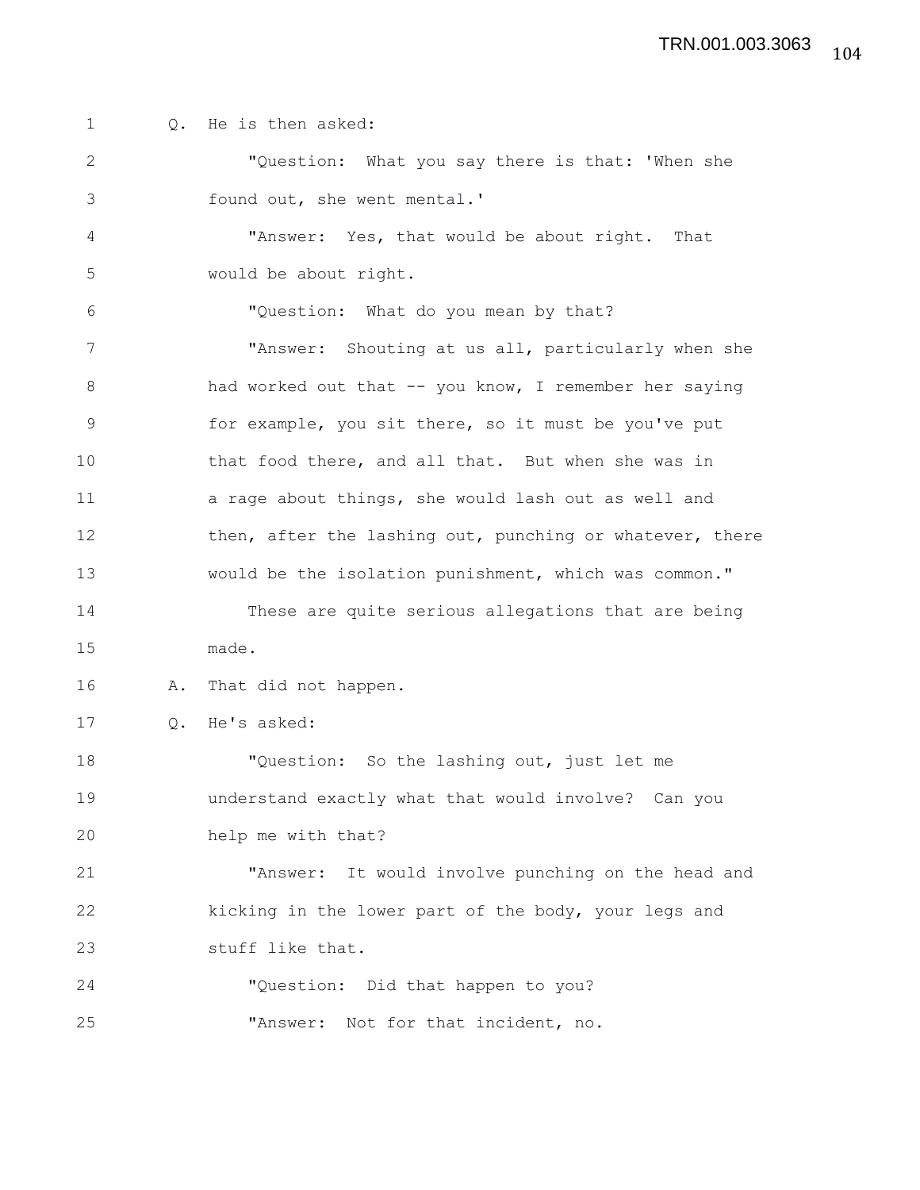Q. He is then asked:

"Question: What you say there is that: 'When she found out, she went mental.'

"Answer: Yes, that would be about right. That would be about right.

"Question: What do you mean by that?

"Answer: Shouting at us all, particularly when she had worked out that -- you know, I remember her saying for example, you sit there, so it must be you've put that food there, and all that. But when she was in a rage about things, she would lash out as well and then, after the lashing out, punching or whatever, there would be the isolation punishment, which was common."

These are quite serious allegations that are being made.

A. That did not happen.

Q. He's asked:

"Question: So the lashing out, just let me understand exactly what that would involve? Can you help me with that?

"Answer: It would involve punching on the head and kicking in the lower part of the body, your legs and stuff like that.

"Question: Did that happen to you?

"Answer: Not for that incident, no.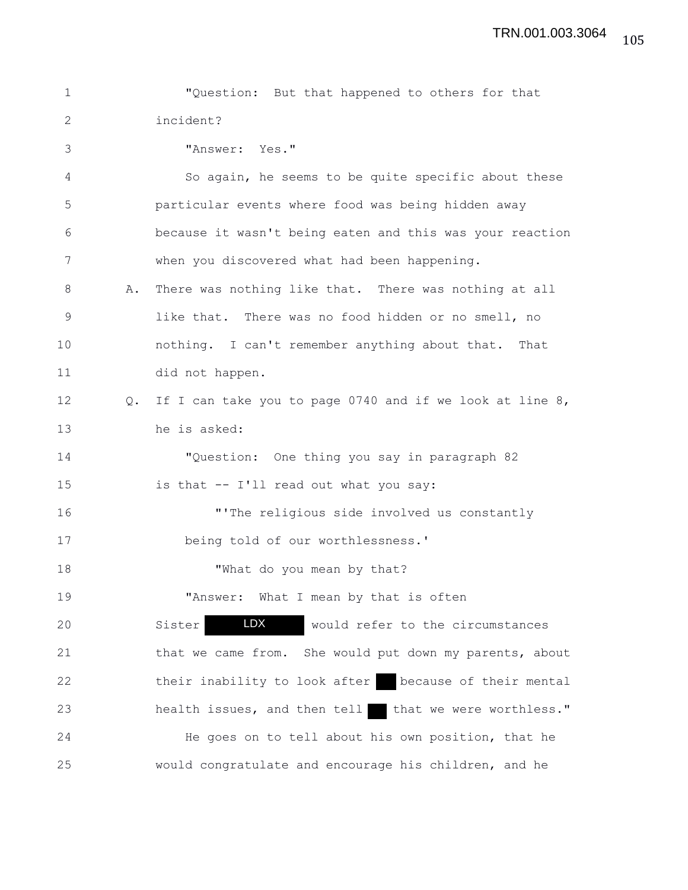"Question: But that happened to others for that incident?

"Answer: Yes."

So again, he seems to be quite specific about these particular events where food was being hidden away because it wasn't being eaten and this was your reaction when you discovered what had been happening.

A. There was nothing like that. There was nothing at all like that. There was no food hidden or no smell, no nothing. I can't remember anything about that. That did not happen.

Q. If I can take you to page 0740 and if we look at line 8, he is asked:

"Question: One thing you say in paragraph 82 is that -- I'll read out what you say:

"'The religious side involved us constantly being told of our worthlessness.'

"What do you mean by that?

"Answer: What I mean by that is often Sister LDX would refer to the circumstances that we came from. She would put down my parents, about their inability to look after ███ because of their mental health issues, and then tell ███ that we were worthless."

He goes on to tell about his own position, that he would congratulate and encourage his children, and he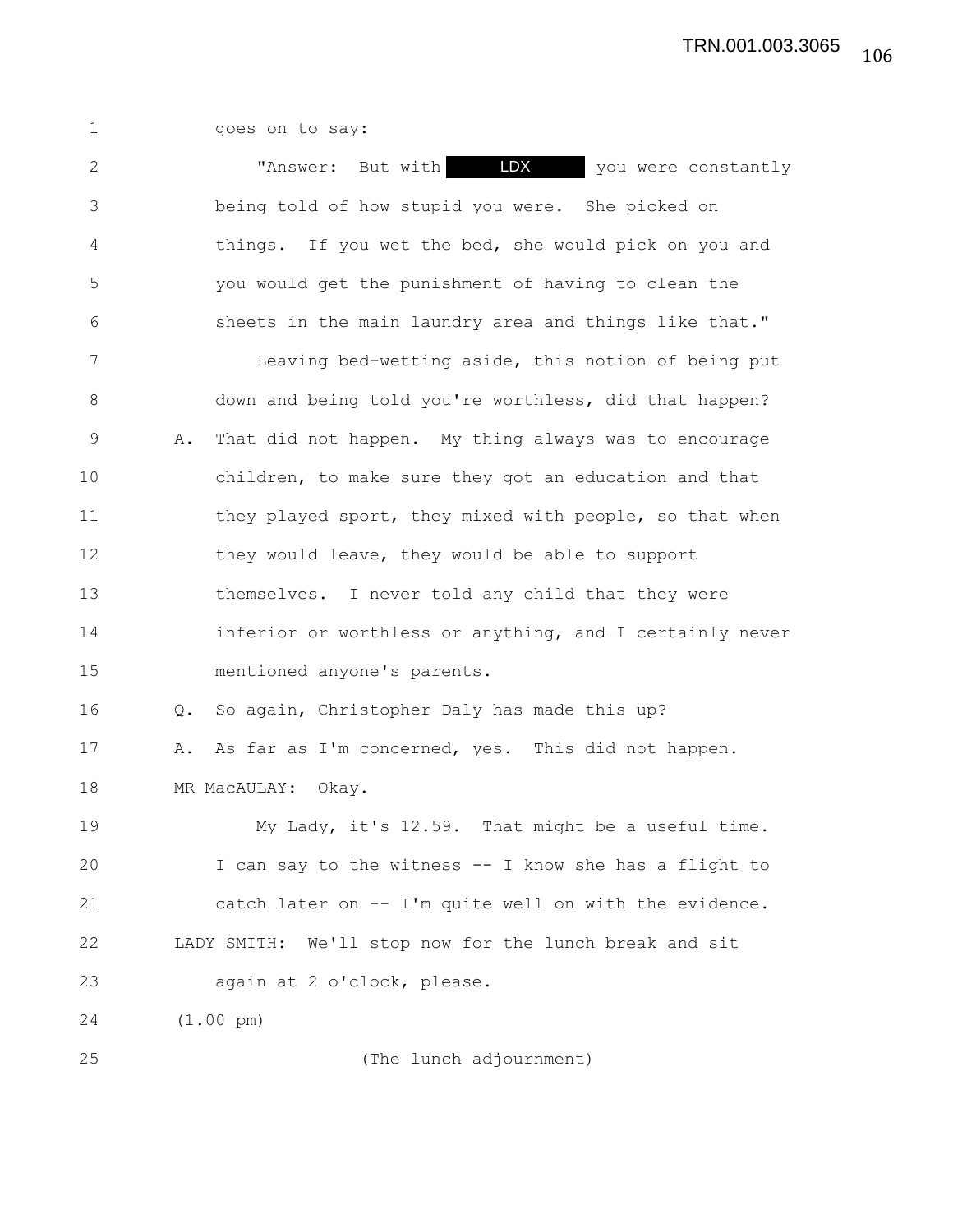goes on to say:

"Answer: But with LDX you were constantly being told of how stupid you were. She picked on things. If you wet the bed, she would pick on you and you would get the punishment of having to clean the sheets in the main laundry area and things like that."

Leaving bed-wetting aside, this notion of being put down and being told you're worthless, did that happen?

A. That did not happen. My thing always was to encourage children, to make sure they got an education and that they played sport, they mixed with people, so that when they would leave, they would be able to support themselves. I never told any child that they were inferior or worthless or anything, and I certainly never mentioned anyone's parents.

Q. So again, Christopher Daly has made this up?

A. As far as I'm concerned, yes. This did not happen.

MR MacAULAY: Okay.

My Lady, it's 12.59. That might be a useful time. I can say to the witness -- I know she has a flight to catch later on -- I'm quite well on with the evidence.

LADY SMITH: We'll stop now for the lunch break and sit again at 2 o'clock, please.

(1.00 pm)

(The lunch adjournment)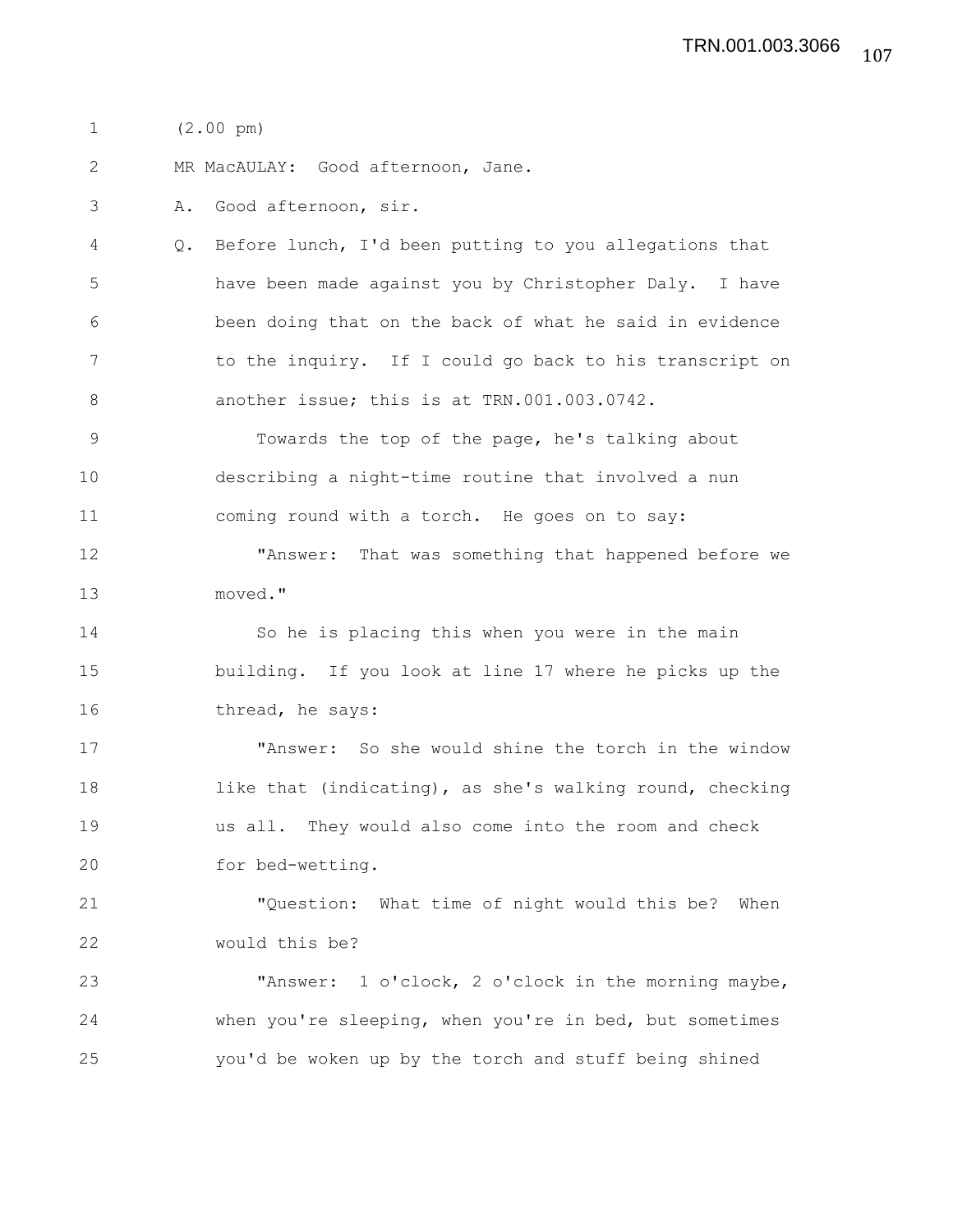(2.00 pm)

MR MacAULAY: Good afternoon, Jane.

A. Good afternoon, sir.

Q. Before lunch, I'd been putting to you allegations that have been made against you by Christopher Daly. I have been doing that on the back of what he said in evidence to the inquiry. If I could go back to his transcript on another issue; this is at TRN.001.003.0742.

Towards the top of the page, he's talking about describing a night-time routine that involved a nun coming round with a torch. He goes on to say:

"Answer: That was something that happened before we moved."

So he is placing this when you were in the main building. If you look at line 17 where he picks up the thread, he says:

"Answer: So she would shine the torch in the window like that (indicating), as she's walking round, checking us all. They would also come into the room and check for bed-wetting.

"Question: What time of night would this be? When would this be?

"Answer: 1 o'clock, 2 o'clock in the morning maybe, when you're sleeping, when you're in bed, but sometimes you'd be woken up by the torch and stuff being shined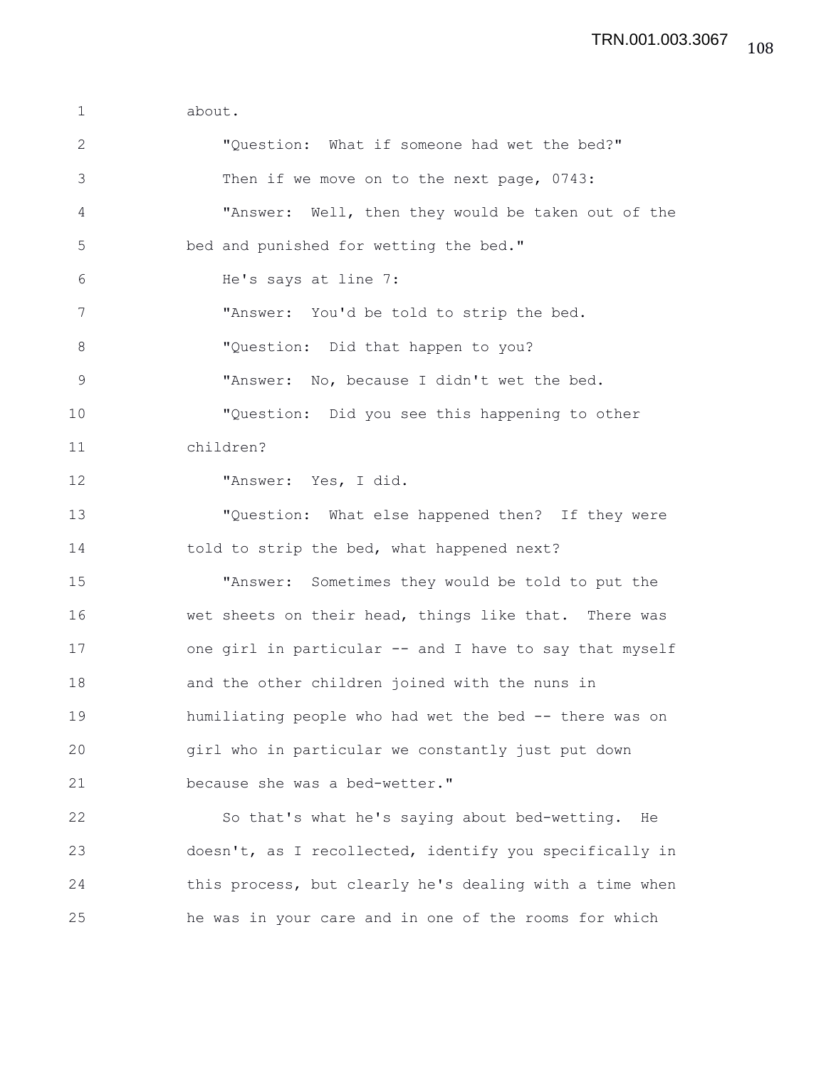about.

"Question: What if someone had wet the bed?"

Then if we move on to the next page, 0743:

"Answer: Well, then they would be taken out of the bed and punished for wetting the bed."

He's says at line 7:

"Answer: You'd be told to strip the bed.

"Question: Did that happen to you?

"Answer: No, because I didn't wet the bed.

"Question: Did you see this happening to other children?

"Answer: Yes, I did.

"Question: What else happened then? If they were told to strip the bed, what happened next?

"Answer: Sometimes they would be told to put the wet sheets on their head, things like that. There was one girl in particular -- and I have to say that myself and the other children joined with the nuns in humiliating people who had wet the bed -- there was on girl who in particular we constantly just put down because she was a bed-wetter."

So that's what he's saying about bed-wetting. He doesn't, as I recollected, identify you specifically in this process, but clearly he's dealing with a time when he was in your care and in one of the rooms for which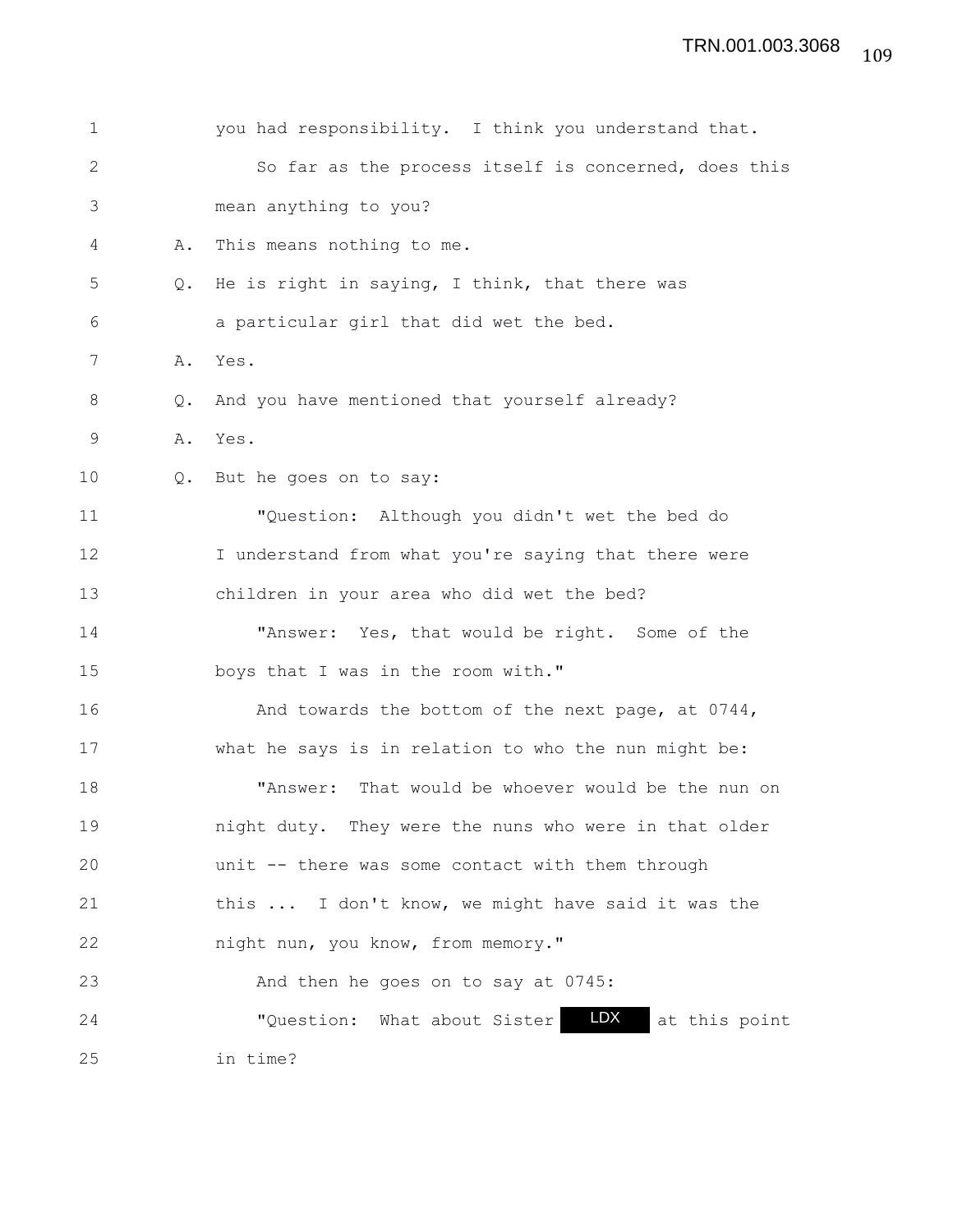you had responsibility. I think you understand that.

So far as the process itself is concerned, does this mean anything to you?

A. This means nothing to me.

Q. He is right in saying, I think, that there was a particular girl that did wet the bed.

A. Yes.

Q. And you have mentioned that yourself already?

A. Yes.

Q. But he goes on to say:

"Question: Although you didn't wet the bed do I understand from what you're saying that there were children in your area who did wet the bed?

"Answer: Yes, that would be right. Some of the boys that I was in the room with."

And towards the bottom of the next page, at 0744, what he says is in relation to who the nun might be:

"Answer: That would be whoever would be the nun on night duty. They were the nuns who were in that older unit -- there was some contact with them through this ... I don't know, we might have said it was the night nun, you know, from memory."

And then he goes on to say at 0745:

"Question: What about Sister LDX at this point in time?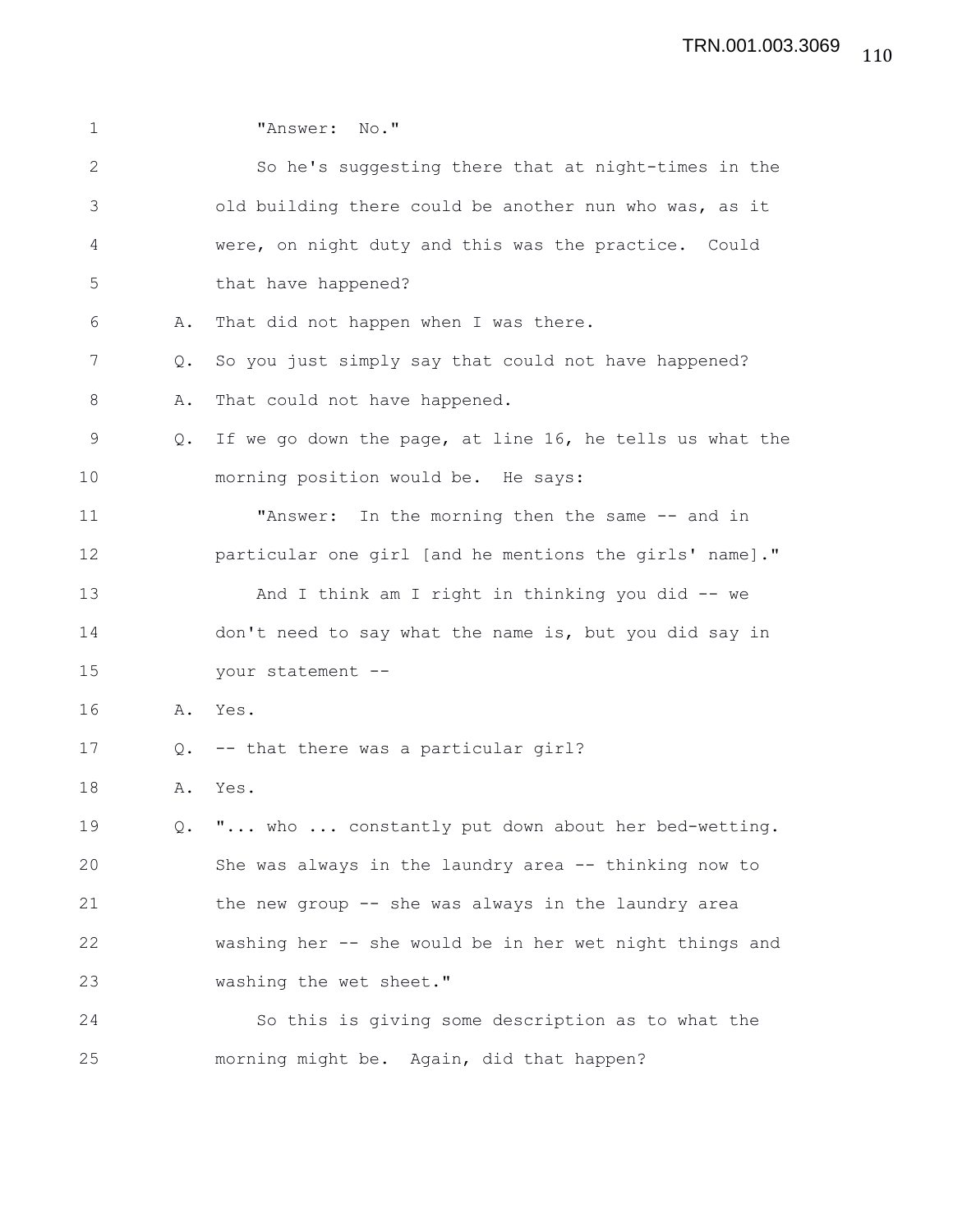"Answer: No."

So he's suggesting there that at night-times in the old building there could be another nun who was, as it were, on night duty and this was the practice. Could that have happened?

A. That did not happen when I was there.

Q. So you just simply say that could not have happened?

A. That could not have happened.

Q. If we go down the page, at line 16, he tells us what the morning position would be. He says:

"Answer: In the morning then the same -- and in particular one girl [and he mentions the girls' name]."

And I think am I right in thinking you did -- we don't need to say what the name is, but you did say in your statement --

A. Yes.

Q. -- that there was a particular girl?

A. Yes.

Q. "... who ... constantly put down about her bed-wetting. She was always in the laundry area -- thinking now to the new group -- she was always in the laundry area washing her -- she would be in her wet night things and washing the wet sheet."

So this is giving some description as to what the morning might be. Again, did that happen?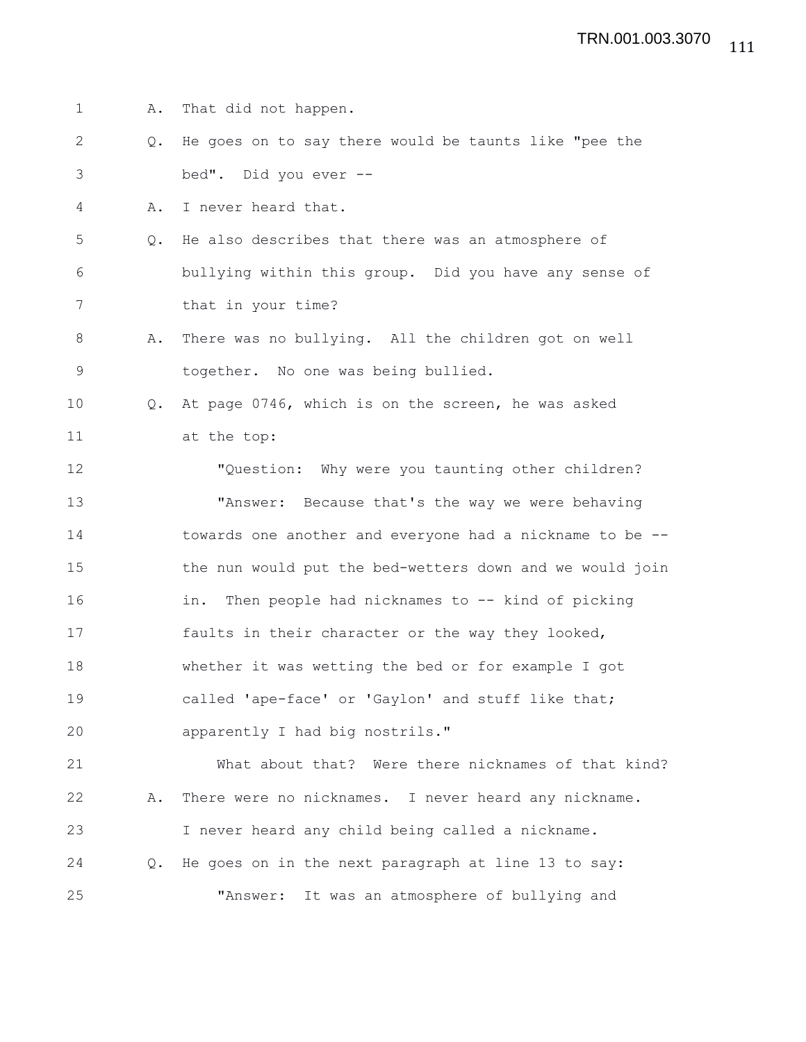1 A. That did not happen.

2 Q. He goes on to say there would be taunts like "pee the

3 bed". Did you ever --

4 A. I never heard that.

5 Q. He also describes that there was an atmosphere of

6 bullying within this group. Did you have any sense of

7 that in your time?

8 A. There was no bullying. All the children got on well

9 together. No one was being bullied.

10 Q. At page 0746, which is on the screen, he was asked

11 at the top:

12 "Question: Why were you taunting other children?

13 "Answer: Because that's the way we were behaving

14 towards one another and everyone had a nickname to be --

15 the nun would put the bed-wetters down and we would join

16 in. Then people had nicknames to -- kind of picking

17 faults in their character or the way they looked,

18 whether it was wetting the bed or for example I got

19 called 'ape-face' or 'Gaylon' and stuff like that;

20 apparently I had big nostrils."

21 What about that? Were there nicknames of that kind?

22 A. There were no nicknames. I never heard any nickname.

23 I never heard any child being called a nickname.

24 Q. He goes on in the next paragraph at line 13 to say:

25 "Answer: It was an atmosphere of bullying and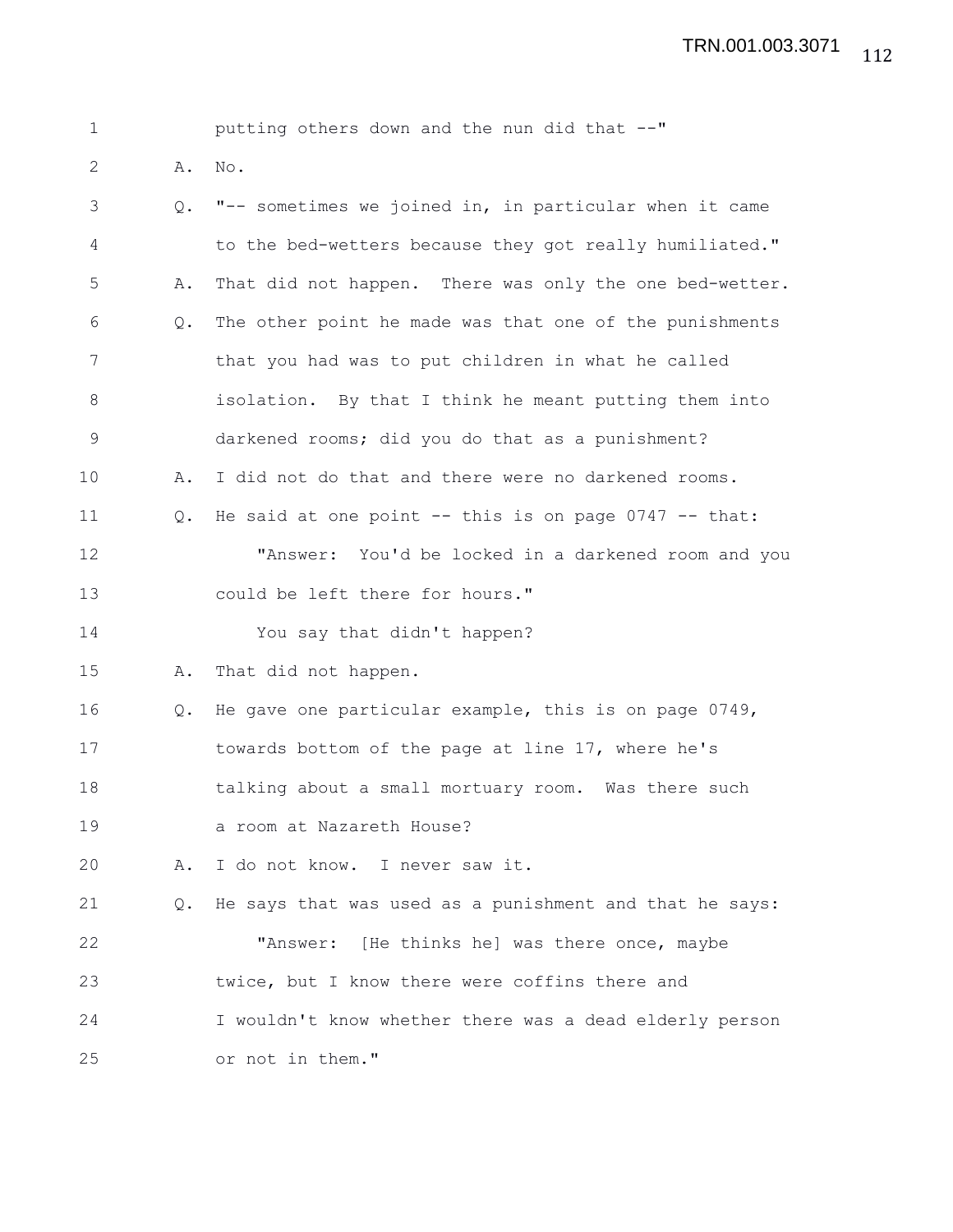putting others down and the nun did that --"

A. No.

Q. "-- sometimes we joined in, in particular when it came to the bed-wetters because they got really humiliated."

A. That did not happen. There was only the one bed-wetter.

Q. The other point he made was that one of the punishments that you had was to put children in what he called isolation. By that I think he meant putting them into darkened rooms; did you do that as a punishment?

A. I did not do that and there were no darkened rooms.

Q. He said at one point -- this is on page 0747 -- that:

"Answer: You'd be locked in a darkened room and you could be left there for hours."

You say that didn't happen?

A. That did not happen.

Q. He gave one particular example, this is on page 0749, towards bottom of the page at line 17, where he's talking about a small mortuary room. Was there such a room at Nazareth House?

A. I do not know. I never saw it.

Q. He says that was used as a punishment and that he says:

"Answer: [He thinks he] was there once, maybe twice, but I know there were coffins there and I wouldn't know whether there was a dead elderly person or not in them."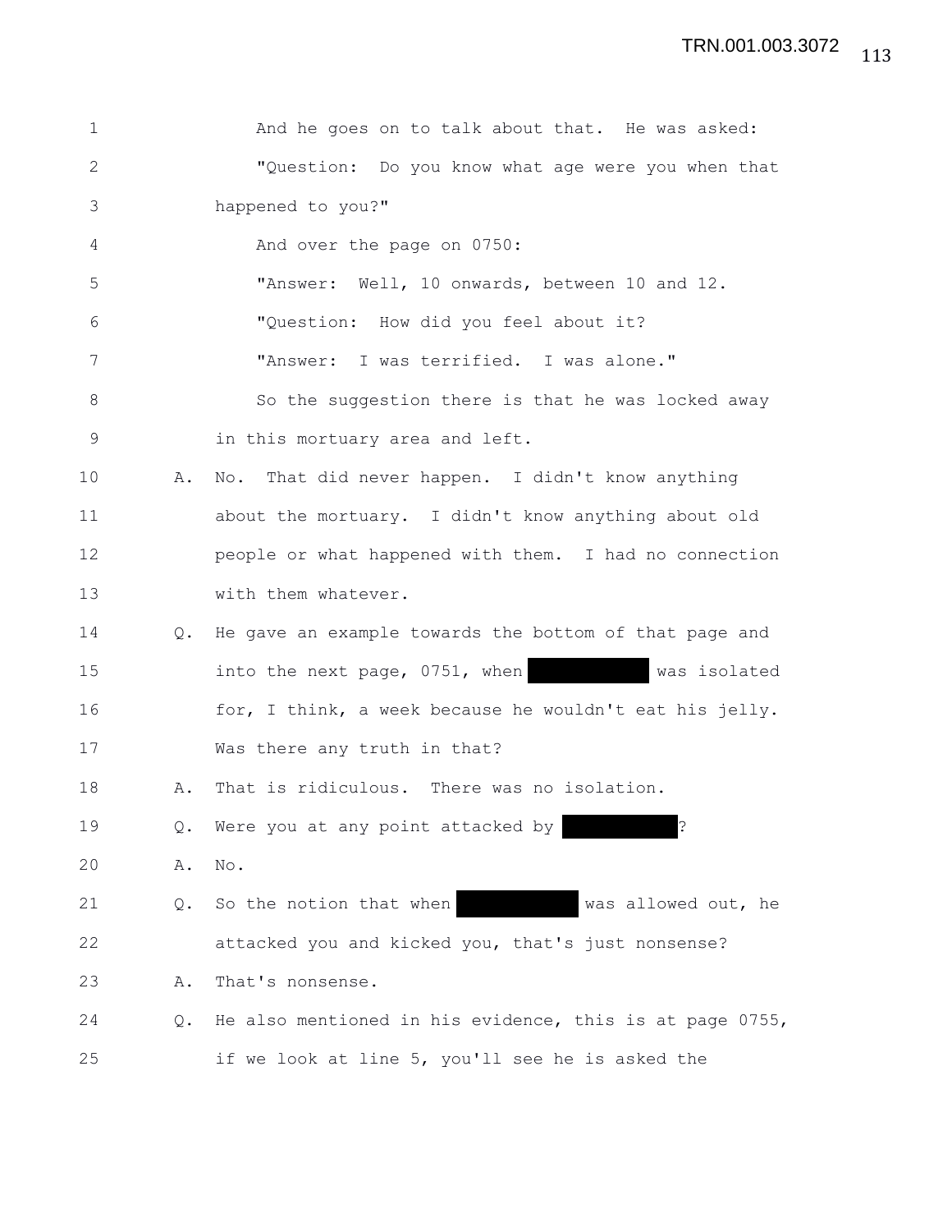And he goes on to talk about that. He was asked:

"Question: Do you know what age were you when that happened to you?"

And over the page on 0750:

"Answer: Well, 10 onwards, between 10 and 12.

"Question: How did you feel about it?

"Answer: I was terrified. I was alone."

So the suggestion there is that he was locked away in this mortuary area and left.

A. No. That did never happen. I didn't know anything about the mortuary. I didn't know anything about old people or what happened with them. I had no connection with them whatever.

Q. He gave an example towards the bottom of that page and into the next page, 0751, when [REDACTED] was isolated for, I think, a week because he wouldn't eat his jelly. Was there any truth in that?

A. That is ridiculous. There was no isolation.

Q. Were you at any point attacked by [REDACTED]?

A. No.

Q. So the notion that when [REDACTED] was allowed out, he attacked you and kicked you, that's just nonsense?

A. That's nonsense.

Q. He also mentioned in his evidence, this is at page 0755, if we look at line 5, you'll see he is asked the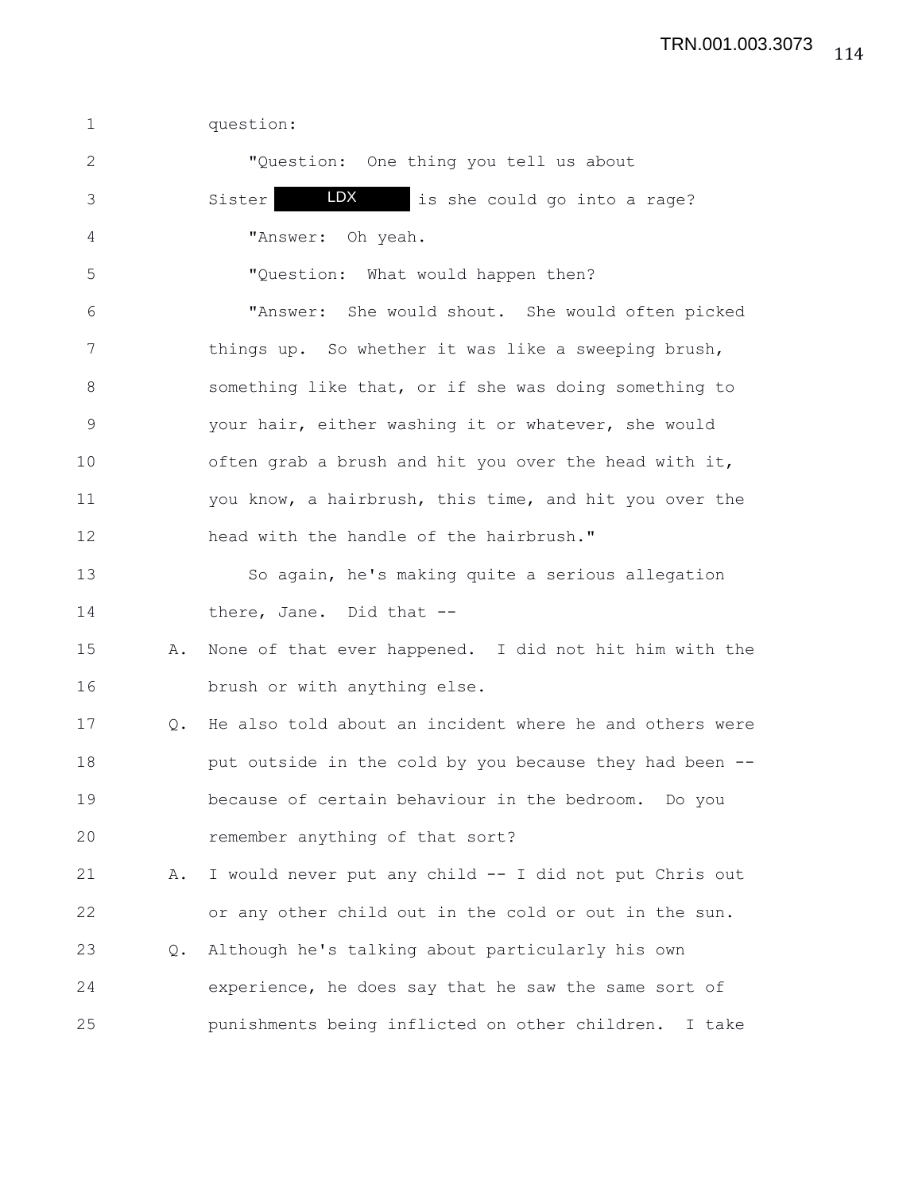question:

"Question: One thing you tell us about Sister LDX is she could go into a rage?

"Answer: Oh yeah.

"Question: What would happen then?

"Answer: She would shout. She would often picked things up. So whether it was like a sweeping brush, something like that, or if she was doing something to your hair, either washing it or whatever, she would often grab a brush and hit you over the head with it, you know, a hairbrush, this time, and hit you over the head with the handle of the hairbrush."

So again, he's making quite a serious allegation there, Jane. Did that --

A. None of that ever happened. I did not hit him with the brush or with anything else.

Q. He also told about an incident where he and others were put outside in the cold by you because they had been -- because of certain behaviour in the bedroom. Do you remember anything of that sort?

A. I would never put any child -- I did not put Chris out or any other child out in the cold or out in the sun.

Q. Although he's talking about particularly his own experience, he does say that he saw the same sort of punishments being inflicted on other children. I take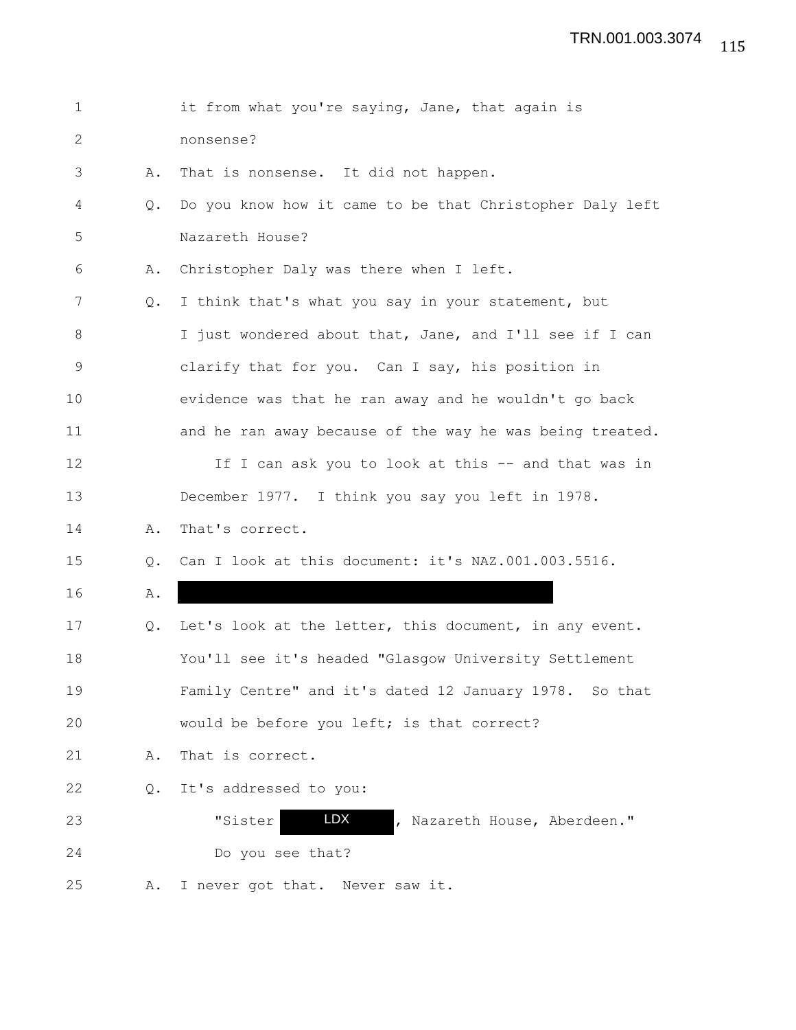1 it from what you're saying, Jane, that again is
2 nonsense?
3 A. That is nonsense. It did not happen.
4 Q. Do you know how it came to be that Christopher Daly left
5 Nazareth House?
6 A. Christopher Daly was there when I left.
7 Q. I think that's what you say in your statement, but
8 I just wondered about that, Jane, and I'll see if I can
9 clarify that for you. Can I say, his position in
10 evidence was that he ran away and he wouldn't go back
11 and he ran away because of the way he was being treated.
12 If I can ask you to look at this -- and that was in
13 December 1977. I think you say you left in 1978.
14 A. That's correct.
15 Q. Can I look at this document: it's NAZ.001.003.5516.
16 A. [REDACTED]
17 Q. Let's look at the letter, this document, in any event.
18 You'll see it's headed "Glasgow University Settlement
19 Family Centre" and it's dated 12 January 1978. So that
20 would be before you left; is that correct?
21 A. That is correct.
22 Q. It's addressed to you:
23 "Sister LDX, Nazareth House, Aberdeen."
24 Do you see that?
25 A. I never got that. Never saw it.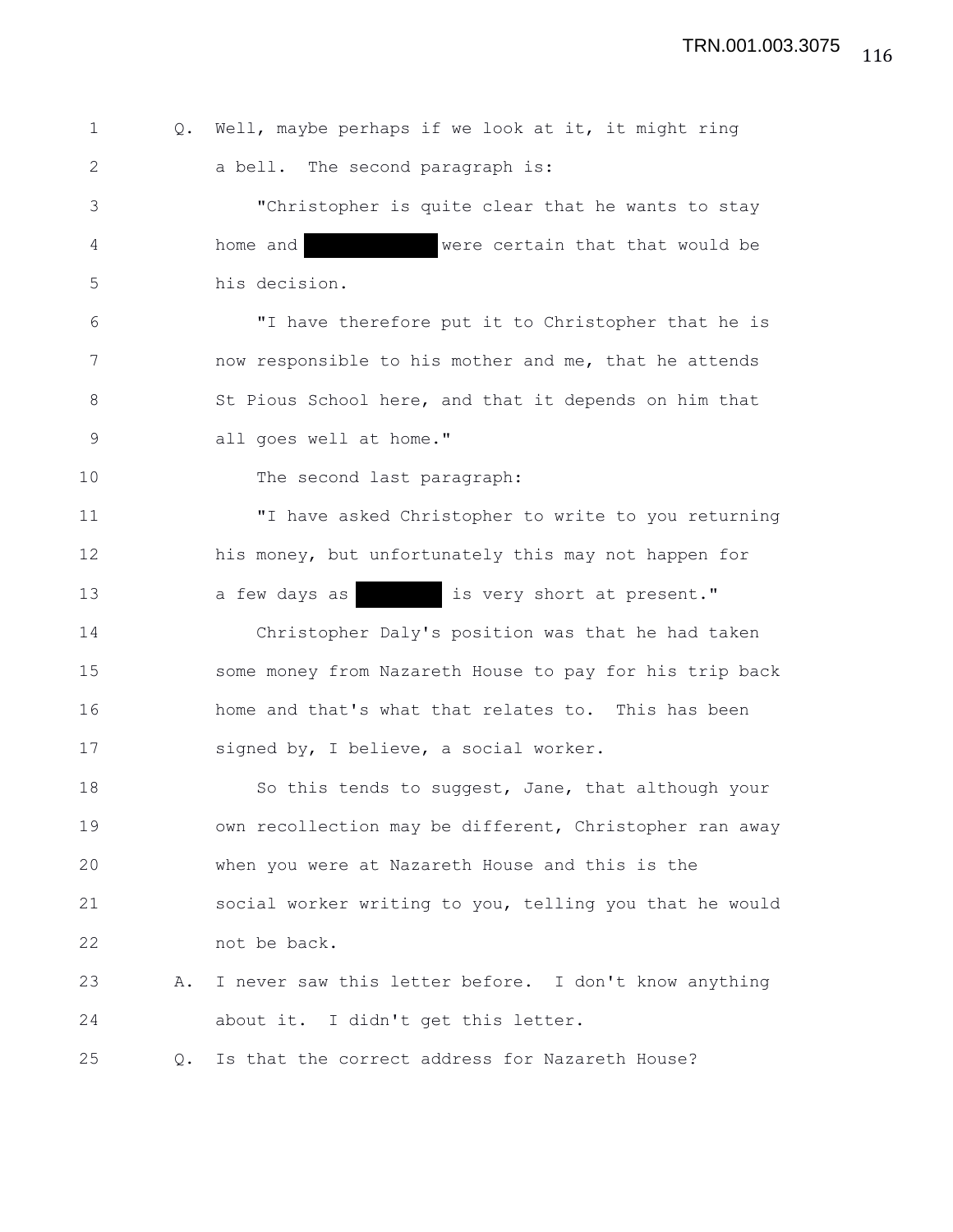Q. Well, maybe perhaps if we look at it, it might ring a bell. The second paragraph is:

"Christopher is quite clear that he wants to stay home and [REDACTED] were certain that that would be his decision.

"I have therefore put it to Christopher that he is now responsible to his mother and me, that he attends St Pious School here, and that it depends on him that all goes well at home."

The second last paragraph:

"I have asked Christopher to write to you returning his money, but unfortunately this may not happen for a few days as [REDACTED] is very short at present."

Christopher Daly's position was that he had taken some money from Nazareth House to pay for his trip back home and that's what that relates to. This has been signed by, I believe, a social worker.

So this tends to suggest, Jane, that although your own recollection may be different, Christopher ran away when you were at Nazareth House and this is the social worker writing to you, telling you that he would not be back.

A. I never saw this letter before. I don't know anything about it. I didn't get this letter.

Q. Is that the correct address for Nazareth House?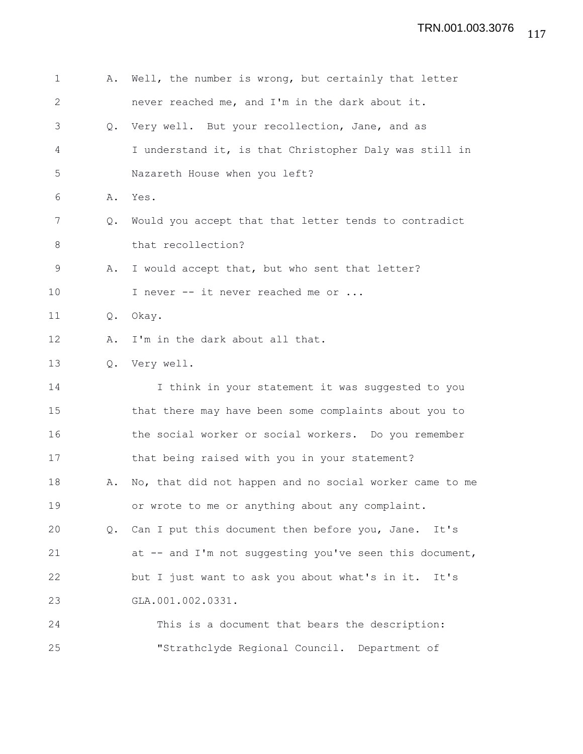A. Well, the number is wrong, but certainly that letter never reached me, and I'm in the dark about it.

Q. Very well. But your recollection, Jane, and as I understand it, is that Christopher Daly was still in Nazareth House when you left?

A. Yes.

Q. Would you accept that that letter tends to contradict that recollection?

A. I would accept that, but who sent that letter? I never -- it never reached me or ...

Q. Okay.

A. I'm in the dark about all that.

Q. Very well.

I think in your statement it was suggested to you that there may have been some complaints about you to the social worker or social workers. Do you remember that being raised with you in your statement?

A. No, that did not happen and no social worker came to me or wrote to me or anything about any complaint.

Q. Can I put this document then before you, Jane. It's at -- and I'm not suggesting you've seen this document, but I just want to ask you about what's in it. It's GLA.001.002.0331.

This is a document that bears the description: "Strathclyde Regional Council. Department of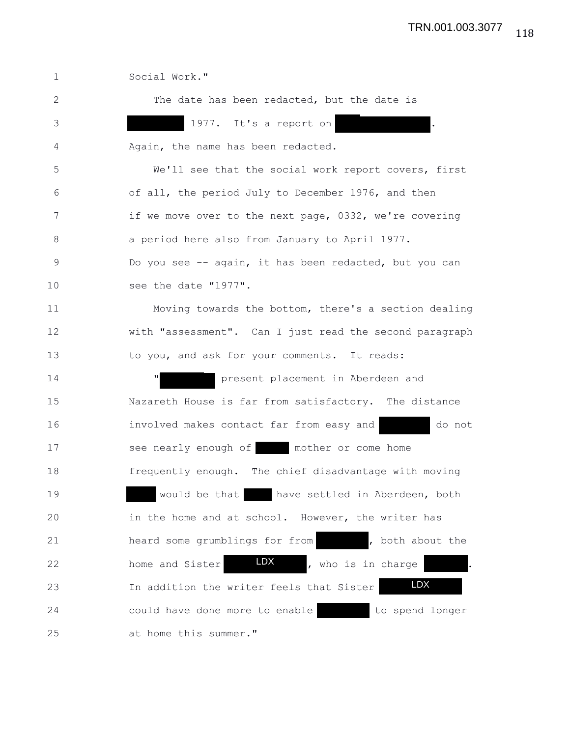Social Work."

The date has been redacted, but the date is [redacted] 1977. It's a report on [redacted]. Again, the name has been redacted.

We'll see that the social work report covers, first of all, the period July to December 1976, and then if we move over to the next page, 0332, we're covering a period here also from January to April 1977. Do you see -- again, it has been redacted, but you can see the date "1977".

Moving towards the bottom, there's a section dealing with "assessment". Can I just read the second paragraph to you, and ask for your comments. It reads:

"[redacted] present placement in Aberdeen and Nazareth House is far from satisfactory. The distance involved makes contact far from easy and [redacted] do not see nearly enough of [redacted] mother or come home frequently enough. The chief disadvantage with moving [redacted] would be that [redacted] have settled in Aberdeen, both in the home and at school. However, the writer has heard some grumblings for from [redacted], both about the home and Sister [LDX], who is in charge [redacted]. In addition the writer feels that Sister [LDX] could have done more to enable [redacted] to spend longer at home this summer."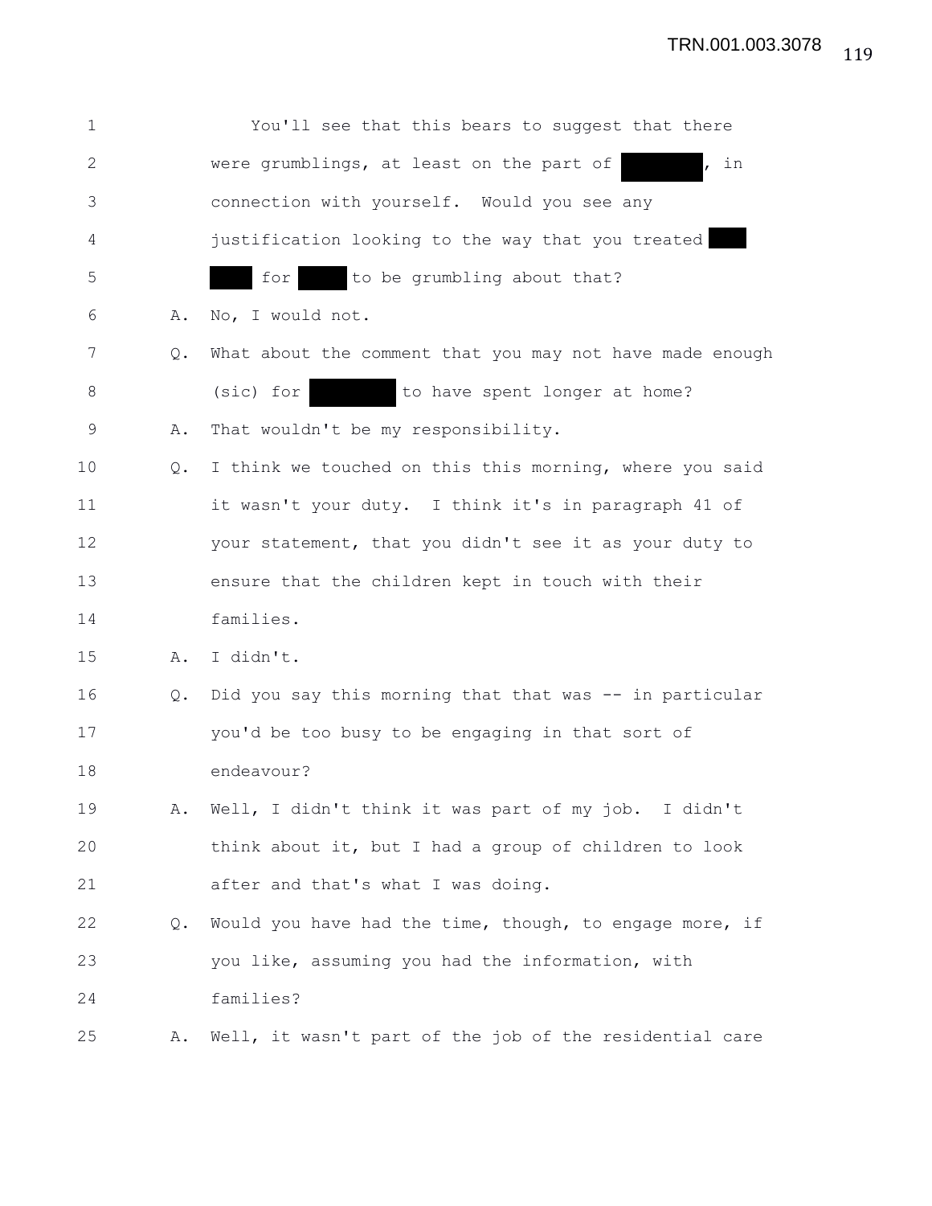You'll see that this bears to suggest that there were grumblings, at least on the part of [REDACTED], in connection with yourself. Would you see any justification looking to the way that you treated [REDACTED] [REDACTED] for [REDACTED] to be grumbling about that?

A. No, I would not.

Q. What about the comment that you may not have made enough (sic) for [REDACTED] to have spent longer at home?

A. That wouldn't be my responsibility.

Q. I think we touched on this this morning, where you said it wasn't your duty. I think it's in paragraph 41 of your statement, that you didn't see it as your duty to ensure that the children kept in touch with their families.

A. I didn't.

Q. Did you say this morning that that was -- in particular you'd be too busy to be engaging in that sort of endeavour?

A. Well, I didn't think it was part of my job. I didn't think about it, but I had a group of children to look after and that's what I was doing.

Q. Would you have had the time, though, to engage more, if you like, assuming you had the information, with families?

A. Well, it wasn't part of the job of the residential care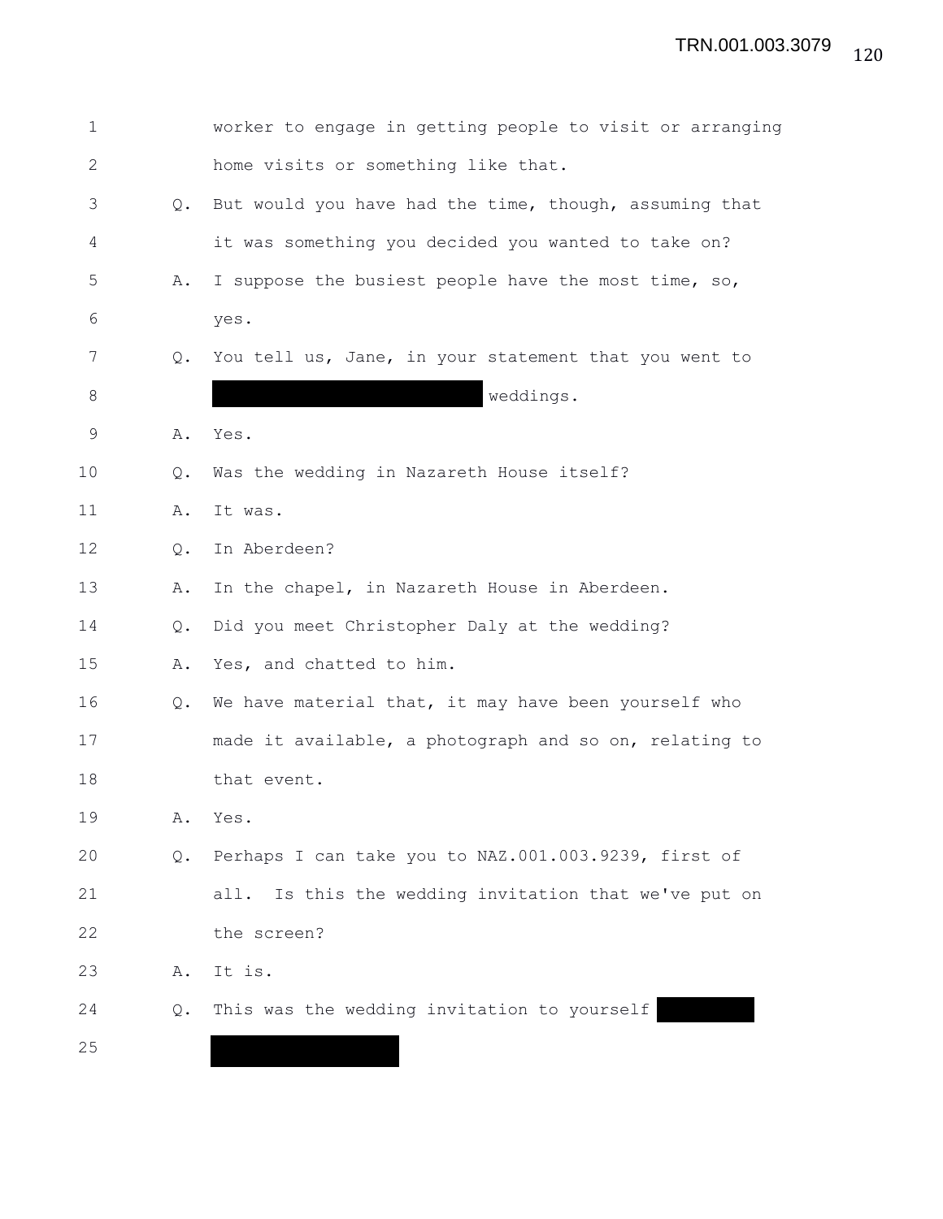1 worker to engage in getting people to visit or arranging
2 home visits or something like that.

3 Q. But would you have had the time, though, assuming that
4 it was something you decided you wanted to take on?

5 A. I suppose the busiest people have the most time, so,
6 yes.

7 Q. You tell us, Jane, in your statement that you went to
8 ██████████████████ weddings.

9 A. Yes.

10 Q. Was the wedding in Nazareth House itself?

11 A. It was.

12 Q. In Aberdeen?

13 A. In the chapel, in Nazareth House in Aberdeen.

14 Q. Did you meet Christopher Daly at the wedding?

15 A. Yes, and chatted to him.

16 Q. We have material that, it may have been yourself who
17 made it available, a photograph and so on, relating to
18 that event.

19 A. Yes.

20 Q. Perhaps I can take you to NAZ.001.003.9239, first of
21 all. Is this the wedding invitation that we've put on
22 the screen?

23 A. It is.

24 Q. This was the wedding invitation to yourself ██████
25 ████████████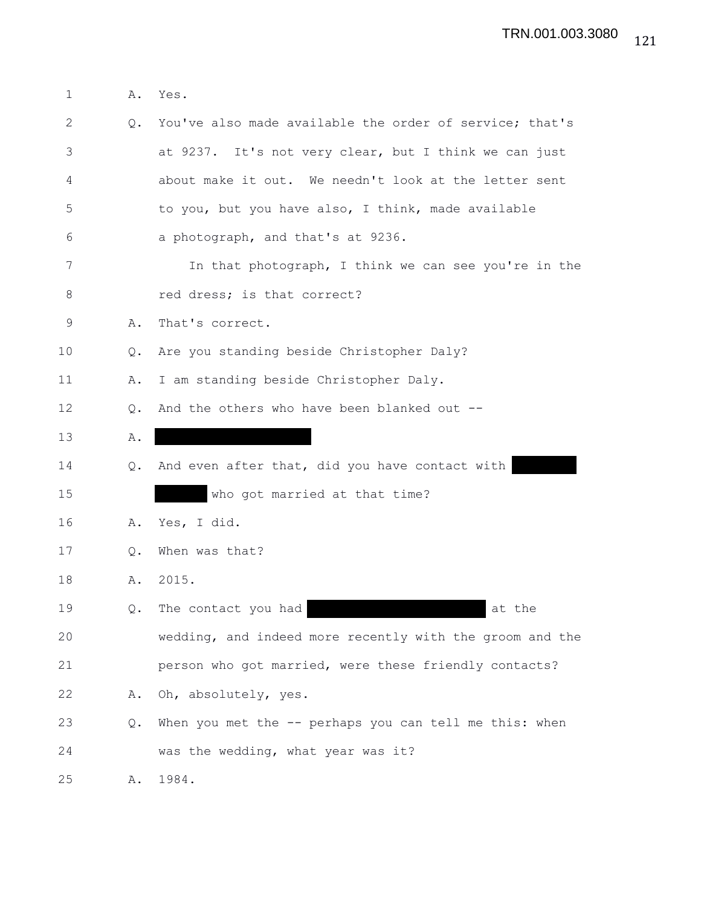1 A. Yes.

2 Q. You've also made available the order of service; that's
3 at 9237. It's not very clear, but I think we can just
4 about make it out. We needn't look at the letter sent
5 to you, but you have also, I think, made available
6 a photograph, and that's at 9236.

7 In that photograph, I think we can see you're in the
8 red dress; is that correct?

9 A. That's correct.

10 Q. Are you standing beside Christopher Daly?

11 A. I am standing beside Christopher Daly.

12 Q. And the others who have been blanked out --

13 A. [REDACTED]

14 Q. And even after that, did you have contact with [REDACTED]
15 [REDACTED] who got married at that time?

16 A. Yes, I did.

17 Q. When was that?

18 A. 2015.

19 Q. The contact you had [REDACTED] at the
20 wedding, and indeed more recently with the groom and the
21 person who got married, were these friendly contacts?

22 A. Oh, absolutely, yes.

23 Q. When you met the -- perhaps you can tell me this: when
24 was the wedding, what year was it?

25 A. 1984.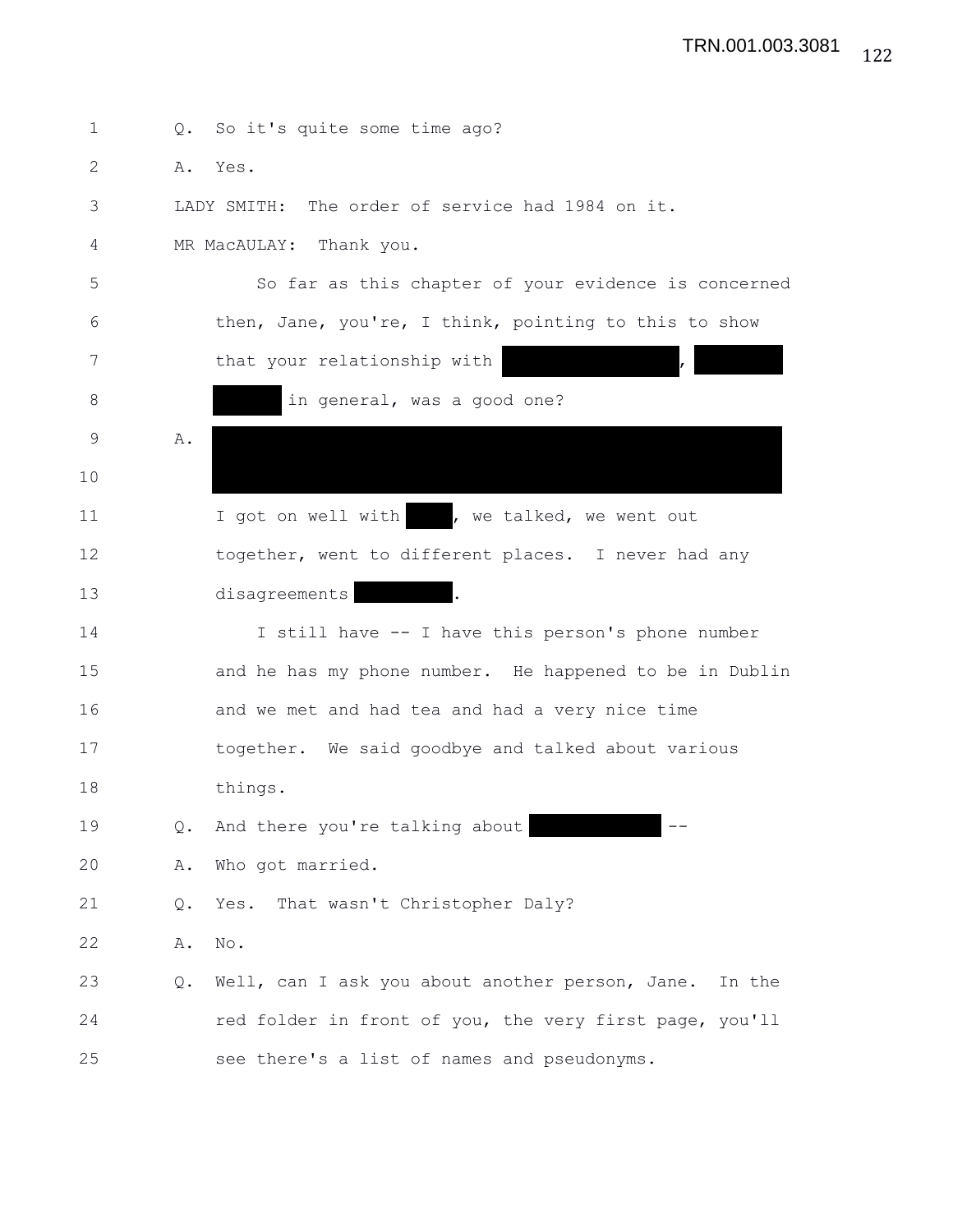Q. So it's quite some time ago?

A. Yes.

LADY SMITH: The order of service had 1984 on it.

MR MacAULAY: Thank you.

So far as this chapter of your evidence is concerned then, Jane, you're, I think, pointing to this to show that your relationship with [REDACTED], [REDACTED] [REDACTED] in general, was a good one?

A. [REDACTED]

I got on well with [REDACTED], we talked, we went out together, went to different places. I never had any disagreements [REDACTED].

I still have -- I have this person's phone number and he has my phone number. He happened to be in Dublin and we met and had tea and had a very nice time together. We said goodbye and talked about various things.

Q. And there you're talking about [REDACTED] --

A. Who got married.

Q. Yes. That wasn't Christopher Daly?

A. No.

Q. Well, can I ask you about another person, Jane. In the red folder in front of you, the very first page, you'll see there's a list of names and pseudonyms.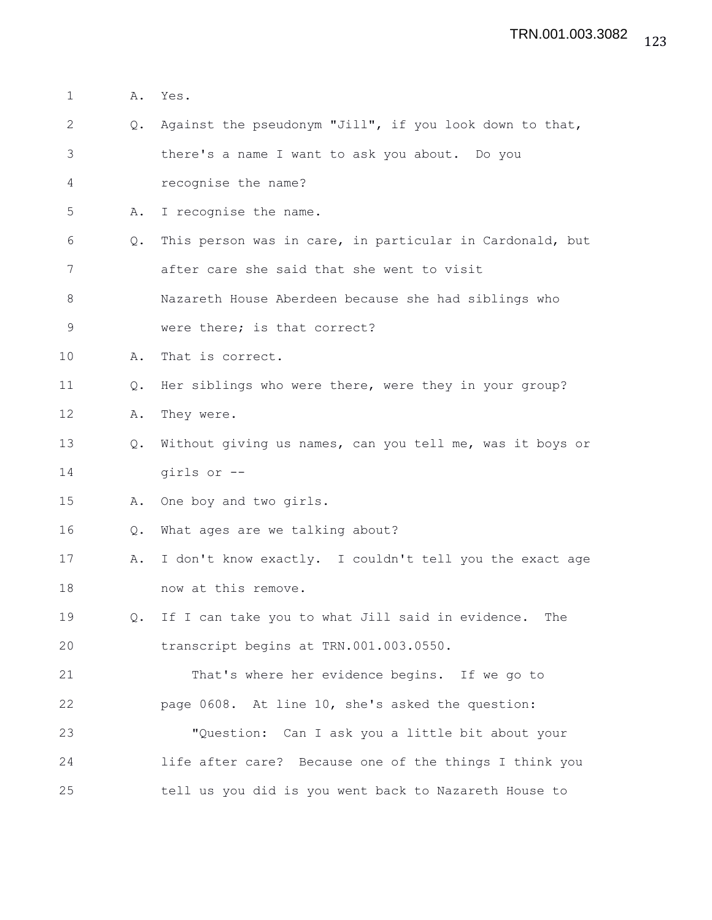1 A. Yes.

2 Q. Against the pseudonym "Jill", if you look down to that,

3 there's a name I want to ask you about. Do you

4 recognise the name?

5 A. I recognise the name.

6 Q. This person was in care, in particular in Cardonald, but

7 after care she said that she went to visit

8 Nazareth House Aberdeen because she had siblings who

9 were there; is that correct?

10 A. That is correct.

11 Q. Her siblings who were there, were they in your group?

12 A. They were.

13 Q. Without giving us names, can you tell me, was it boys or

14 girls or --

15 A. One boy and two girls.

16 Q. What ages are we talking about?

17 A. I don't know exactly. I couldn't tell you the exact age

18 now at this remove.

19 Q. If I can take you to what Jill said in evidence. The

20 transcript begins at TRN.001.003.0550.

21 That's where her evidence begins. If we go to

22 page 0608. At line 10, she's asked the question:

23 "Question: Can I ask you a little bit about your

24 life after care? Because one of the things I think you

25 tell us you did is you went back to Nazareth House to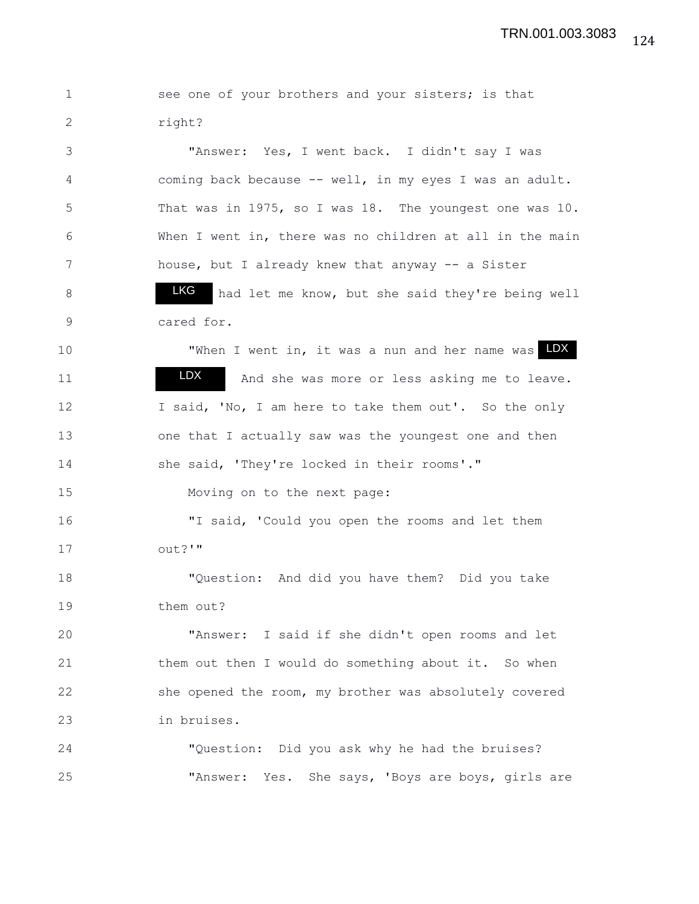see one of your brothers and your sisters; is that right?

"Answer: Yes, I went back. I didn't say I was coming back because -- well, in my eyes I was an adult. That was in 1975, so I was 18. The youngest one was 10. When I went in, there was no children at all in the main house, but I already knew that anyway -- a Sister LKG had let me know, but she said they're being well cared for.

"When I went in, it was a nun and her name was LDX LDX And she was more or less asking me to leave. I said, 'No, I am here to take them out'. So the only one that I actually saw was the youngest one and then she said, 'They're locked in their rooms'."

Moving on to the next page:

"I said, 'Could you open the rooms and let them out?'"

"Question: And did you have them? Did you take them out?

"Answer: I said if she didn't open rooms and let them out then I would do something about it. So when she opened the room, my brother was absolutely covered in bruises.

"Question: Did you ask why he had the bruises?

"Answer: Yes. She says, 'Boys are boys, girls are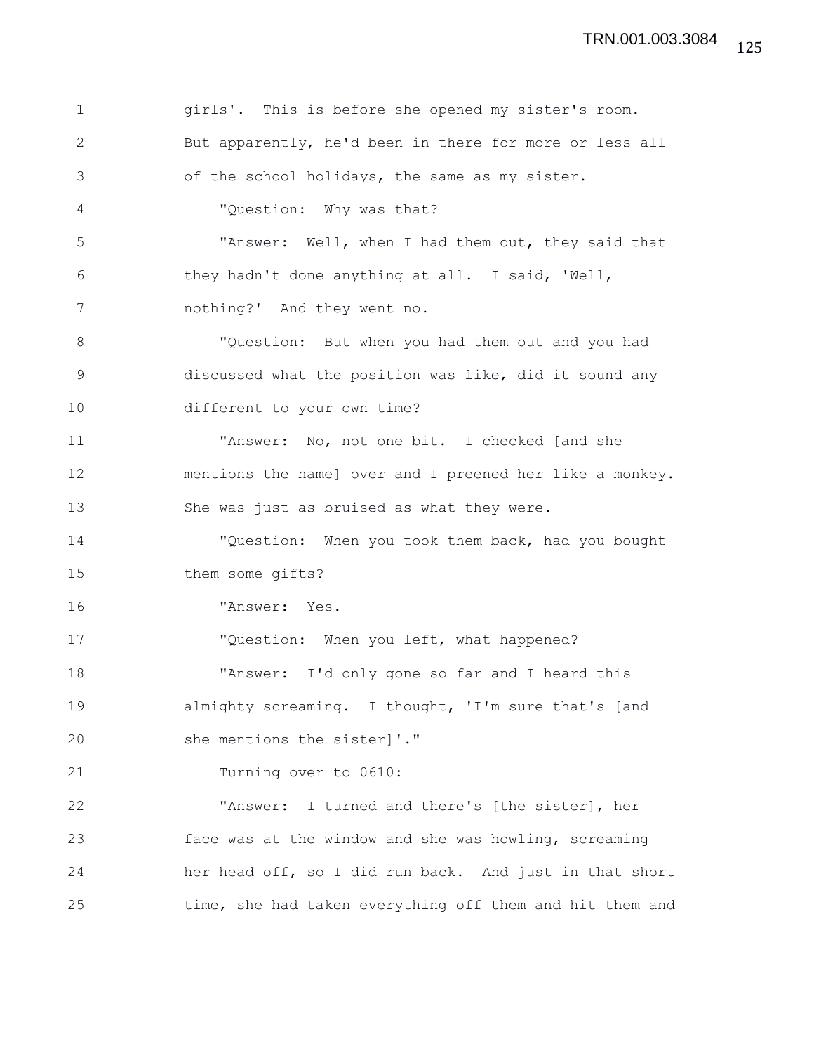girls'. This is before she opened my sister's room. But apparently, he'd been in there for more or less all of the school holidays, the same as my sister.

"Question: Why was that?

"Answer: Well, when I had them out, they said that they hadn't done anything at all. I said, 'Well, nothing?' And they went no.

"Question: But when you had them out and you had discussed what the position was like, did it sound any different to your own time?

"Answer: No, not one bit. I checked [and she mentions the name] over and I preened her like a monkey. She was just as bruised as what they were.

"Question: When you took them back, had you bought them some gifts?

"Answer: Yes.

"Question: When you left, what happened?

"Answer: I'd only gone so far and I heard this almighty screaming. I thought, 'I'm sure that's [and she mentions the sister]'."

Turning over to 0610:

"Answer: I turned and there's [the sister], her face was at the window and she was howling, screaming her head off, so I did run back. And just in that short time, she had taken everything off them and hit them and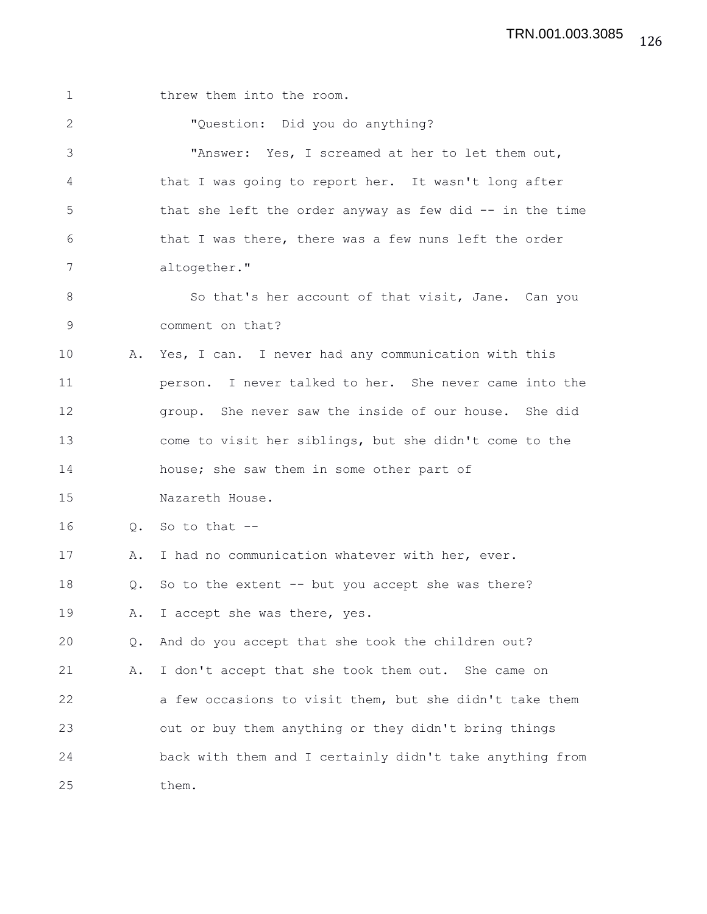threw them into the room.

"Question: Did you do anything?

"Answer: Yes, I screamed at her to let them out, that I was going to report her. It wasn't long after that she left the order anyway as few did -- in the time that I was there, there was a few nuns left the order altogether."

So that's her account of that visit, Jane. Can you comment on that?

A. Yes, I can. I never had any communication with this person. I never talked to her. She never came into the group. She never saw the inside of our house. She did come to visit her siblings, but she didn't come to the house; she saw them in some other part of Nazareth House.

Q. So to that --

A. I had no communication whatever with her, ever.

Q. So to the extent -- but you accept she was there?

A. I accept she was there, yes.

Q. And do you accept that she took the children out?

A. I don't accept that she took them out. She came on a few occasions to visit them, but she didn't take them out or buy them anything or they didn't bring things back with them and I certainly didn't take anything from them.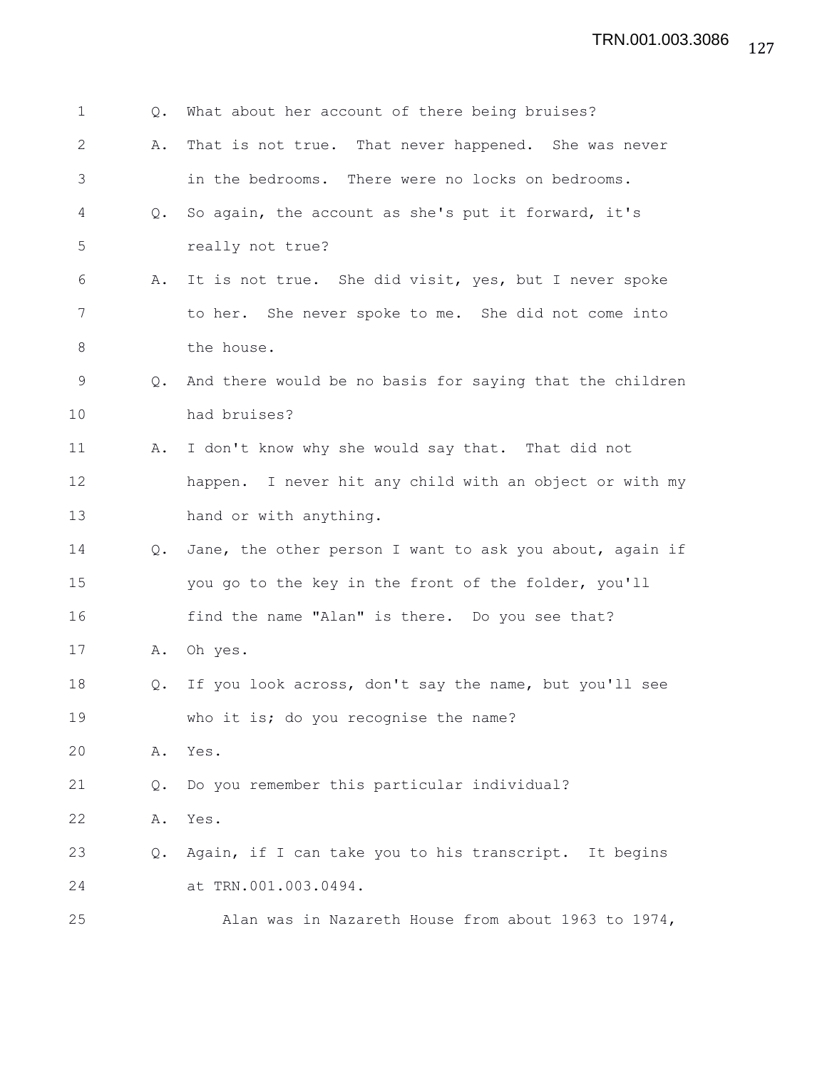Q. What about her account of there being bruises?

A. That is not true. That never happened. She was never in the bedrooms. There were no locks on bedrooms.

Q. So again, the account as she's put it forward, it's really not true?

A. It is not true. She did visit, yes, but I never spoke to her. She never spoke to me. She did not come into the house.

Q. And there would be no basis for saying that the children had bruises?

A. I don't know why she would say that. That did not happen. I never hit any child with an object or with my hand or with anything.

Q. Jane, the other person I want to ask you about, again if you go to the key in the front of the folder, you'll find the name "Alan" is there. Do you see that?

A. Oh yes.

Q. If you look across, don't say the name, but you'll see who it is; do you recognise the name?

A. Yes.

Q. Do you remember this particular individual?

A. Yes.

Q. Again, if I can take you to his transcript. It begins at TRN.001.003.0494.

Alan was in Nazareth House from about 1963 to 1974,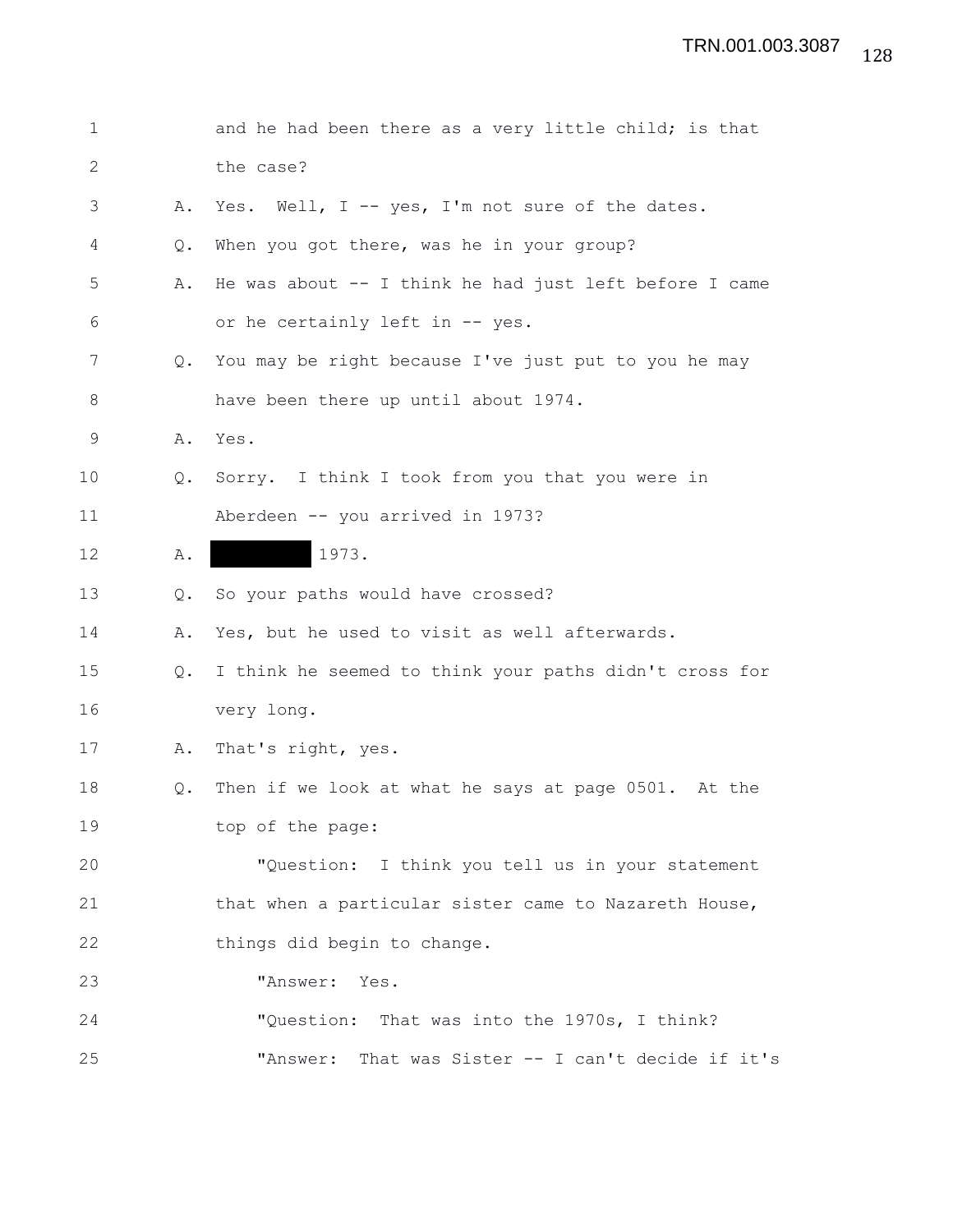1 and he had been there as a very little child; is that
2 the case?

3 A. Yes. Well, I -- yes, I'm not sure of the dates.

4 Q. When you got there, was he in your group?

5 A. He was about -- I think he had just left before I came
6 or he certainly left in -- yes.

7 Q. You may be right because I've just put to you he may
8 have been there up until about 1974.

9 A. Yes.

10 Q. Sorry. I think I took from you that you were in
11 Aberdeen -- you arrived in 1973?

12 A. ██████ 1973.

13 Q. So your paths would have crossed?

14 A. Yes, but he used to visit as well afterwards.

15 Q. I think he seemed to think your paths didn't cross for
16 very long.

17 A. That's right, yes.

18 Q. Then if we look at what he says at page 0501. At the
19 top of the page:

20 "Question: I think you tell us in your statement
21 that when a particular sister came to Nazareth House,
22 things did begin to change.

23 "Answer: Yes.

24 "Question: That was into the 1970s, I think?

25 "Answer: That was Sister -- I can't decide if it's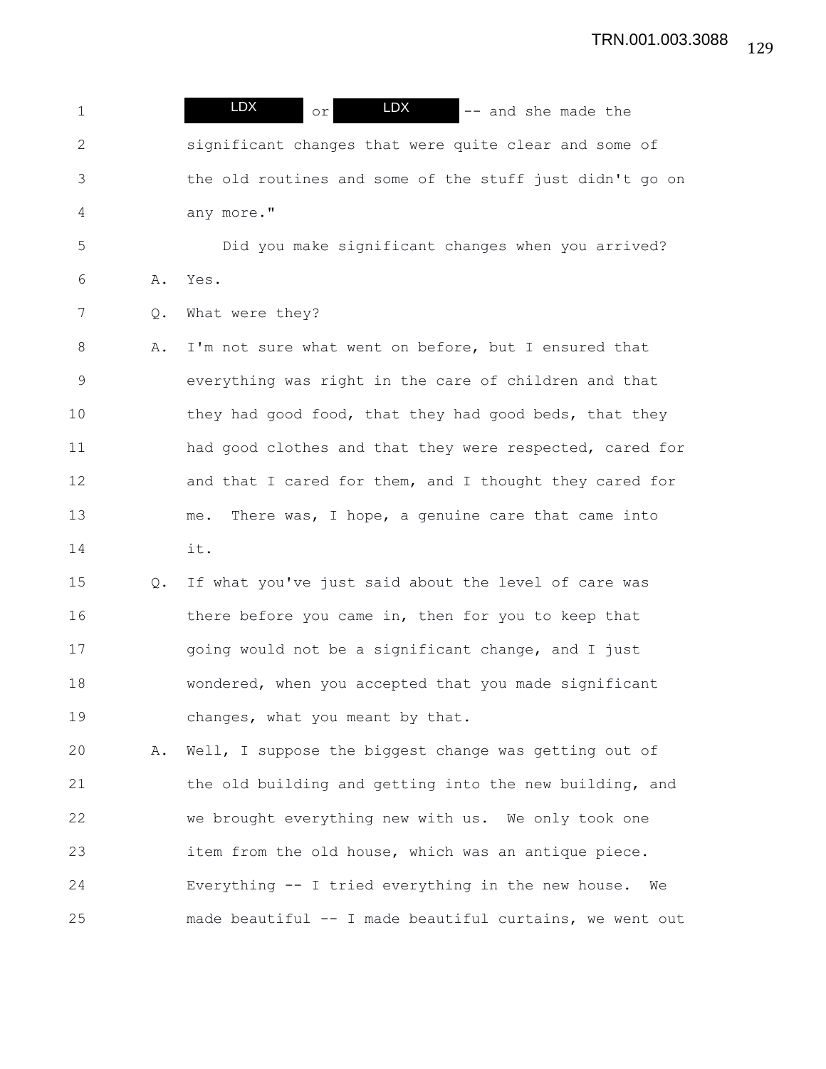LDX or LDX -- and she made the significant changes that were quite clear and some of the old routines and some of the stuff just didn't go on any more."

Did you make significant changes when you arrived?

A. Yes.

Q. What were they?

A. I'm not sure what went on before, but I ensured that everything was right in the care of children and that they had good food, that they had good beds, that they had good clothes and that they were respected, cared for and that I cared for them, and I thought they cared for me. There was, I hope, a genuine care that came into it.

Q. If what you've just said about the level of care was there before you came in, then for you to keep that going would not be a significant change, and I just wondered, when you accepted that you made significant changes, what you meant by that.

A. Well, I suppose the biggest change was getting out of the old building and getting into the new building, and we brought everything new with us. We only took one item from the old house, which was an antique piece. Everything -- I tried everything in the new house. We made beautiful -- I made beautiful curtains, we went out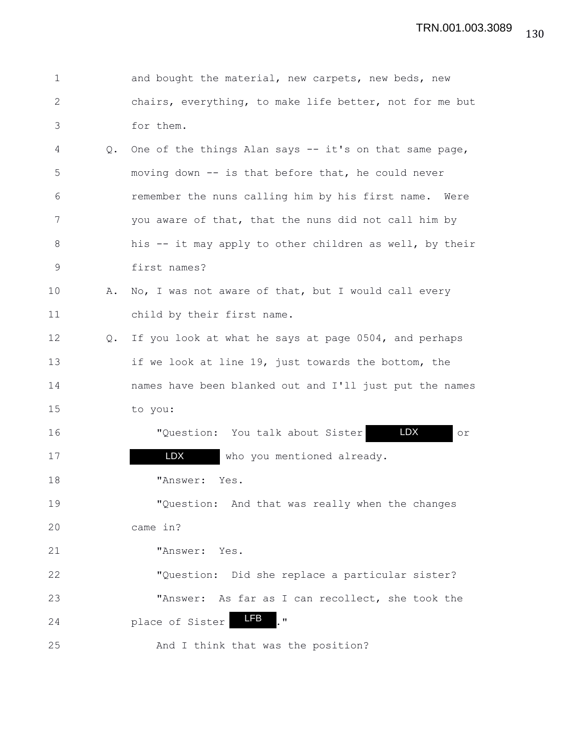1 and bought the material, new carpets, new beds, new
2 chairs, everything, to make life better, not for me but
3 for them.

4 Q. One of the things Alan says -- it's on that same page,
5 moving down -- is that before that, he could never
6 remember the nuns calling him by his first name. Were
7 you aware of that, that the nuns did not call him by
8 his -- it may apply to other children as well, by their
9 first names?

10 A. No, I was not aware of that, but I would call every
11 child by their first name.

12 Q. If you look at what he says at page 0504, and perhaps
13 if we look at line 19, just towards the bottom, the
14 names have been blanked out and I'll just put the names
15 to you:

16 "Question: You talk about Sister LDX or
17 LDX who you mentioned already.

18 "Answer: Yes.

19 "Question: And that was really when the changes
20 came in?

21 "Answer: Yes.

22 "Question: Did she replace a particular sister?

23 "Answer: As far as I can recollect, she took the
24 place of Sister LFB."

25 And I think that was the position?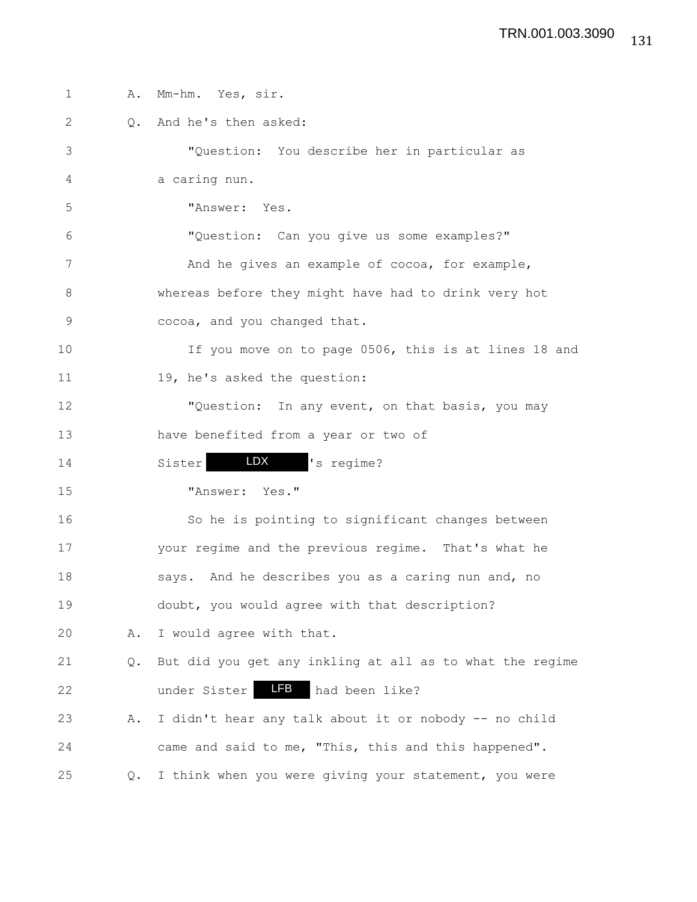A. Mm-hm. Yes, sir.

Q. And he's then asked:

"Question: You describe her in particular as a caring nun.

"Answer: Yes.

"Question: Can you give us some examples?"

And he gives an example of cocoa, for example, whereas before they might have had to drink very hot cocoa, and you changed that.

If you move on to page 0506, this is at lines 18 and 19, he's asked the question:

"Question: In any event, on that basis, you may have benefited from a year or two of Sister LDX's regime?

"Answer: Yes."

So he is pointing to significant changes between your regime and the previous regime. That's what he says. And he describes you as a caring nun and, no doubt, you would agree with that description?

A. I would agree with that.

Q. But did you get any inkling at all as to what the regime under Sister LFB had been like?

A. I didn't hear any talk about it or nobody -- no child came and said to me, "This, this and this happened".

Q. I think when you were giving your statement, you were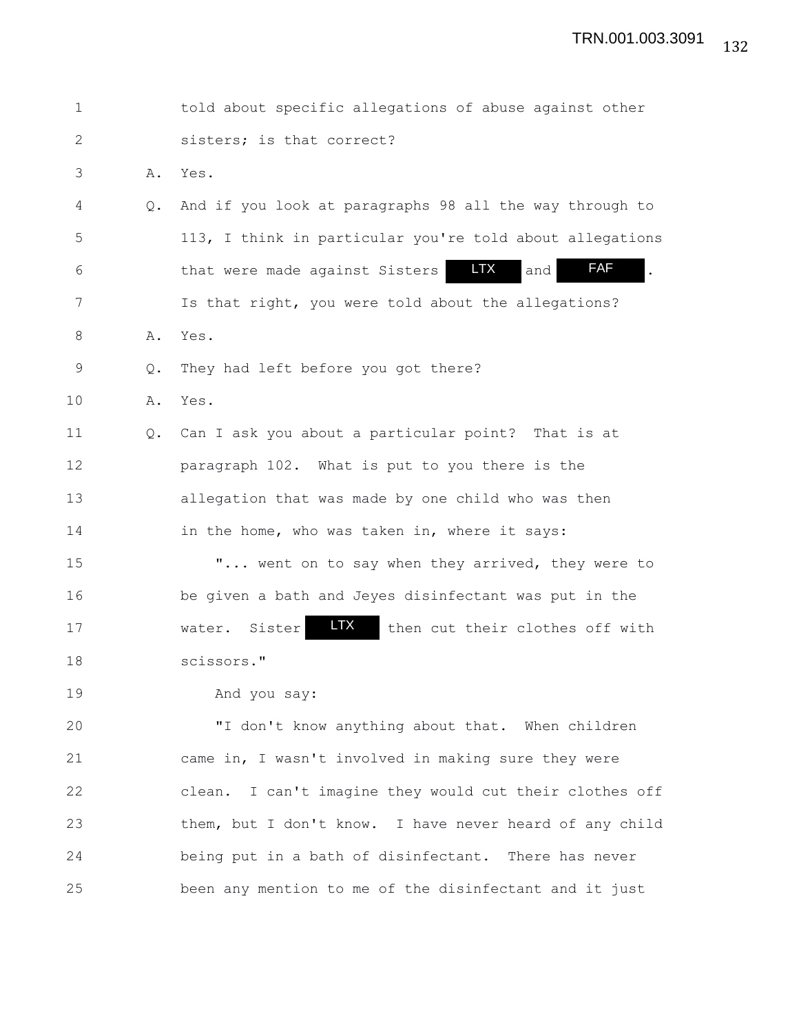1 told about specific allegations of abuse against other
2 sisters; is that correct?
3 A. Yes.
4 Q. And if you look at paragraphs 98 all the way through to
5 113, I think in particular you're told about allegations
6 that were made against Sisters LTX and FAF.
7 Is that right, you were told about the allegations?
8 A. Yes.
9 Q. They had left before you got there?
10 A. Yes.
11 Q. Can I ask you about a particular point? That is at
12 paragraph 102. What is put to you there is the
13 allegation that was made by one child who was then
14 in the home, who was taken in, where it says:
15 "... went on to say when they arrived, they were to
16 be given a bath and Jeyes disinfectant was put in the
17 water. Sister LTX then cut their clothes off with
18 scissors."
19 And you say:
20 "I don't know anything about that. When children
21 came in, I wasn't involved in making sure they were
22 clean. I can't imagine they would cut their clothes off
23 them, but I don't know. I have never heard of any child
24 being put in a bath of disinfectant. There has never
25 been any mention to me of the disinfectant and it just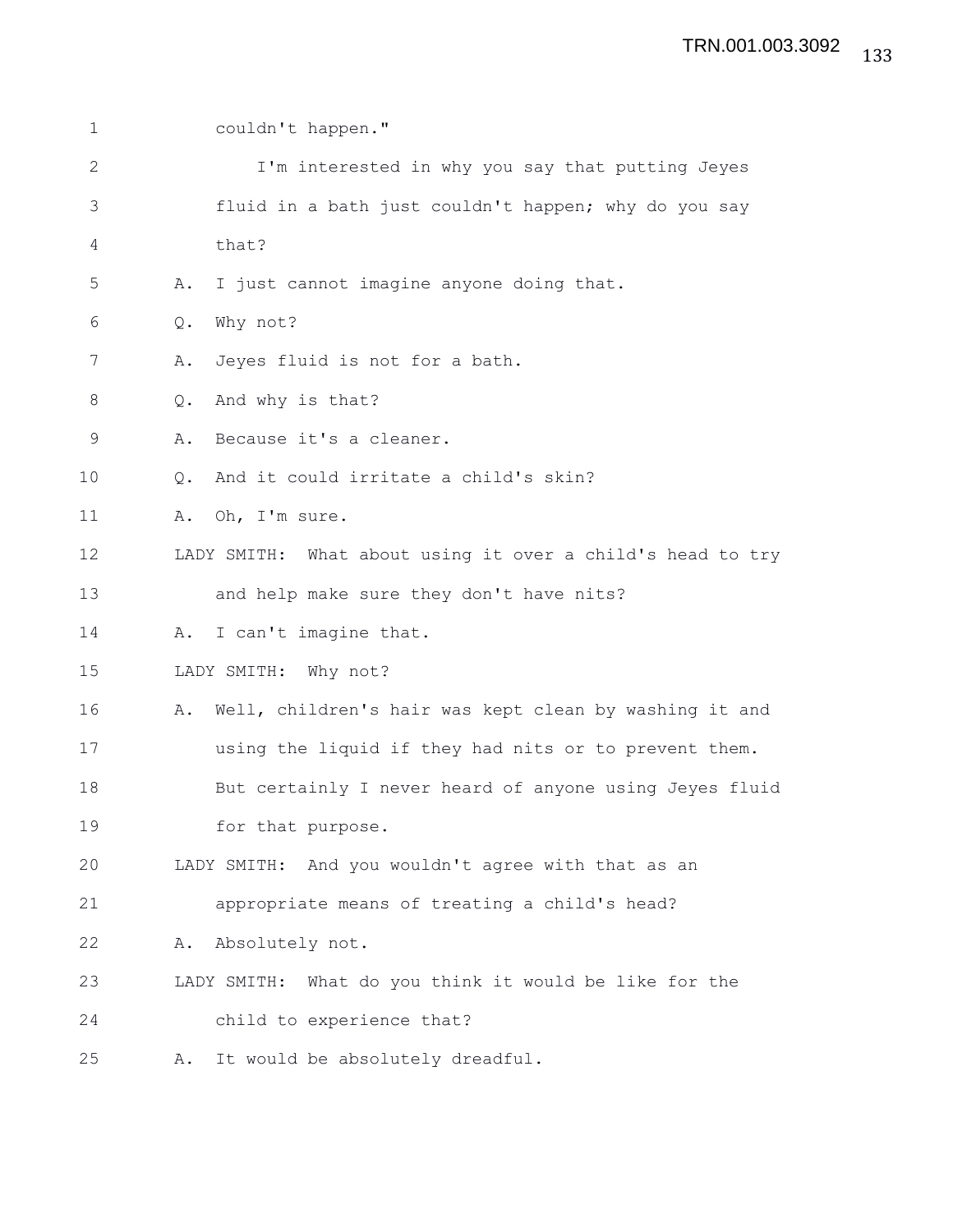couldn't happen."

I'm interested in why you say that putting Jeyes fluid in a bath just couldn't happen; why do you say that?

A. I just cannot imagine anyone doing that.

Q. Why not?

A. Jeyes fluid is not for a bath.

Q. And why is that?

A. Because it's a cleaner.

Q. And it could irritate a child's skin?

A. Oh, I'm sure.

LADY SMITH: What about using it over a child's head to try and help make sure they don't have nits?

A. I can't imagine that.

LADY SMITH: Why not?

A. Well, children's hair was kept clean by washing it and using the liquid if they had nits or to prevent them. But certainly I never heard of anyone using Jeyes fluid for that purpose.

LADY SMITH: And you wouldn't agree with that as an appropriate means of treating a child's head?

A. Absolutely not.

LADY SMITH: What do you think it would be like for the child to experience that?

A. It would be absolutely dreadful.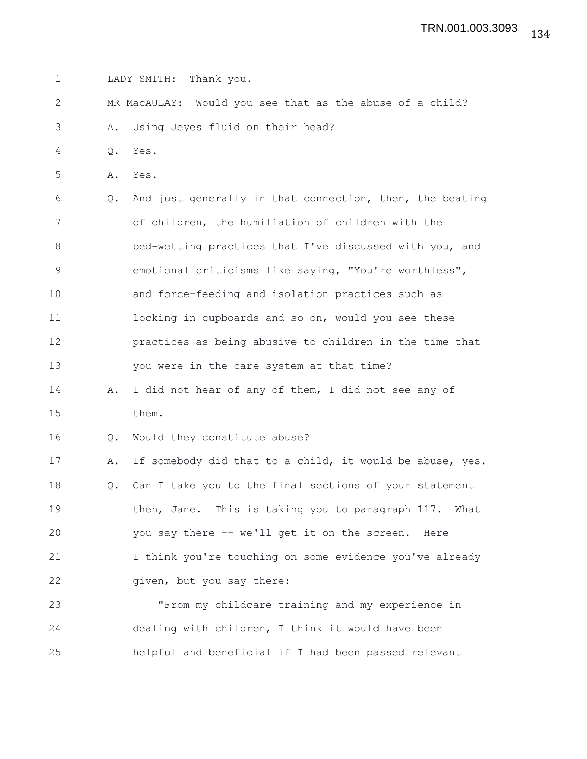LADY SMITH: Thank you.

MR MacAULAY: Would you see that as the abuse of a child?

A. Using Jeyes fluid on their head?

Q. Yes.

A. Yes.

Q. And just generally in that connection, then, the beating of children, the humiliation of children with the bed-wetting practices that I've discussed with you, and emotional criticisms like saying, "You're worthless", and force-feeding and isolation practices such as locking in cupboards and so on, would you see these practices as being abusive to children in the time that you were in the care system at that time?

A. I did not hear of any of them, I did not see any of them.

Q. Would they constitute abuse?

A. If somebody did that to a child, it would be abuse, yes.

Q. Can I take you to the final sections of your statement then, Jane. This is taking you to paragraph 117. What you say there -- we'll get it on the screen. Here I think you're touching on some evidence you've already given, but you say there:

"From my childcare training and my experience in dealing with children, I think it would have been helpful and beneficial if I had been passed relevant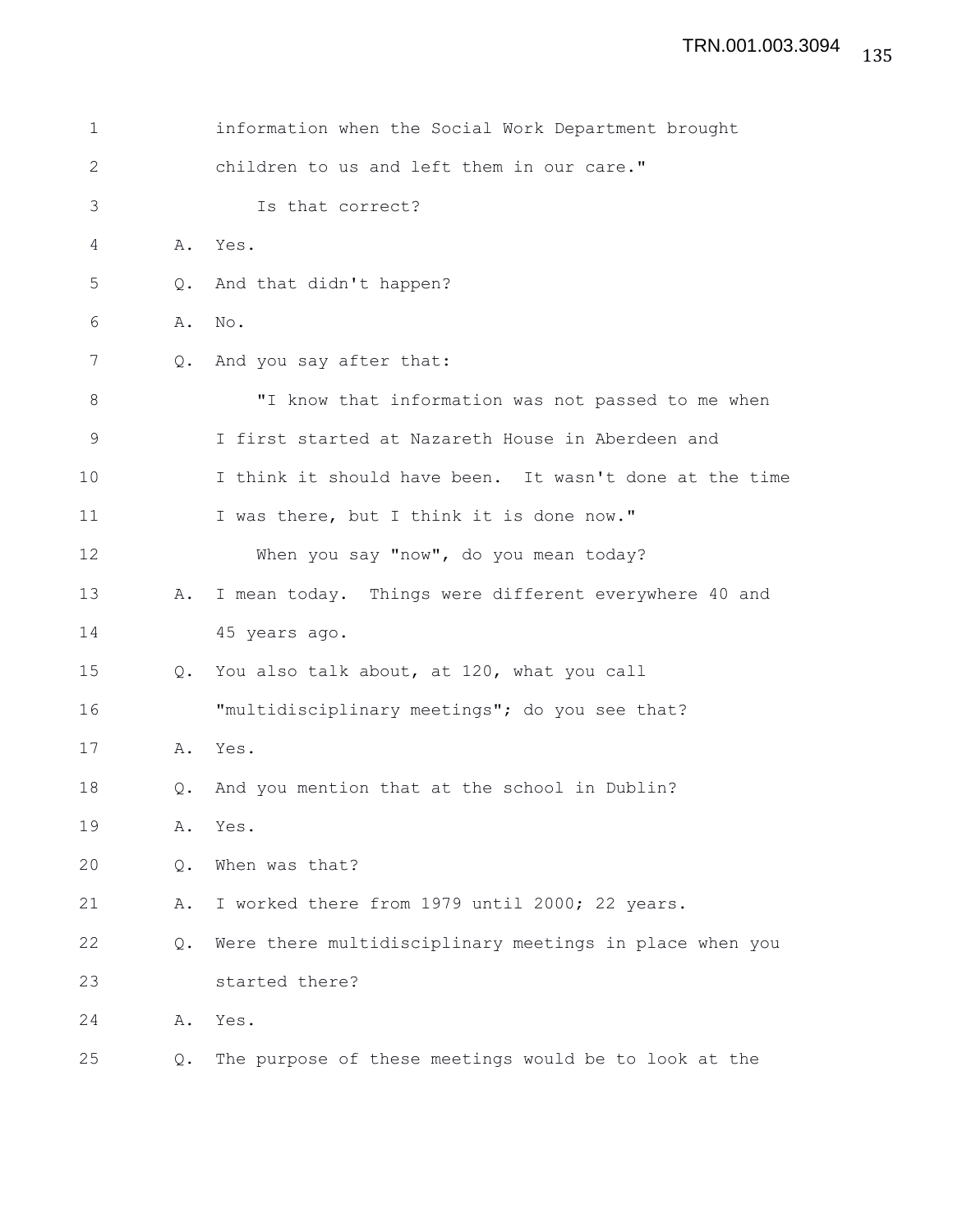information when the Social Work Department brought children to us and left them in our care."

Is that correct?

A. Yes.

Q. And that didn't happen?

A. No.

Q. And you say after that:

"I know that information was not passed to me when I first started at Nazareth House in Aberdeen and I think it should have been. It wasn't done at the time I was there, but I think it is done now."

When you say "now", do you mean today?

A. I mean today. Things were different everywhere 40 and 45 years ago.

Q. You also talk about, at 120, what you call "multidisciplinary meetings"; do you see that?

A. Yes.

Q. And you mention that at the school in Dublin?

A. Yes.

Q. When was that?

A. I worked there from 1979 until 2000; 22 years.

Q. Were there multidisciplinary meetings in place when you started there?

A. Yes.

Q. The purpose of these meetings would be to look at the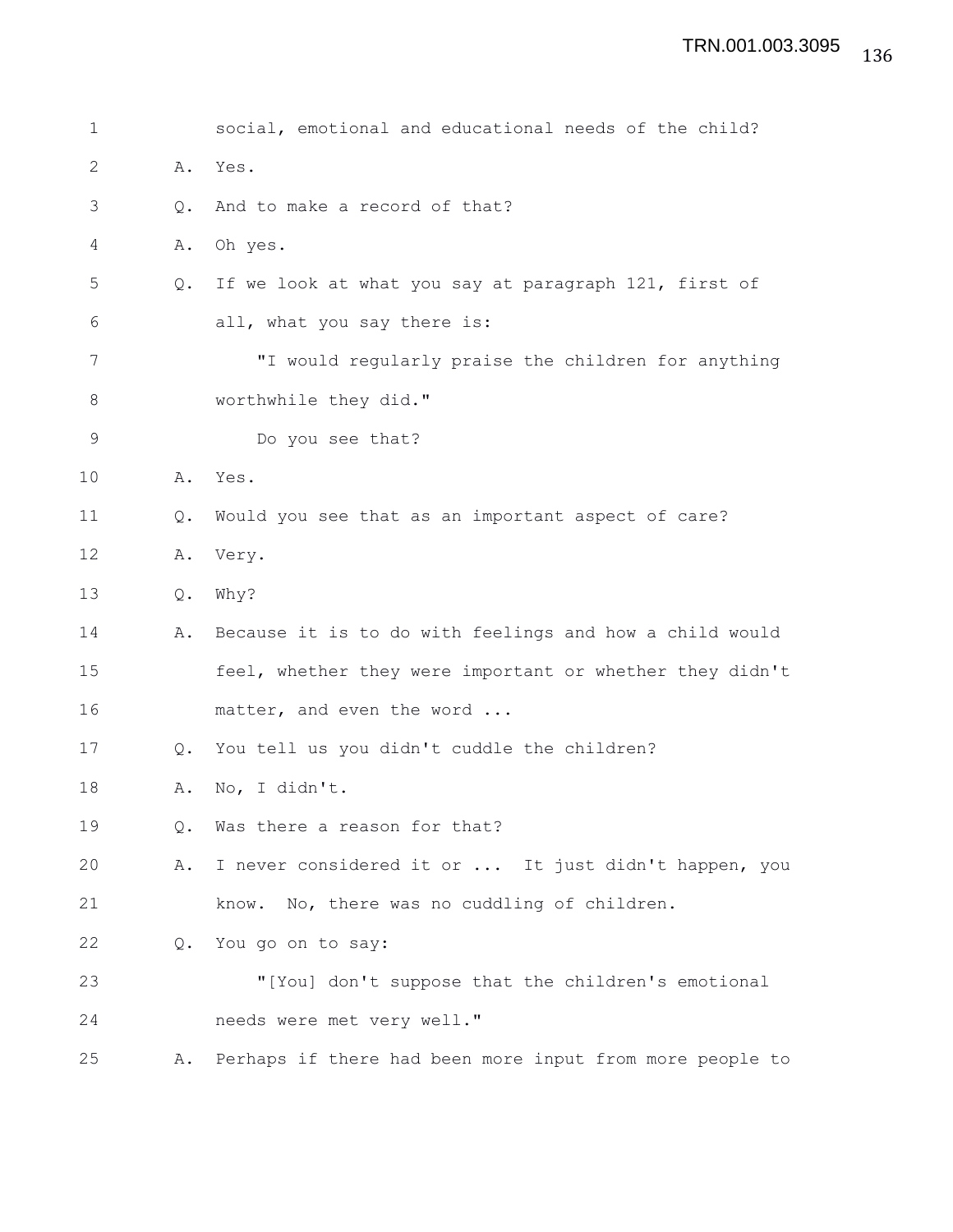1 social, emotional and educational needs of the child?

2 A. Yes.

3 Q. And to make a record of that?

4 A. Oh yes.

5 Q. If we look at what you say at paragraph 121, first of

6 all, what you say there is:

7 "I would regularly praise the children for anything

8 worthwhile they did."

9 Do you see that?

10 A. Yes.

11 Q. Would you see that as an important aspect of care?

12 A. Very.

13 Q. Why?

14 A. Because it is to do with feelings and how a child would

15 feel, whether they were important or whether they didn't

16 matter, and even the word ...

17 Q. You tell us you didn't cuddle the children?

18 A. No, I didn't.

19 Q. Was there a reason for that?

20 A. I never considered it or ... It just didn't happen, you

21 know. No, there was no cuddling of children.

22 Q. You go on to say:

23 "[You] don't suppose that the children's emotional

24 needs were met very well."

25 A. Perhaps if there had been more input from more people to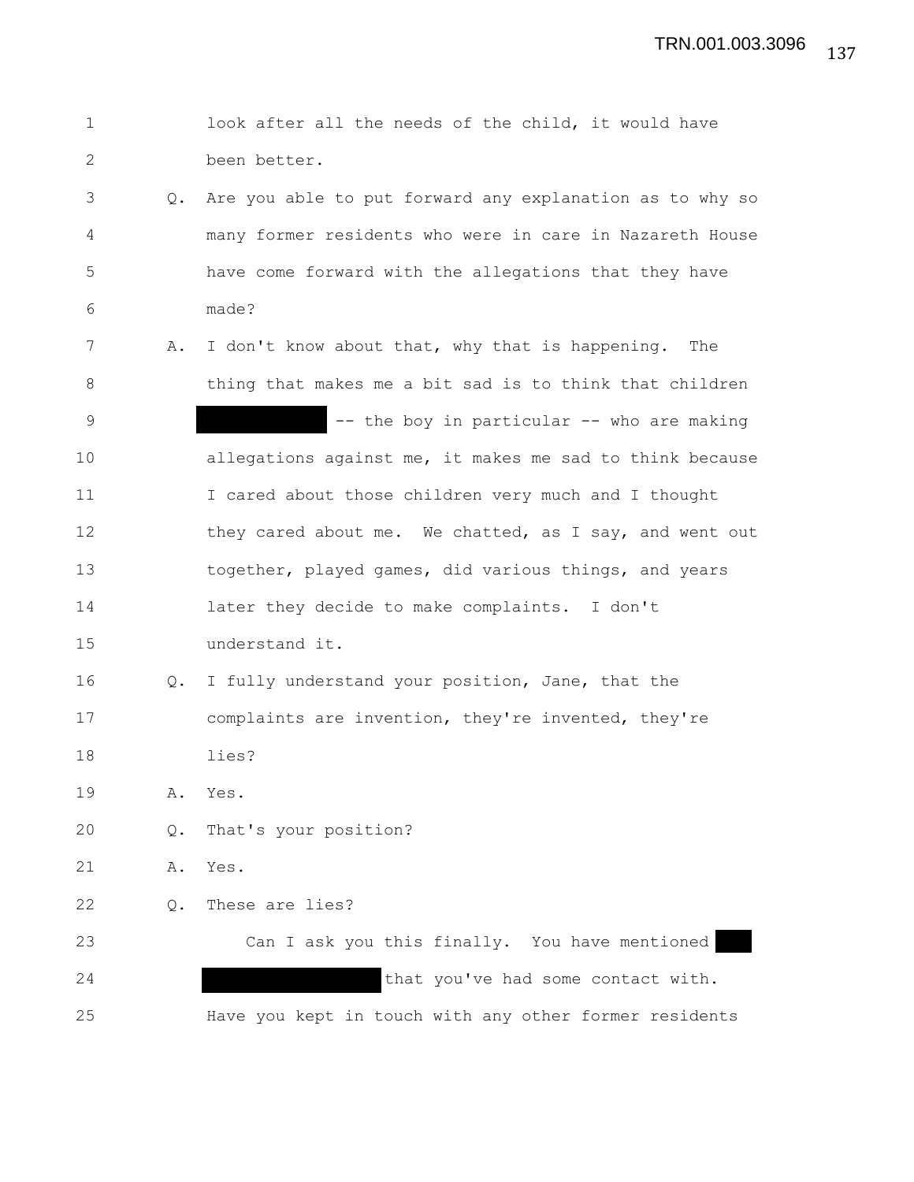1 look after all the needs of the child, it would have
2 been better.

3 Q. Are you able to put forward any explanation as to why so
4 many former residents who were in care in Nazareth House
5 have come forward with the allegations that they have
6 made?

7 A. I don't know about that, why that is happening. The
8 thing that makes me a bit sad is to think that children
9 ███████████ -- the boy in particular -- who are making
10 allegations against me, it makes me sad to think because
11 I cared about those children very much and I thought
12 they cared about me. We chatted, as I say, and went out
13 together, played games, did various things, and years
14 later they decide to make complaints. I don't
15 understand it.

16 Q. I fully understand your position, Jane, that the
17 complaints are invention, they're invented, they're
18 lies?

19 A. Yes.

20 Q. That's your position?

21 A. Yes.

22 Q. These are lies?

23 Can I ask you this finally. You have mentioned ███
24 ███████████████ that you've had some contact with.
25 Have you kept in touch with any other former residents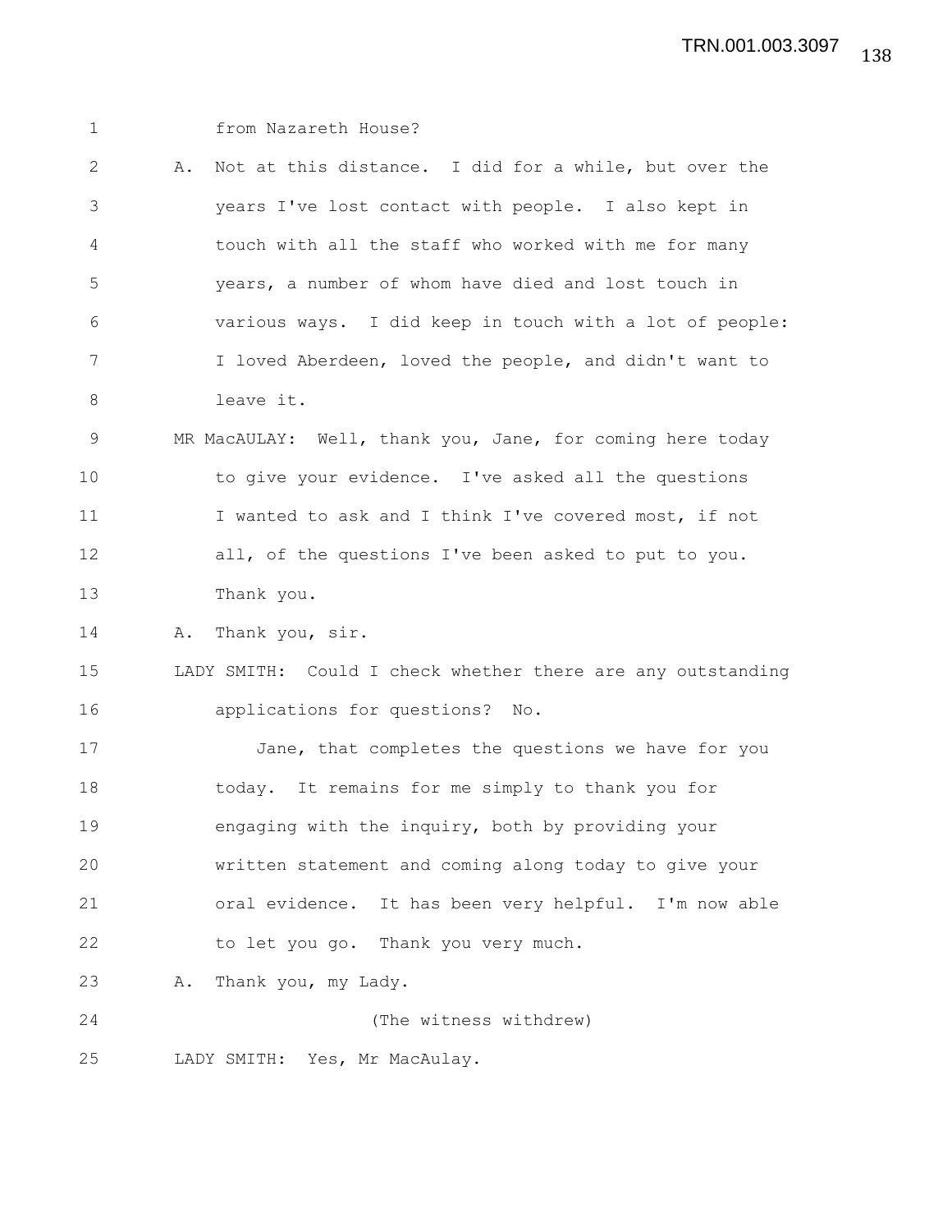1 from Nazareth House?

2 A. Not at this distance. I did for a while, but over the

3 years I've lost contact with people. I also kept in

4 touch with all the staff who worked with me for many

5 years, a number of whom have died and lost touch in

6 various ways. I did keep in touch with a lot of people:

7 I loved Aberdeen, loved the people, and didn't want to

8 leave it.

9 MR MacAULAY: Well, thank you, Jane, for coming here today

10 to give your evidence. I've asked all the questions

11 I wanted to ask and I think I've covered most, if not

12 all, of the questions I've been asked to put to you.

13 Thank you.

14 A. Thank you, sir.

15 LADY SMITH: Could I check whether there are any outstanding

16 applications for questions? No.

17 Jane, that completes the questions we have for you

18 today. It remains for me simply to thank you for

19 engaging with the inquiry, both by providing your

20 written statement and coming along today to give your

21 oral evidence. It has been very helpful. I'm now able

22 to let you go. Thank you very much.

23 A. Thank you, my Lady.

24 (The witness withdrew)

25 LADY SMITH: Yes, Mr MacAulay.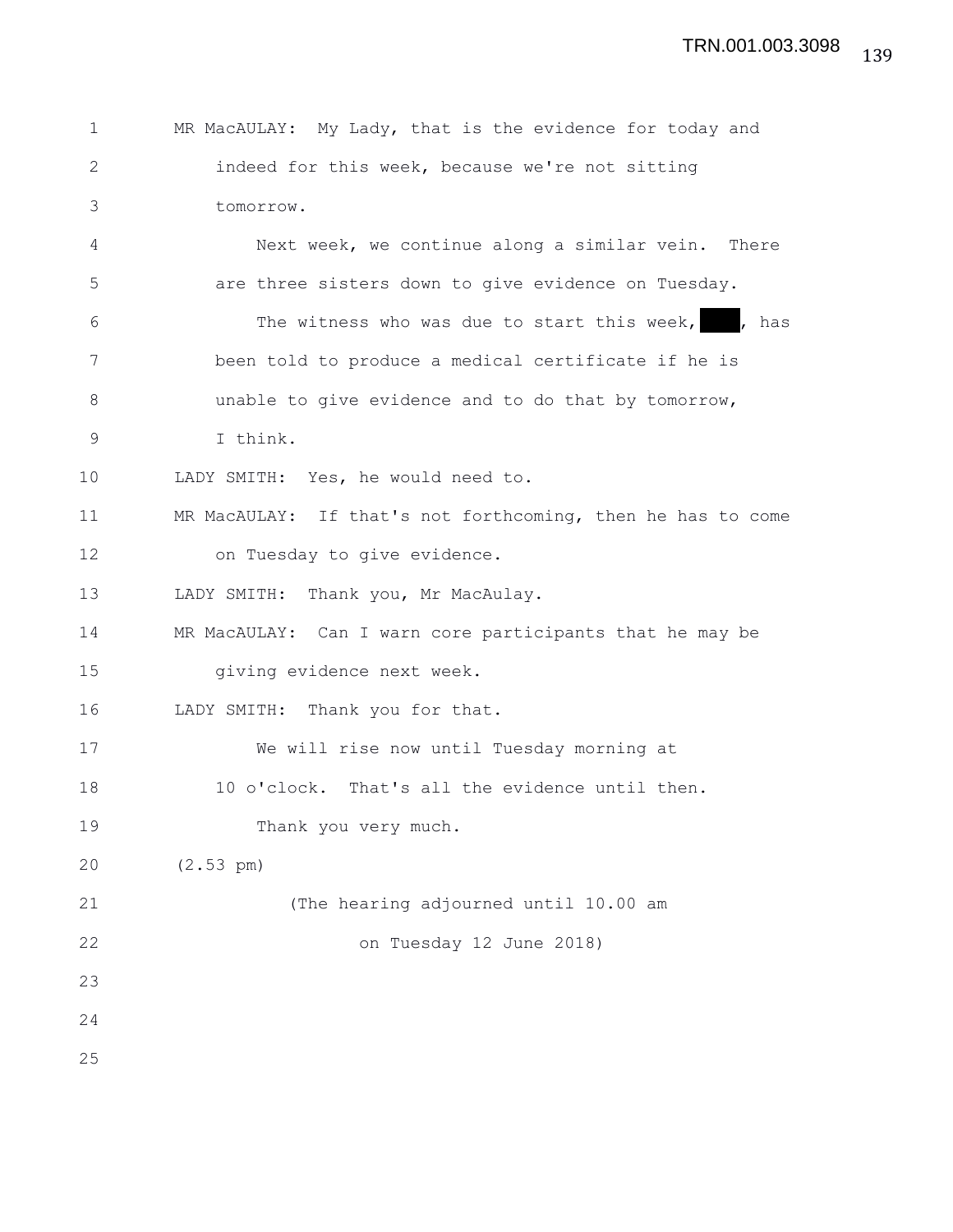MR MacAULAY: My Lady, that is the evidence for today and indeed for this week, because we're not sitting tomorrow.

Next week, we continue along a similar vein. There are three sisters down to give evidence on Tuesday.

The witness who was due to start this week, ████, has been told to produce a medical certificate if he is unable to give evidence and to do that by tomorrow, I think.

LADY SMITH: Yes, he would need to.

MR MacAULAY: If that's not forthcoming, then he has to come on Tuesday to give evidence.

LADY SMITH: Thank you, Mr MacAulay.

MR MacAULAY: Can I warn core participants that he may be giving evidence next week.

LADY SMITH: Thank you for that.

We will rise now until Tuesday morning at 10 o'clock. That's all the evidence until then.

Thank you very much.

(2.53 pm)

(The hearing adjourned until 10.00 am on Tuesday 12 June 2018)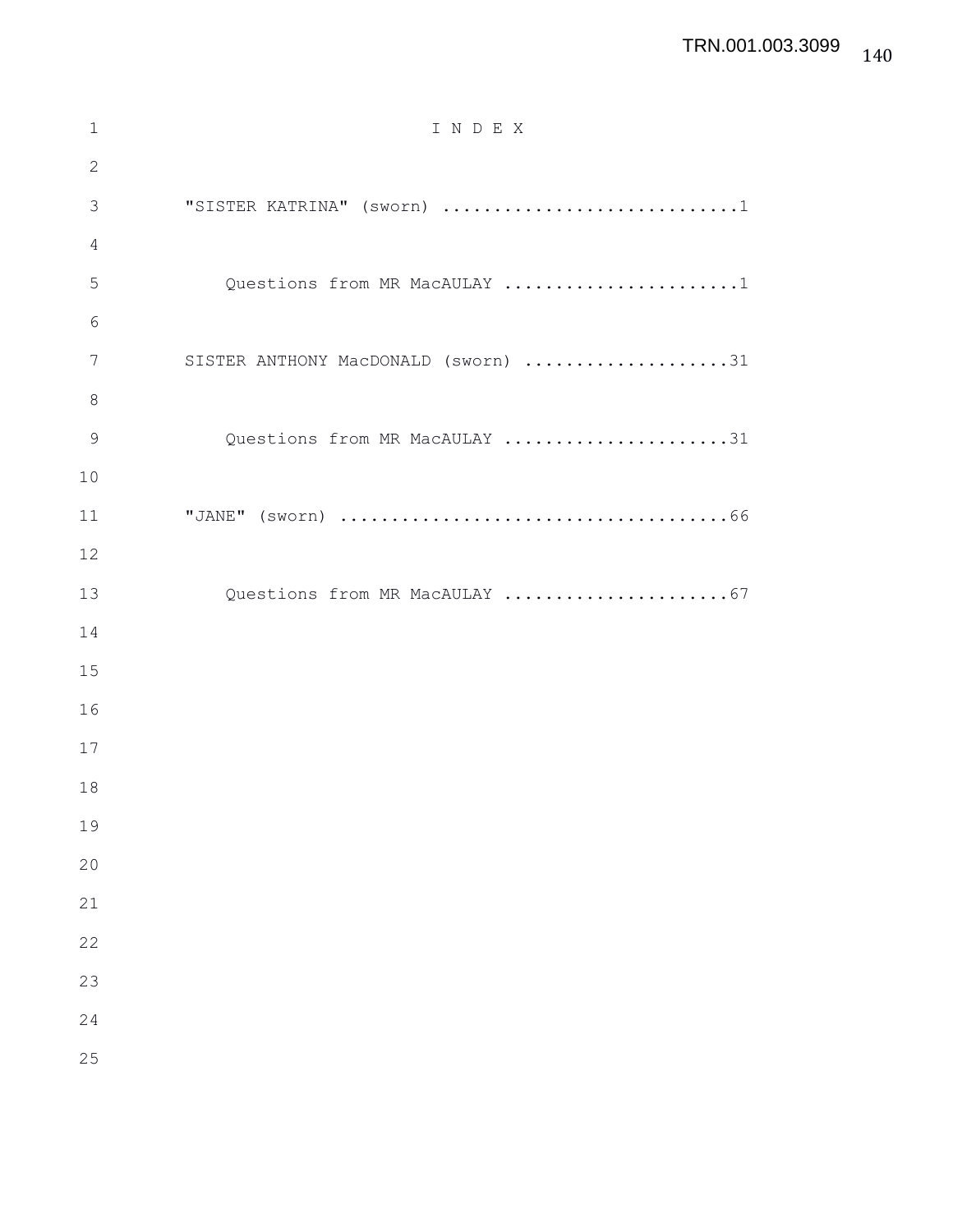# I N D E X

"SISTER KATRINA" (sworn) .............................1

Questions from MR MacAULAY .......................1

SISTER ANTHONY MacDONALD (sworn) ....................31

Questions from MR MacAULAY ......................31

"JANE" (sworn) ......................................66

Questions from MR MacAULAY ......................67